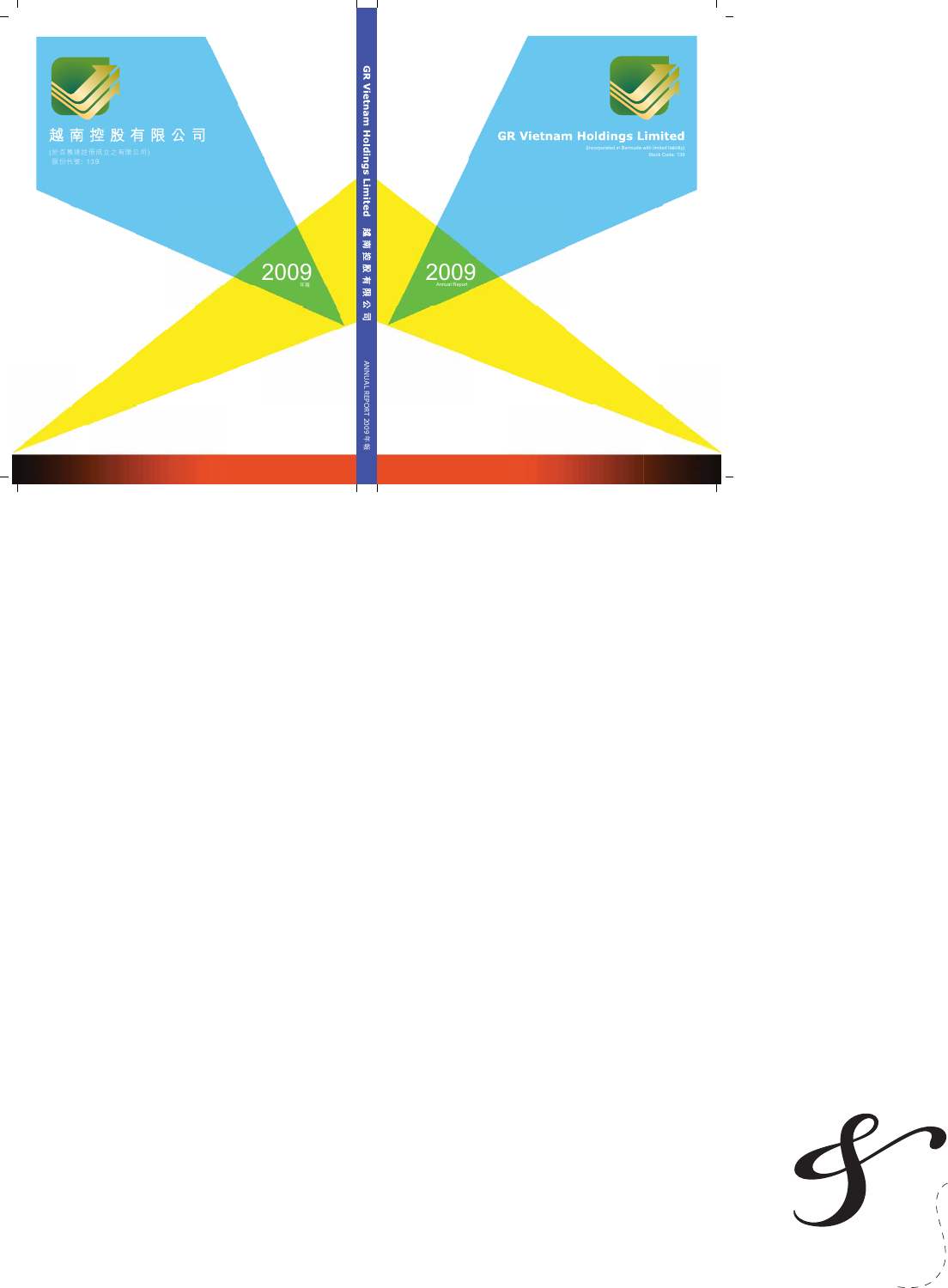# 越南控股有限公司

(於百慕達註冊成立之有限公司)
股份代號：139

2009
年報

GR Vietnam Holdings Limited 越南控股有限公司

ANNUAL REPORT 2009 年報

# GR Vietnam Holdings Limited

(incorporated in Bermuda with limited liability)
Stock Code: 139

2009
Annual Report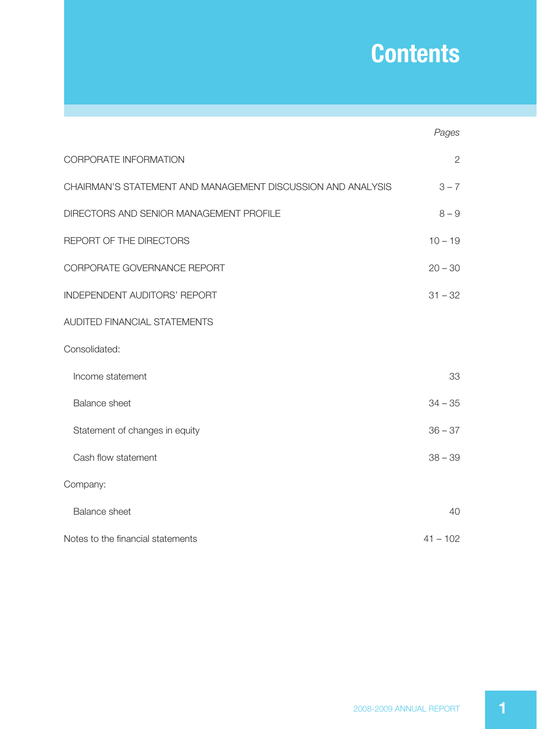# Contents

| | *Pages* |
|---|---|
| CORPORATE INFORMATION | 2 |
| CHAIRMAN'S STATEMENT AND MANAGEMENT DISCUSSION AND ANALYSIS | 3 – 7 |
| DIRECTORS AND SENIOR MANAGEMENT PROFILE | 8 – 9 |
| REPORT OF THE DIRECTORS | 10 – 19 |
| CORPORATE GOVERNANCE REPORT | 20 – 30 |
| INDEPENDENT AUDITORS' REPORT | 31 – 32 |
| AUDITED FINANCIAL STATEMENTS | |
| Consolidated: | |
| Income statement | 33 |
| Balance sheet | 34 – 35 |
| Statement of changes in equity | 36 – 37 |
| Cash flow statement | 38 – 39 |
| Company: | |
| Balance sheet | 40 |
| Notes to the financial statements | 41 – 102 |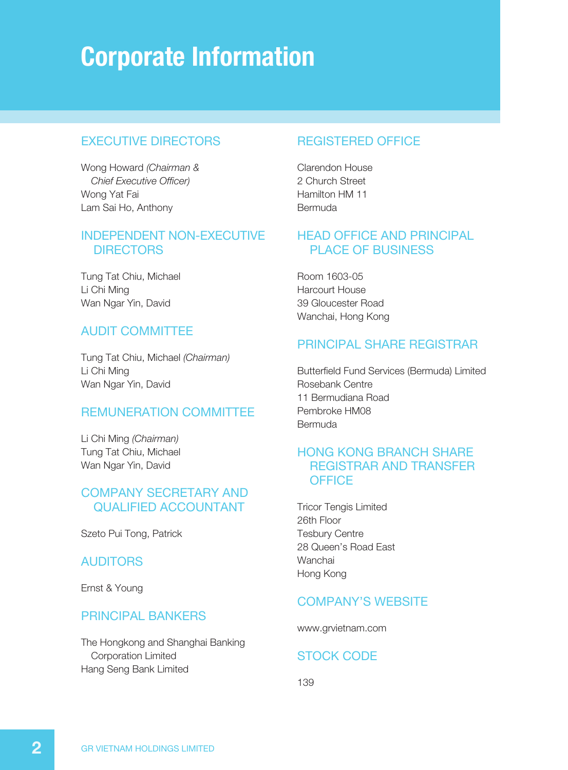# Corporate Information

## EXECUTIVE DIRECTORS

Wong Howard *(Chairman & Chief Executive Officer)*
Wong Yat Fai
Lam Sai Ho, Anthony

## INDEPENDENT NON-EXECUTIVE DIRECTORS

Tung Tat Chiu, Michael
Li Chi Ming
Wan Ngar Yin, David

## AUDIT COMMITTEE

Tung Tat Chiu, Michael *(Chairman)*
Li Chi Ming
Wan Ngar Yin, David

## REMUNERATION COMMITTEE

Li Chi Ming *(Chairman)*
Tung Tat Chiu, Michael
Wan Ngar Yin, David

## COMPANY SECRETARY AND QUALIFIED ACCOUNTANT

Szeto Pui Tong, Patrick

## AUDITORS

Ernst & Young

## PRINCIPAL BANKERS

The Hongkong and Shanghai Banking Corporation Limited
Hang Seng Bank Limited

## REGISTERED OFFICE

Clarendon House
2 Church Street
Hamilton HM 11
Bermuda

## HEAD OFFICE AND PRINCIPAL PLACE OF BUSINESS

Room 1603-05
Harcourt House
39 Gloucester Road
Wanchai, Hong Kong

## PRINCIPAL SHARE REGISTRAR

Butterfield Fund Services (Bermuda) Limited
Rosebank Centre
11 Bermudiana Road
Pembroke HM08
Bermuda

## HONG KONG BRANCH SHARE REGISTRAR AND TRANSFER OFFICE

Tricor Tengis Limited
26th Floor
Tesbury Centre
28 Queen's Road East
Wanchai
Hong Kong

## COMPANY'S WEBSITE

www.grvietnam.com

## STOCK CODE

139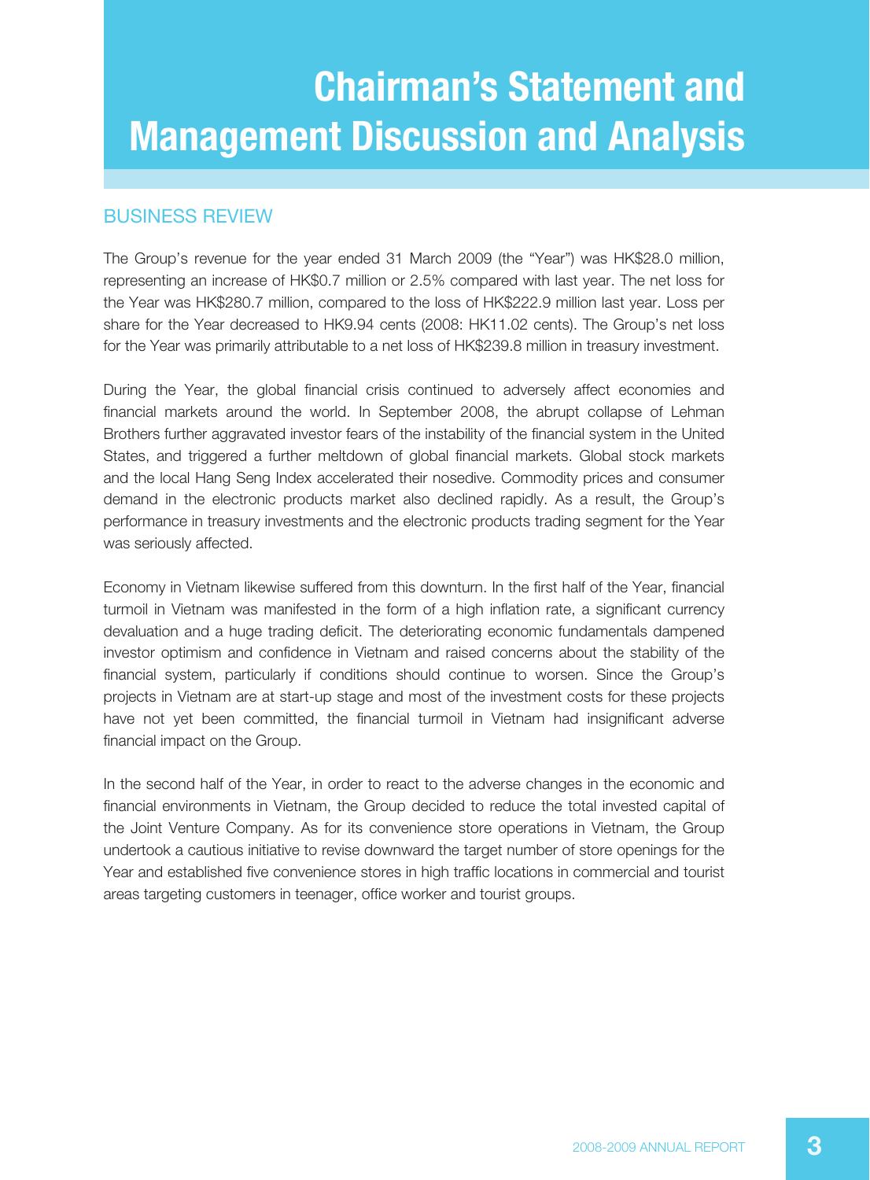# Chairman's Statement and Management Discussion and Analysis

## BUSINESS REVIEW

The Group's revenue for the year ended 31 March 2009 (the "Year") was HK$28.0 million, representing an increase of HK$0.7 million or 2.5% compared with last year. The net loss for the Year was HK$280.7 million, compared to the loss of HK$222.9 million last year. Loss per share for the Year decreased to HK9.94 cents (2008: HK11.02 cents). The Group's net loss for the Year was primarily attributable to a net loss of HK$239.8 million in treasury investment.

During the Year, the global financial crisis continued to adversely affect economies and financial markets around the world. In September 2008, the abrupt collapse of Lehman Brothers further aggravated investor fears of the instability of the financial system in the United States, and triggered a further meltdown of global financial markets. Global stock markets and the local Hang Seng Index accelerated their nosedive. Commodity prices and consumer demand in the electronic products market also declined rapidly. As a result, the Group's performance in treasury investments and the electronic products trading segment for the Year was seriously affected.

Economy in Vietnam likewise suffered from this downturn. In the first half of the Year, financial turmoil in Vietnam was manifested in the form of a high inflation rate, a significant currency devaluation and a huge trading deficit. The deteriorating economic fundamentals dampened investor optimism and confidence in Vietnam and raised concerns about the stability of the financial system, particularly if conditions should continue to worsen. Since the Group's projects in Vietnam are at start-up stage and most of the investment costs for these projects have not yet been committed, the financial turmoil in Vietnam had insignificant adverse financial impact on the Group.

In the second half of the Year, in order to react to the adverse changes in the economic and financial environments in Vietnam, the Group decided to reduce the total invested capital of the Joint Venture Company. As for its convenience store operations in Vietnam, the Group undertook a cautious initiative to revise downward the target number of store openings for the Year and established five convenience stores in high traffic locations in commercial and tourist areas targeting customers in teenager, office worker and tourist groups.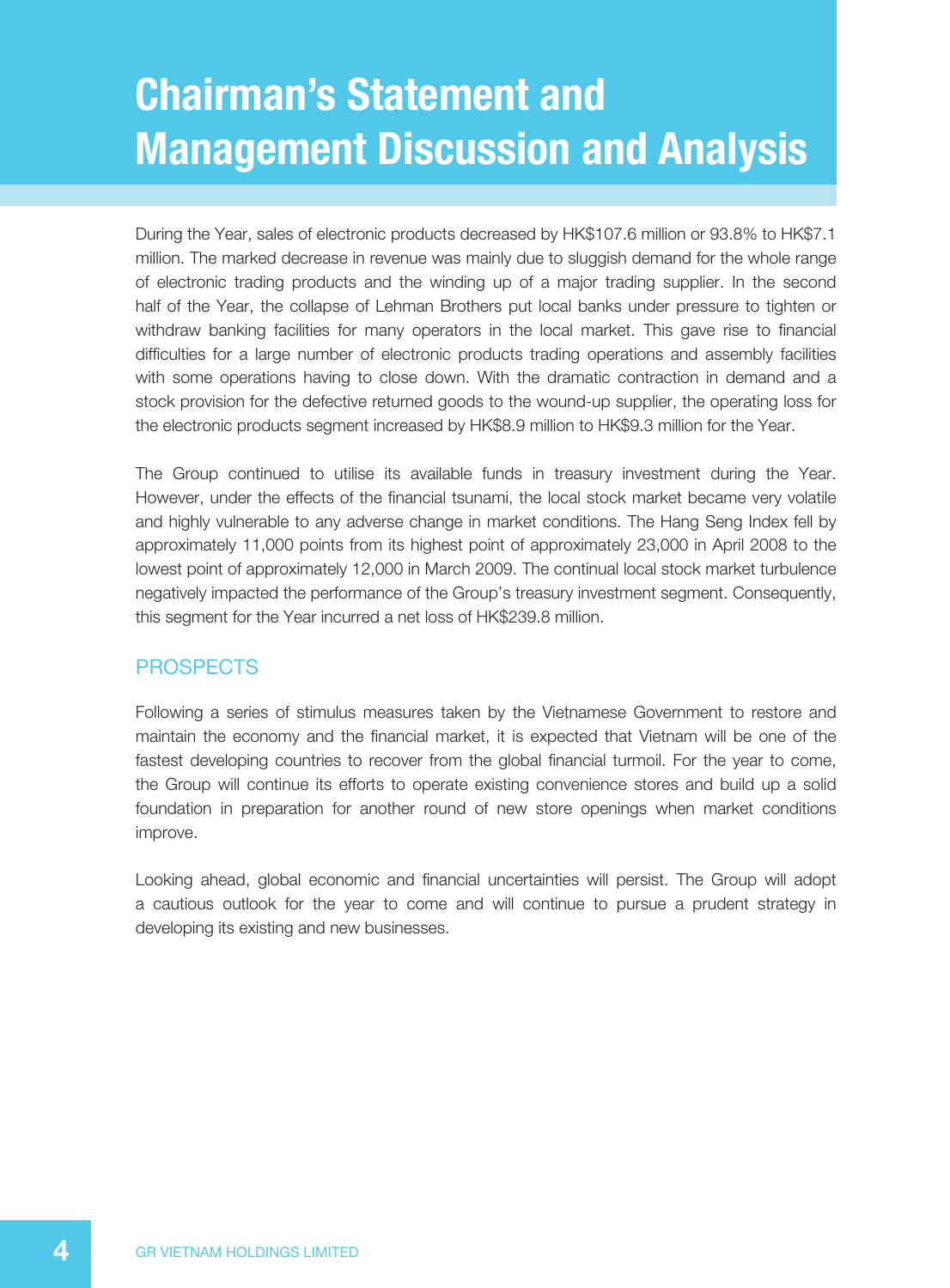# Chairman's Statement and Management Discussion and Analysis

During the Year, sales of electronic products decreased by HK$107.6 million or 93.8% to HK$7.1 million. The marked decrease in revenue was mainly due to sluggish demand for the whole range of electronic trading products and the winding up of a major trading supplier. In the second half of the Year, the collapse of Lehman Brothers put local banks under pressure to tighten or withdraw banking facilities for many operators in the local market. This gave rise to financial difficulties for a large number of electronic products trading operations and assembly facilities with some operations having to close down. With the dramatic contraction in demand and a stock provision for the defective returned goods to the wound-up supplier, the operating loss for the electronic products segment increased by HK$8.9 million to HK$9.3 million for the Year.

The Group continued to utilise its available funds in treasury investment during the Year. However, under the effects of the financial tsunami, the local stock market became very volatile and highly vulnerable to any adverse change in market conditions. The Hang Seng Index fell by approximately 11,000 points from its highest point of approximately 23,000 in April 2008 to the lowest point of approximately 12,000 in March 2009. The continual local stock market turbulence negatively impacted the performance of the Group's treasury investment segment. Consequently, this segment for the Year incurred a net loss of HK$239.8 million.

## PROSPECTS

Following a series of stimulus measures taken by the Vietnamese Government to restore and maintain the economy and the financial market, it is expected that Vietnam will be one of the fastest developing countries to recover from the global financial turmoil. For the year to come, the Group will continue its efforts to operate existing convenience stores and build up a solid foundation in preparation for another round of new store openings when market conditions improve.

Looking ahead, global economic and financial uncertainties will persist. The Group will adopt a cautious outlook for the year to come and will continue to pursue a prudent strategy in developing its existing and new businesses.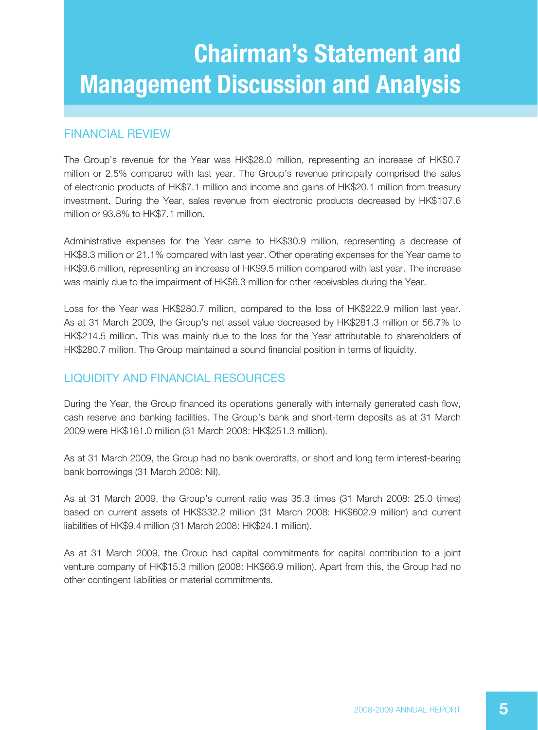# Chairman's Statement and Management Discussion and Analysis

## FINANCIAL REVIEW

The Group's revenue for the Year was HK$28.0 million, representing an increase of HK$0.7 million or 2.5% compared with last year. The Group's revenue principally comprised the sales of electronic products of HK$7.1 million and income and gains of HK$20.1 million from treasury investment. During the Year, sales revenue from electronic products decreased by HK$107.6 million or 93.8% to HK$7.1 million.

Administrative expenses for the Year came to HK$30.9 million, representing a decrease of HK$8.3 million or 21.1% compared with last year. Other operating expenses for the Year came to HK$9.6 million, representing an increase of HK$9.5 million compared with last year. The increase was mainly due to the impairment of HK$6.3 million for other receivables during the Year.

Loss for the Year was HK$280.7 million, compared to the loss of HK$222.9 million last year. As at 31 March 2009, the Group's net asset value decreased by HK$281.3 million or 56.7% to HK$214.5 million. This was mainly due to the loss for the Year attributable to shareholders of HK$280.7 million. The Group maintained a sound financial position in terms of liquidity.

## LIQUIDITY AND FINANCIAL RESOURCES

During the Year, the Group financed its operations generally with internally generated cash flow, cash reserve and banking facilities. The Group's bank and short-term deposits as at 31 March 2009 were HK$161.0 million (31 March 2008: HK$251.3 million).

As at 31 March 2009, the Group had no bank overdrafts, or short and long term interest-bearing bank borrowings (31 March 2008: Nil).

As at 31 March 2009, the Group's current ratio was 35.3 times (31 March 2008: 25.0 times) based on current assets of HK$332.2 million (31 March 2008: HK$602.9 million) and current liabilities of HK$9.4 million (31 March 2008: HK$24.1 million).

As at 31 March 2009, the Group had capital commitments for capital contribution to a joint venture company of HK$15.3 million (2008: HK$66.9 million). Apart from this, the Group had no other contingent liabilities or material commitments.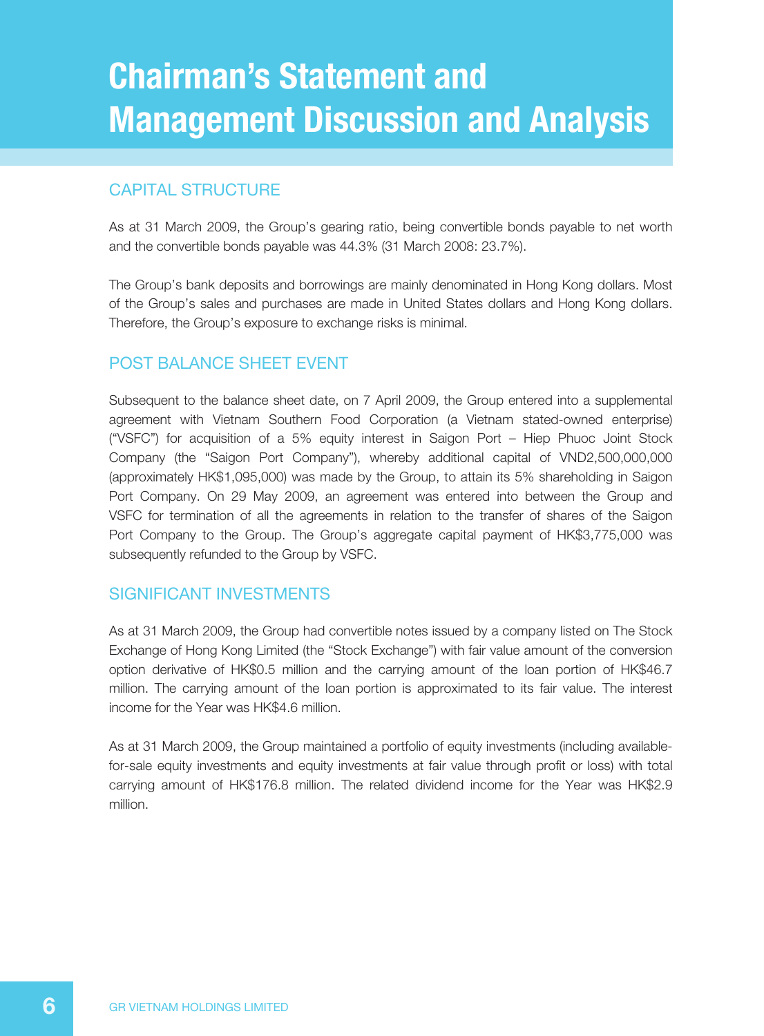# Chairman's Statement and Management Discussion and Analysis

## CAPITAL STRUCTURE

As at 31 March 2009, the Group's gearing ratio, being convertible bonds payable to net worth and the convertible bonds payable was 44.3% (31 March 2008: 23.7%).

The Group's bank deposits and borrowings are mainly denominated in Hong Kong dollars. Most of the Group's sales and purchases are made in United States dollars and Hong Kong dollars. Therefore, the Group's exposure to exchange risks is minimal.

## POST BALANCE SHEET EVENT

Subsequent to the balance sheet date, on 7 April 2009, the Group entered into a supplemental agreement with Vietnam Southern Food Corporation (a Vietnam stated-owned enterprise) ("VSFC") for acquisition of a 5% equity interest in Saigon Port – Hiep Phuoc Joint Stock Company (the "Saigon Port Company"), whereby additional capital of VND2,500,000,000 (approximately HK$1,095,000) was made by the Group, to attain its 5% shareholding in Saigon Port Company. On 29 May 2009, an agreement was entered into between the Group and VSFC for termination of all the agreements in relation to the transfer of shares of the Saigon Port Company to the Group. The Group's aggregate capital payment of HK$3,775,000 was subsequently refunded to the Group by VSFC.

## SIGNIFICANT INVESTMENTS

As at 31 March 2009, the Group had convertible notes issued by a company listed on The Stock Exchange of Hong Kong Limited (the "Stock Exchange") with fair value amount of the conversion option derivative of HK$0.5 million and the carrying amount of the loan portion of HK$46.7 million. The carrying amount of the loan portion is approximated to its fair value. The interest income for the Year was HK$4.6 million.

As at 31 March 2009, the Group maintained a portfolio of equity investments (including available-for-sale equity investments and equity investments at fair value through profit or loss) with total carrying amount of HK$176.8 million. The related dividend income for the Year was HK$2.9 million.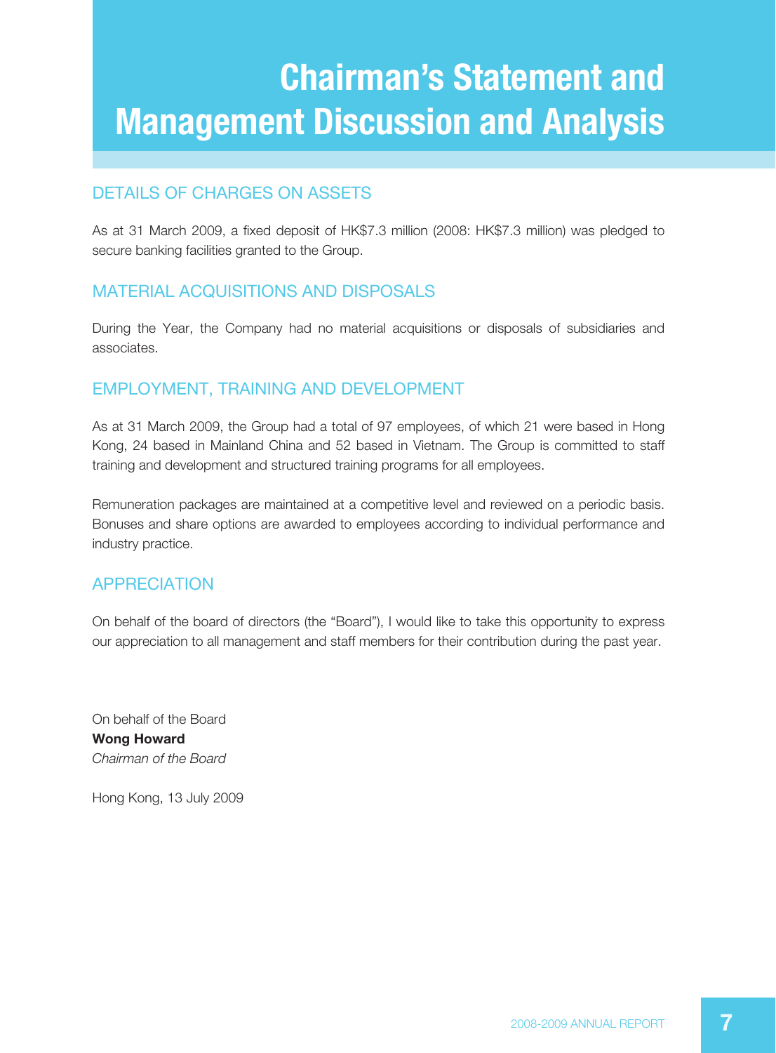# Chairman's Statement and Management Discussion and Analysis

## DETAILS OF CHARGES ON ASSETS

As at 31 March 2009, a fixed deposit of HK$7.3 million (2008: HK$7.3 million) was pledged to secure banking facilities granted to the Group.

## MATERIAL ACQUISITIONS AND DISPOSALS

During the Year, the Company had no material acquisitions or disposals of subsidiaries and associates.

## EMPLOYMENT, TRAINING AND DEVELOPMENT

As at 31 March 2009, the Group had a total of 97 employees, of which 21 were based in Hong Kong, 24 based in Mainland China and 52 based in Vietnam. The Group is committed to staff training and development and structured training programs for all employees.

Remuneration packages are maintained at a competitive level and reviewed on a periodic basis. Bonuses and share options are awarded to employees according to individual performance and industry practice.

## APPRECIATION

On behalf of the board of directors (the "Board"), I would like to take this opportunity to express our appreciation to all management and staff members for their contribution during the past year.

On behalf of the Board
**Wong Howard**
*Chairman of the Board*

Hong Kong, 13 July 2009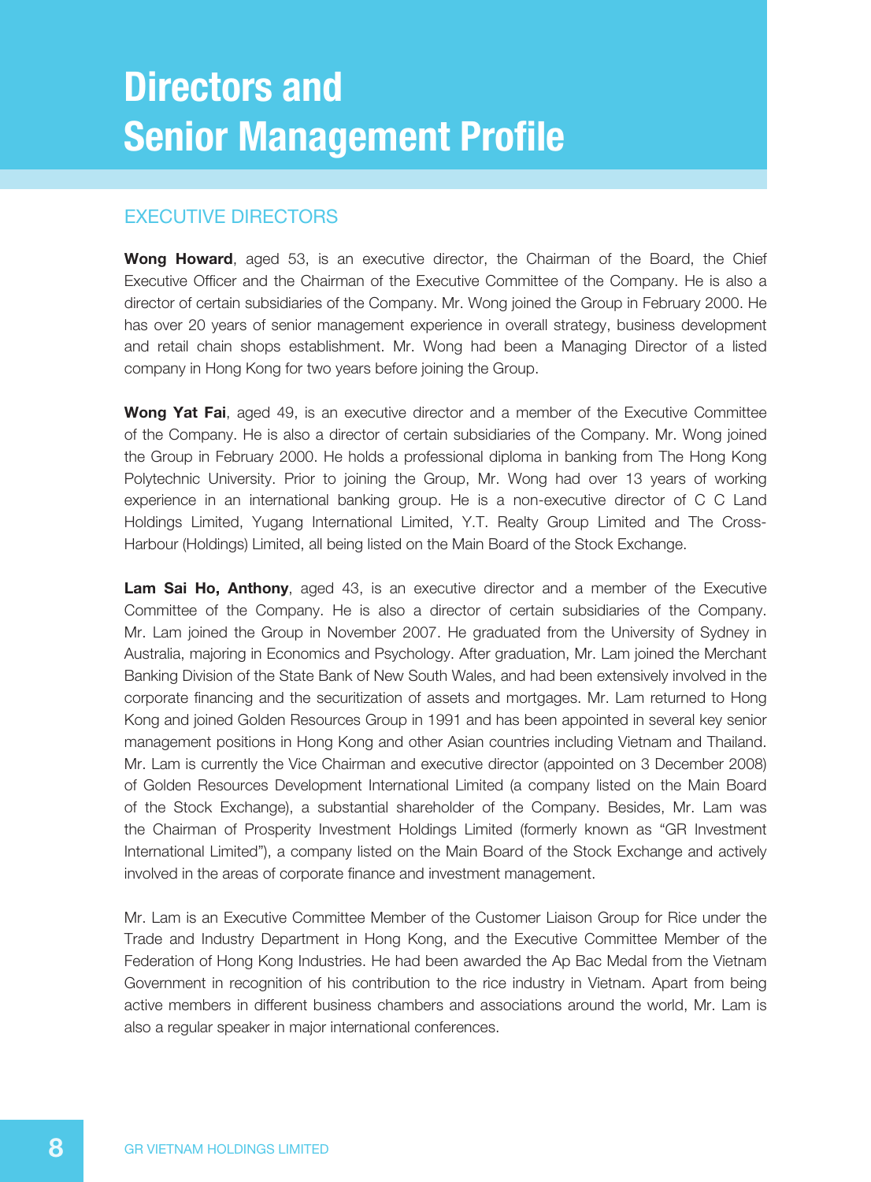# Directors and Senior Management Profile

## EXECUTIVE DIRECTORS

**Wong Howard**, aged 53, is an executive director, the Chairman of the Board, the Chief Executive Officer and the Chairman of the Executive Committee of the Company. He is also a director of certain subsidiaries of the Company. Mr. Wong joined the Group in February 2000. He has over 20 years of senior management experience in overall strategy, business development and retail chain shops establishment. Mr. Wong had been a Managing Director of a listed company in Hong Kong for two years before joining the Group.

**Wong Yat Fai**, aged 49, is an executive director and a member of the Executive Committee of the Company. He is also a director of certain subsidiaries of the Company. Mr. Wong joined the Group in February 2000. He holds a professional diploma in banking from The Hong Kong Polytechnic University. Prior to joining the Group, Mr. Wong had over 13 years of working experience in an international banking group. He is a non-executive director of C C Land Holdings Limited, Yugang International Limited, Y.T. Realty Group Limited and The Cross-Harbour (Holdings) Limited, all being listed on the Main Board of the Stock Exchange.

**Lam Sai Ho, Anthony**, aged 43, is an executive director and a member of the Executive Committee of the Company. He is also a director of certain subsidiaries of the Company. Mr. Lam joined the Group in November 2007. He graduated from the University of Sydney in Australia, majoring in Economics and Psychology. After graduation, Mr. Lam joined the Merchant Banking Division of the State Bank of New South Wales, and had been extensively involved in the corporate financing and the securitization of assets and mortgages. Mr. Lam returned to Hong Kong and joined Golden Resources Group in 1991 and has been appointed in several key senior management positions in Hong Kong and other Asian countries including Vietnam and Thailand. Mr. Lam is currently the Vice Chairman and executive director (appointed on 3 December 2008) of Golden Resources Development International Limited (a company listed on the Main Board of the Stock Exchange), a substantial shareholder of the Company. Besides, Mr. Lam was the Chairman of Prosperity Investment Holdings Limited (formerly known as "GR Investment International Limited"), a company listed on the Main Board of the Stock Exchange and actively involved in the areas of corporate finance and investment management.

Mr. Lam is an Executive Committee Member of the Customer Liaison Group for Rice under the Trade and Industry Department in Hong Kong, and the Executive Committee Member of the Federation of Hong Kong Industries. He had been awarded the Ap Bac Medal from the Vietnam Government in recognition of his contribution to the rice industry in Vietnam. Apart from being active members in different business chambers and associations around the world, Mr. Lam is also a regular speaker in major international conferences.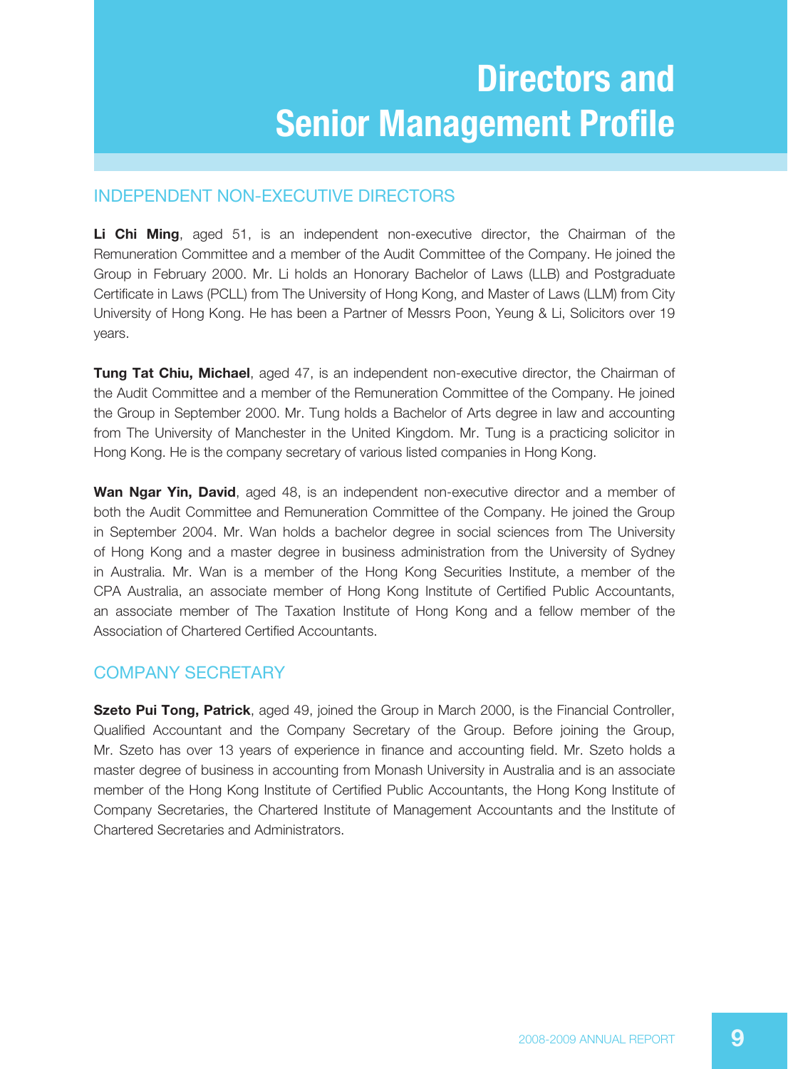# Directors and Senior Management Profile

## INDEPENDENT NON-EXECUTIVE DIRECTORS

**Li Chi Ming**, aged 51, is an independent non-executive director, the Chairman of the Remuneration Committee and a member of the Audit Committee of the Company. He joined the Group in February 2000. Mr. Li holds an Honorary Bachelor of Laws (LLB) and Postgraduate Certificate in Laws (PCLL) from The University of Hong Kong, and Master of Laws (LLM) from City University of Hong Kong. He has been a Partner of Messrs Poon, Yeung & Li, Solicitors over 19 years.

**Tung Tat Chiu, Michael**, aged 47, is an independent non-executive director, the Chairman of the Audit Committee and a member of the Remuneration Committee of the Company. He joined the Group in September 2000. Mr. Tung holds a Bachelor of Arts degree in law and accounting from The University of Manchester in the United Kingdom. Mr. Tung is a practicing solicitor in Hong Kong. He is the company secretary of various listed companies in Hong Kong.

**Wan Ngar Yin, David**, aged 48, is an independent non-executive director and a member of both the Audit Committee and Remuneration Committee of the Company. He joined the Group in September 2004. Mr. Wan holds a bachelor degree in social sciences from The University of Hong Kong and a master degree in business administration from the University of Sydney in Australia. Mr. Wan is a member of the Hong Kong Securities Institute, a member of the CPA Australia, an associate member of Hong Kong Institute of Certified Public Accountants, an associate member of The Taxation Institute of Hong Kong and a fellow member of the Association of Chartered Certified Accountants.

## COMPANY SECRETARY

**Szeto Pui Tong, Patrick**, aged 49, joined the Group in March 2000, is the Financial Controller, Qualified Accountant and the Company Secretary of the Group. Before joining the Group, Mr. Szeto has over 13 years of experience in finance and accounting field. Mr. Szeto holds a master degree of business in accounting from Monash University in Australia and is an associate member of the Hong Kong Institute of Certified Public Accountants, the Hong Kong Institute of Company Secretaries, the Chartered Institute of Management Accountants and the Institute of Chartered Secretaries and Administrators.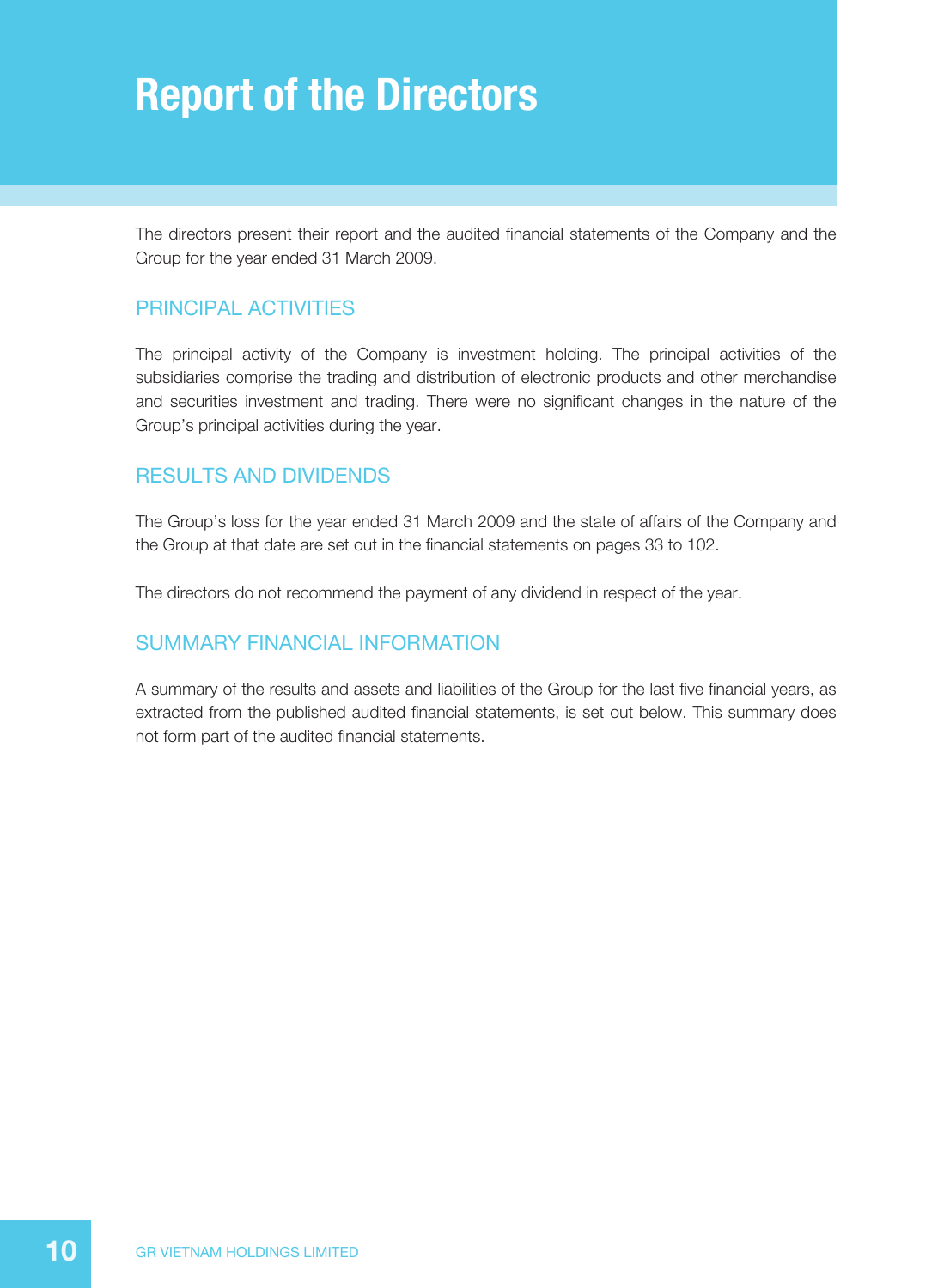# Report of the Directors

The directors present their report and the audited financial statements of the Company and the Group for the year ended 31 March 2009.

## PRINCIPAL ACTIVITIES

The principal activity of the Company is investment holding. The principal activities of the subsidiaries comprise the trading and distribution of electronic products and other merchandise and securities investment and trading. There were no significant changes in the nature of the Group's principal activities during the year.

## RESULTS AND DIVIDENDS

The Group's loss for the year ended 31 March 2009 and the state of affairs of the Company and the Group at that date are set out in the financial statements on pages 33 to 102.

The directors do not recommend the payment of any dividend in respect of the year.

## SUMMARY FINANCIAL INFORMATION

A summary of the results and assets and liabilities of the Group for the last five financial years, as extracted from the published audited financial statements, is set out below. This summary does not form part of the audited financial statements.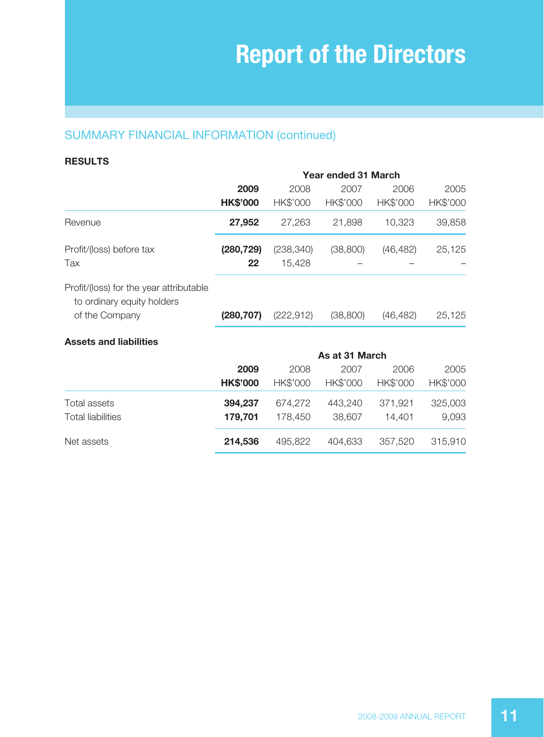# Report of the Directors

## SUMMARY FINANCIAL INFORMATION (continued)

### RESULTS

| | Year ended 31 March | | | | |
|---|---|---|---|---|---|
| | **2009** | 2008 | 2007 | 2006 | 2005 |
| | **HK$'000** | HK$'000 | HK$'000 | HK$'000 | HK$'000 |
| Revenue | **27,952** | 27,263 | 21,898 | 10,323 | 39,858 |
| Profit/(loss) before tax | **(280,729)** | (238,340) | (38,800) | (46,482) | 25,125 |
| Tax | **22** | 15,428 | – | – | – |
| Profit/(loss) for the year attributable to ordinary equity holders of the Company | **(280,707)** | (222,912) | (38,800) | (46,482) | 25,125 |

### Assets and liabilities

| | As at 31 March | | | | |
|---|---|---|---|---|---|
| | **2009** | 2008 | 2007 | 2006 | 2005 |
| | **HK$'000** | HK$'000 | HK$'000 | HK$'000 | HK$'000 |
| Total assets | **394,237** | 674,272 | 443,240 | 371,921 | 325,003 |
| Total liabilities | **179,701** | 178,450 | 38,607 | 14,401 | 9,093 |
| Net assets | **214,536** | 495,822 | 404,633 | 357,520 | 315,910 |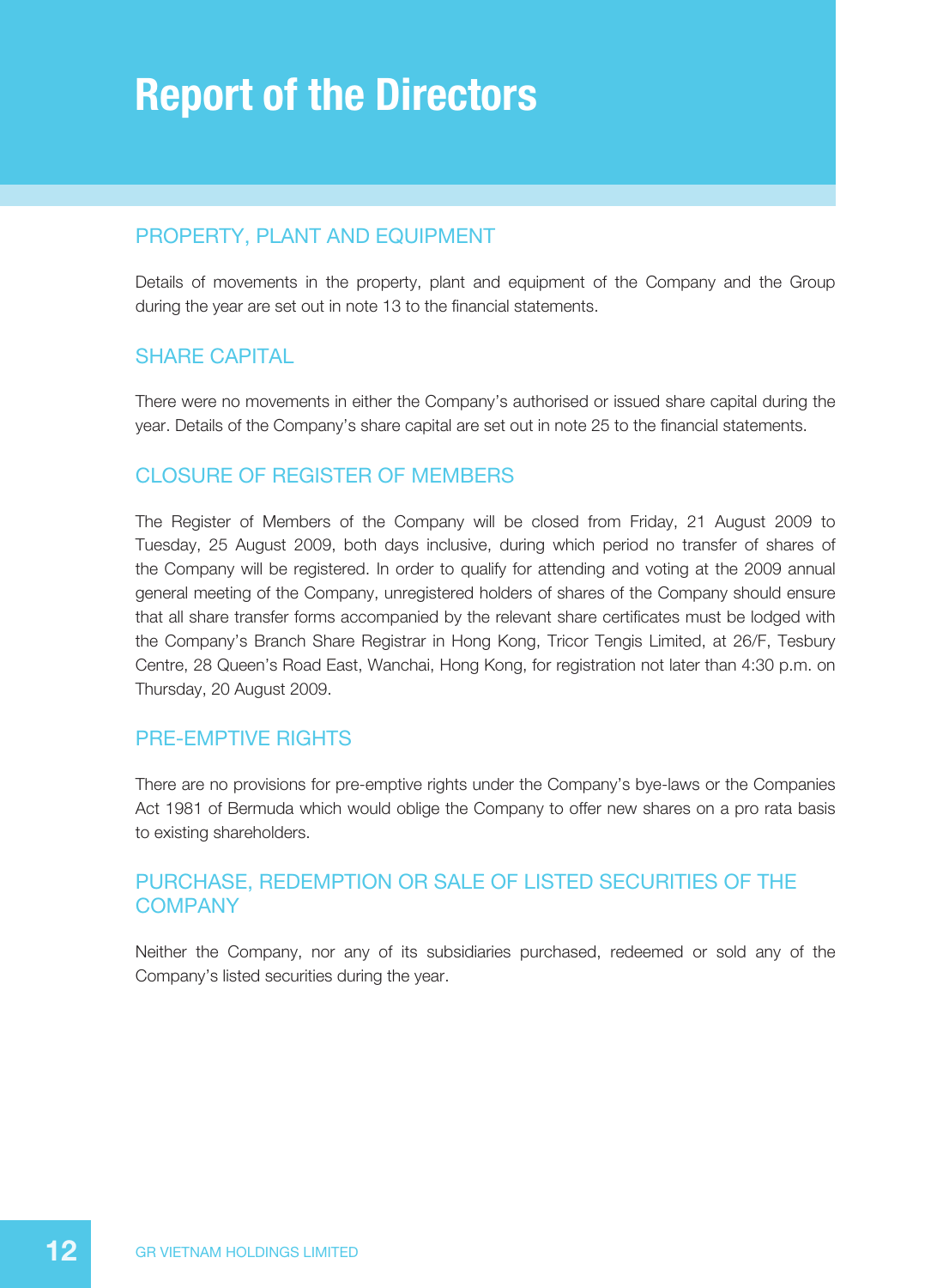# Report of the Directors

## PROPERTY, PLANT AND EQUIPMENT

Details of movements in the property, plant and equipment of the Company and the Group during the year are set out in note 13 to the financial statements.

## SHARE CAPITAL

There were no movements in either the Company's authorised or issued share capital during the year. Details of the Company's share capital are set out in note 25 to the financial statements.

## CLOSURE OF REGISTER OF MEMBERS

The Register of Members of the Company will be closed from Friday, 21 August 2009 to Tuesday, 25 August 2009, both days inclusive, during which period no transfer of shares of the Company will be registered. In order to qualify for attending and voting at the 2009 annual general meeting of the Company, unregistered holders of shares of the Company should ensure that all share transfer forms accompanied by the relevant share certificates must be lodged with the Company's Branch Share Registrar in Hong Kong, Tricor Tengis Limited, at 26/F, Tesbury Centre, 28 Queen's Road East, Wanchai, Hong Kong, for registration not later than 4:30 p.m. on Thursday, 20 August 2009.

## PRE-EMPTIVE RIGHTS

There are no provisions for pre-emptive rights under the Company's bye-laws or the Companies Act 1981 of Bermuda which would oblige the Company to offer new shares on a pro rata basis to existing shareholders.

## PURCHASE, REDEMPTION OR SALE OF LISTED SECURITIES OF THE COMPANY

Neither the Company, nor any of its subsidiaries purchased, redeemed or sold any of the Company's listed securities during the year.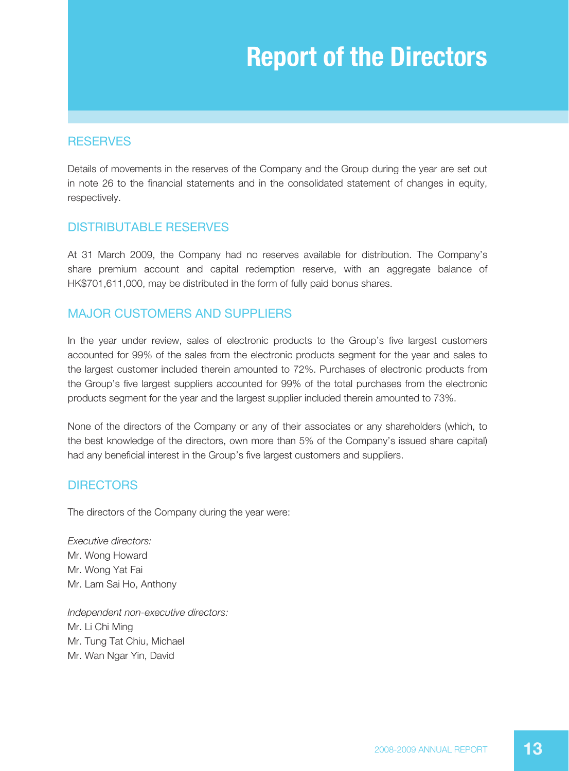# Report of the Directors

## RESERVES

Details of movements in the reserves of the Company and the Group during the year are set out in note 26 to the financial statements and in the consolidated statement of changes in equity, respectively.

## DISTRIBUTABLE RESERVES

At 31 March 2009, the Company had no reserves available for distribution. The Company's share premium account and capital redemption reserve, with an aggregate balance of HK$701,611,000, may be distributed in the form of fully paid bonus shares.

## MAJOR CUSTOMERS AND SUPPLIERS

In the year under review, sales of electronic products to the Group's five largest customers accounted for 99% of the sales from the electronic products segment for the year and sales to the largest customer included therein amounted to 72%. Purchases of electronic products from the Group's five largest suppliers accounted for 99% of the total purchases from the electronic products segment for the year and the largest supplier included therein amounted to 73%.

None of the directors of the Company or any of their associates or any shareholders (which, to the best knowledge of the directors, own more than 5% of the Company's issued share capital) had any beneficial interest in the Group's five largest customers and suppliers.

## DIRECTORS

The directors of the Company during the year were:

*Executive directors:*
Mr. Wong Howard
Mr. Wong Yat Fai
Mr. Lam Sai Ho, Anthony

*Independent non-executive directors:*
Mr. Li Chi Ming
Mr. Tung Tat Chiu, Michael
Mr. Wan Ngar Yin, David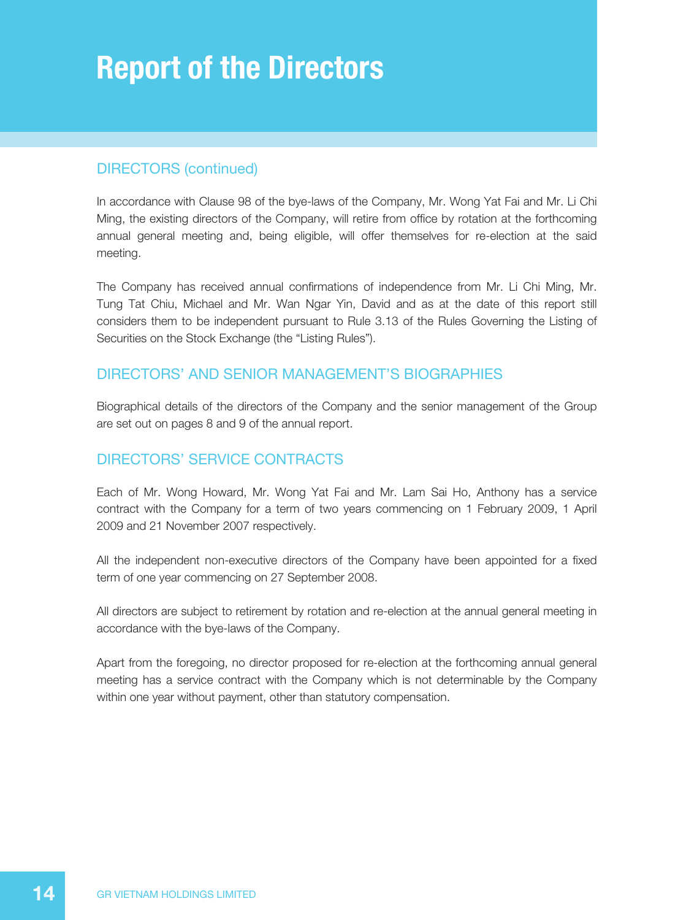# Report of the Directors

## DIRECTORS (continued)

In accordance with Clause 98 of the bye-laws of the Company, Mr. Wong Yat Fai and Mr. Li Chi Ming, the existing directors of the Company, will retire from office by rotation at the forthcoming annual general meeting and, being eligible, will offer themselves for re-election at the said meeting.

The Company has received annual confirmations of independence from Mr. Li Chi Ming, Mr. Tung Tat Chiu, Michael and Mr. Wan Ngar Yin, David and as at the date of this report still considers them to be independent pursuant to Rule 3.13 of the Rules Governing the Listing of Securities on the Stock Exchange (the "Listing Rules").

## DIRECTORS' AND SENIOR MANAGEMENT'S BIOGRAPHIES

Biographical details of the directors of the Company and the senior management of the Group are set out on pages 8 and 9 of the annual report.

## DIRECTORS' SERVICE CONTRACTS

Each of Mr. Wong Howard, Mr. Wong Yat Fai and Mr. Lam Sai Ho, Anthony has a service contract with the Company for a term of two years commencing on 1 February 2009, 1 April 2009 and 21 November 2007 respectively.

All the independent non-executive directors of the Company have been appointed for a fixed term of one year commencing on 27 September 2008.

All directors are subject to retirement by rotation and re-election at the annual general meeting in accordance with the bye-laws of the Company.

Apart from the foregoing, no director proposed for re-election at the forthcoming annual general meeting has a service contract with the Company which is not determinable by the Company within one year without payment, other than statutory compensation.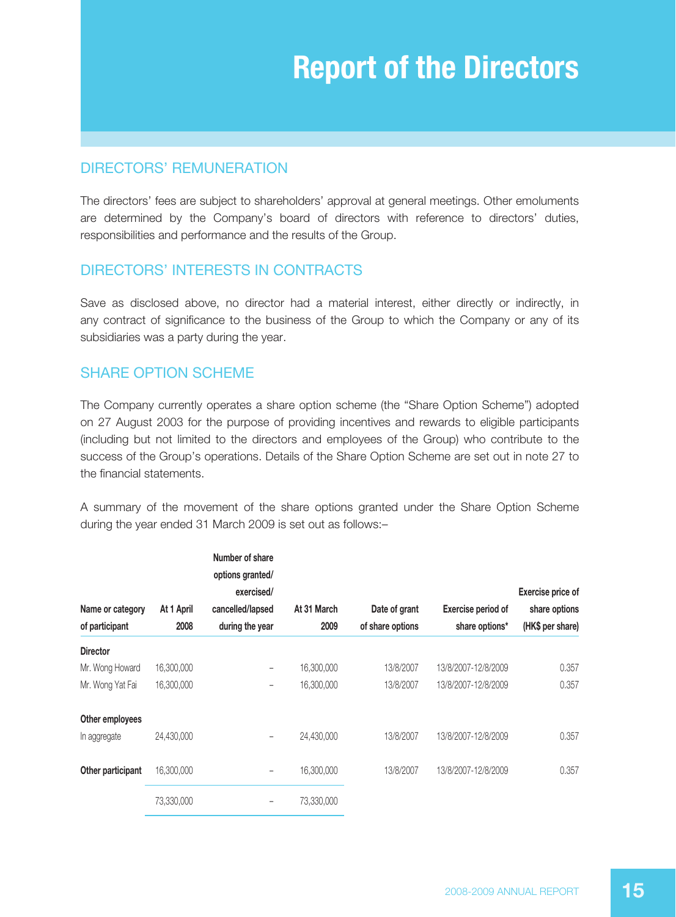# Report of the Directors

## DIRECTORS' REMUNERATION

The directors' fees are subject to shareholders' approval at general meetings. Other emoluments are determined by the Company's board of directors with reference to directors' duties, responsibilities and performance and the results of the Group.

## DIRECTORS' INTERESTS IN CONTRACTS

Save as disclosed above, no director had a material interest, either directly or indirectly, in any contract of significance to the business of the Group to which the Company or any of its subsidiaries was a party during the year.

## SHARE OPTION SCHEME

The Company currently operates a share option scheme (the "Share Option Scheme") adopted on 27 August 2003 for the purpose of providing incentives and rewards to eligible participants (including but not limited to the directors and employees of the Group) who contribute to the success of the Group's operations. Details of the Share Option Scheme are set out in note 27 to the financial statements.

A summary of the movement of the share options granted under the Share Option Scheme during the year ended 31 March 2009 is set out as follows:–

| Name or category of participant | At 1 April 2008 | Number of share options granted/ exercised/ cancelled/lapsed during the year | At 31 March 2009 | Date of grant of share options | Exercise period of share options* | Exercise price of share options (HK$ per share) |
|---|---|---|---|---|---|---|
| **Director** | | | | | | |
| Mr. Wong Howard | 16,300,000 | – | 16,300,000 | 13/8/2007 | 13/8/2007-12/8/2009 | 0.357 |
| Mr. Wong Yat Fai | 16,300,000 | – | 16,300,000 | 13/8/2007 | 13/8/2007-12/8/2009 | 0.357 |
| **Other employees** | | | | | | |
| In aggregate | 24,430,000 | – | 24,430,000 | 13/8/2007 | 13/8/2007-12/8/2009 | 0.357 |
| **Other participant** | 16,300,000 | – | 16,300,000 | 13/8/2007 | 13/8/2007-12/8/2009 | 0.357 |
| | 73,330,000 | – | 73,330,000 | | | |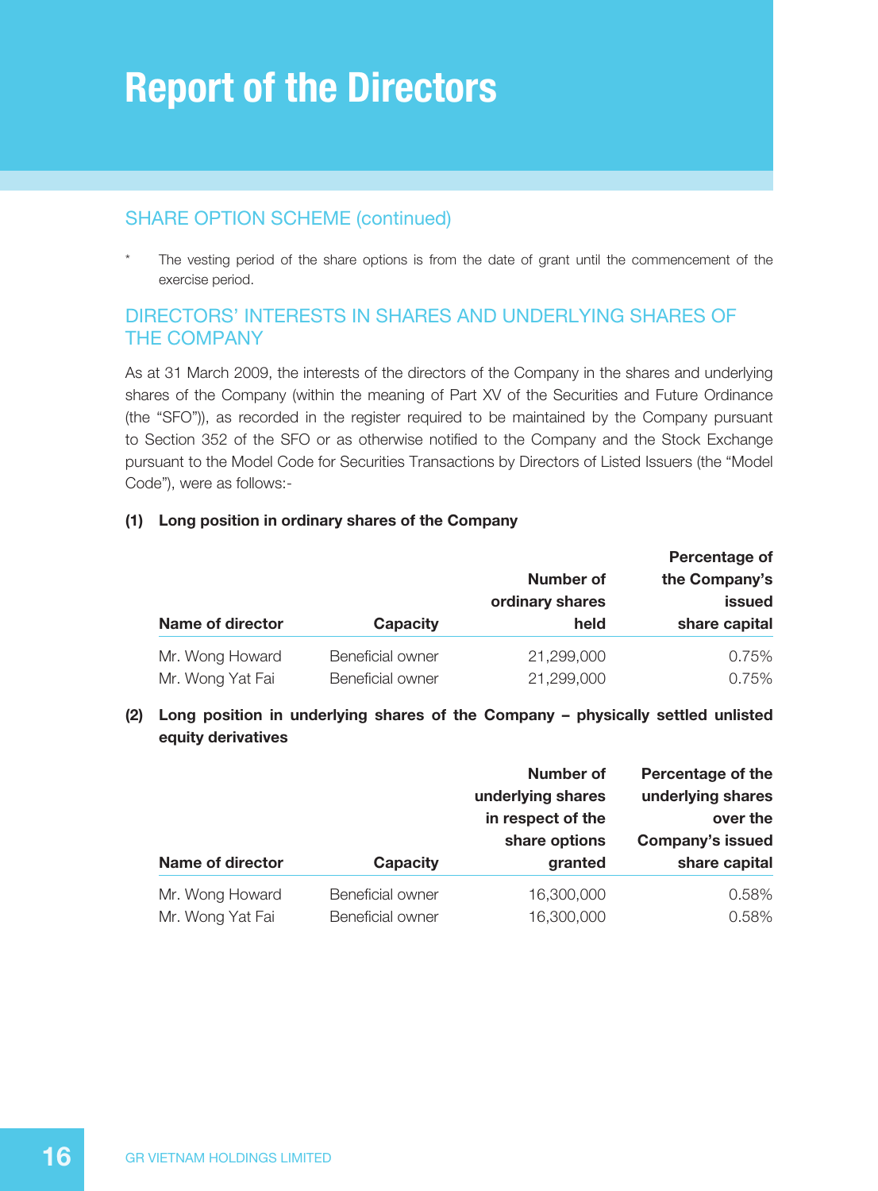# Report of the Directors

## SHARE OPTION SCHEME (continued)

\* The vesting period of the share options is from the date of grant until the commencement of the exercise period.

## DIRECTORS' INTERESTS IN SHARES AND UNDERLYING SHARES OF THE COMPANY

As at 31 March 2009, the interests of the directors of the Company in the shares and underlying shares of the Company (within the meaning of Part XV of the Securities and Future Ordinance (the "SFO")), as recorded in the register required to be maintained by the Company pursuant to Section 352 of the SFO or as otherwise notified to the Company and the Stock Exchange pursuant to the Model Code for Securities Transactions by Directors of Listed Issuers (the "Model Code"), were as follows:-

**(1) Long position in ordinary shares of the Company**

| Name of director | Capacity | Number of ordinary shares held | Percentage of the Company's issued share capital |
|---|---|---|---|
| Mr. Wong Howard | Beneficial owner | 21,299,000 | 0.75% |
| Mr. Wong Yat Fai | Beneficial owner | 21,299,000 | 0.75% |

**(2) Long position in underlying shares of the Company – physically settled unlisted equity derivatives**

| Name of director | Capacity | Number of underlying shares in respect of the share options granted | Percentage of the underlying shares over the Company's issued share capital |
|---|---|---|---|
| Mr. Wong Howard | Beneficial owner | 16,300,000 | 0.58% |
| Mr. Wong Yat Fai | Beneficial owner | 16,300,000 | 0.58% |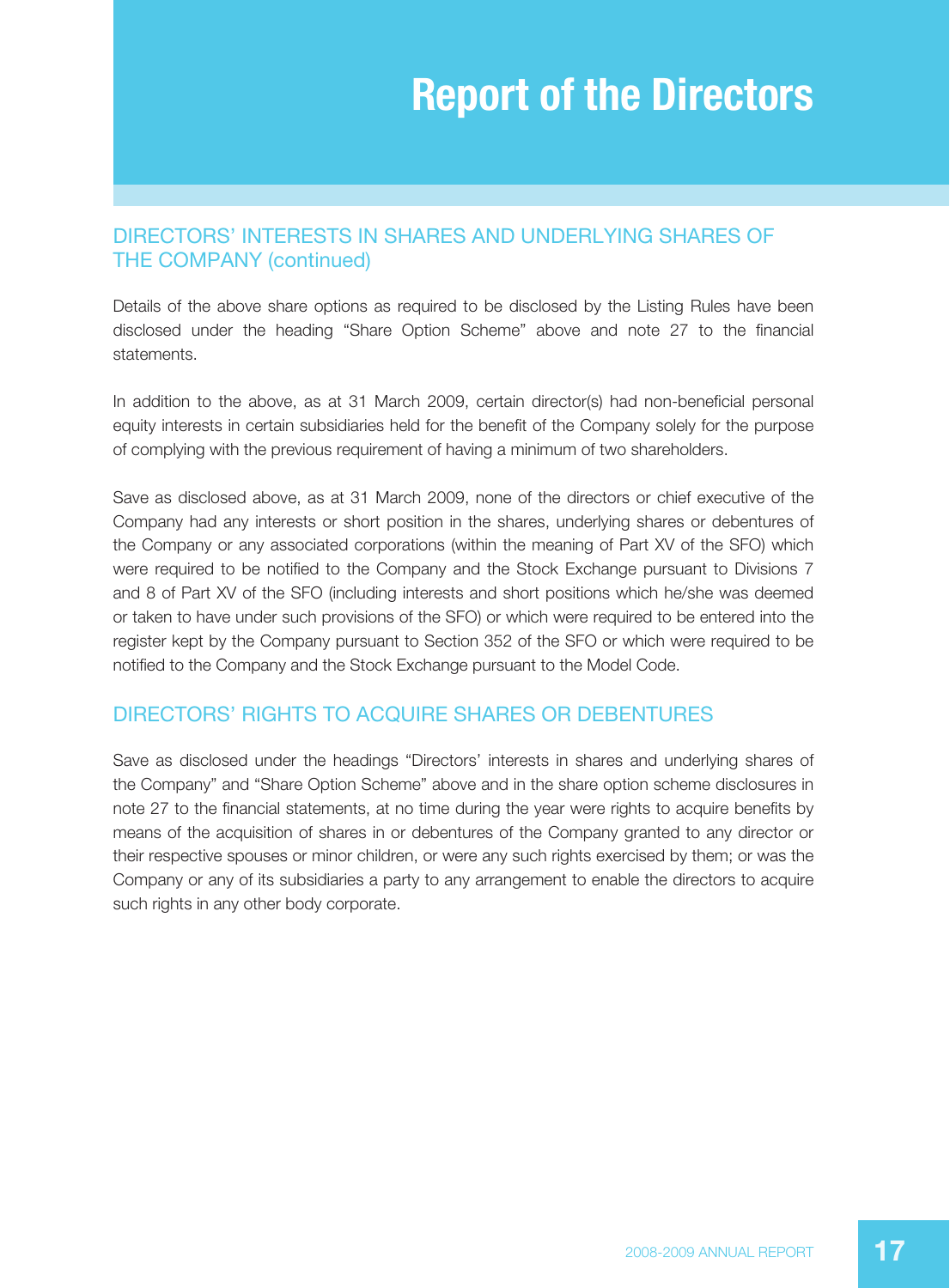# Report of the Directors

## DIRECTORS' INTERESTS IN SHARES AND UNDERLYING SHARES OF THE COMPANY (continued)

Details of the above share options as required to be disclosed by the Listing Rules have been disclosed under the heading "Share Option Scheme" above and note 27 to the financial statements.

In addition to the above, as at 31 March 2009, certain director(s) had non-beneficial personal equity interests in certain subsidiaries held for the benefit of the Company solely for the purpose of complying with the previous requirement of having a minimum of two shareholders.

Save as disclosed above, as at 31 March 2009, none of the directors or chief executive of the Company had any interests or short position in the shares, underlying shares or debentures of the Company or any associated corporations (within the meaning of Part XV of the SFO) which were required to be notified to the Company and the Stock Exchange pursuant to Divisions 7 and 8 of Part XV of the SFO (including interests and short positions which he/she was deemed or taken to have under such provisions of the SFO) or which were required to be entered into the register kept by the Company pursuant to Section 352 of the SFO or which were required to be notified to the Company and the Stock Exchange pursuant to the Model Code.

## DIRECTORS' RIGHTS TO ACQUIRE SHARES OR DEBENTURES

Save as disclosed under the headings "Directors' interests in shares and underlying shares of the Company" and "Share Option Scheme" above and in the share option scheme disclosures in note 27 to the financial statements, at no time during the year were rights to acquire benefits by means of the acquisition of shares in or debentures of the Company granted to any director or their respective spouses or minor children, or were any such rights exercised by them; or was the Company or any of its subsidiaries a party to any arrangement to enable the directors to acquire such rights in any other body corporate.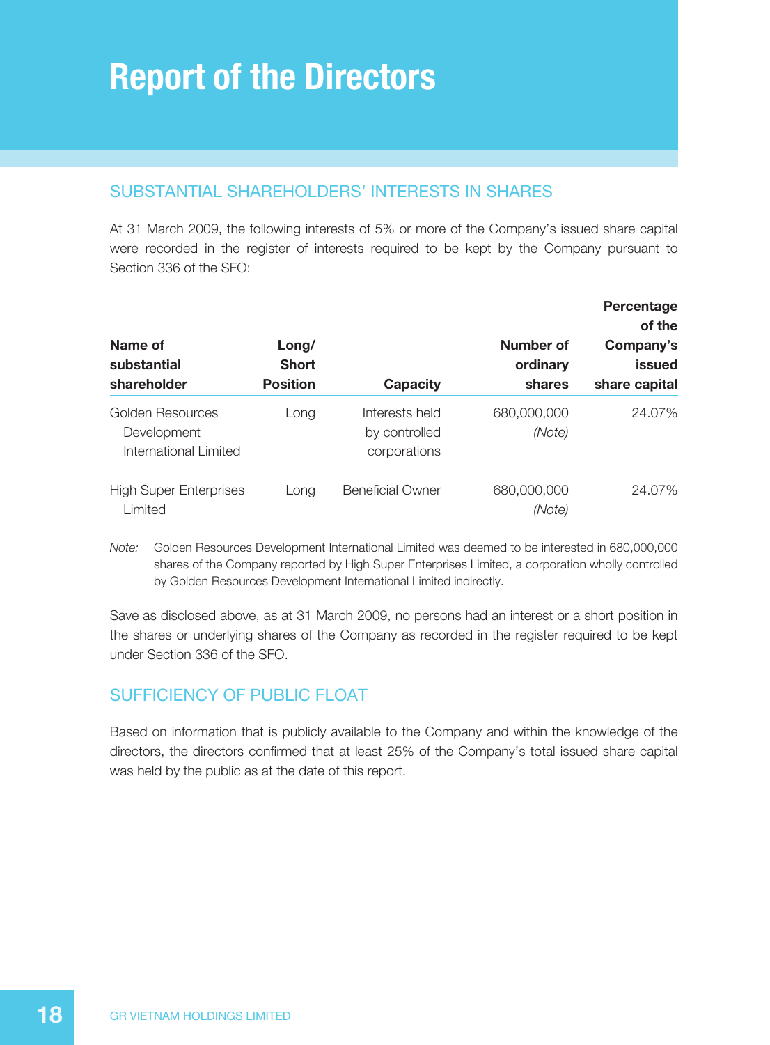# Report of the Directors

## SUBSTANTIAL SHAREHOLDERS' INTERESTS IN SHARES

At 31 March 2009, the following interests of 5% or more of the Company's issued share capital were recorded in the register of interests required to be kept by the Company pursuant to Section 336 of the SFO:

| Name of substantial shareholder | Long/ Short Position | Capacity | Number of ordinary shares | Percentage of the Company's issued share capital |
|---|---|---|---|---|
| Golden Resources Development International Limited | Long | Interests held by controlled corporations | 680,000,000 *(Note)* | 24.07% |
| High Super Enterprises Limited | Long | Beneficial Owner | 680,000,000 *(Note)* | 24.07% |

*Note:* Golden Resources Development International Limited was deemed to be interested in 680,000,000 shares of the Company reported by High Super Enterprises Limited, a corporation wholly controlled by Golden Resources Development International Limited indirectly.

Save as disclosed above, as at 31 March 2009, no persons had an interest or a short position in the shares or underlying shares of the Company as recorded in the register required to be kept under Section 336 of the SFO.

## SUFFICIENCY OF PUBLIC FLOAT

Based on information that is publicly available to the Company and within the knowledge of the directors, the directors confirmed that at least 25% of the Company's total issued share capital was held by the public as at the date of this report.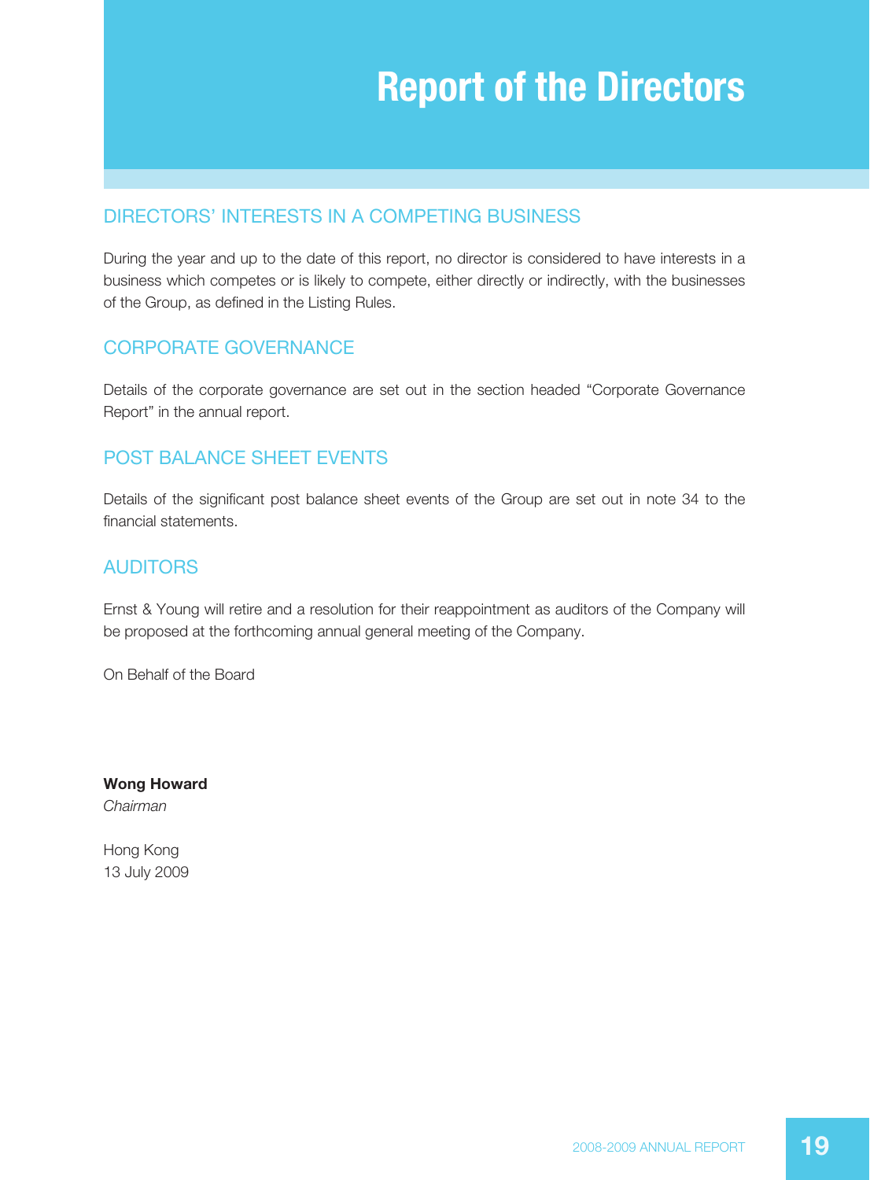# Report of the Directors

## DIRECTORS' INTERESTS IN A COMPETING BUSINESS

During the year and up to the date of this report, no director is considered to have interests in a business which competes or is likely to compete, either directly or indirectly, with the businesses of the Group, as defined in the Listing Rules.

## CORPORATE GOVERNANCE

Details of the corporate governance are set out in the section headed "Corporate Governance Report" in the annual report.

## POST BALANCE SHEET EVENTS

Details of the significant post balance sheet events of the Group are set out in note 34 to the financial statements.

## AUDITORS

Ernst & Young will retire and a resolution for their reappointment as auditors of the Company will be proposed at the forthcoming annual general meeting of the Company.

On Behalf of the Board

**Wong Howard**
*Chairman*

Hong Kong
13 July 2009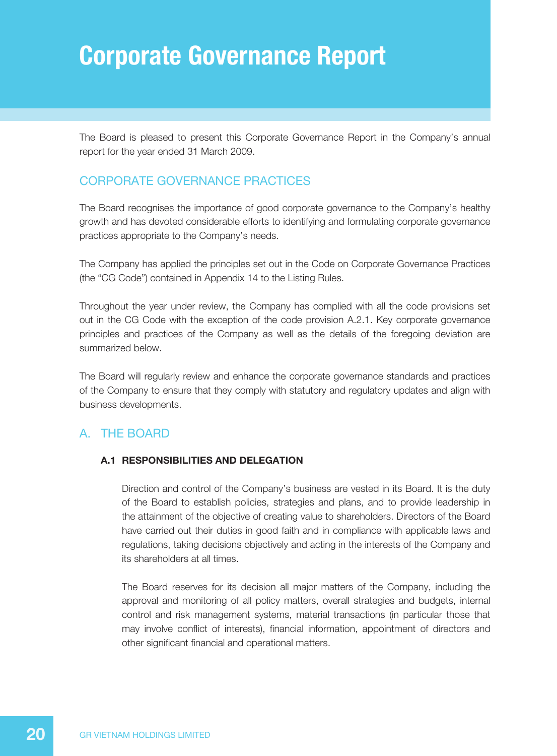# Corporate Governance Report

The Board is pleased to present this Corporate Governance Report in the Company's annual report for the year ended 31 March 2009.

## CORPORATE GOVERNANCE PRACTICES

The Board recognises the importance of good corporate governance to the Company's healthy growth and has devoted considerable efforts to identifying and formulating corporate governance practices appropriate to the Company's needs.

The Company has applied the principles set out in the Code on Corporate Governance Practices (the "CG Code") contained in Appendix 14 to the Listing Rules.

Throughout the year under review, the Company has complied with all the code provisions set out in the CG Code with the exception of the code provision A.2.1. Key corporate governance principles and practices of the Company as well as the details of the foregoing deviation are summarized below.

The Board will regularly review and enhance the corporate governance standards and practices of the Company to ensure that they comply with statutory and regulatory updates and align with business developments.

## A. THE BOARD

### A.1 RESPONSIBILITIES AND DELEGATION

Direction and control of the Company's business are vested in its Board. It is the duty of the Board to establish policies, strategies and plans, and to provide leadership in the attainment of the objective of creating value to shareholders. Directors of the Board have carried out their duties in good faith and in compliance with applicable laws and regulations, taking decisions objectively and acting in the interests of the Company and its shareholders at all times.

The Board reserves for its decision all major matters of the Company, including the approval and monitoring of all policy matters, overall strategies and budgets, internal control and risk management systems, material transactions (in particular those that may involve conflict of interests), financial information, appointment of directors and other significant financial and operational matters.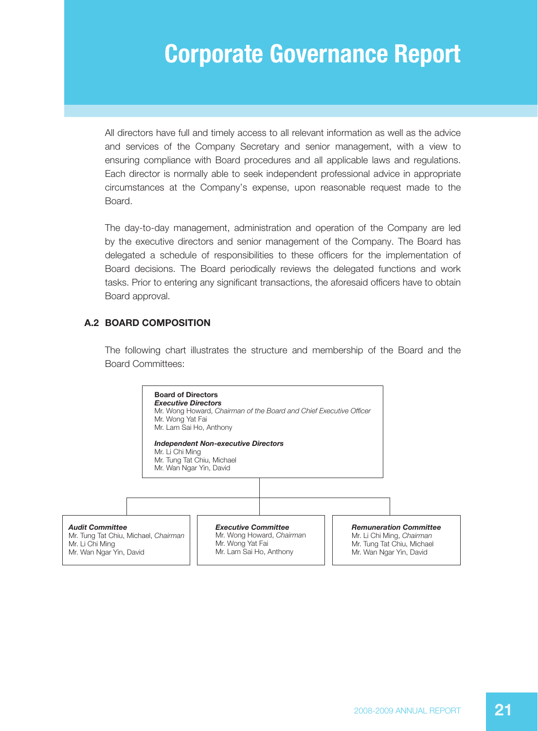# Corporate Governance Report

All directors have full and timely access to all relevant information as well as the advice and services of the Company Secretary and senior management, with a view to ensuring compliance with Board procedures and all applicable laws and regulations. Each director is normally able to seek independent professional advice in appropriate circumstances at the Company's expense, upon reasonable request made to the Board.

The day-to-day management, administration and operation of the Company are led by the executive directors and senior management of the Company. The Board has delegated a schedule of responsibilities to these officers for the implementation of Board decisions. The Board periodically reviews the delegated functions and work tasks. Prior to entering any significant transactions, the aforesaid officers have to obtain Board approval.

### A.2 BOARD COMPOSITION

The following chart illustrates the structure and membership of the Board and the Board Committees:

**Board of Directors**

***Executive Directors***
Mr. Wong Howard, *Chairman of the Board and Chief Executive Officer*
Mr. Wong Yat Fai
Mr. Lam Sai Ho, Anthony

***Independent Non-executive Directors***
Mr. Li Chi Ming
Mr. Tung Tat Chiu, Michael
Mr. Wan Ngar Yin, David

***Audit Committee***
Mr. Tung Tat Chiu, Michael, *Chairman*
Mr. Li Chi Ming
Mr. Wan Ngar Yin, David

***Executive Committee***
Mr. Wong Howard, *Chairman*
Mr. Wong Yat Fai
Mr. Lam Sai Ho, Anthony

***Remuneration Committee***
Mr. Li Chi Ming, *Chairman*
Mr. Tung Tat Chiu, Michael
Mr. Wan Ngar Yin, David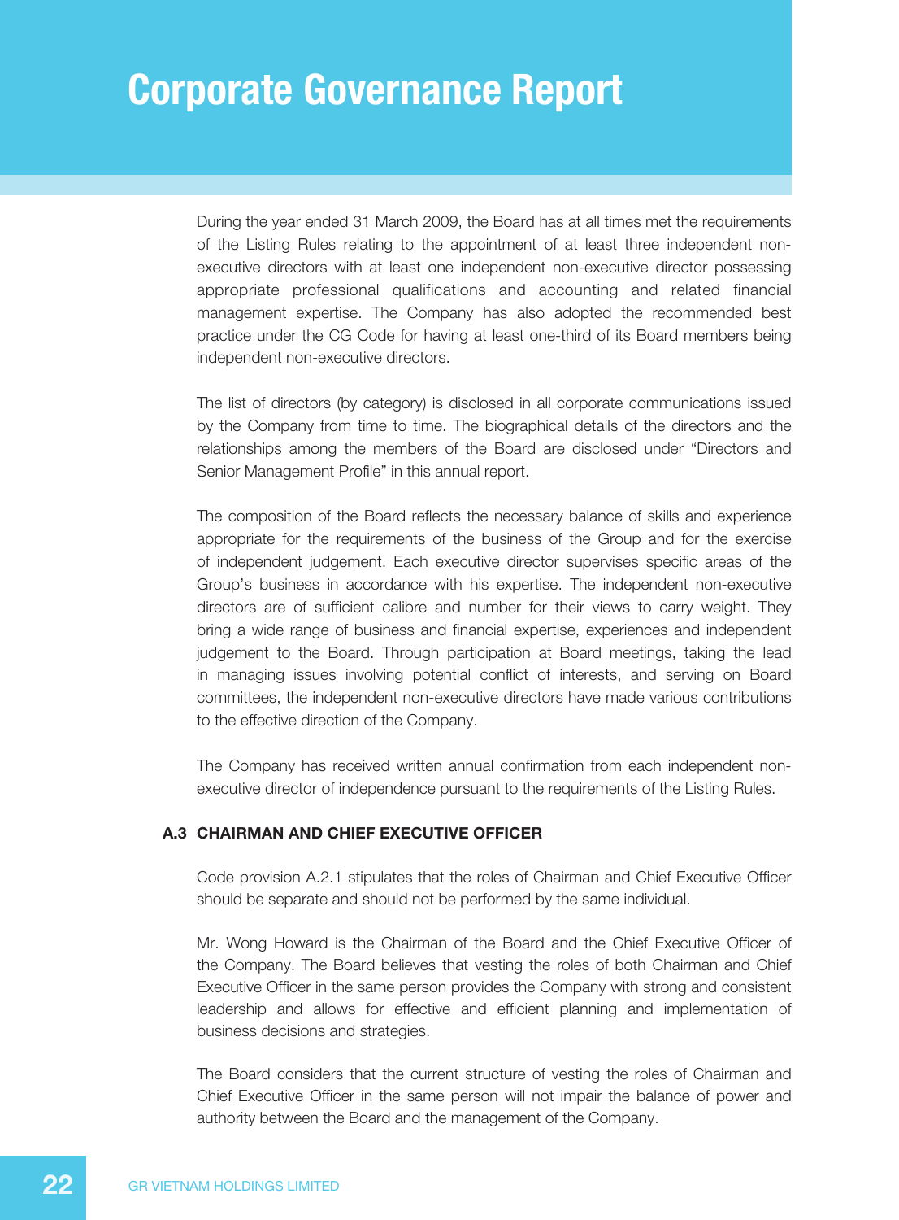# Corporate Governance Report

During the year ended 31 March 2009, the Board has at all times met the requirements of the Listing Rules relating to the appointment of at least three independent non-executive directors with at least one independent non-executive director possessing appropriate professional qualifications and accounting and related financial management expertise. The Company has also adopted the recommended best practice under the CG Code for having at least one-third of its Board members being independent non-executive directors.

The list of directors (by category) is disclosed in all corporate communications issued by the Company from time to time. The biographical details of the directors and the relationships among the members of the Board are disclosed under "Directors and Senior Management Profile" in this annual report.

The composition of the Board reflects the necessary balance of skills and experience appropriate for the requirements of the business of the Group and for the exercise of independent judgement. Each executive director supervises specific areas of the Group's business in accordance with his expertise. The independent non-executive directors are of sufficient calibre and number for their views to carry weight. They bring a wide range of business and financial expertise, experiences and independent judgement to the Board. Through participation at Board meetings, taking the lead in managing issues involving potential conflict of interests, and serving on Board committees, the independent non-executive directors have made various contributions to the effective direction of the Company.

The Company has received written annual confirmation from each independent non-executive director of independence pursuant to the requirements of the Listing Rules.

### A.3 CHAIRMAN AND CHIEF EXECUTIVE OFFICER

Code provision A.2.1 stipulates that the roles of Chairman and Chief Executive Officer should be separate and should not be performed by the same individual.

Mr. Wong Howard is the Chairman of the Board and the Chief Executive Officer of the Company. The Board believes that vesting the roles of both Chairman and Chief Executive Officer in the same person provides the Company with strong and consistent leadership and allows for effective and efficient planning and implementation of business decisions and strategies.

The Board considers that the current structure of vesting the roles of Chairman and Chief Executive Officer in the same person will not impair the balance of power and authority between the Board and the management of the Company.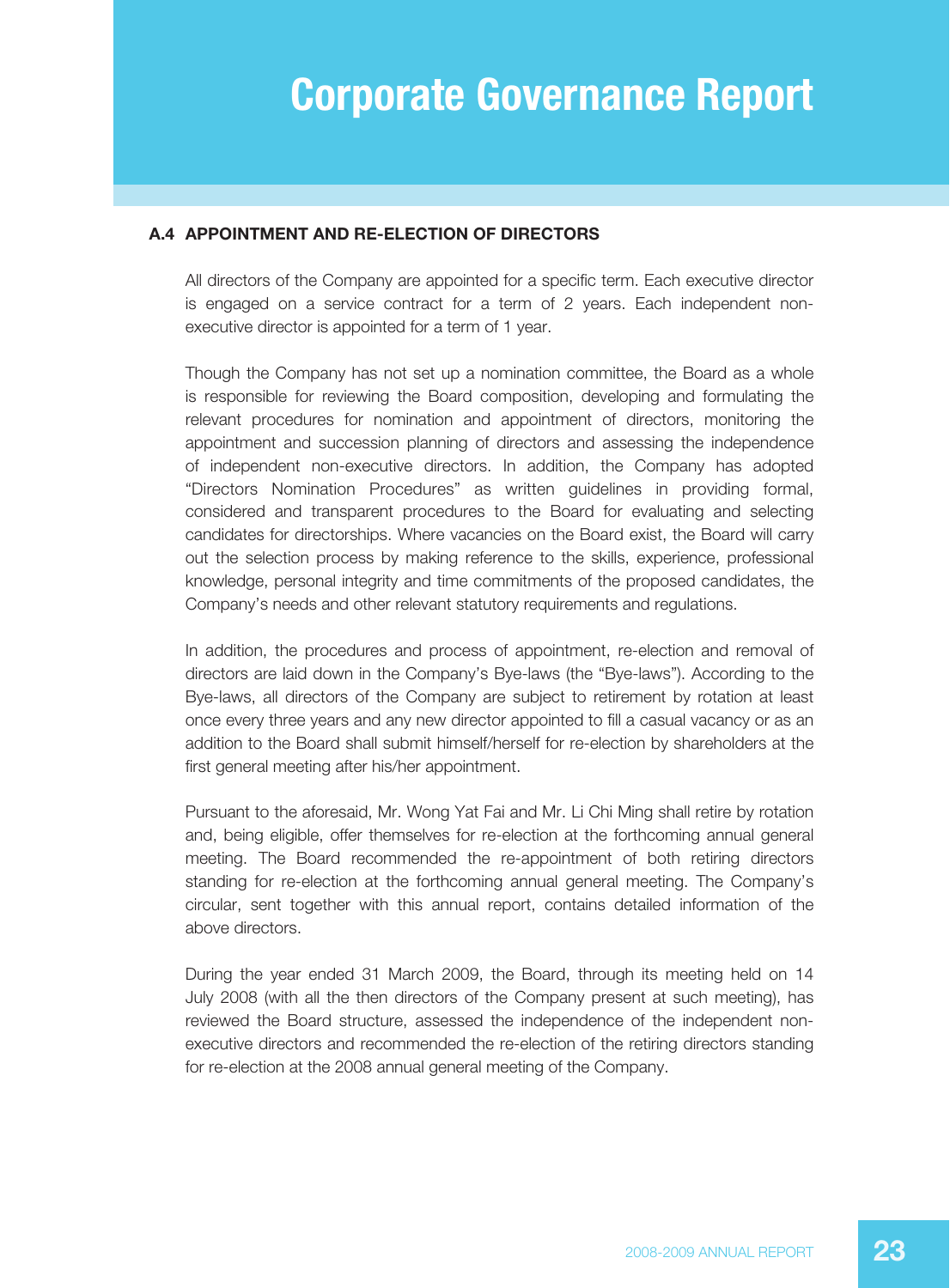# Corporate Governance Report

## A.4 APPOINTMENT AND RE-ELECTION OF DIRECTORS

All directors of the Company are appointed for a specific term. Each executive director is engaged on a service contract for a term of 2 years. Each independent non-executive director is appointed for a term of 1 year.

Though the Company has not set up a nomination committee, the Board as a whole is responsible for reviewing the Board composition, developing and formulating the relevant procedures for nomination and appointment of directors, monitoring the appointment and succession planning of directors and assessing the independence of independent non-executive directors. In addition, the Company has adopted "Directors Nomination Procedures" as written guidelines in providing formal, considered and transparent procedures to the Board for evaluating and selecting candidates for directorships. Where vacancies on the Board exist, the Board will carry out the selection process by making reference to the skills, experience, professional knowledge, personal integrity and time commitments of the proposed candidates, the Company's needs and other relevant statutory requirements and regulations.

In addition, the procedures and process of appointment, re-election and removal of directors are laid down in the Company's Bye-laws (the "Bye-laws"). According to the Bye-laws, all directors of the Company are subject to retirement by rotation at least once every three years and any new director appointed to fill a casual vacancy or as an addition to the Board shall submit himself/herself for re-election by shareholders at the first general meeting after his/her appointment.

Pursuant to the aforesaid, Mr. Wong Yat Fai and Mr. Li Chi Ming shall retire by rotation and, being eligible, offer themselves for re-election at the forthcoming annual general meeting. The Board recommended the re-appointment of both retiring directors standing for re-election at the forthcoming annual general meeting. The Company's circular, sent together with this annual report, contains detailed information of the above directors.

During the year ended 31 March 2009, the Board, through its meeting held on 14 July 2008 (with all the then directors of the Company present at such meeting), has reviewed the Board structure, assessed the independence of the independent non-executive directors and recommended the re-election of the retiring directors standing for re-election at the 2008 annual general meeting of the Company.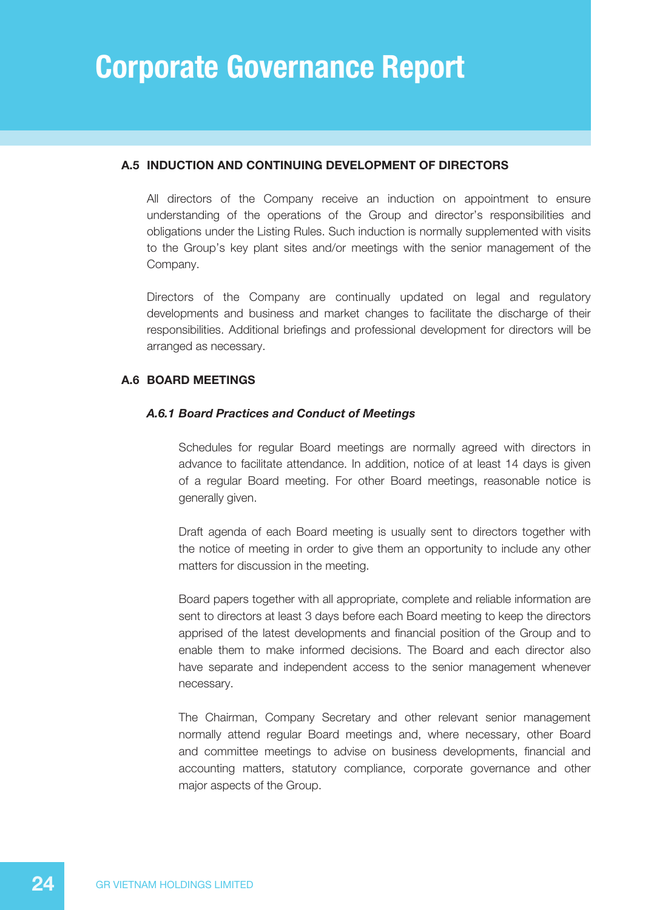# Corporate Governance Report

## A.5 INDUCTION AND CONTINUING DEVELOPMENT OF DIRECTORS

All directors of the Company receive an induction on appointment to ensure understanding of the operations of the Group and director's responsibilities and obligations under the Listing Rules. Such induction is normally supplemented with visits to the Group's key plant sites and/or meetings with the senior management of the Company.

Directors of the Company are continually updated on legal and regulatory developments and business and market changes to facilitate the discharge of their responsibilities. Additional briefings and professional development for directors will be arranged as necessary.

## A.6 BOARD MEETINGS

### *A.6.1 Board Practices and Conduct of Meetings*

Schedules for regular Board meetings are normally agreed with directors in advance to facilitate attendance. In addition, notice of at least 14 days is given of a regular Board meeting. For other Board meetings, reasonable notice is generally given.

Draft agenda of each Board meeting is usually sent to directors together with the notice of meeting in order to give them an opportunity to include any other matters for discussion in the meeting.

Board papers together with all appropriate, complete and reliable information are sent to directors at least 3 days before each Board meeting to keep the directors apprised of the latest developments and financial position of the Group and to enable them to make informed decisions. The Board and each director also have separate and independent access to the senior management whenever necessary.

The Chairman, Company Secretary and other relevant senior management normally attend regular Board meetings and, where necessary, other Board and committee meetings to advise on business developments, financial and accounting matters, statutory compliance, corporate governance and other major aspects of the Group.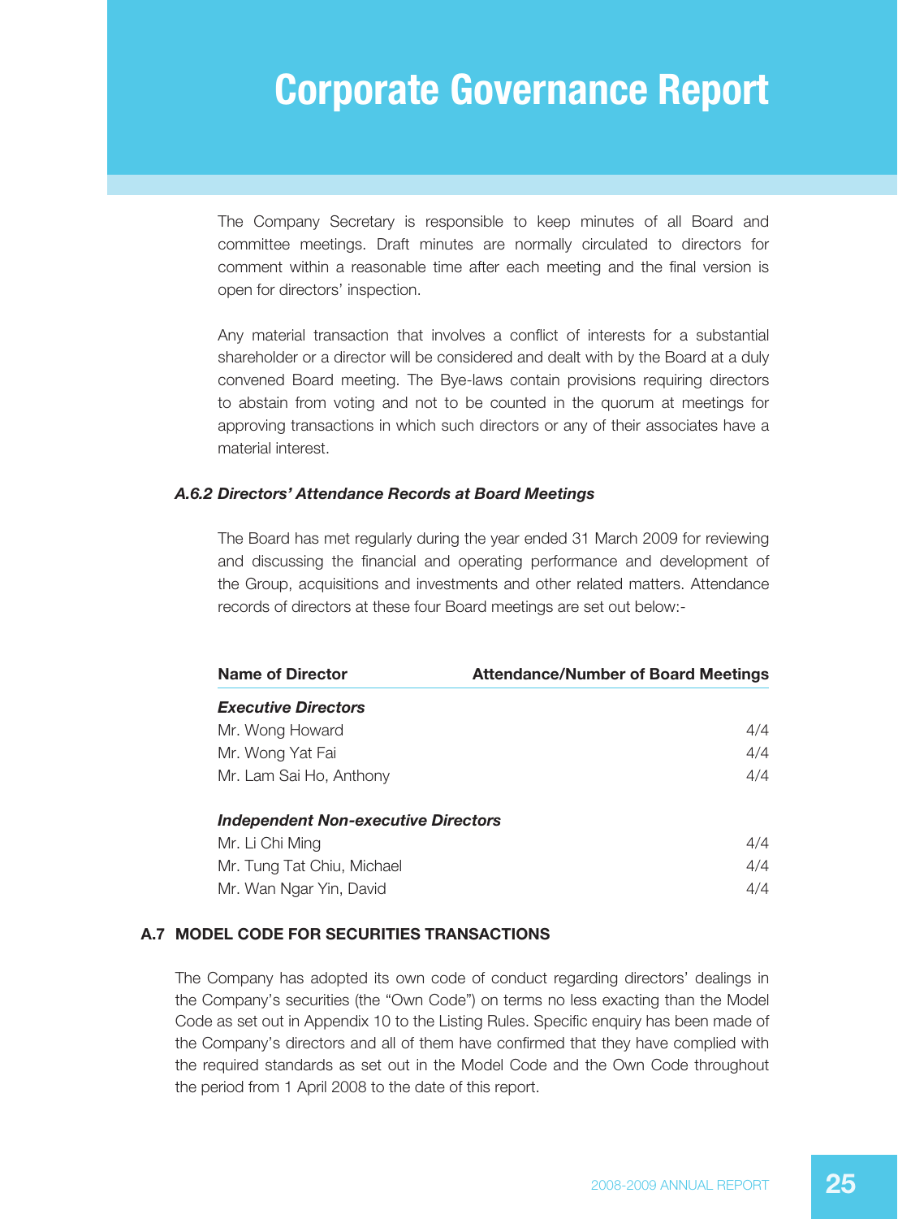The Company Secretary is responsible to keep minutes of all Board and committee meetings. Draft minutes are normally circulated to directors for comment within a reasonable time after each meeting and the final version is open for directors' inspection.

Any material transaction that involves a conflict of interests for a substantial shareholder or a director will be considered and dealt with by the Board at a duly convened Board meeting. The Bye-laws contain provisions requiring directors to abstain from voting and not to be counted in the quorum at meetings for approving transactions in which such directors or any of their associates have a material interest.

#### *A.6.2 Directors' Attendance Records at Board Meetings*

The Board has met regularly during the year ended 31 March 2009 for reviewing and discussing the financial and operating performance and development of the Group, acquisitions and investments and other related matters. Attendance records of directors at these four Board meetings are set out below:-

| Name of Director | Attendance/Number of Board Meetings |
|---|---|
| ***Executive Directors*** | |
| Mr. Wong Howard | 4/4 |
| Mr. Wong Yat Fai | 4/4 |
| Mr. Lam Sai Ho, Anthony | 4/4 |
| ***Independent Non-executive Directors*** | |
| Mr. Li Chi Ming | 4/4 |
| Mr. Tung Tat Chiu, Michael | 4/4 |
| Mr. Wan Ngar Yin, David | 4/4 |

### A.7 MODEL CODE FOR SECURITIES TRANSACTIONS

The Company has adopted its own code of conduct regarding directors' dealings in the Company's securities (the "Own Code") on terms no less exacting than the Model Code as set out in Appendix 10 to the Listing Rules. Specific enquiry has been made of the Company's directors and all of them have confirmed that they have complied with the required standards as set out in the Model Code and the Own Code throughout the period from 1 April 2008 to the date of this report.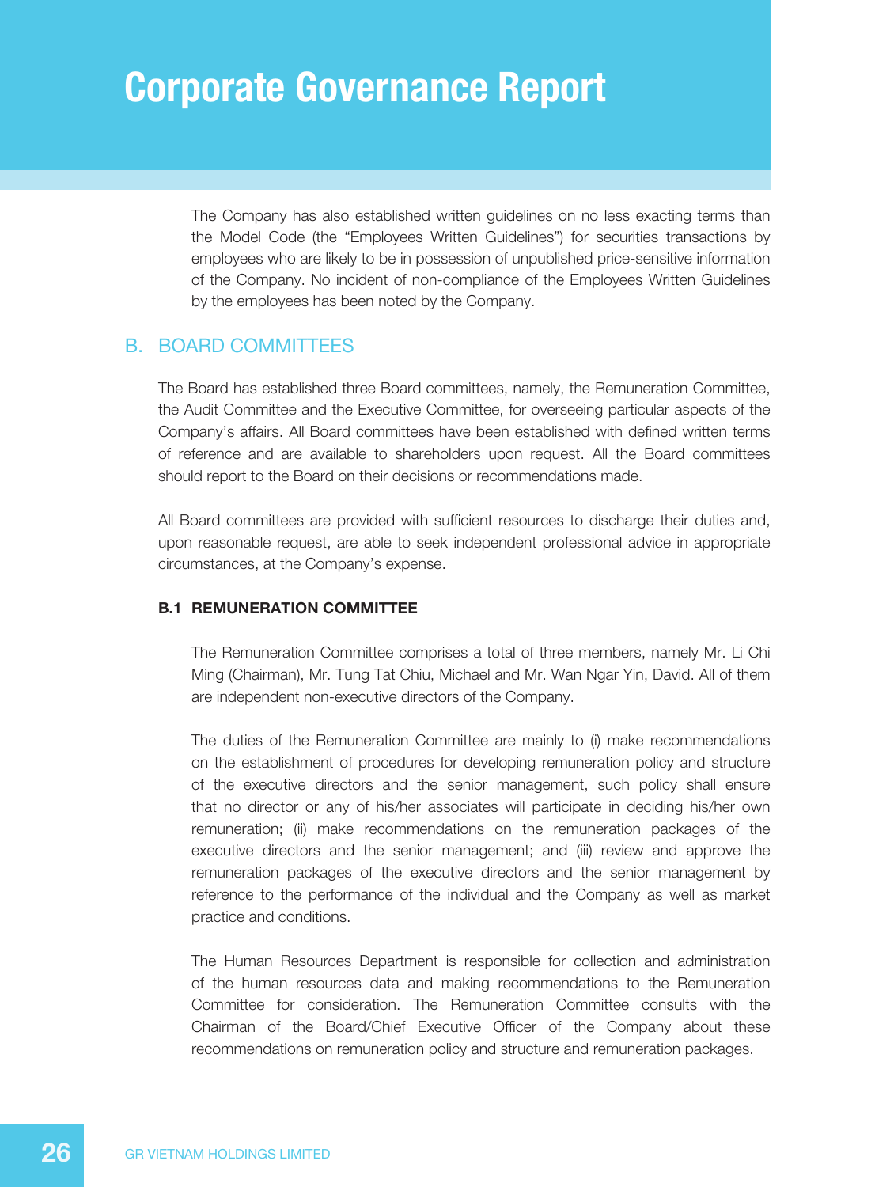# Corporate Governance Report

The Company has also established written guidelines on no less exacting terms than the Model Code (the "Employees Written Guidelines") for securities transactions by employees who are likely to be in possession of unpublished price-sensitive information of the Company. No incident of non-compliance of the Employees Written Guidelines by the employees has been noted by the Company.

## B. BOARD COMMITTEES

The Board has established three Board committees, namely, the Remuneration Committee, the Audit Committee and the Executive Committee, for overseeing particular aspects of the Company's affairs. All Board committees have been established with defined written terms of reference and are available to shareholders upon request. All the Board committees should report to the Board on their decisions or recommendations made.

All Board committees are provided with sufficient resources to discharge their duties and, upon reasonable request, are able to seek independent professional advice in appropriate circumstances, at the Company's expense.

### B.1 REMUNERATION COMMITTEE

The Remuneration Committee comprises a total of three members, namely Mr. Li Chi Ming (Chairman), Mr. Tung Tat Chiu, Michael and Mr. Wan Ngar Yin, David. All of them are independent non-executive directors of the Company.

The duties of the Remuneration Committee are mainly to (i) make recommendations on the establishment of procedures for developing remuneration policy and structure of the executive directors and the senior management, such policy shall ensure that no director or any of his/her associates will participate in deciding his/her own remuneration; (ii) make recommendations on the remuneration packages of the executive directors and the senior management; and (iii) review and approve the remuneration packages of the executive directors and the senior management by reference to the performance of the individual and the Company as well as market practice and conditions.

The Human Resources Department is responsible for collection and administration of the human resources data and making recommendations to the Remuneration Committee for consideration. The Remuneration Committee consults with the Chairman of the Board/Chief Executive Officer of the Company about these recommendations on remuneration policy and structure and remuneration packages.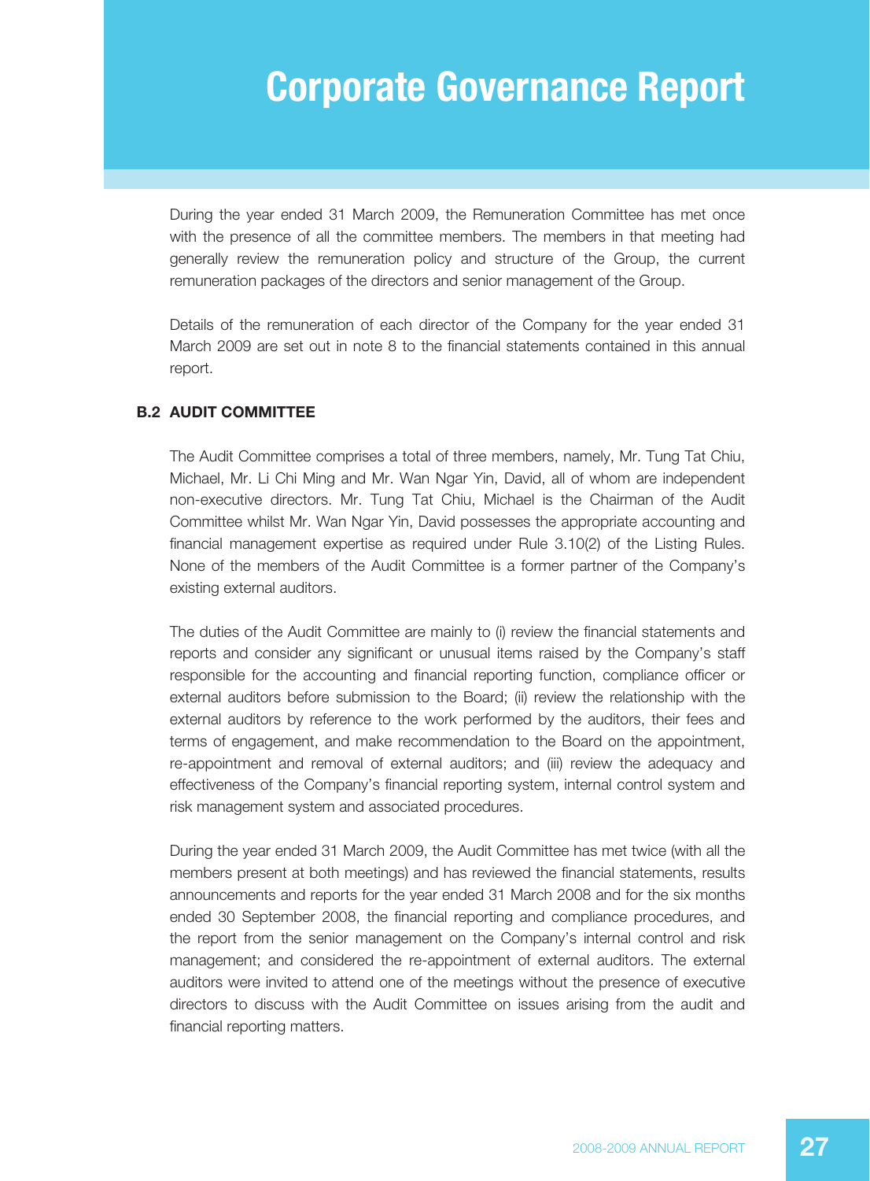During the year ended 31 March 2009, the Remuneration Committee has met once with the presence of all the committee members. The members in that meeting had generally review the remuneration policy and structure of the Group, the current remuneration packages of the directors and senior management of the Group.

Details of the remuneration of each director of the Company for the year ended 31 March 2009 are set out in note 8 to the financial statements contained in this annual report.

### B.2 AUDIT COMMITTEE

The Audit Committee comprises a total of three members, namely, Mr. Tung Tat Chiu, Michael, Mr. Li Chi Ming and Mr. Wan Ngar Yin, David, all of whom are independent non-executive directors. Mr. Tung Tat Chiu, Michael is the Chairman of the Audit Committee whilst Mr. Wan Ngar Yin, David possesses the appropriate accounting and financial management expertise as required under Rule 3.10(2) of the Listing Rules. None of the members of the Audit Committee is a former partner of the Company's existing external auditors.

The duties of the Audit Committee are mainly to (i) review the financial statements and reports and consider any significant or unusual items raised by the Company's staff responsible for the accounting and financial reporting function, compliance officer or external auditors before submission to the Board; (ii) review the relationship with the external auditors by reference to the work performed by the auditors, their fees and terms of engagement, and make recommendation to the Board on the appointment, re-appointment and removal of external auditors; and (iii) review the adequacy and effectiveness of the Company's financial reporting system, internal control system and risk management system and associated procedures.

During the year ended 31 March 2009, the Audit Committee has met twice (with all the members present at both meetings) and has reviewed the financial statements, results announcements and reports for the year ended 31 March 2008 and for the six months ended 30 September 2008, the financial reporting and compliance procedures, and the report from the senior management on the Company's internal control and risk management; and considered the re-appointment of external auditors. The external auditors were invited to attend one of the meetings without the presence of executive directors to discuss with the Audit Committee on issues arising from the audit and financial reporting matters.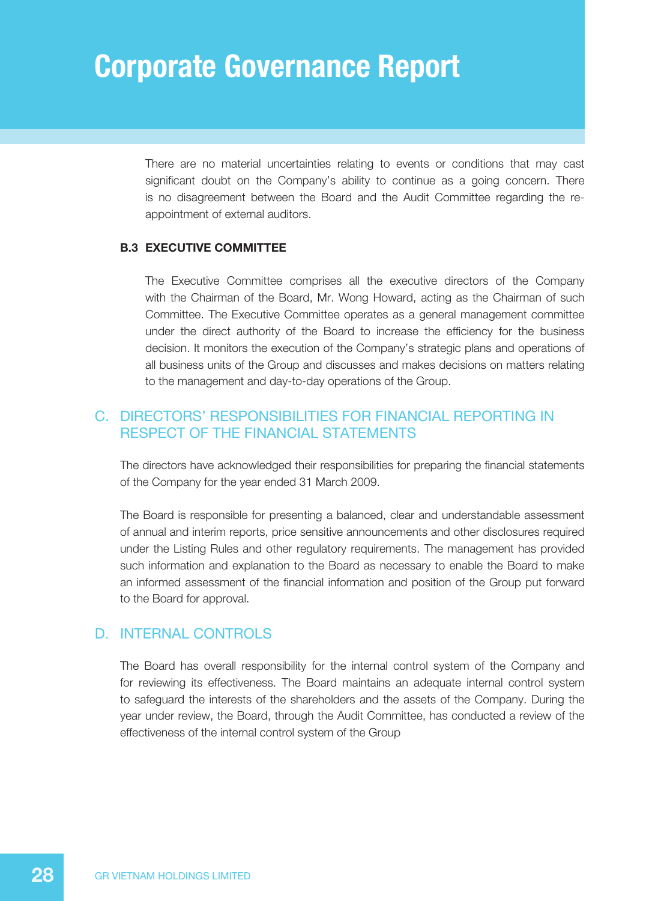There are no material uncertainties relating to events or conditions that may cast significant doubt on the Company's ability to continue as a going concern. There is no disagreement between the Board and the Audit Committee regarding the re-appointment of external auditors.

### B.3 EXECUTIVE COMMITTEE

The Executive Committee comprises all the executive directors of the Company with the Chairman of the Board, Mr. Wong Howard, acting as the Chairman of such Committee. The Executive Committee operates as a general management committee under the direct authority of the Board to increase the efficiency for the business decision. It monitors the execution of the Company's strategic plans and operations of all business units of the Group and discusses and makes decisions on matters relating to the management and day-to-day operations of the Group.

## C. DIRECTORS' RESPONSIBILITIES FOR FINANCIAL REPORTING IN RESPECT OF THE FINANCIAL STATEMENTS

The directors have acknowledged their responsibilities for preparing the financial statements of the Company for the year ended 31 March 2009.

The Board is responsible for presenting a balanced, clear and understandable assessment of annual and interim reports, price sensitive announcements and other disclosures required under the Listing Rules and other regulatory requirements. The management has provided such information and explanation to the Board as necessary to enable the Board to make an informed assessment of the financial information and position of the Group put forward to the Board for approval.

## D. INTERNAL CONTROLS

The Board has overall responsibility for the internal control system of the Company and for reviewing its effectiveness. The Board maintains an adequate internal control system to safeguard the interests of the shareholders and the assets of the Company. During the year under review, the Board, through the Audit Committee, has conducted a review of the effectiveness of the internal control system of the Group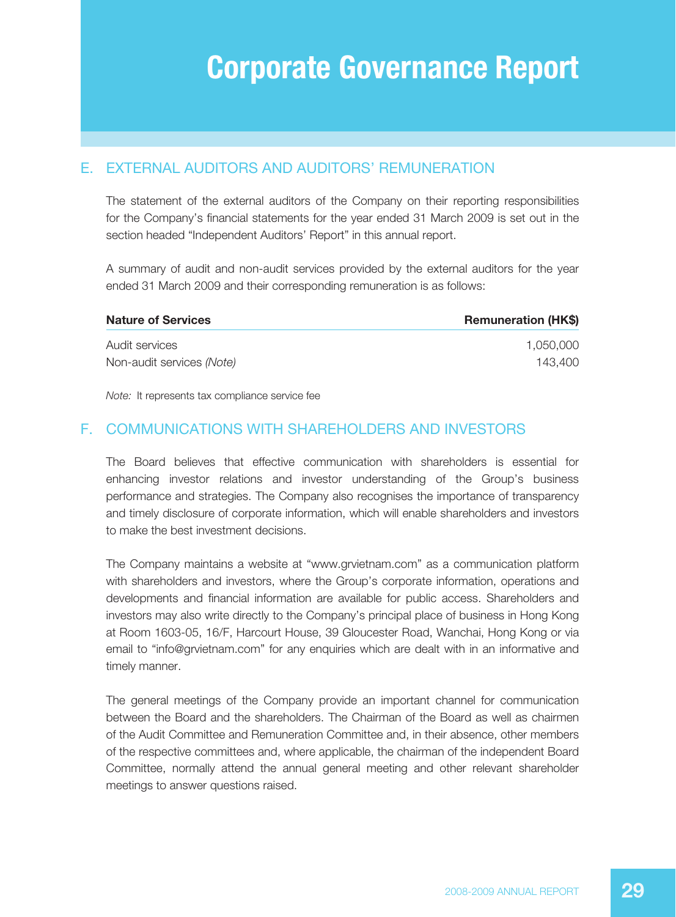# Corporate Governance Report

## E. EXTERNAL AUDITORS AND AUDITORS' REMUNERATION

The statement of the external auditors of the Company on their reporting responsibilities for the Company's financial statements for the year ended 31 March 2009 is set out in the section headed "Independent Auditors' Report" in this annual report.

A summary of audit and non-audit services provided by the external auditors for the year ended 31 March 2009 and their corresponding remuneration is as follows:

| **Nature of Services** | **Remuneration (HK$)** |
|---|---:|
| Audit services | 1,050,000 |
| Non-audit services *(Note)* | 143,400 |

*Note:* It represents tax compliance service fee

## F. COMMUNICATIONS WITH SHAREHOLDERS AND INVESTORS

The Board believes that effective communication with shareholders is essential for enhancing investor relations and investor understanding of the Group's business performance and strategies. The Company also recognises the importance of transparency and timely disclosure of corporate information, which will enable shareholders and investors to make the best investment decisions.

The Company maintains a website at "www.grvietnam.com" as a communication platform with shareholders and investors, where the Group's corporate information, operations and developments and financial information are available for public access. Shareholders and investors may also write directly to the Company's principal place of business in Hong Kong at Room 1603-05, 16/F, Harcourt House, 39 Gloucester Road, Wanchai, Hong Kong or via email to "info@grvietnam.com" for any enquiries which are dealt with in an informative and timely manner.

The general meetings of the Company provide an important channel for communication between the Board and the shareholders. The Chairman of the Board as well as chairmen of the Audit Committee and Remuneration Committee and, in their absence, other members of the respective committees and, where applicable, the chairman of the independent Board Committee, normally attend the annual general meeting and other relevant shareholder meetings to answer questions raised.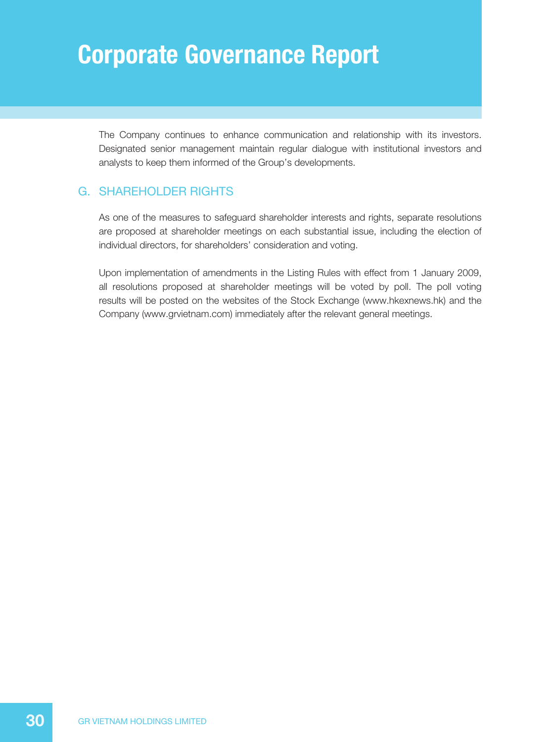The Company continues to enhance communication and relationship with its investors. Designated senior management maintain regular dialogue with institutional investors and analysts to keep them informed of the Group's developments.

## G. SHAREHOLDER RIGHTS

As one of the measures to safeguard shareholder interests and rights, separate resolutions are proposed at shareholder meetings on each substantial issue, including the election of individual directors, for shareholders' consideration and voting.

Upon implementation of amendments in the Listing Rules with effect from 1 January 2009, all resolutions proposed at shareholder meetings will be voted by poll. The poll voting results will be posted on the websites of the Stock Exchange (www.hkexnews.hk) and the Company (www.grvietnam.com) immediately after the relevant general meetings.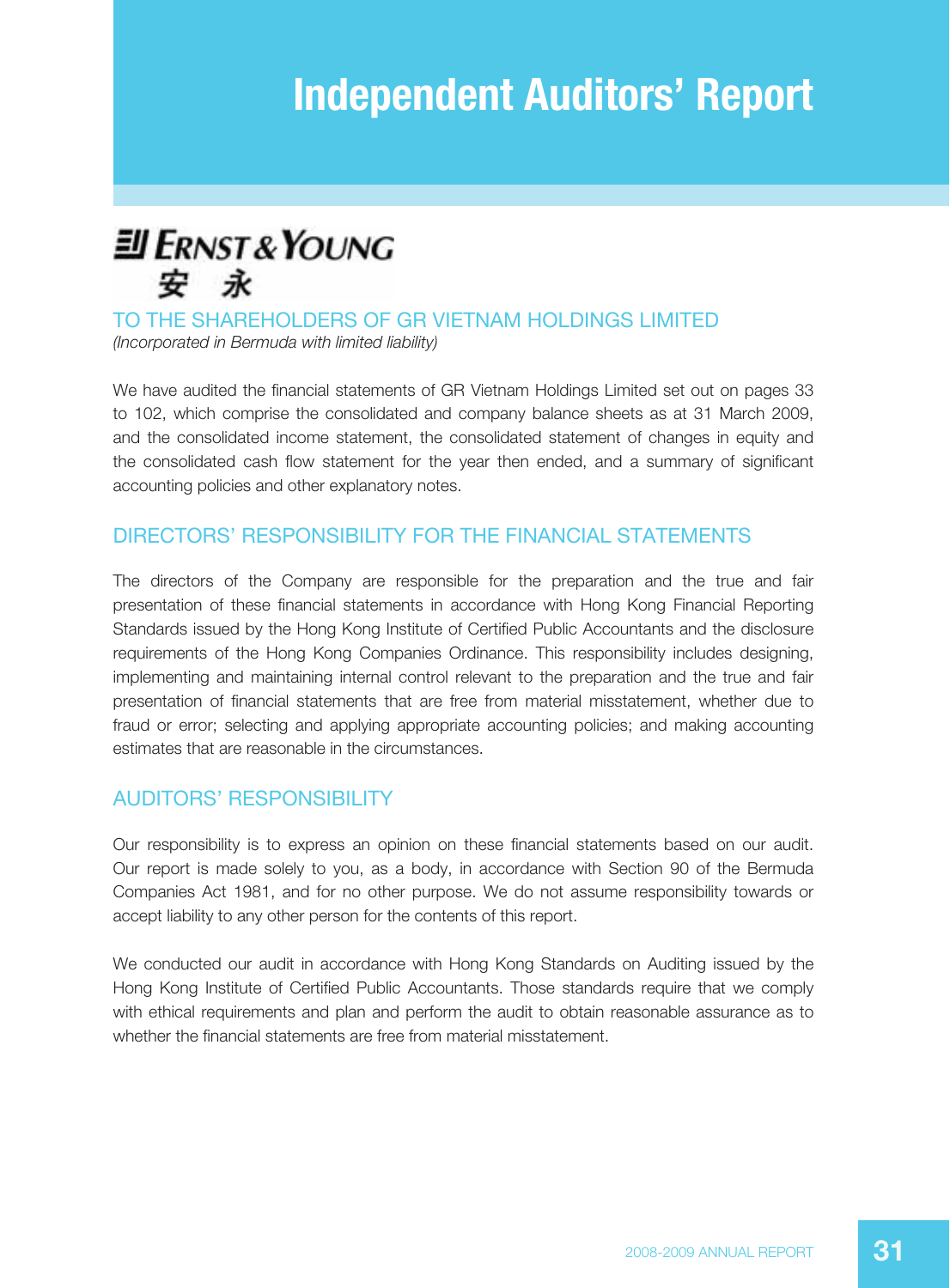# Independent Auditors' Report

Ernst & Young 安永

## TO THE SHAREHOLDERS OF GR VIETNAM HOLDINGS LIMITED

*(Incorporated in Bermuda with limited liability)*

We have audited the financial statements of GR Vietnam Holdings Limited set out on pages 33 to 102, which comprise the consolidated and company balance sheets as at 31 March 2009, and the consolidated income statement, the consolidated statement of changes in equity and the consolidated cash flow statement for the year then ended, and a summary of significant accounting policies and other explanatory notes.

## DIRECTORS' RESPONSIBILITY FOR THE FINANCIAL STATEMENTS

The directors of the Company are responsible for the preparation and the true and fair presentation of these financial statements in accordance with Hong Kong Financial Reporting Standards issued by the Hong Kong Institute of Certified Public Accountants and the disclosure requirements of the Hong Kong Companies Ordinance. This responsibility includes designing, implementing and maintaining internal control relevant to the preparation and the true and fair presentation of financial statements that are free from material misstatement, whether due to fraud or error; selecting and applying appropriate accounting policies; and making accounting estimates that are reasonable in the circumstances.

## AUDITORS' RESPONSIBILITY

Our responsibility is to express an opinion on these financial statements based on our audit. Our report is made solely to you, as a body, in accordance with Section 90 of the Bermuda Companies Act 1981, and for no other purpose. We do not assume responsibility towards or accept liability to any other person for the contents of this report.

We conducted our audit in accordance with Hong Kong Standards on Auditing issued by the Hong Kong Institute of Certified Public Accountants. Those standards require that we comply with ethical requirements and plan and perform the audit to obtain reasonable assurance as to whether the financial statements are free from material misstatement.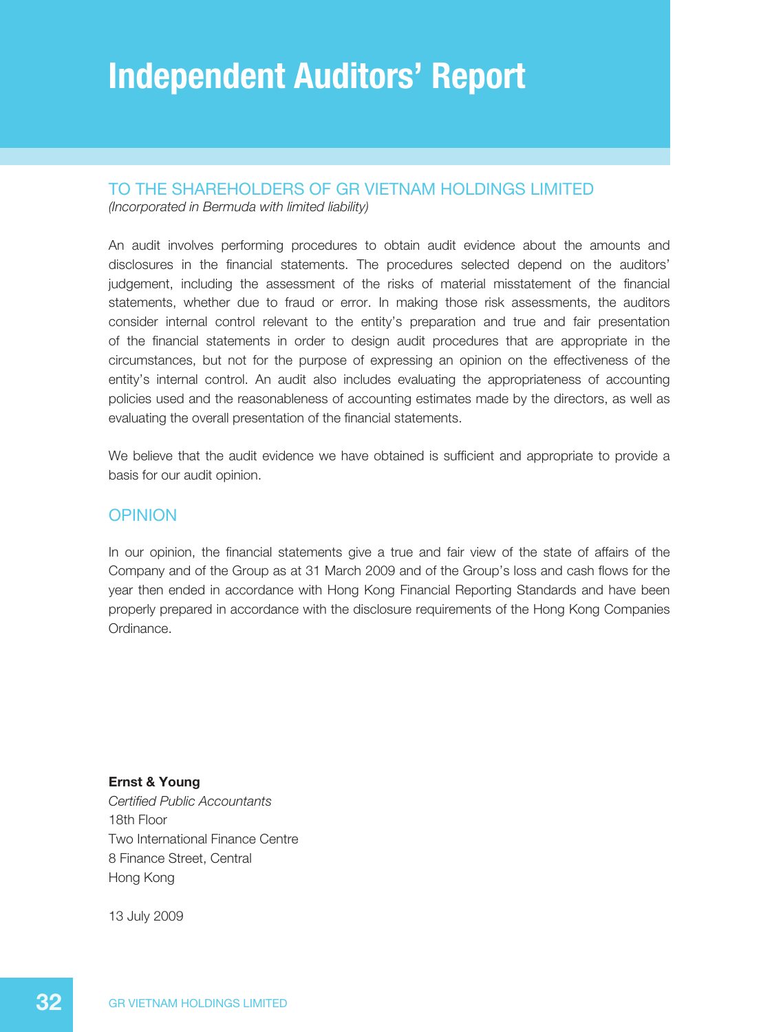# Independent Auditors' Report

## TO THE SHAREHOLDERS OF GR VIETNAM HOLDINGS LIMITED

*(Incorporated in Bermuda with limited liability)*

An audit involves performing procedures to obtain audit evidence about the amounts and disclosures in the financial statements. The procedures selected depend on the auditors' judgement, including the assessment of the risks of material misstatement of the financial statements, whether due to fraud or error. In making those risk assessments, the auditors consider internal control relevant to the entity's preparation and true and fair presentation of the financial statements in order to design audit procedures that are appropriate in the circumstances, but not for the purpose of expressing an opinion on the effectiveness of the entity's internal control. An audit also includes evaluating the appropriateness of accounting policies used and the reasonableness of accounting estimates made by the directors, as well as evaluating the overall presentation of the financial statements.

We believe that the audit evidence we have obtained is sufficient and appropriate to provide a basis for our audit opinion.

## OPINION

In our opinion, the financial statements give a true and fair view of the state of affairs of the Company and of the Group as at 31 March 2009 and of the Group's loss and cash flows for the year then ended in accordance with Hong Kong Financial Reporting Standards and have been properly prepared in accordance with the disclosure requirements of the Hong Kong Companies Ordinance.

**Ernst & Young**
*Certified Public Accountants*
18th Floor
Two International Finance Centre
8 Finance Street, Central
Hong Kong

13 July 2009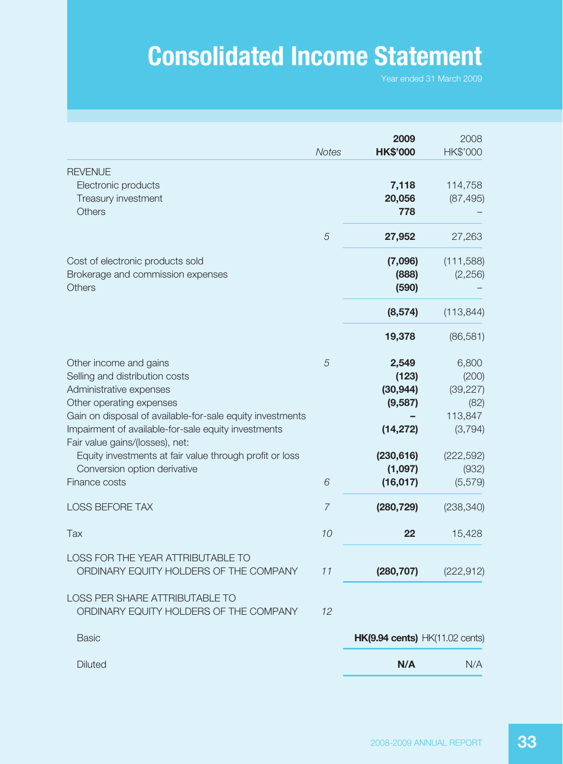# Consolidated Income Statement

Year ended 31 March 2009

| | Notes | 2009 HK$'000 | 2008 HK$'000 |
|---|---|---|---|
| REVENUE | | | |
| Electronic products | | **7,118** | 114,758 |
| Treasury investment | | **20,056** | (87,495) |
| Others | | **778** | – |
| | 5 | **27,952** | 27,263 |
| Cost of electronic products sold | | **(7,096)** | (111,588) |
| Brokerage and commission expenses | | **(888)** | (2,256) |
| Others | | **(590)** | – |
| | | **(8,574)** | (113,844) |
| | | **19,378** | (86,581) |
| Other income and gains | 5 | **2,549** | 6,800 |
| Selling and distribution costs | | **(123)** | (200) |
| Administrative expenses | | **(30,944)** | (39,227) |
| Other operating expenses | | **(9,587)** | (82) |
| Gain on disposal of available-for-sale equity investments | | **–** | 113,847 |
| Impairment of available-for-sale equity investments | | **(14,272)** | (3,794) |
| Fair value gains/(losses), net: | | | |
| Equity investments at fair value through profit or loss | | **(230,616)** | (222,592) |
| Conversion option derivative | | **(1,097)** | (932) |
| Finance costs | 6 | **(16,017)** | (5,579) |
| LOSS BEFORE TAX | 7 | **(280,729)** | (238,340) |
| Tax | 10 | **22** | 15,428 |
| LOSS FOR THE YEAR ATTRIBUTABLE TO ORDINARY EQUITY HOLDERS OF THE COMPANY | 11 | **(280,707)** | (222,912) |
| LOSS PER SHARE ATTRIBUTABLE TO ORDINARY EQUITY HOLDERS OF THE COMPANY | 12 | | |
| Basic | | **HK(9.94 cents)** | HK(11.02 cents) |
| Diluted | | **N/A** | N/A |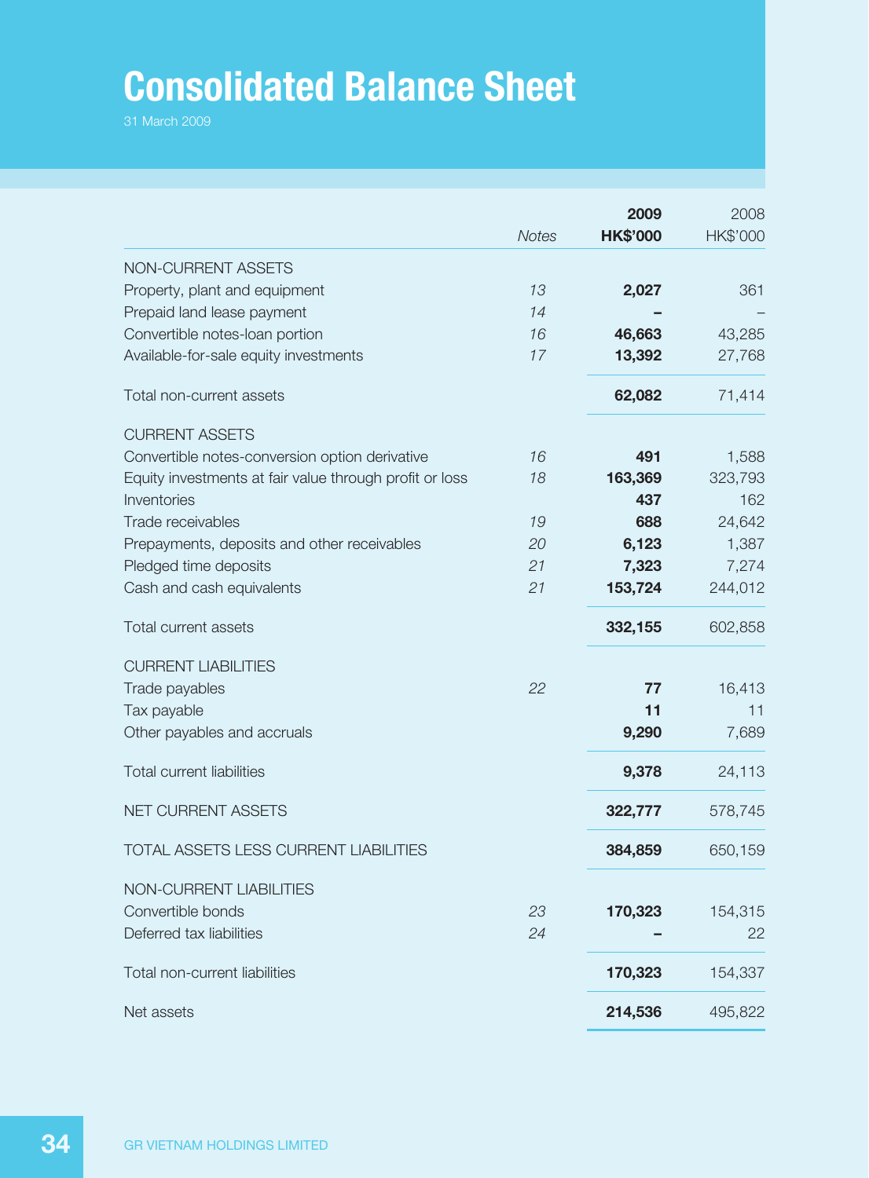# Consolidated Balance Sheet

31 March 2009

| | Notes | 2009 HK$'000 | 2008 HK$'000 |
|---|---|---|---|
| NON-CURRENT ASSETS | | | |
| Property, plant and equipment | 13 | **2,027** | 361 |
| Prepaid land lease payment | 14 | **–** | – |
| Convertible notes-loan portion | 16 | **46,663** | 43,285 |
| Available-for-sale equity investments | 17 | **13,392** | 27,768 |
| Total non-current assets | | **62,082** | 71,414 |
| CURRENT ASSETS | | | |
| Convertible notes-conversion option derivative | 16 | **491** | 1,588 |
| Equity investments at fair value through profit or loss | 18 | **163,369** | 323,793 |
| Inventories | | **437** | 162 |
| Trade receivables | 19 | **688** | 24,642 |
| Prepayments, deposits and other receivables | 20 | **6,123** | 1,387 |
| Pledged time deposits | 21 | **7,323** | 7,274 |
| Cash and cash equivalents | 21 | **153,724** | 244,012 |
| Total current assets | | **332,155** | 602,858 |
| CURRENT LIABILITIES | | | |
| Trade payables | 22 | **77** | 16,413 |
| Tax payable | | **11** | 11 |
| Other payables and accruals | | **9,290** | 7,689 |
| Total current liabilities | | **9,378** | 24,113 |
| NET CURRENT ASSETS | | **322,777** | 578,745 |
| TOTAL ASSETS LESS CURRENT LIABILITIES | | **384,859** | 650,159 |
| NON-CURRENT LIABILITIES | | | |
| Convertible bonds | 23 | **170,323** | 154,315 |
| Deferred tax liabilities | 24 | **–** | 22 |
| Total non-current liabilities | | **170,323** | 154,337 |
| Net assets | | **214,536** | 495,822 |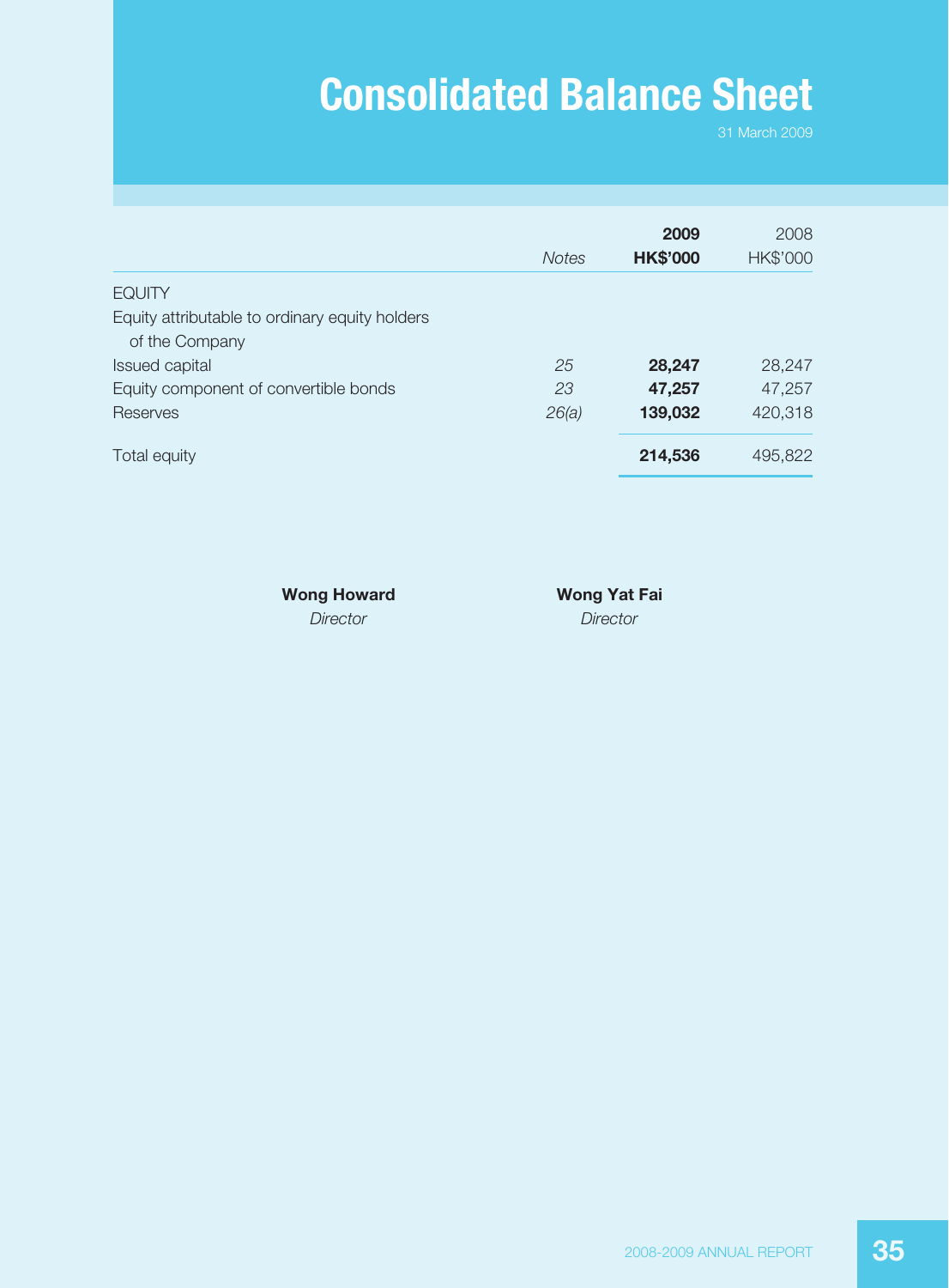# Consolidated Balance Sheet

31 March 2009

| | *Notes* | **2009** **HK$'000** | 2008 HK$'000 |
|---|---|---|---|
| EQUITY | | | |
| Equity attributable to ordinary equity holders of the Company | | | |
| Issued capital | *25* | **28,247** | 28,247 |
| Equity component of convertible bonds | *23* | **47,257** | 47,257 |
| Reserves | *26(a)* | **139,032** | 420,318 |
| Total equity | | **214,536** | 495,822 |

**Wong Howard**
*Director*

**Wong Yat Fai**
*Director*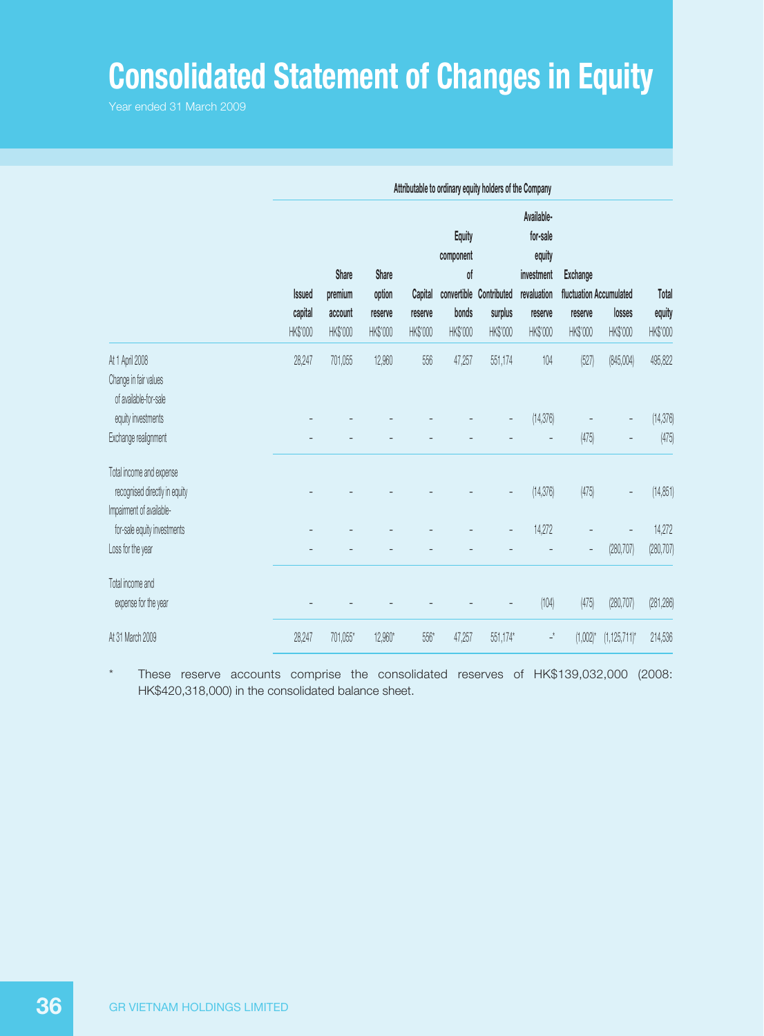# Consolidated Statement of Changes in Equity

Year ended 31 March 2009

| | Attributable to ordinary equity holders of the Company | | | | | | | | | |
|---|---|---|---|---|---|---|---|---|---|---|
| | Issued capital HK$'000 | Share premium account HK$'000 | Share option reserve HK$'000 | Capital reserve HK$'000 | Equity component of convertible bonds HK$'000 | Contributed surplus HK$'000 | Available-for-sale equity investment revaluation reserve HK$'000 | Exchange fluctuation reserve HK$'000 | Accumulated losses HK$'000 | Total equity HK$'000 |
| At 1 April 2008 | 28,247 | 701,055 | 12,960 | 556 | 47,257 | 551,174 | 104 | (527) | (845,004) | 495,822 |
| Change in fair values of available-for-sale equity investments | – | – | – | – | – | – | (14,376) | – | – | (14,376) |
| Exchange realignment | – | – | – | – | – | – | – | (475) | – | (475) |
| Total income and expense recognised directly in equity | – | – | – | – | – | – | (14,376) | (475) | – | (14,851) |
| Impairment of available-for-sale equity investments | – | – | – | – | – | – | 14,272 | – | – | 14,272 |
| Loss for the year | – | – | – | – | – | – | – | – | (280,707) | (280,707) |
| Total income and expense for the year | – | – | – | – | – | – | (104) | (475) | (280,707) | (281,286) |
| At 31 March 2009 | 28,247 | 701,055* | 12,960* | 556* | 47,257 | 551,174* | –* | (1,002)* | (1,125,711)* | 214,536 |

\* These reserve accounts comprise the consolidated reserves of HK$139,032,000 (2008: HK$420,318,000) in the consolidated balance sheet.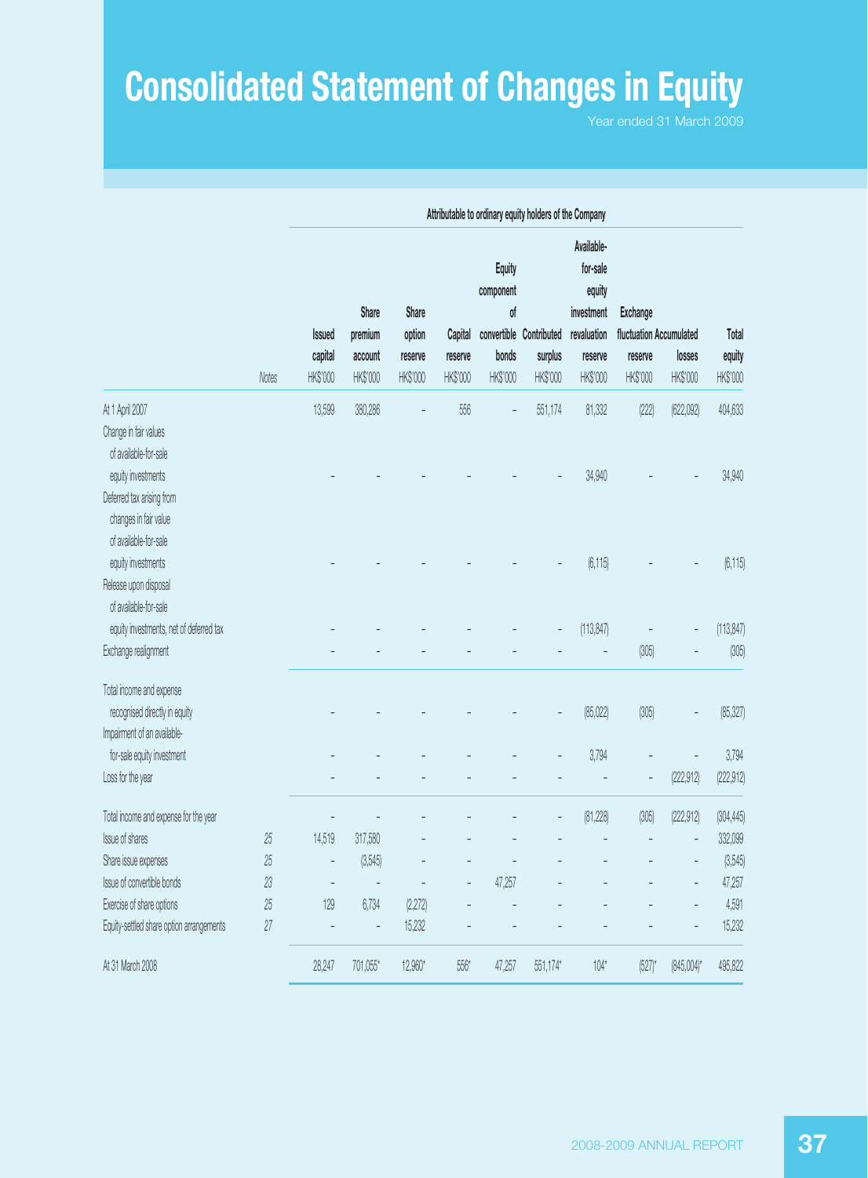# Consolidated Statement of Changes in Equity

Year ended 31 March 2009

| | | Attributable to ordinary equity holders of the Company | | | | | | | | | |
|---|---|---|---|---|---|---|---|---|---|---|---|
| | Notes | Issued capital HK$'000 | Share premium account HK$'000 | Share option reserve HK$'000 | Capital reserve HK$'000 | Equity component of convertible bonds HK$'000 | Contributed surplus HK$'000 | Available-for-sale equity investment revaluation reserve HK$'000 | Exchange fluctuation reserve HK$'000 | Accumulated losses HK$'000 | Total equity HK$'000 |
| At 1 April 2007 | | 13,599 | 380,286 | – | 556 | – | 551,174 | 81,332 | (222) | (622,092) | 404,633 |
| Change in fair values of available-for-sale equity investments | | – | – | – | – | – | – | 34,940 | – | – | 34,940 |
| Deferred tax arising from changes in fair value of available-for-sale equity investments | | – | – | – | – | – | – | (6,115) | – | – | (6,115) |
| Release upon disposal of available-for-sale equity investments, net of deferred tax | | – | – | – | – | – | – | (113,847) | – | – | (113,847) |
| Exchange realignment | | – | – | – | – | – | – | – | (305) | – | (305) |
| Total income and expense recognised directly in equity | | – | – | – | – | – | – | (85,022) | (305) | – | (85,327) |
| Impairment of an available-for-sale equity investment | | – | – | – | – | – | – | 3,794 | – | – | 3,794 |
| Loss for the year | | – | – | – | – | – | – | – | – | (222,912) | (222,912) |
| Total income and expense for the year | | – | – | – | – | – | – | (81,228) | (305) | (222,912) | (304,445) |
| Issue of shares | 25 | 14,519 | 317,580 | – | – | – | – | – | – | – | 332,099 |
| Share issue expenses | 25 | – | (3,545) | – | – | – | – | – | – | – | (3,545) |
| Issue of convertible bonds | 23 | – | – | – | – | 47,257 | – | – | – | – | 47,257 |
| Exercise of share options | 25 | 129 | 6,734 | (2,272) | – | – | – | – | – | – | 4,591 |
| Equity-settled share option arrangements | 27 | – | – | 15,232 | – | – | – | – | – | – | 15,232 |
| At 31 March 2008 | | 28,247 | 701,055* | 12,960* | 556* | 47,257 | 551,174* | 104* | (527)* | (845,004)* | 495,822 |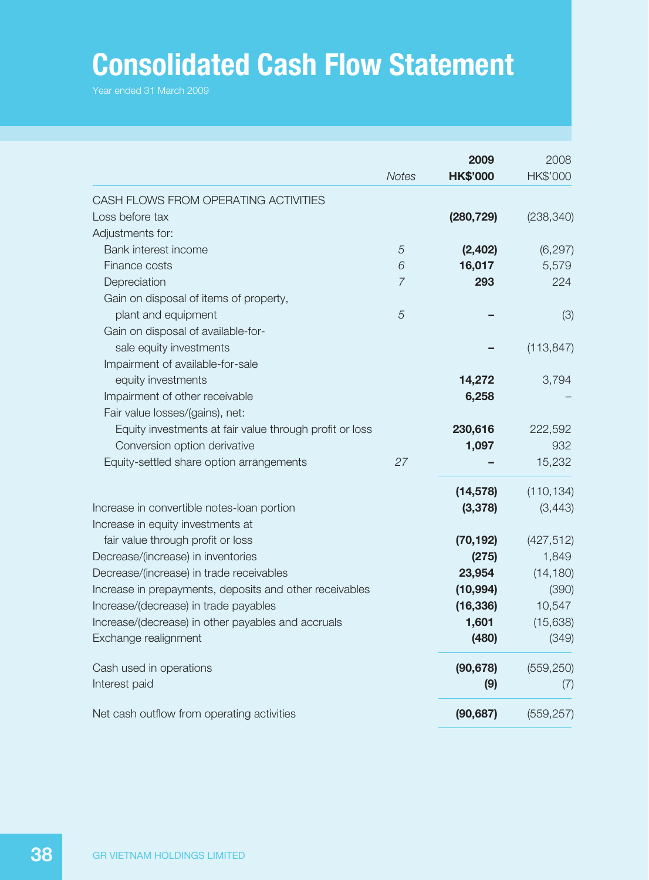# Consolidated Cash Flow Statement

Year ended 31 March 2009

| | Notes | 2009 HK$'000 | 2008 HK$'000 |
|---|---|---|---|
| CASH FLOWS FROM OPERATING ACTIVITIES | | | |
| Loss before tax | | **(280,729)** | (238,340) |
| Adjustments for: | | | |
| Bank interest income | *5* | **(2,402)** | (6,297) |
| Finance costs | *6* | **16,017** | 5,579 |
| Depreciation | *7* | **293** | 224 |
| Gain on disposal of items of property, plant and equipment | *5* | **–** | (3) |
| Gain on disposal of available-for-sale equity investments | | **–** | (113,847) |
| Impairment of available-for-sale equity investments | | **14,272** | 3,794 |
| Impairment of other receivable | | **6,258** | – |
| Fair value losses/(gains), net: | | | |
| Equity investments at fair value through profit or loss | | **230,616** | 222,592 |
| Conversion option derivative | | **1,097** | 932 |
| Equity-settled share option arrangements | *27* | **–** | 15,232 |
| | | **(14,578)** | (110,134) |
| Increase in convertible notes-loan portion | | **(3,378)** | (3,443) |
| Increase in equity investments at fair value through profit or loss | | **(70,192)** | (427,512) |
| Decrease/(increase) in inventories | | **(275)** | 1,849 |
| Decrease/(increase) in trade receivables | | **23,954** | (14,180) |
| Increase in prepayments, deposits and other receivables | | **(10,994)** | (390) |
| Increase/(decrease) in trade payables | | **(16,336)** | 10,547 |
| Increase/(decrease) in other payables and accruals | | **1,601** | (15,638) |
| Exchange realignment | | **(480)** | (349) |
| Cash used in operations | | **(90,678)** | (559,250) |
| Interest paid | | **(9)** | (7) |
| Net cash outflow from operating activities | | **(90,687)** | (559,257) |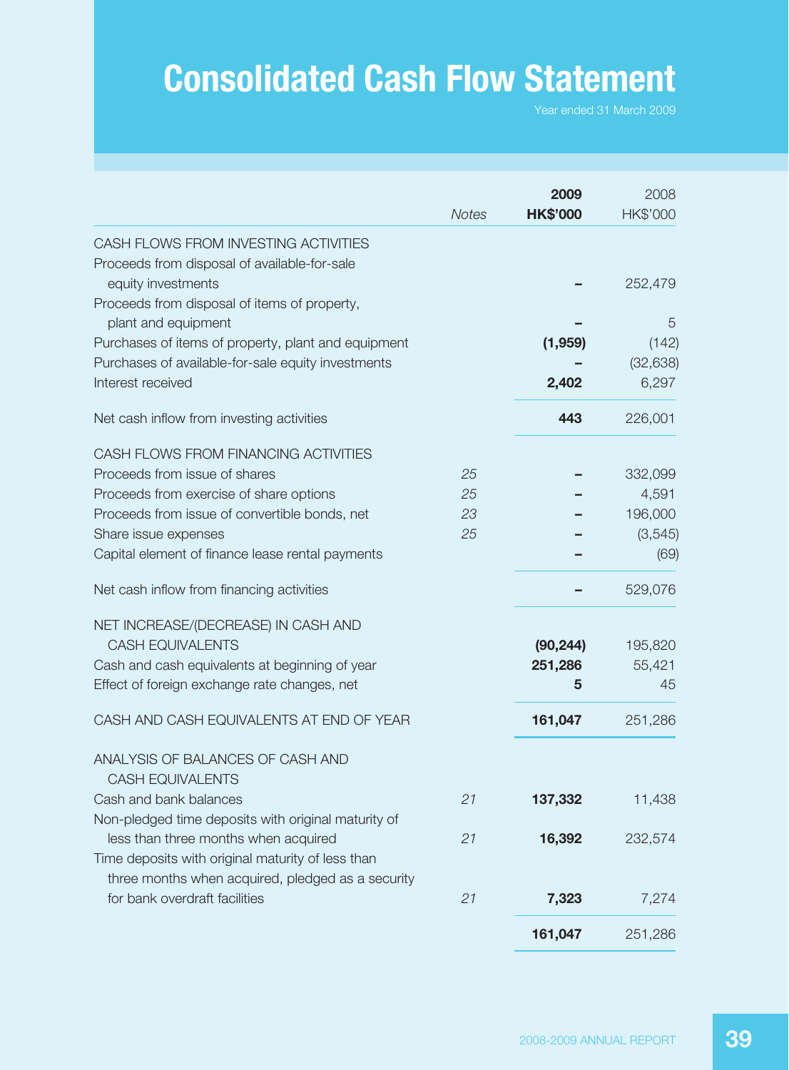# Consolidated Cash Flow Statement

Year ended 31 March 2009

| | Notes | **2009**<br>**HK$'000** | 2008<br>HK$'000 |
|---|---|---|---|
| CASH FLOWS FROM INVESTING ACTIVITIES | | | |
| Proceeds from disposal of available-for-sale equity investments | | **–** | 252,479 |
| Proceeds from disposal of items of property, plant and equipment | | **–** | 5 |
| Purchases of items of property, plant and equipment | | **(1,959)** | (142) |
| Purchases of available-for-sale equity investments | | **–** | (32,638) |
| Interest received | | **2,402** | 6,297 |
| Net cash inflow from investing activities | | **443** | 226,001 |
| CASH FLOWS FROM FINANCING ACTIVITIES | | | |
| Proceeds from issue of shares | *25* | **–** | 332,099 |
| Proceeds from exercise of share options | *25* | **–** | 4,591 |
| Proceeds from issue of convertible bonds, net | *23* | **–** | 196,000 |
| Share issue expenses | *25* | **–** | (3,545) |
| Capital element of finance lease rental payments | | **–** | (69) |
| Net cash inflow from financing activities | | **–** | 529,076 |
| NET INCREASE/(DECREASE) IN CASH AND CASH EQUIVALENTS | | **(90,244)** | 195,820 |
| Cash and cash equivalents at beginning of year | | **251,286** | 55,421 |
| Effect of foreign exchange rate changes, net | | **5** | 45 |
| CASH AND CASH EQUIVALENTS AT END OF YEAR | | **161,047** | 251,286 |
| ANALYSIS OF BALANCES OF CASH AND CASH EQUIVALENTS | | | |
| Cash and bank balances | *21* | **137,332** | 11,438 |
| Non-pledged time deposits with original maturity of less than three months when acquired | *21* | **16,392** | 232,574 |
| Time deposits with original maturity of less than three months when acquired, pledged as a security for bank overdraft facilities | *21* | **7,323** | 7,274 |
| | | **161,047** | 251,286 |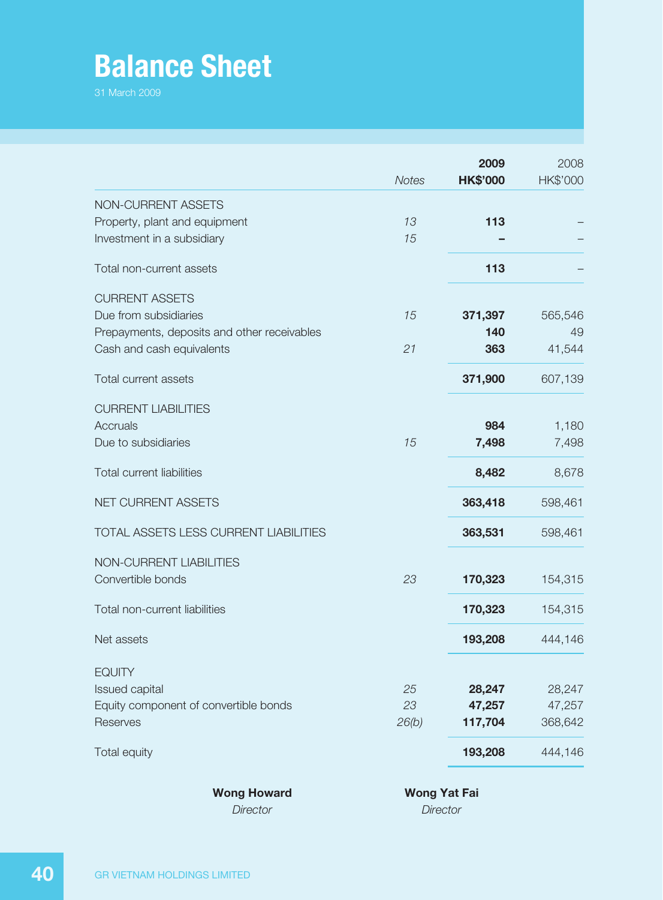# Balance Sheet

31 March 2009

| | Notes | 2009 HK$'000 | 2008 HK$'000 |
|---|---|---|---|
| NON-CURRENT ASSETS | | | |
| Property, plant and equipment | 13 | **113** | – |
| Investment in a subsidiary | 15 | **–** | – |
| Total non-current assets | | **113** | – |
| CURRENT ASSETS | | | |
| Due from subsidiaries | 15 | **371,397** | 565,546 |
| Prepayments, deposits and other receivables | | **140** | 49 |
| Cash and cash equivalents | 21 | **363** | 41,544 |
| Total current assets | | **371,900** | 607,139 |
| CURRENT LIABILITIES | | | |
| Accruals | | **984** | 1,180 |
| Due to subsidiaries | 15 | **7,498** | 7,498 |
| Total current liabilities | | **8,482** | 8,678 |
| NET CURRENT ASSETS | | **363,418** | 598,461 |
| TOTAL ASSETS LESS CURRENT LIABILITIES | | **363,531** | 598,461 |
| NON-CURRENT LIABILITIES | | | |
| Convertible bonds | 23 | **170,323** | 154,315 |
| Total non-current liabilities | | **170,323** | 154,315 |
| Net assets | | **193,208** | 444,146 |
| EQUITY | | | |
| Issued capital | 25 | **28,247** | 28,247 |
| Equity component of convertible bonds | 23 | **47,257** | 47,257 |
| Reserves | 26(b) | **117,704** | 368,642 |
| Total equity | | **193,208** | 444,146 |

**Wong Howard**
*Director*

**Wong Yat Fai**
*Director*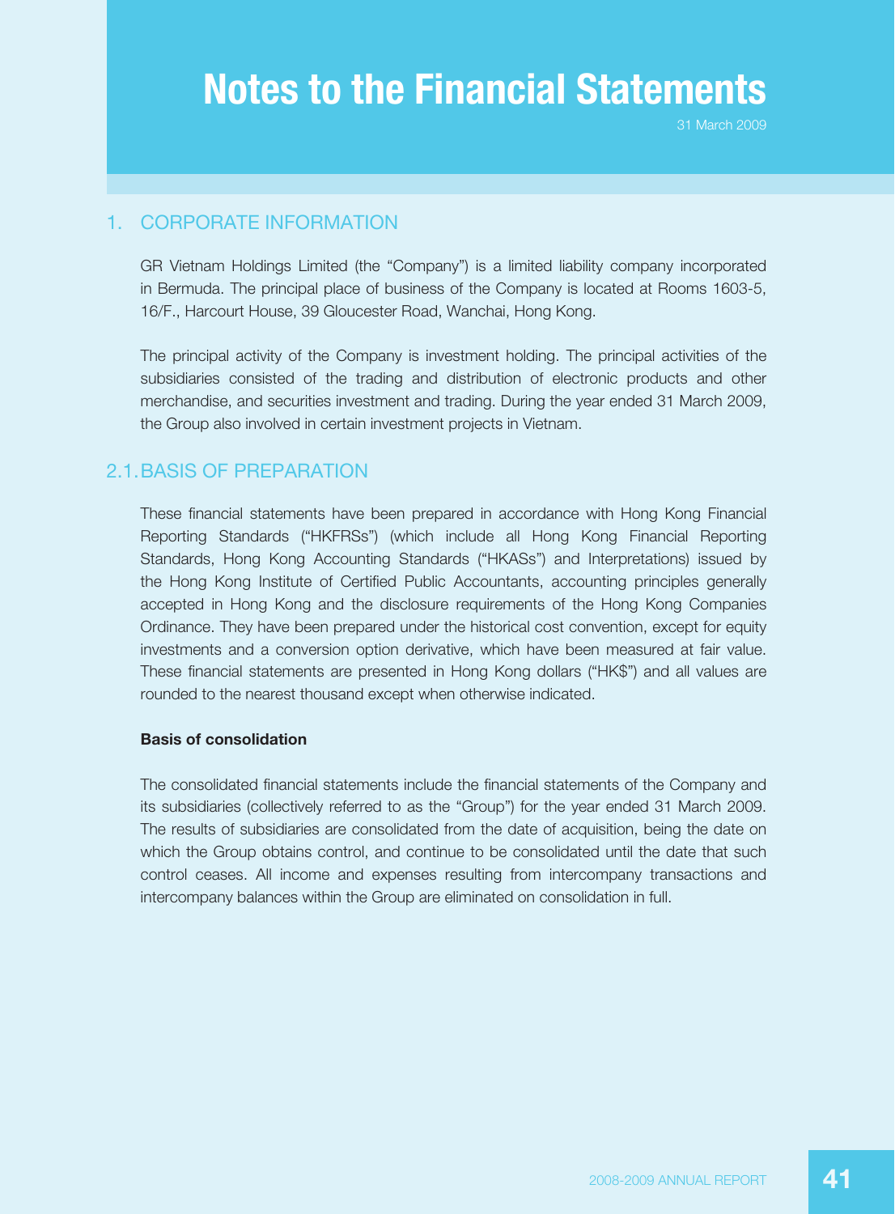# Notes to the Financial Statements

31 March 2009

## 1. CORPORATE INFORMATION

GR Vietnam Holdings Limited (the "Company") is a limited liability company incorporated in Bermuda. The principal place of business of the Company is located at Rooms 1603-5, 16/F., Harcourt House, 39 Gloucester Road, Wanchai, Hong Kong.

The principal activity of the Company is investment holding. The principal activities of the subsidiaries consisted of the trading and distribution of electronic products and other merchandise, and securities investment and trading. During the year ended 31 March 2009, the Group also involved in certain investment projects in Vietnam.

## 2.1. BASIS OF PREPARATION

These financial statements have been prepared in accordance with Hong Kong Financial Reporting Standards ("HKFRSs") (which include all Hong Kong Financial Reporting Standards, Hong Kong Accounting Standards ("HKASs") and Interpretations) issued by the Hong Kong Institute of Certified Public Accountants, accounting principles generally accepted in Hong Kong and the disclosure requirements of the Hong Kong Companies Ordinance. They have been prepared under the historical cost convention, except for equity investments and a conversion option derivative, which have been measured at fair value. These financial statements are presented in Hong Kong dollars ("HK$") and all values are rounded to the nearest thousand except when otherwise indicated.

**Basis of consolidation**

The consolidated financial statements include the financial statements of the Company and its subsidiaries (collectively referred to as the "Group") for the year ended 31 March 2009. The results of subsidiaries are consolidated from the date of acquisition, being the date on which the Group obtains control, and continue to be consolidated until the date that such control ceases. All income and expenses resulting from intercompany transactions and intercompany balances within the Group are eliminated on consolidation in full.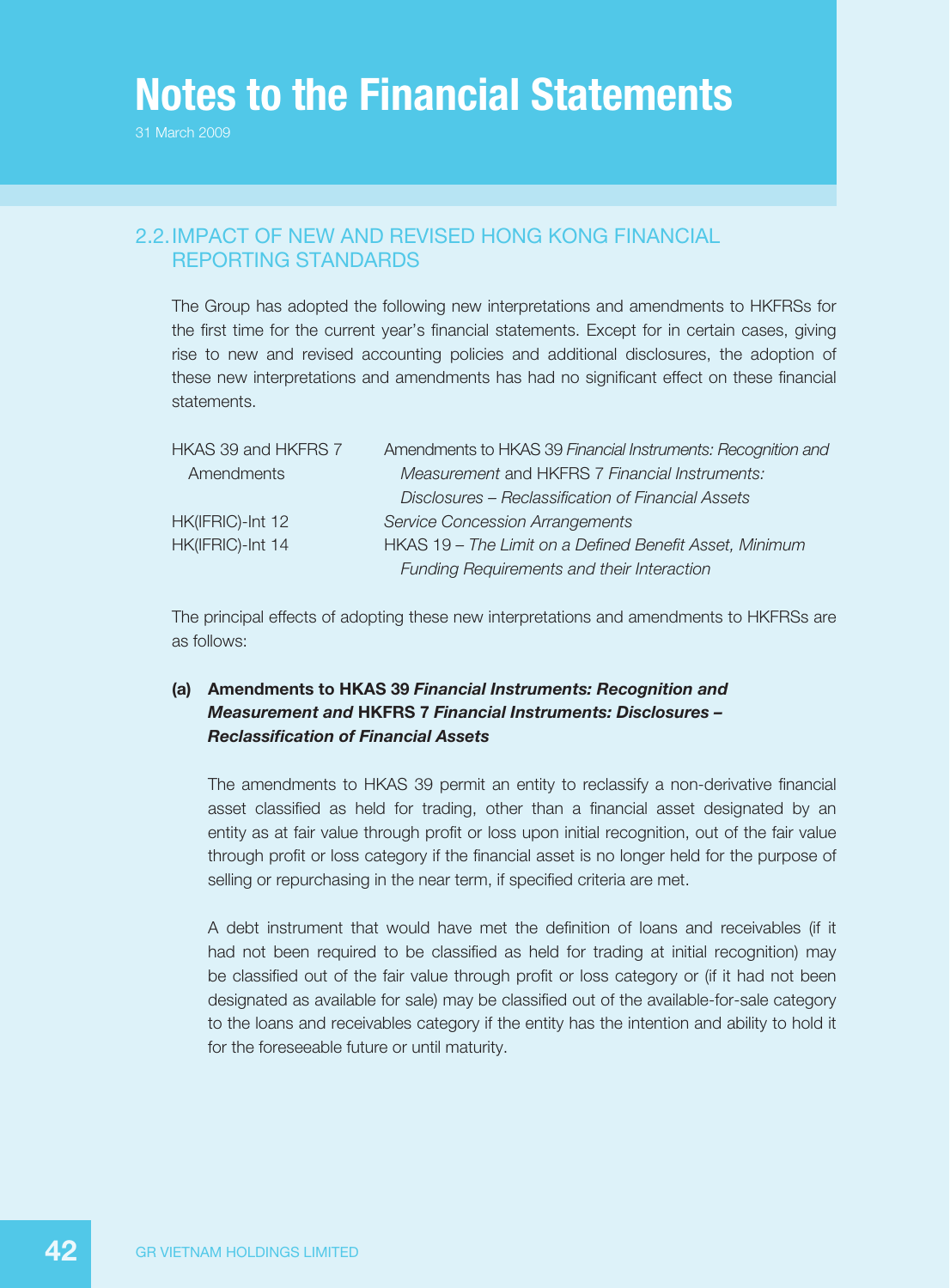# Notes to the Financial Statements

31 March 2009

## 2.2. IMPACT OF NEW AND REVISED HONG KONG FINANCIAL REPORTING STANDARDS

The Group has adopted the following new interpretations and amendments to HKFRSs for the first time for the current year's financial statements. Except for in certain cases, giving rise to new and revised accounting policies and additional disclosures, the adoption of these new interpretations and amendments has had no significant effect on these financial statements.

| | |
|---|---|
| HKAS 39 and HKFRS 7 Amendments | Amendments to HKAS 39 *Financial Instruments: Recognition and Measurement* and HKFRS 7 *Financial Instruments: Disclosures – Reclassification of Financial Assets* |
| HK(IFRIC)-Int 12 | *Service Concession Arrangements* |
| HK(IFRIC)-Int 14 | HKAS 19 – *The Limit on a Defined Benefit Asset, Minimum Funding Requirements and their Interaction* |

The principal effects of adopting these new interpretations and amendments to HKFRSs are as follows:

**(a) Amendments to HKAS 39 *Financial Instruments: Recognition and Measurement and* HKFRS 7 *Financial Instruments: Disclosures – Reclassification of Financial Assets***

The amendments to HKAS 39 permit an entity to reclassify a non-derivative financial asset classified as held for trading, other than a financial asset designated by an entity as at fair value through profit or loss upon initial recognition, out of the fair value through profit or loss category if the financial asset is no longer held for the purpose of selling or repurchasing in the near term, if specified criteria are met.

A debt instrument that would have met the definition of loans and receivables (if it had not been required to be classified as held for trading at initial recognition) may be classified out of the fair value through profit or loss category or (if it had not been designated as available for sale) may be classified out of the available-for-sale category to the loans and receivables category if the entity has the intention and ability to hold it for the foreseeable future or until maturity.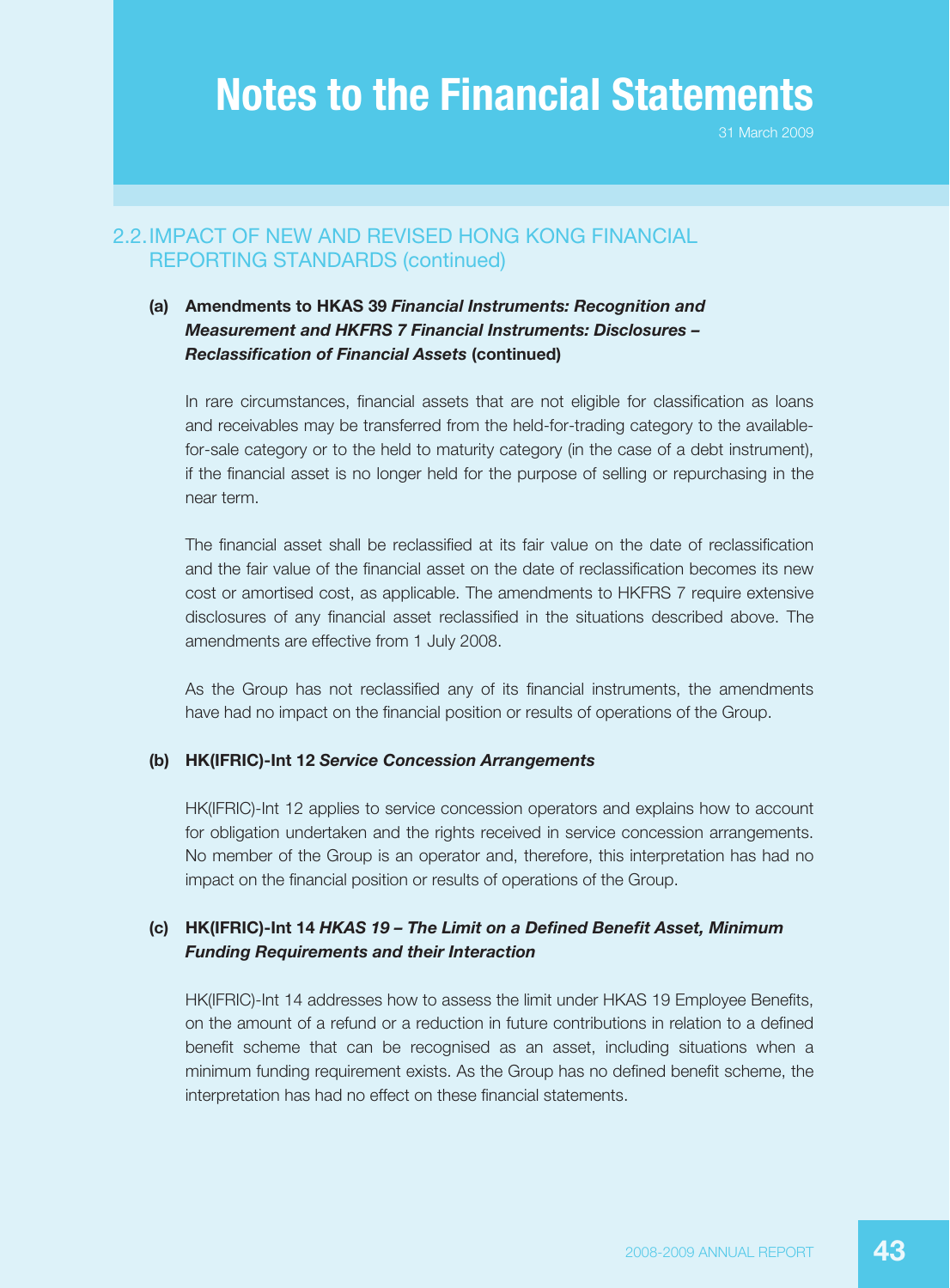## 2.2. IMPACT OF NEW AND REVISED HONG KONG FINANCIAL REPORTING STANDARDS (continued)

### (a) Amendments to HKAS 39 *Financial Instruments: Recognition and Measurement and HKFRS 7 Financial Instruments: Disclosures – Reclassification of Financial Assets* (continued)

In rare circumstances, financial assets that are not eligible for classification as loans and receivables may be transferred from the held-for-trading category to the available-for-sale category or to the held to maturity category (in the case of a debt instrument), if the financial asset is no longer held for the purpose of selling or repurchasing in the near term.

The financial asset shall be reclassified at its fair value on the date of reclassification and the fair value of the financial asset on the date of reclassification becomes its new cost or amortised cost, as applicable. The amendments to HKFRS 7 require extensive disclosures of any financial asset reclassified in the situations described above. The amendments are effective from 1 July 2008.

As the Group has not reclassified any of its financial instruments, the amendments have had no impact on the financial position or results of operations of the Group.

### (b) HK(IFRIC)-Int 12 *Service Concession Arrangements*

HK(IFRIC)-Int 12 applies to service concession operators and explains how to account for obligation undertaken and the rights received in service concession arrangements. No member of the Group is an operator and, therefore, this interpretation has had no impact on the financial position or results of operations of the Group.

### (c) HK(IFRIC)-Int 14 *HKAS 19 – The Limit on a Defined Benefit Asset, Minimum Funding Requirements and their Interaction*

HK(IFRIC)-Int 14 addresses how to assess the limit under HKAS 19 Employee Benefits, on the amount of a refund or a reduction in future contributions in relation to a defined benefit scheme that can be recognised as an asset, including situations when a minimum funding requirement exists. As the Group has no defined benefit scheme, the interpretation has had no effect on these financial statements.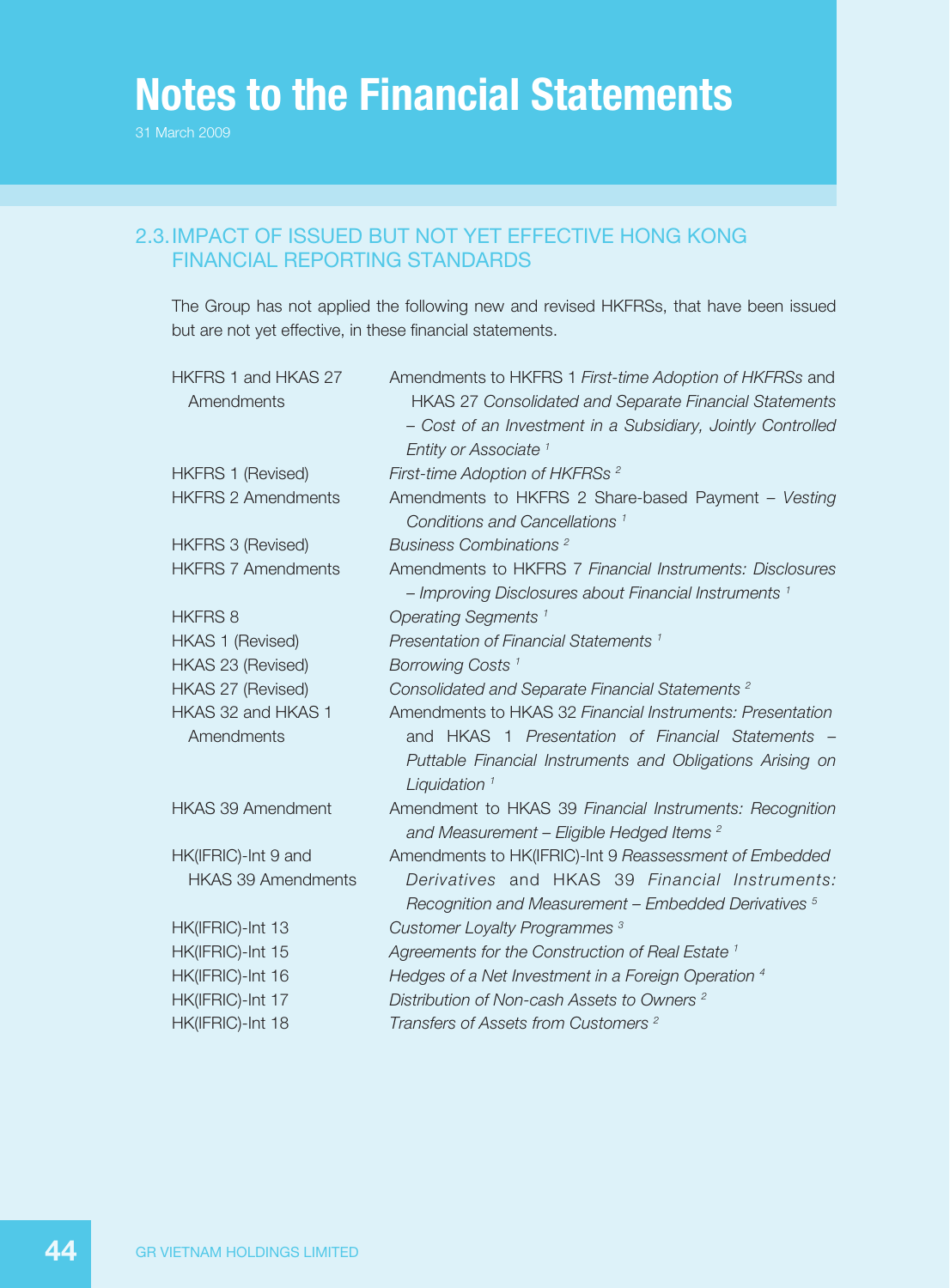# Notes to the Financial Statements

31 March 2009

## 2.3. IMPACT OF ISSUED BUT NOT YET EFFECTIVE HONG KONG FINANCIAL REPORTING STANDARDS

The Group has not applied the following new and revised HKFRSs, that have been issued but are not yet effective, in these financial statements.

| | |
|---|---|
| HKFRS 1 and HKAS 27 Amendments | Amendments to HKFRS 1 *First-time Adoption of HKFRSs* and HKAS 27 *Consolidated and Separate Financial Statements – Cost of an Investment in a Subsidiary, Jointly Controlled Entity or Associate* [1] |
| HKFRS 1 (Revised) | *First-time Adoption of HKFRSs* [2] |
| HKFRS 2 Amendments | Amendments to HKFRS 2 Share-based Payment – *Vesting Conditions and Cancellations* [1] |
| HKFRS 3 (Revised) | *Business Combinations* [2] |
| HKFRS 7 Amendments | Amendments to HKFRS 7 *Financial Instruments: Disclosures – Improving Disclosures about Financial Instruments* [1] |
| HKFRS 8 | *Operating Segments* [1] |
| HKAS 1 (Revised) | *Presentation of Financial Statements* [1] |
| HKAS 23 (Revised) | *Borrowing Costs* [1] |
| HKAS 27 (Revised) | *Consolidated and Separate Financial Statements* [2] |
| HKAS 32 and HKAS 1 Amendments | Amendments to HKAS 32 *Financial Instruments: Presentation* and HKAS 1 *Presentation of Financial Statements – Puttable Financial Instruments and Obligations Arising on Liquidation* [1] |
| HKAS 39 Amendment | Amendment to HKAS 39 *Financial Instruments: Recognition and Measurement – Eligible Hedged Items* [2] |
| HK(IFRIC)-Int 9 and HKAS 39 Amendments | Amendments to HK(IFRIC)-Int 9 *Reassessment of Embedded Derivatives* and HKAS 39 *Financial Instruments: Recognition and Measurement – Embedded Derivatives* [5] |
| HK(IFRIC)-Int 13 | *Customer Loyalty Programmes* [3] |
| HK(IFRIC)-Int 15 | *Agreements for the Construction of Real Estate* [1] |
| HK(IFRIC)-Int 16 | *Hedges of a Net Investment in a Foreign Operation* [4] |
| HK(IFRIC)-Int 17 | *Distribution of Non-cash Assets to Owners* [2] |
| HK(IFRIC)-Int 18 | *Transfers of Assets from Customers* [2] |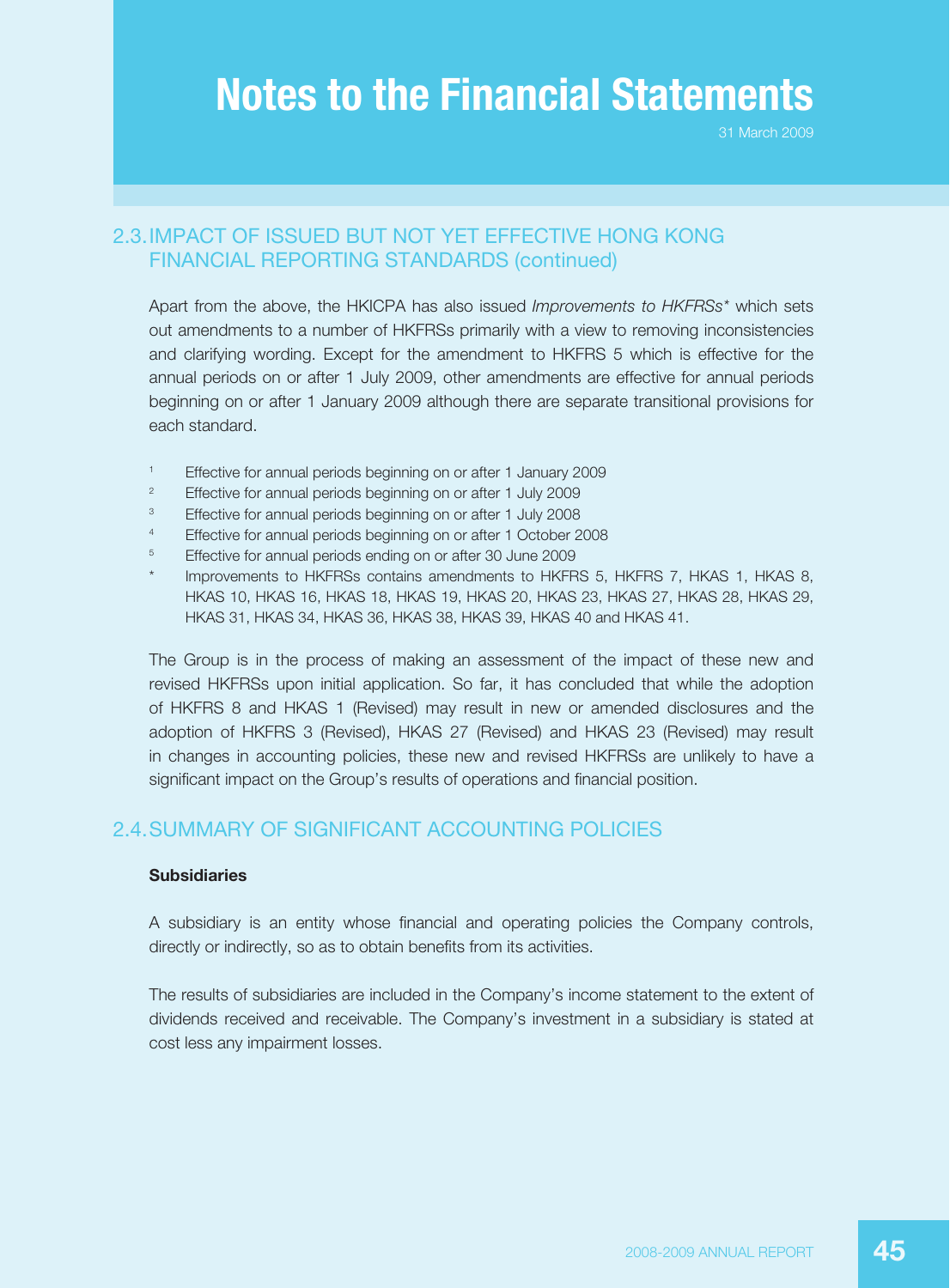## 2.3. IMPACT OF ISSUED BUT NOT YET EFFECTIVE HONG KONG FINANCIAL REPORTING STANDARDS (continued)

Apart from the above, the HKICPA has also issued *Improvements to HKFRSs** which sets out amendments to a number of HKFRSs primarily with a view to removing inconsistencies and clarifying wording. Except for the amendment to HKFRS 5 which is effective for the annual periods on or after 1 July 2009, other amendments are effective for annual periods beginning on or after 1 January 2009 although there are separate transitional provisions for each standard.

[1] Effective for annual periods beginning on or after 1 January 2009

[2] Effective for annual periods beginning on or after 1 July 2009

[3] Effective for annual periods beginning on or after 1 July 2008

[4] Effective for annual periods beginning on or after 1 October 2008

[5] Effective for annual periods ending on or after 30 June 2009

\* Improvements to HKFRSs contains amendments to HKFRS 5, HKFRS 7, HKAS 1, HKAS 8, HKAS 10, HKAS 16, HKAS 18, HKAS 19, HKAS 20, HKAS 23, HKAS 27, HKAS 28, HKAS 29, HKAS 31, HKAS 34, HKAS 36, HKAS 38, HKAS 39, HKAS 40 and HKAS 41.

The Group is in the process of making an assessment of the impact of these new and revised HKFRSs upon initial application. So far, it has concluded that while the adoption of HKFRS 8 and HKAS 1 (Revised) may result in new or amended disclosures and the adoption of HKFRS 3 (Revised), HKAS 27 (Revised) and HKAS 23 (Revised) may result in changes in accounting policies, these new and revised HKFRSs are unlikely to have a significant impact on the Group's results of operations and financial position.

## 2.4. SUMMARY OF SIGNIFICANT ACCOUNTING POLICIES

**Subsidiaries**

A subsidiary is an entity whose financial and operating policies the Company controls, directly or indirectly, so as to obtain benefits from its activities.

The results of subsidiaries are included in the Company's income statement to the extent of dividends received and receivable. The Company's investment in a subsidiary is stated at cost less any impairment losses.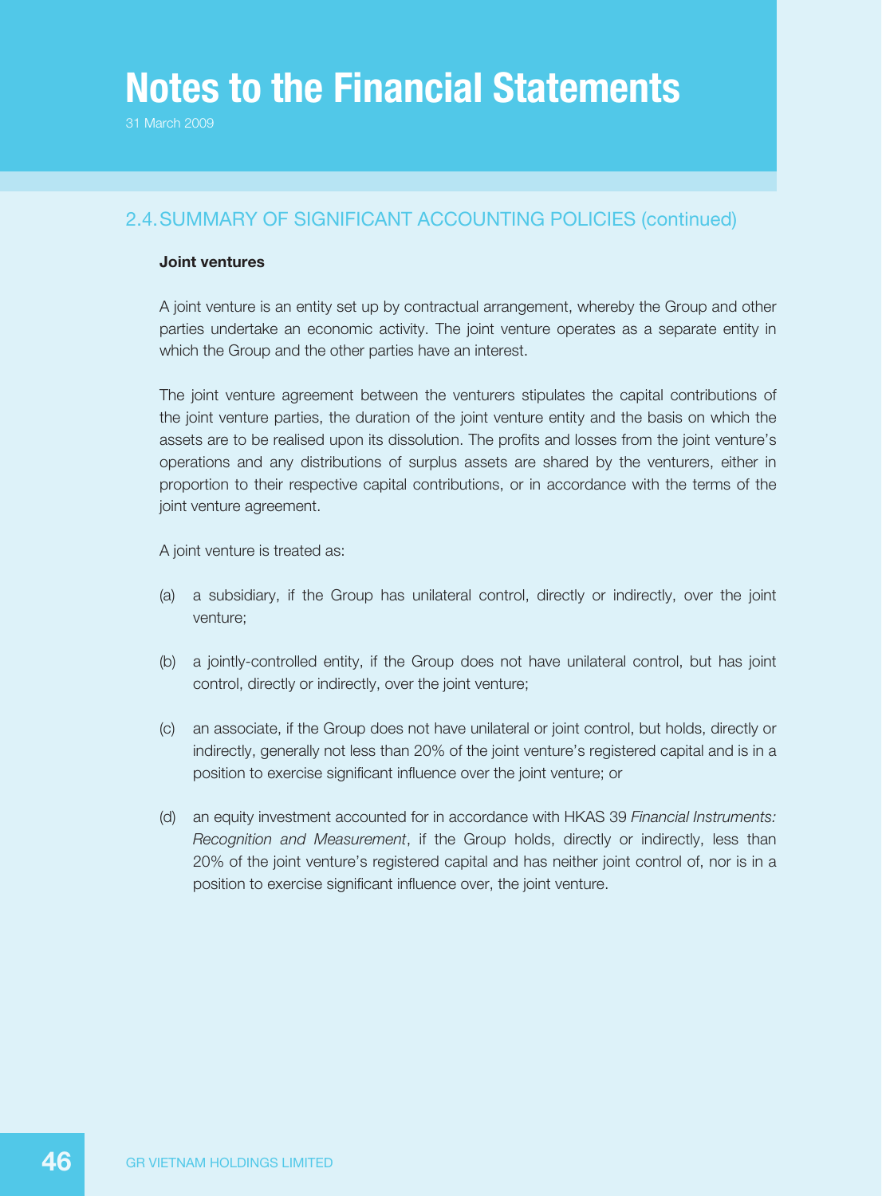## 2.4. SUMMARY OF SIGNIFICANT ACCOUNTING POLICIES (continued)

**Joint ventures**

A joint venture is an entity set up by contractual arrangement, whereby the Group and other parties undertake an economic activity. The joint venture operates as a separate entity in which the Group and the other parties have an interest.

The joint venture agreement between the venturers stipulates the capital contributions of the joint venture parties, the duration of the joint venture entity and the basis on which the assets are to be realised upon its dissolution. The profits and losses from the joint venture's operations and any distributions of surplus assets are shared by the venturers, either in proportion to their respective capital contributions, or in accordance with the terms of the joint venture agreement.

A joint venture is treated as:

(a) a subsidiary, if the Group has unilateral control, directly or indirectly, over the joint venture;

(b) a jointly-controlled entity, if the Group does not have unilateral control, but has joint control, directly or indirectly, over the joint venture;

(c) an associate, if the Group does not have unilateral or joint control, but holds, directly or indirectly, generally not less than 20% of the joint venture's registered capital and is in a position to exercise significant influence over the joint venture; or

(d) an equity investment accounted for in accordance with HKAS 39 *Financial Instruments: Recognition and Measurement*, if the Group holds, directly or indirectly, less than 20% of the joint venture's registered capital and has neither joint control of, nor is in a position to exercise significant influence over, the joint venture.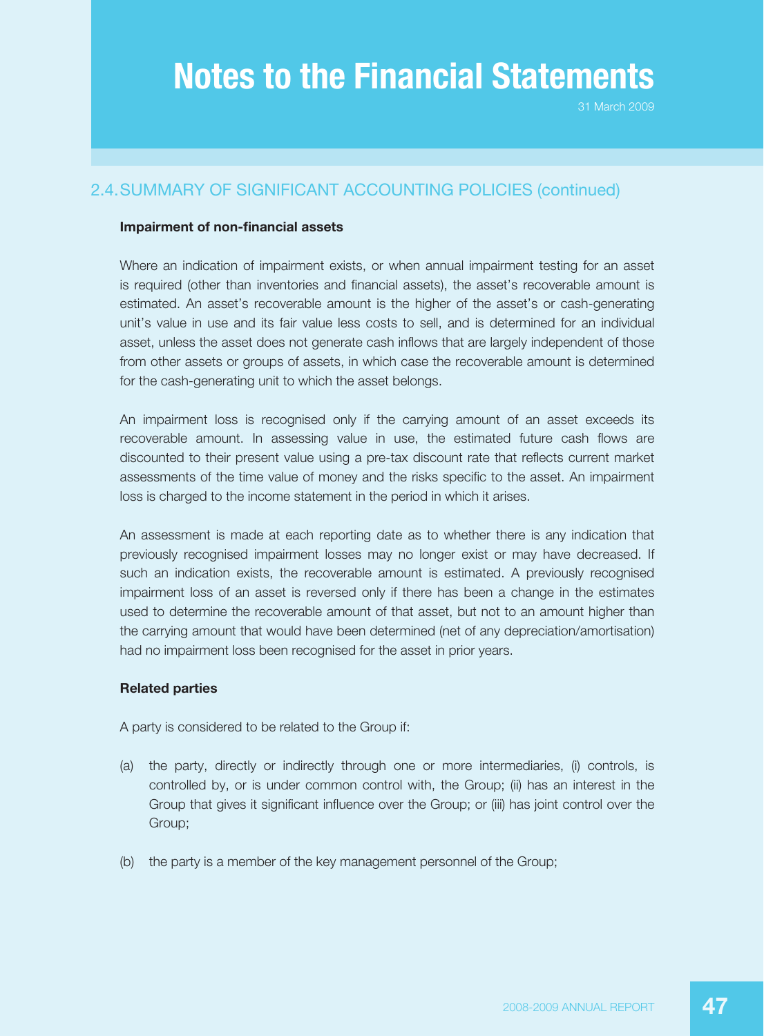## 2.4. SUMMARY OF SIGNIFICANT ACCOUNTING POLICIES (continued)

### Impairment of non-financial assets

Where an indication of impairment exists, or when annual impairment testing for an asset is required (other than inventories and financial assets), the asset's recoverable amount is estimated. An asset's recoverable amount is the higher of the asset's or cash-generating unit's value in use and its fair value less costs to sell, and is determined for an individual asset, unless the asset does not generate cash inflows that are largely independent of those from other assets or groups of assets, in which case the recoverable amount is determined for the cash-generating unit to which the asset belongs.

An impairment loss is recognised only if the carrying amount of an asset exceeds its recoverable amount. In assessing value in use, the estimated future cash flows are discounted to their present value using a pre-tax discount rate that reflects current market assessments of the time value of money and the risks specific to the asset. An impairment loss is charged to the income statement in the period in which it arises.

An assessment is made at each reporting date as to whether there is any indication that previously recognised impairment losses may no longer exist or may have decreased. If such an indication exists, the recoverable amount is estimated. A previously recognised impairment loss of an asset is reversed only if there has been a change in the estimates used to determine the recoverable amount of that asset, but not to an amount higher than the carrying amount that would have been determined (net of any depreciation/amortisation) had no impairment loss been recognised for the asset in prior years.

### Related parties

A party is considered to be related to the Group if:

(a) the party, directly or indirectly through one or more intermediaries, (i) controls, is controlled by, or is under common control with, the Group; (ii) has an interest in the Group that gives it significant influence over the Group; or (iii) has joint control over the Group;

(b) the party is a member of the key management personnel of the Group;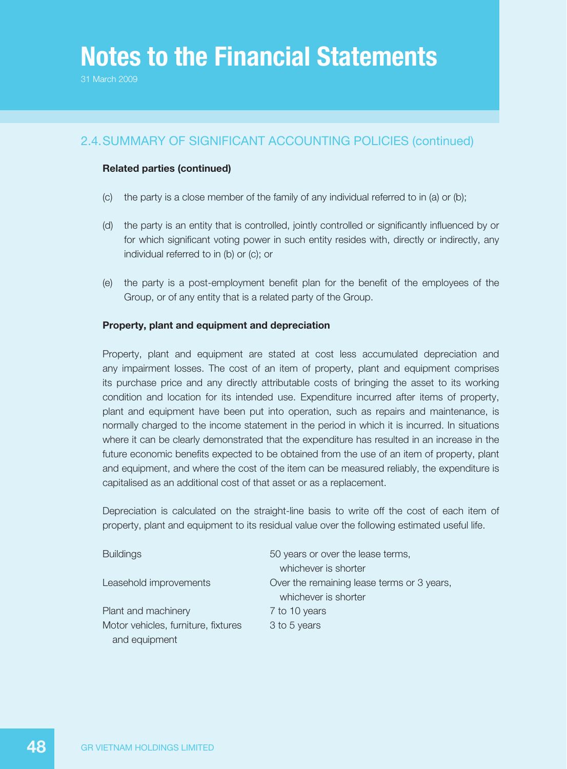# Notes to the Financial Statements

31 March 2009

## 2.4. SUMMARY OF SIGNIFICANT ACCOUNTING POLICIES (continued)

**Related parties (continued)**

(c) the party is a close member of the family of any individual referred to in (a) or (b);

(d) the party is an entity that is controlled, jointly controlled or significantly influenced by or for which significant voting power in such entity resides with, directly or indirectly, any individual referred to in (b) or (c); or

(e) the party is a post-employment benefit plan for the benefit of the employees of the Group, or of any entity that is a related party of the Group.

**Property, plant and equipment and depreciation**

Property, plant and equipment are stated at cost less accumulated depreciation and any impairment losses. The cost of an item of property, plant and equipment comprises its purchase price and any directly attributable costs of bringing the asset to its working condition and location for its intended use. Expenditure incurred after items of property, plant and equipment have been put into operation, such as repairs and maintenance, is normally charged to the income statement in the period in which it is incurred. In situations where it can be clearly demonstrated that the expenditure has resulted in an increase in the future economic benefits expected to be obtained from the use of an item of property, plant and equipment, and where the cost of the item can be measured reliably, the expenditure is capitalised as an additional cost of that asset or as a replacement.

Depreciation is calculated on the straight-line basis to write off the cost of each item of property, plant and equipment to its residual value over the following estimated useful life.

| | |
|---|---|
| Buildings | 50 years or over the lease terms, whichever is shorter |
| Leasehold improvements | Over the remaining lease terms or 3 years, whichever is shorter |
| Plant and machinery | 7 to 10 years |
| Motor vehicles, furniture, fixtures and equipment | 3 to 5 years |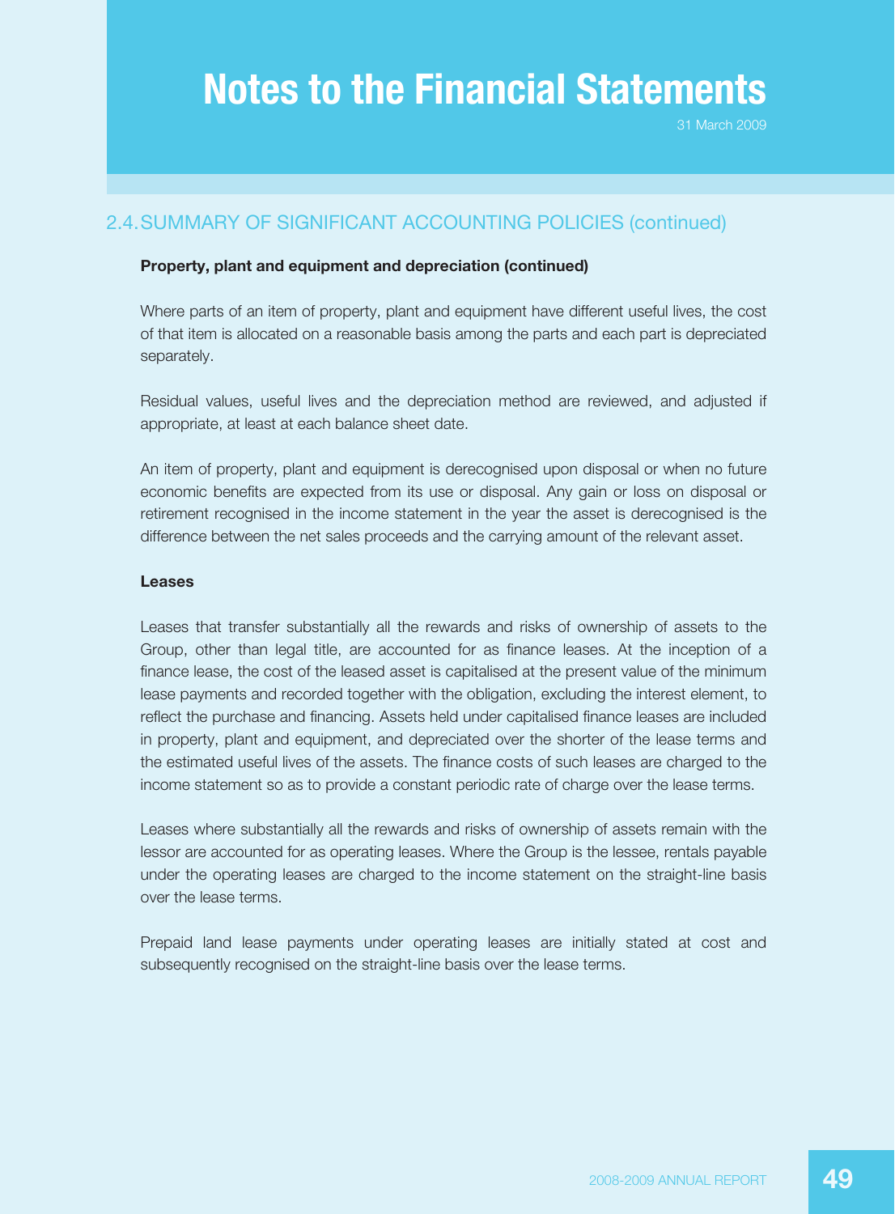## 2.4. SUMMARY OF SIGNIFICANT ACCOUNTING POLICIES (continued)

**Property, plant and equipment and depreciation (continued)**

Where parts of an item of property, plant and equipment have different useful lives, the cost of that item is allocated on a reasonable basis among the parts and each part is depreciated separately.

Residual values, useful lives and the depreciation method are reviewed, and adjusted if appropriate, at least at each balance sheet date.

An item of property, plant and equipment is derecognised upon disposal or when no future economic benefits are expected from its use or disposal. Any gain or loss on disposal or retirement recognised in the income statement in the year the asset is derecognised is the difference between the net sales proceeds and the carrying amount of the relevant asset.

**Leases**

Leases that transfer substantially all the rewards and risks of ownership of assets to the Group, other than legal title, are accounted for as finance leases. At the inception of a finance lease, the cost of the leased asset is capitalised at the present value of the minimum lease payments and recorded together with the obligation, excluding the interest element, to reflect the purchase and financing. Assets held under capitalised finance leases are included in property, plant and equipment, and depreciated over the shorter of the lease terms and the estimated useful lives of the assets. The finance costs of such leases are charged to the income statement so as to provide a constant periodic rate of charge over the lease terms.

Leases where substantially all the rewards and risks of ownership of assets remain with the lessor are accounted for as operating leases. Where the Group is the lessee, rentals payable under the operating leases are charged to the income statement on the straight-line basis over the lease terms.

Prepaid land lease payments under operating leases are initially stated at cost and subsequently recognised on the straight-line basis over the lease terms.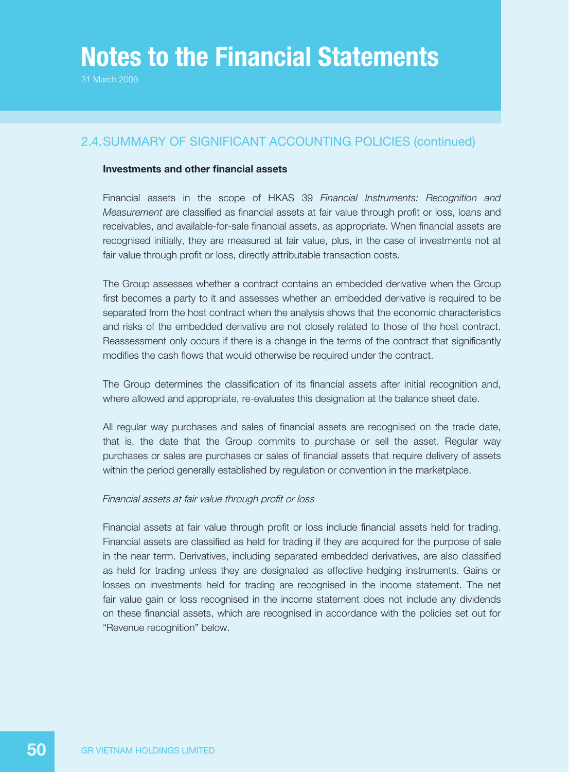## 2.4. SUMMARY OF SIGNIFICANT ACCOUNTING POLICIES (continued)

**Investments and other financial assets**

Financial assets in the scope of HKAS 39 *Financial Instruments: Recognition and Measurement* are classified as financial assets at fair value through profit or loss, loans and receivables, and available-for-sale financial assets, as appropriate. When financial assets are recognised initially, they are measured at fair value, plus, in the case of investments not at fair value through profit or loss, directly attributable transaction costs.

The Group assesses whether a contract contains an embedded derivative when the Group first becomes a party to it and assesses whether an embedded derivative is required to be separated from the host contract when the analysis shows that the economic characteristics and risks of the embedded derivative are not closely related to those of the host contract. Reassessment only occurs if there is a change in the terms of the contract that significantly modifies the cash flows that would otherwise be required under the contract.

The Group determines the classification of its financial assets after initial recognition and, where allowed and appropriate, re-evaluates this designation at the balance sheet date.

All regular way purchases and sales of financial assets are recognised on the trade date, that is, the date that the Group commits to purchase or sell the asset. Regular way purchases or sales are purchases or sales of financial assets that require delivery of assets within the period generally established by regulation or convention in the marketplace.

*Financial assets at fair value through profit or loss*

Financial assets at fair value through profit or loss include financial assets held for trading. Financial assets are classified as held for trading if they are acquired for the purpose of sale in the near term. Derivatives, including separated embedded derivatives, are also classified as held for trading unless they are designated as effective hedging instruments. Gains or losses on investments held for trading are recognised in the income statement. The net fair value gain or loss recognised in the income statement does not include any dividends on these financial assets, which are recognised in accordance with the policies set out for "Revenue recognition" below.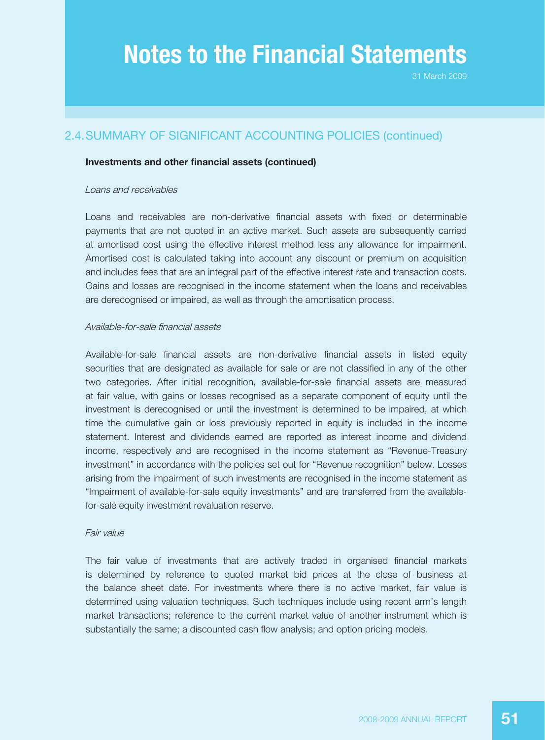## 2.4. SUMMARY OF SIGNIFICANT ACCOUNTING POLICIES (continued)

### Investments and other financial assets (continued)

*Loans and receivables*

Loans and receivables are non-derivative financial assets with fixed or determinable payments that are not quoted in an active market. Such assets are subsequently carried at amortised cost using the effective interest method less any allowance for impairment. Amortised cost is calculated taking into account any discount or premium on acquisition and includes fees that are an integral part of the effective interest rate and transaction costs. Gains and losses are recognised in the income statement when the loans and receivables are derecognised or impaired, as well as through the amortisation process.

*Available-for-sale financial assets*

Available-for-sale financial assets are non-derivative financial assets in listed equity securities that are designated as available for sale or are not classified in any of the other two categories. After initial recognition, available-for-sale financial assets are measured at fair value, with gains or losses recognised as a separate component of equity until the investment is derecognised or until the investment is determined to be impaired, at which time the cumulative gain or loss previously reported in equity is included in the income statement. Interest and dividends earned are reported as interest income and dividend income, respectively and are recognised in the income statement as "Revenue-Treasury investment" in accordance with the policies set out for "Revenue recognition" below. Losses arising from the impairment of such investments are recognised in the income statement as "Impairment of available-for-sale equity investments" and are transferred from the available-for-sale equity investment revaluation reserve.

*Fair value*

The fair value of investments that are actively traded in organised financial markets is determined by reference to quoted market bid prices at the close of business at the balance sheet date. For investments where there is no active market, fair value is determined using valuation techniques. Such techniques include using recent arm's length market transactions; reference to the current market value of another instrument which is substantially the same; a discounted cash flow analysis; and option pricing models.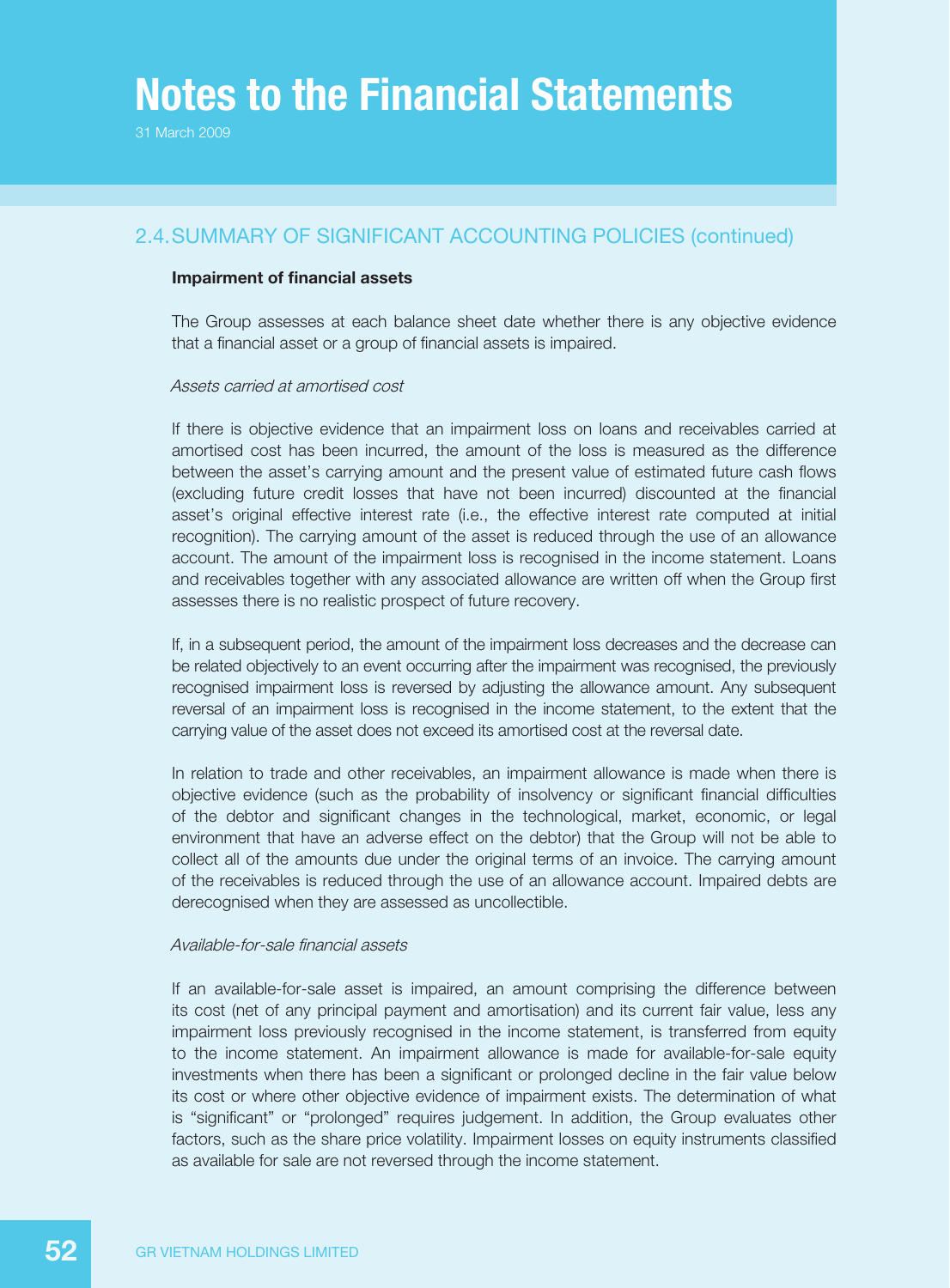## 2.4. SUMMARY OF SIGNIFICANT ACCOUNTING POLICIES (continued)

**Impairment of financial assets**

The Group assesses at each balance sheet date whether there is any objective evidence that a financial asset or a group of financial assets is impaired.

*Assets carried at amortised cost*

If there is objective evidence that an impairment loss on loans and receivables carried at amortised cost has been incurred, the amount of the loss is measured as the difference between the asset's carrying amount and the present value of estimated future cash flows (excluding future credit losses that have not been incurred) discounted at the financial asset's original effective interest rate (i.e., the effective interest rate computed at initial recognition). The carrying amount of the asset is reduced through the use of an allowance account. The amount of the impairment loss is recognised in the income statement. Loans and receivables together with any associated allowance are written off when the Group first assesses there is no realistic prospect of future recovery.

If, in a subsequent period, the amount of the impairment loss decreases and the decrease can be related objectively to an event occurring after the impairment was recognised, the previously recognised impairment loss is reversed by adjusting the allowance amount. Any subsequent reversal of an impairment loss is recognised in the income statement, to the extent that the carrying value of the asset does not exceed its amortised cost at the reversal date.

In relation to trade and other receivables, an impairment allowance is made when there is objective evidence (such as the probability of insolvency or significant financial difficulties of the debtor and significant changes in the technological, market, economic, or legal environment that have an adverse effect on the debtor) that the Group will not be able to collect all of the amounts due under the original terms of an invoice. The carrying amount of the receivables is reduced through the use of an allowance account. Impaired debts are derecognised when they are assessed as uncollectible.

*Available-for-sale financial assets*

If an available-for-sale asset is impaired, an amount comprising the difference between its cost (net of any principal payment and amortisation) and its current fair value, less any impairment loss previously recognised in the income statement, is transferred from equity to the income statement. An impairment allowance is made for available-for-sale equity investments when there has been a significant or prolonged decline in the fair value below its cost or where other objective evidence of impairment exists. The determination of what is "significant" or "prolonged" requires judgement. In addition, the Group evaluates other factors, such as the share price volatility. Impairment losses on equity instruments classified as available for sale are not reversed through the income statement.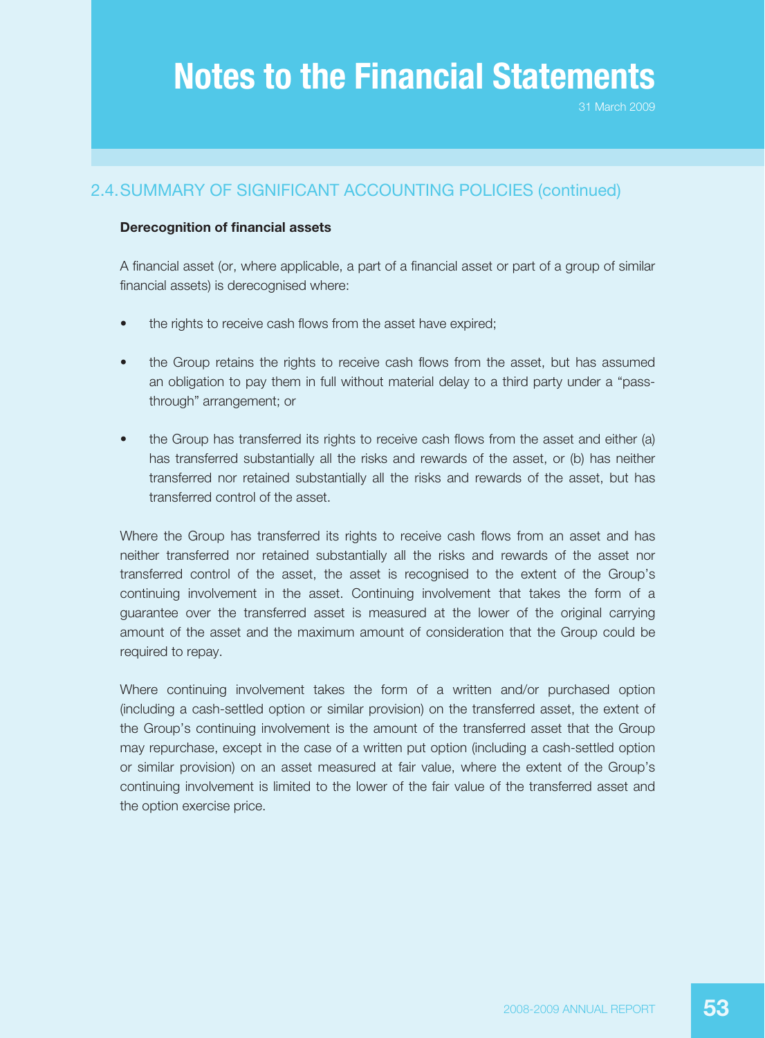# Notes to the Financial Statements

31 March 2009

## 2.4. SUMMARY OF SIGNIFICANT ACCOUNTING POLICIES (continued)

**Derecognition of financial assets**

A financial asset (or, where applicable, a part of a financial asset or part of a group of similar financial assets) is derecognised where:

- the rights to receive cash flows from the asset have expired;
- the Group retains the rights to receive cash flows from the asset, but has assumed an obligation to pay them in full without material delay to a third party under a "pass-through" arrangement; or
- the Group has transferred its rights to receive cash flows from the asset and either (a) has transferred substantially all the risks and rewards of the asset, or (b) has neither transferred nor retained substantially all the risks and rewards of the asset, but has transferred control of the asset.

Where the Group has transferred its rights to receive cash flows from an asset and has neither transferred nor retained substantially all the risks and rewards of the asset nor transferred control of the asset, the asset is recognised to the extent of the Group's continuing involvement in the asset. Continuing involvement that takes the form of a guarantee over the transferred asset is measured at the lower of the original carrying amount of the asset and the maximum amount of consideration that the Group could be required to repay.

Where continuing involvement takes the form of a written and/or purchased option (including a cash-settled option or similar provision) on the transferred asset, the extent of the Group's continuing involvement is the amount of the transferred asset that the Group may repurchase, except in the case of a written put option (including a cash-settled option or similar provision) on an asset measured at fair value, where the extent of the Group's continuing involvement is limited to the lower of the fair value of the transferred asset and the option exercise price.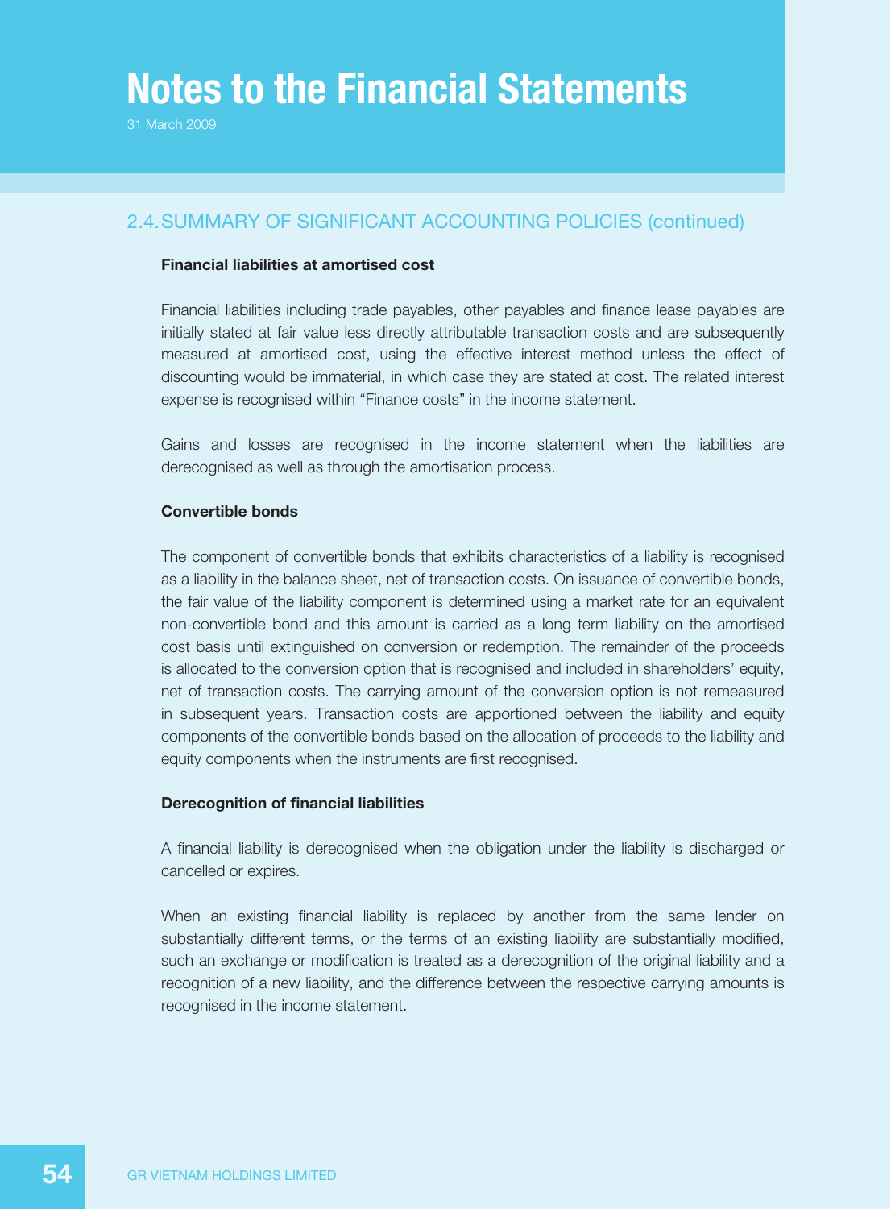## 2.4. SUMMARY OF SIGNIFICANT ACCOUNTING POLICIES (continued)

**Financial liabilities at amortised cost**

Financial liabilities including trade payables, other payables and finance lease payables are initially stated at fair value less directly attributable transaction costs and are subsequently measured at amortised cost, using the effective interest method unless the effect of discounting would be immaterial, in which case they are stated at cost. The related interest expense is recognised within "Finance costs" in the income statement.

Gains and losses are recognised in the income statement when the liabilities are derecognised as well as through the amortisation process.

**Convertible bonds**

The component of convertible bonds that exhibits characteristics of a liability is recognised as a liability in the balance sheet, net of transaction costs. On issuance of convertible bonds, the fair value of the liability component is determined using a market rate for an equivalent non-convertible bond and this amount is carried as a long term liability on the amortised cost basis until extinguished on conversion or redemption. The remainder of the proceeds is allocated to the conversion option that is recognised and included in shareholders' equity, net of transaction costs. The carrying amount of the conversion option is not remeasured in subsequent years. Transaction costs are apportioned between the liability and equity components of the convertible bonds based on the allocation of proceeds to the liability and equity components when the instruments are first recognised.

**Derecognition of financial liabilities**

A financial liability is derecognised when the obligation under the liability is discharged or cancelled or expires.

When an existing financial liability is replaced by another from the same lender on substantially different terms, or the terms of an existing liability are substantially modified, such an exchange or modification is treated as a derecognition of the original liability and a recognition of a new liability, and the difference between the respective carrying amounts is recognised in the income statement.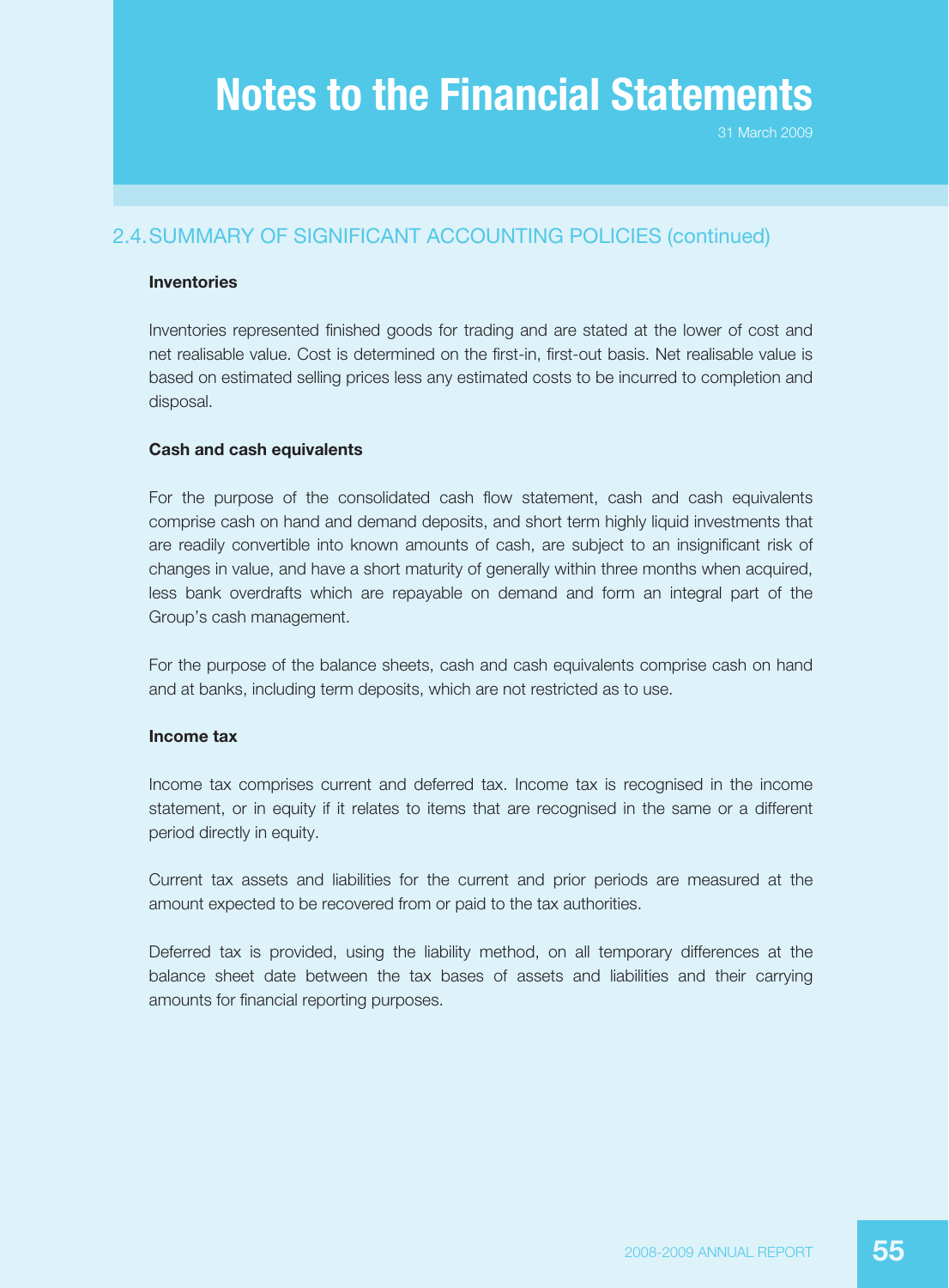## 2.4. SUMMARY OF SIGNIFICANT ACCOUNTING POLICIES (continued)

**Inventories**

Inventories represented finished goods for trading and are stated at the lower of cost and net realisable value. Cost is determined on the first-in, first-out basis. Net realisable value is based on estimated selling prices less any estimated costs to be incurred to completion and disposal.

**Cash and cash equivalents**

For the purpose of the consolidated cash flow statement, cash and cash equivalents comprise cash on hand and demand deposits, and short term highly liquid investments that are readily convertible into known amounts of cash, are subject to an insignificant risk of changes in value, and have a short maturity of generally within three months when acquired, less bank overdrafts which are repayable on demand and form an integral part of the Group's cash management.

For the purpose of the balance sheets, cash and cash equivalents comprise cash on hand and at banks, including term deposits, which are not restricted as to use.

**Income tax**

Income tax comprises current and deferred tax. Income tax is recognised in the income statement, or in equity if it relates to items that are recognised in the same or a different period directly in equity.

Current tax assets and liabilities for the current and prior periods are measured at the amount expected to be recovered from or paid to the tax authorities.

Deferred tax is provided, using the liability method, on all temporary differences at the balance sheet date between the tax bases of assets and liabilities and their carrying amounts for financial reporting purposes.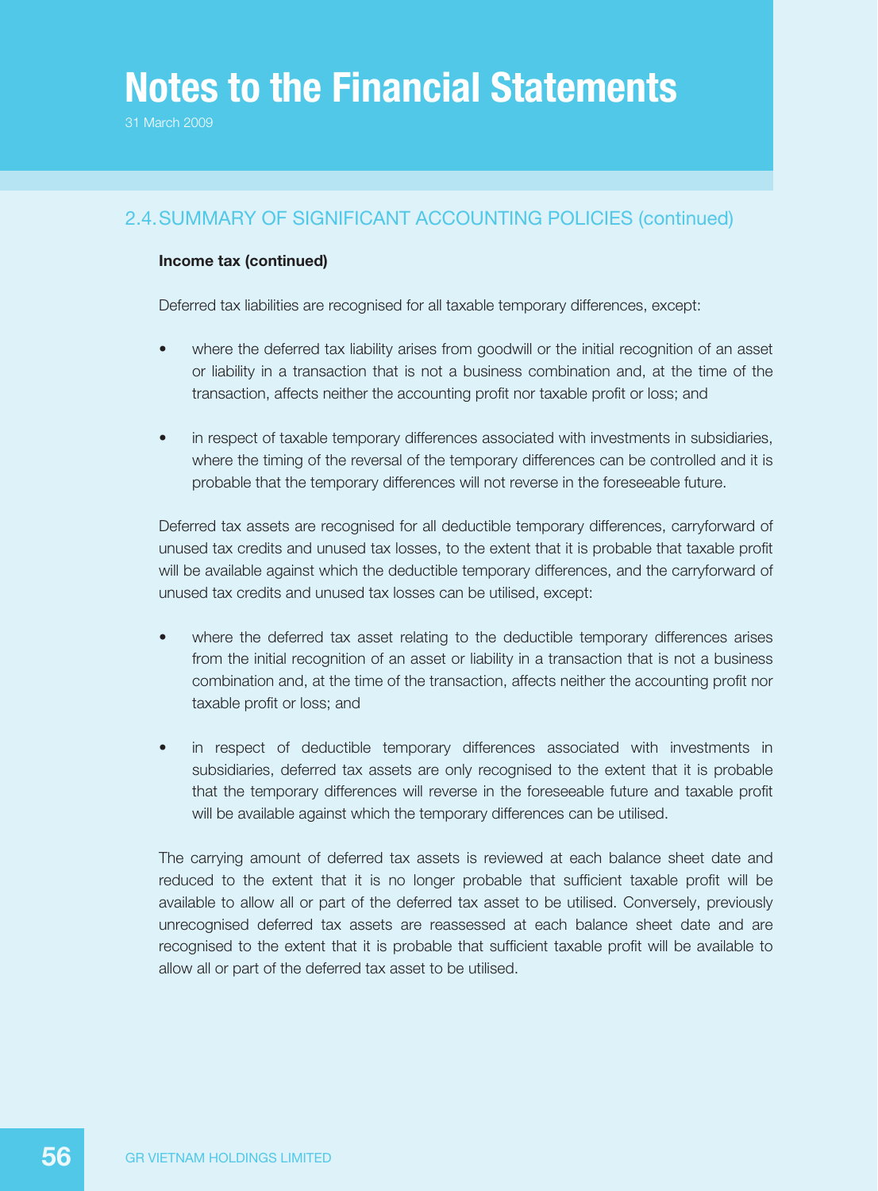## 2.4. SUMMARY OF SIGNIFICANT ACCOUNTING POLICIES (continued)

**Income tax (continued)**

Deferred tax liabilities are recognised for all taxable temporary differences, except:

- where the deferred tax liability arises from goodwill or the initial recognition of an asset or liability in a transaction that is not a business combination and, at the time of the transaction, affects neither the accounting profit nor taxable profit or loss; and

- in respect of taxable temporary differences associated with investments in subsidiaries, where the timing of the reversal of the temporary differences can be controlled and it is probable that the temporary differences will not reverse in the foreseeable future.

Deferred tax assets are recognised for all deductible temporary differences, carryforward of unused tax credits and unused tax losses, to the extent that it is probable that taxable profit will be available against which the deductible temporary differences, and the carryforward of unused tax credits and unused tax losses can be utilised, except:

- where the deferred tax asset relating to the deductible temporary differences arises from the initial recognition of an asset or liability in a transaction that is not a business combination and, at the time of the transaction, affects neither the accounting profit nor taxable profit or loss; and

- in respect of deductible temporary differences associated with investments in subsidiaries, deferred tax assets are only recognised to the extent that it is probable that the temporary differences will reverse in the foreseeable future and taxable profit will be available against which the temporary differences can be utilised.

The carrying amount of deferred tax assets is reviewed at each balance sheet date and reduced to the extent that it is no longer probable that sufficient taxable profit will be available to allow all or part of the deferred tax asset to be utilised. Conversely, previously unrecognised deferred tax assets are reassessed at each balance sheet date and are recognised to the extent that it is probable that sufficient taxable profit will be available to allow all or part of the deferred tax asset to be utilised.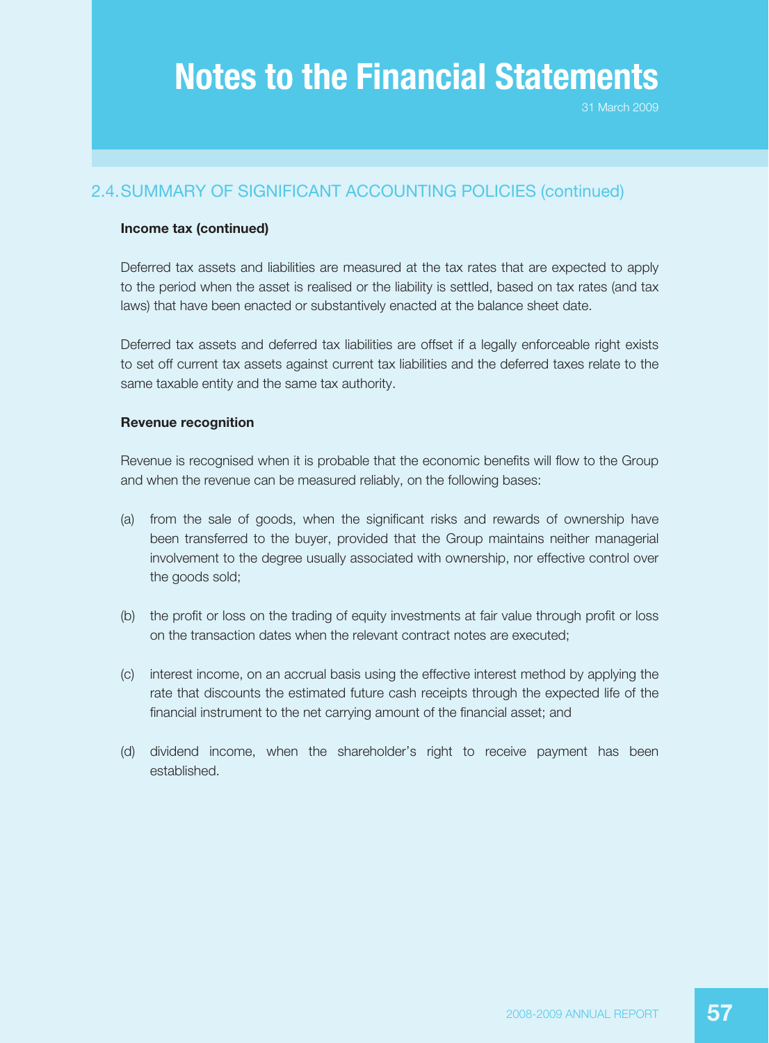## 2.4. SUMMARY OF SIGNIFICANT ACCOUNTING POLICIES (continued)

**Income tax (continued)**

Deferred tax assets and liabilities are measured at the tax rates that are expected to apply to the period when the asset is realised or the liability is settled, based on tax rates (and tax laws) that have been enacted or substantively enacted at the balance sheet date.

Deferred tax assets and deferred tax liabilities are offset if a legally enforceable right exists to set off current tax assets against current tax liabilities and the deferred taxes relate to the same taxable entity and the same tax authority.

**Revenue recognition**

Revenue is recognised when it is probable that the economic benefits will flow to the Group and when the revenue can be measured reliably, on the following bases:

(a) from the sale of goods, when the significant risks and rewards of ownership have been transferred to the buyer, provided that the Group maintains neither managerial involvement to the degree usually associated with ownership, nor effective control over the goods sold;

(b) the profit or loss on the trading of equity investments at fair value through profit or loss on the transaction dates when the relevant contract notes are executed;

(c) interest income, on an accrual basis using the effective interest method by applying the rate that discounts the estimated future cash receipts through the expected life of the financial instrument to the net carrying amount of the financial asset; and

(d) dividend income, when the shareholder's right to receive payment has been established.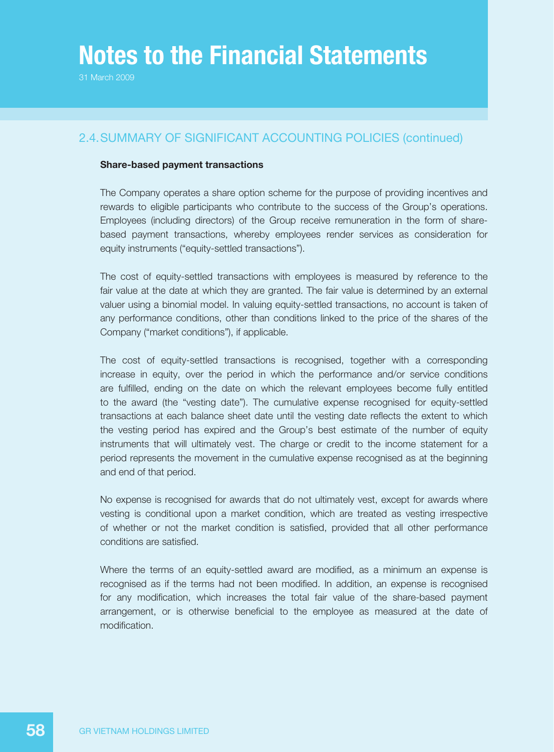## 2.4. SUMMARY OF SIGNIFICANT ACCOUNTING POLICIES (continued)

**Share-based payment transactions**

The Company operates a share option scheme for the purpose of providing incentives and rewards to eligible participants who contribute to the success of the Group's operations. Employees (including directors) of the Group receive remuneration in the form of share-based payment transactions, whereby employees render services as consideration for equity instruments ("equity-settled transactions").

The cost of equity-settled transactions with employees is measured by reference to the fair value at the date at which they are granted. The fair value is determined by an external valuer using a binomial model. In valuing equity-settled transactions, no account is taken of any performance conditions, other than conditions linked to the price of the shares of the Company ("market conditions"), if applicable.

The cost of equity-settled transactions is recognised, together with a corresponding increase in equity, over the period in which the performance and/or service conditions are fulfilled, ending on the date on which the relevant employees become fully entitled to the award (the "vesting date"). The cumulative expense recognised for equity-settled transactions at each balance sheet date until the vesting date reflects the extent to which the vesting period has expired and the Group's best estimate of the number of equity instruments that will ultimately vest. The charge or credit to the income statement for a period represents the movement in the cumulative expense recognised as at the beginning and end of that period.

No expense is recognised for awards that do not ultimately vest, except for awards where vesting is conditional upon a market condition, which are treated as vesting irrespective of whether or not the market condition is satisfied, provided that all other performance conditions are satisfied.

Where the terms of an equity-settled award are modified, as a minimum an expense is recognised as if the terms had not been modified. In addition, an expense is recognised for any modification, which increases the total fair value of the share-based payment arrangement, or is otherwise beneficial to the employee as measured at the date of modification.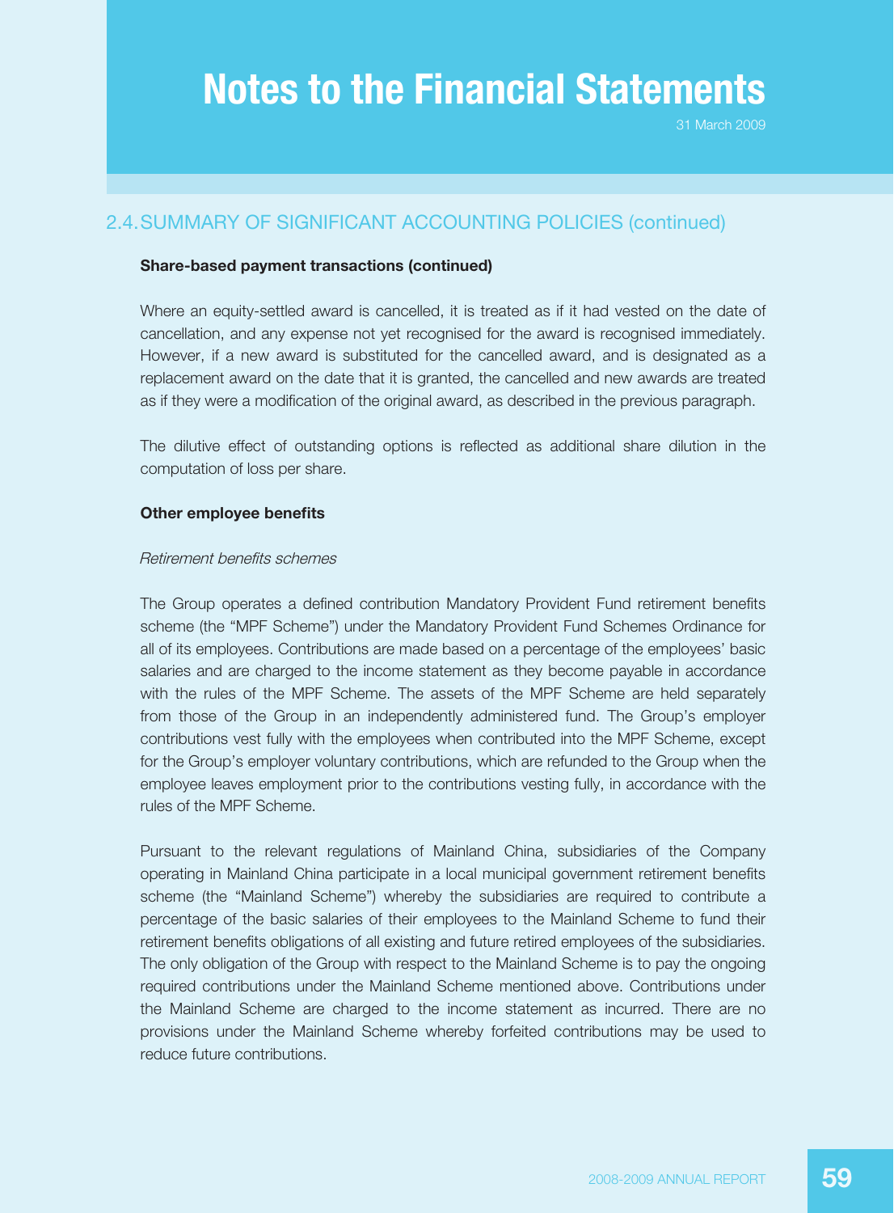## 2.4. SUMMARY OF SIGNIFICANT ACCOUNTING POLICIES (continued)

**Share-based payment transactions (continued)**

Where an equity-settled award is cancelled, it is treated as if it had vested on the date of cancellation, and any expense not yet recognised for the award is recognised immediately. However, if a new award is substituted for the cancelled award, and is designated as a replacement award on the date that it is granted, the cancelled and new awards are treated as if they were a modification of the original award, as described in the previous paragraph.

The dilutive effect of outstanding options is reflected as additional share dilution in the computation of loss per share.

**Other employee benefits**

*Retirement benefits schemes*

The Group operates a defined contribution Mandatory Provident Fund retirement benefits scheme (the "MPF Scheme") under the Mandatory Provident Fund Schemes Ordinance for all of its employees. Contributions are made based on a percentage of the employees' basic salaries and are charged to the income statement as they become payable in accordance with the rules of the MPF Scheme. The assets of the MPF Scheme are held separately from those of the Group in an independently administered fund. The Group's employer contributions vest fully with the employees when contributed into the MPF Scheme, except for the Group's employer voluntary contributions, which are refunded to the Group when the employee leaves employment prior to the contributions vesting fully, in accordance with the rules of the MPF Scheme.

Pursuant to the relevant regulations of Mainland China, subsidiaries of the Company operating in Mainland China participate in a local municipal government retirement benefits scheme (the "Mainland Scheme") whereby the subsidiaries are required to contribute a percentage of the basic salaries of their employees to the Mainland Scheme to fund their retirement benefits obligations of all existing and future retired employees of the subsidiaries. The only obligation of the Group with respect to the Mainland Scheme is to pay the ongoing required contributions under the Mainland Scheme mentioned above. Contributions under the Mainland Scheme are charged to the income statement as incurred. There are no provisions under the Mainland Scheme whereby forfeited contributions may be used to reduce future contributions.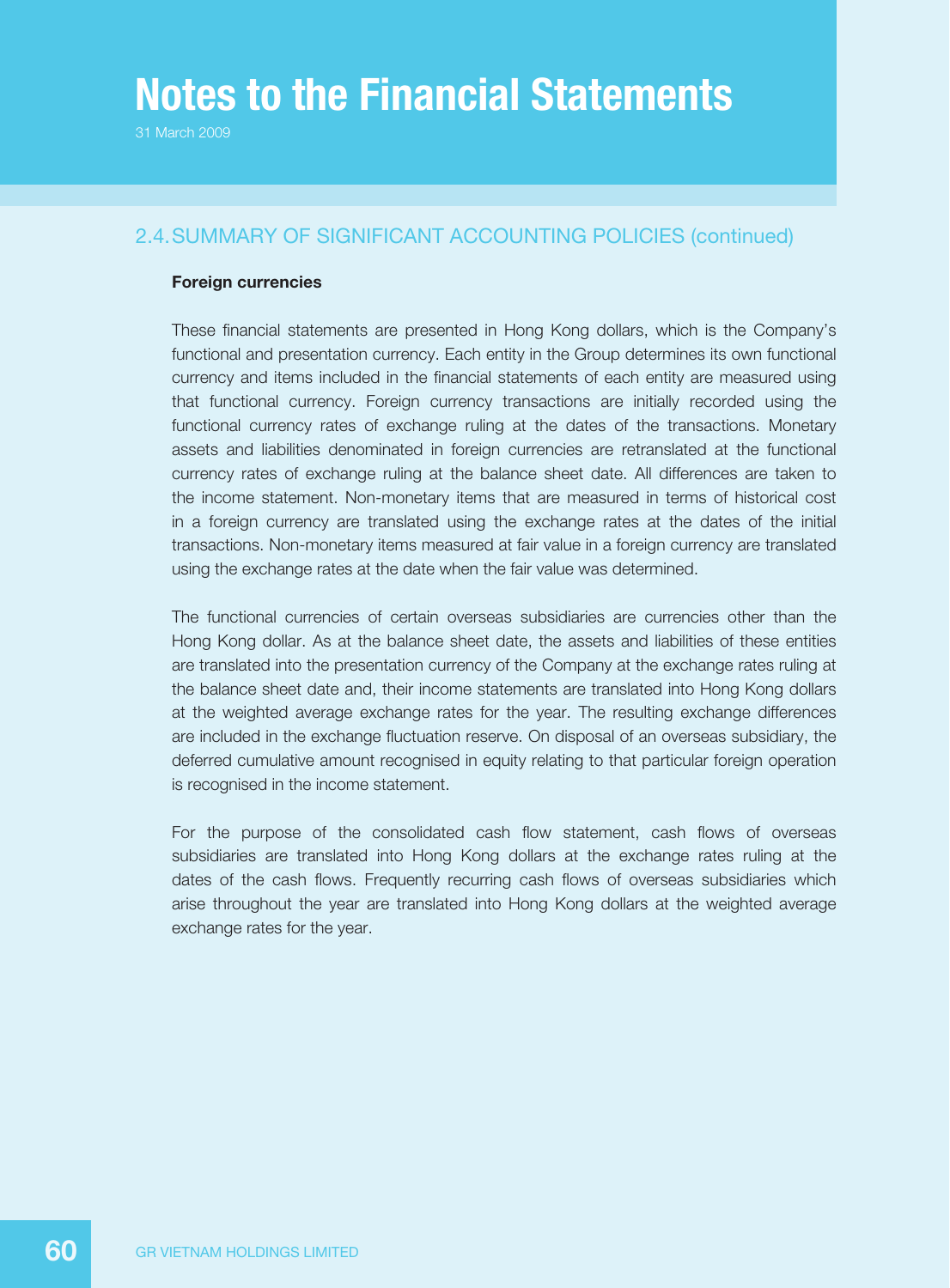# Notes to the Financial Statements

31 March 2009

## 2.4. SUMMARY OF SIGNIFICANT ACCOUNTING POLICIES (continued)

**Foreign currencies**

These financial statements are presented in Hong Kong dollars, which is the Company's functional and presentation currency. Each entity in the Group determines its own functional currency and items included in the financial statements of each entity are measured using that functional currency. Foreign currency transactions are initially recorded using the functional currency rates of exchange ruling at the dates of the transactions. Monetary assets and liabilities denominated in foreign currencies are retranslated at the functional currency rates of exchange ruling at the balance sheet date. All differences are taken to the income statement. Non-monetary items that are measured in terms of historical cost in a foreign currency are translated using the exchange rates at the dates of the initial transactions. Non-monetary items measured at fair value in a foreign currency are translated using the exchange rates at the date when the fair value was determined.

The functional currencies of certain overseas subsidiaries are currencies other than the Hong Kong dollar. As at the balance sheet date, the assets and liabilities of these entities are translated into the presentation currency of the Company at the exchange rates ruling at the balance sheet date and, their income statements are translated into Hong Kong dollars at the weighted average exchange rates for the year. The resulting exchange differences are included in the exchange fluctuation reserve. On disposal of an overseas subsidiary, the deferred cumulative amount recognised in equity relating to that particular foreign operation is recognised in the income statement.

For the purpose of the consolidated cash flow statement, cash flows of overseas subsidiaries are translated into Hong Kong dollars at the exchange rates ruling at the dates of the cash flows. Frequently recurring cash flows of overseas subsidiaries which arise throughout the year are translated into Hong Kong dollars at the weighted average exchange rates for the year.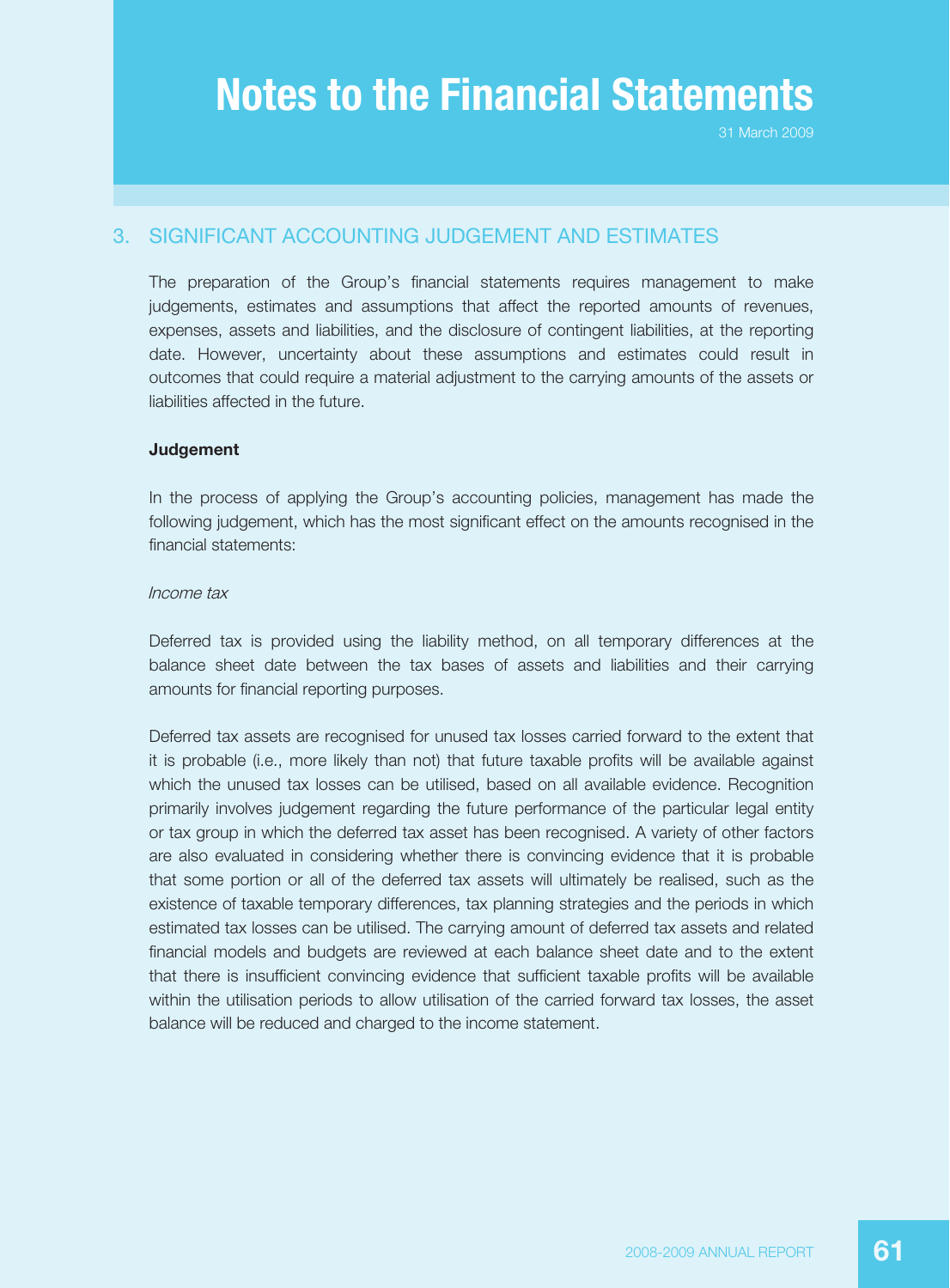## 3. SIGNIFICANT ACCOUNTING JUDGEMENT AND ESTIMATES

The preparation of the Group's financial statements requires management to make judgements, estimates and assumptions that affect the reported amounts of revenues, expenses, assets and liabilities, and the disclosure of contingent liabilities, at the reporting date. However, uncertainty about these assumptions and estimates could result in outcomes that could require a material adjustment to the carrying amounts of the assets or liabilities affected in the future.

**Judgement**

In the process of applying the Group's accounting policies, management has made the following judgement, which has the most significant effect on the amounts recognised in the financial statements:

*Income tax*

Deferred tax is provided using the liability method, on all temporary differences at the balance sheet date between the tax bases of assets and liabilities and their carrying amounts for financial reporting purposes.

Deferred tax assets are recognised for unused tax losses carried forward to the extent that it is probable (i.e., more likely than not) that future taxable profits will be available against which the unused tax losses can be utilised, based on all available evidence. Recognition primarily involves judgement regarding the future performance of the particular legal entity or tax group in which the deferred tax asset has been recognised. A variety of other factors are also evaluated in considering whether there is convincing evidence that it is probable that some portion or all of the deferred tax assets will ultimately be realised, such as the existence of taxable temporary differences, tax planning strategies and the periods in which estimated tax losses can be utilised. The carrying amount of deferred tax assets and related financial models and budgets are reviewed at each balance sheet date and to the extent that there is insufficient convincing evidence that sufficient taxable profits will be available within the utilisation periods to allow utilisation of the carried forward tax losses, the asset balance will be reduced and charged to the income statement.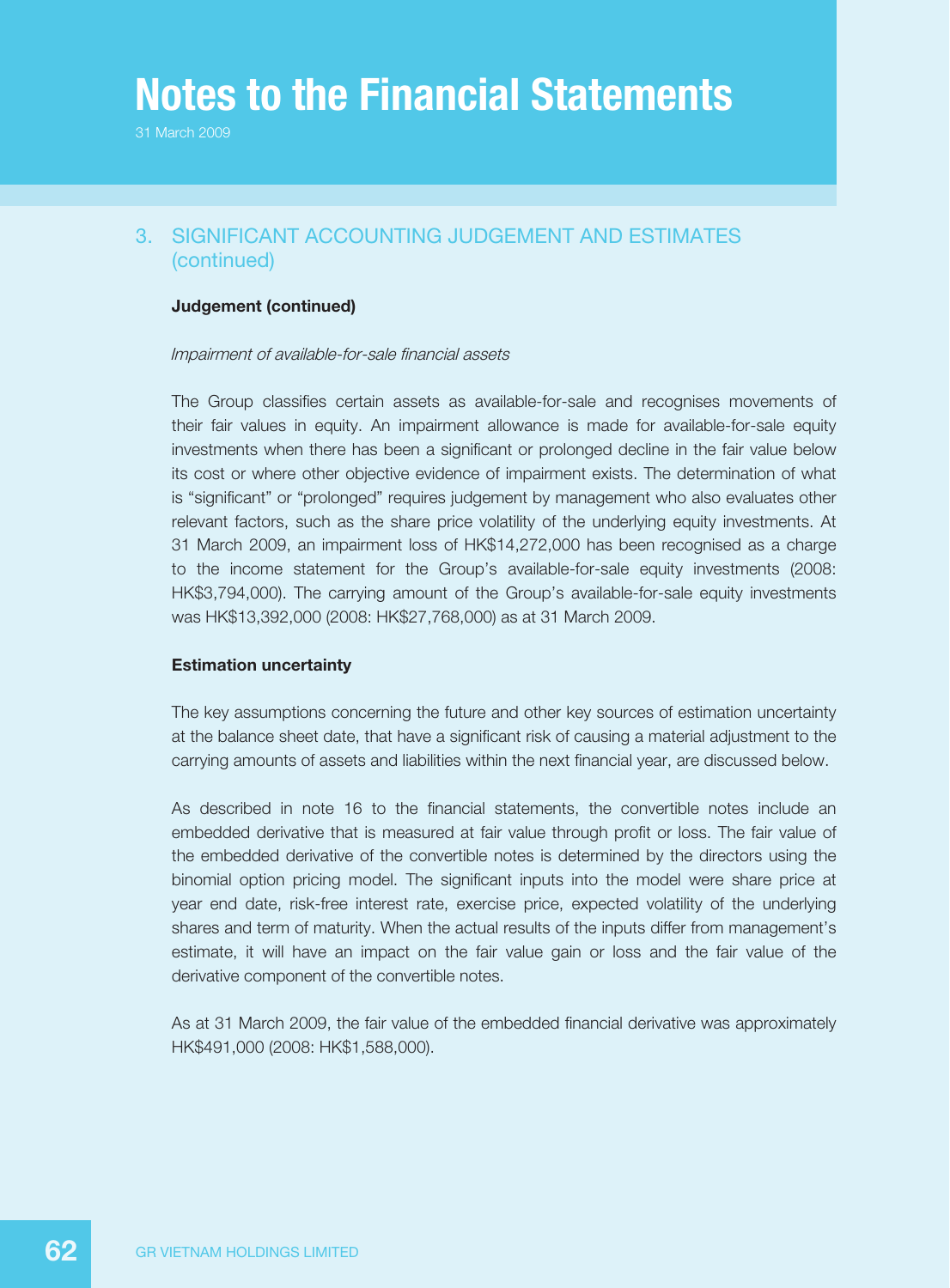# Notes to the Financial Statements

31 March 2009

## 3. SIGNIFICANT ACCOUNTING JUDGEMENT AND ESTIMATES (continued)

**Judgement (continued)**

*Impairment of available-for-sale financial assets*

The Group classifies certain assets as available-for-sale and recognises movements of their fair values in equity. An impairment allowance is made for available-for-sale equity investments when there has been a significant or prolonged decline in the fair value below its cost or where other objective evidence of impairment exists. The determination of what is "significant" or "prolonged" requires judgement by management who also evaluates other relevant factors, such as the share price volatility of the underlying equity investments. At 31 March 2009, an impairment loss of HK$14,272,000 has been recognised as a charge to the income statement for the Group's available-for-sale equity investments (2008: HK$3,794,000). The carrying amount of the Group's available-for-sale equity investments was HK$13,392,000 (2008: HK$27,768,000) as at 31 March 2009.

**Estimation uncertainty**

The key assumptions concerning the future and other key sources of estimation uncertainty at the balance sheet date, that have a significant risk of causing a material adjustment to the carrying amounts of assets and liabilities within the next financial year, are discussed below.

As described in note 16 to the financial statements, the convertible notes include an embedded derivative that is measured at fair value through profit or loss. The fair value of the embedded derivative of the convertible notes is determined by the directors using the binomial option pricing model. The significant inputs into the model were share price at year end date, risk-free interest rate, exercise price, expected volatility of the underlying shares and term of maturity. When the actual results of the inputs differ from management's estimate, it will have an impact on the fair value gain or loss and the fair value of the derivative component of the convertible notes.

As at 31 March 2009, the fair value of the embedded financial derivative was approximately HK$491,000 (2008: HK$1,588,000).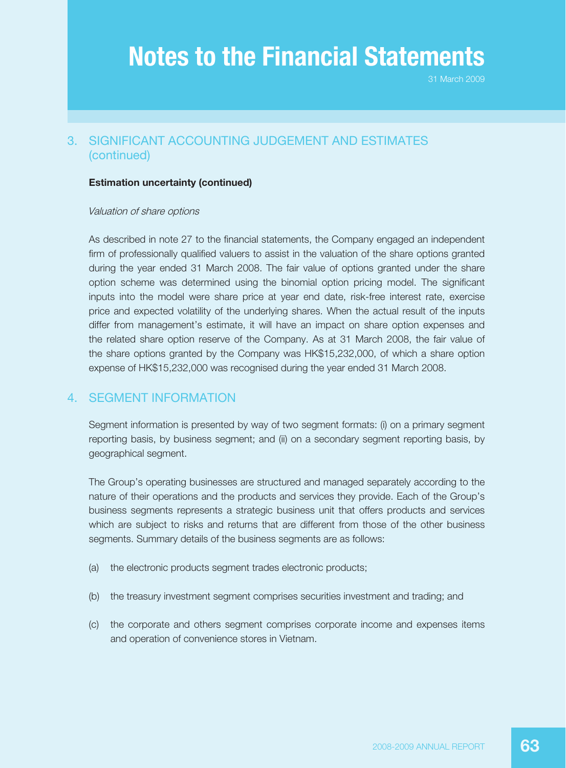## 3. SIGNIFICANT ACCOUNTING JUDGEMENT AND ESTIMATES (continued)

**Estimation uncertainty (continued)**

*Valuation of share options*

As described in note 27 to the financial statements, the Company engaged an independent firm of professionally qualified valuers to assist in the valuation of the share options granted during the year ended 31 March 2008. The fair value of options granted under the share option scheme was determined using the binomial option pricing model. The significant inputs into the model were share price at year end date, risk-free interest rate, exercise price and expected volatility of the underlying shares. When the actual result of the inputs differ from management's estimate, it will have an impact on share option expenses and the related share option reserve of the Company. As at 31 March 2008, the fair value of the share options granted by the Company was HK$15,232,000, of which a share option expense of HK$15,232,000 was recognised during the year ended 31 March 2008.

## 4. SEGMENT INFORMATION

Segment information is presented by way of two segment formats: (i) on a primary segment reporting basis, by business segment; and (ii) on a secondary segment reporting basis, by geographical segment.

The Group's operating businesses are structured and managed separately according to the nature of their operations and the products and services they provide. Each of the Group's business segments represents a strategic business unit that offers products and services which are subject to risks and returns that are different from those of the other business segments. Summary details of the business segments are as follows:

(a) the electronic products segment trades electronic products;

(b) the treasury investment segment comprises securities investment and trading; and

(c) the corporate and others segment comprises corporate income and expenses items and operation of convenience stores in Vietnam.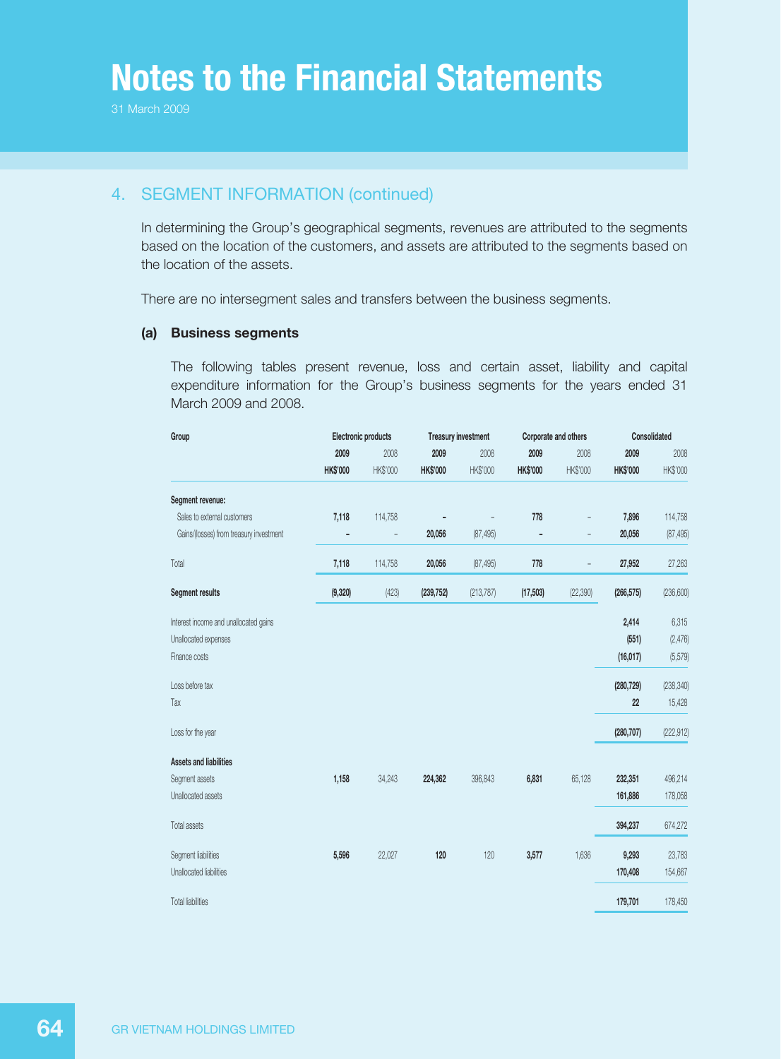# Notes to the Financial Statements

31 March 2009

## 4. SEGMENT INFORMATION (continued)

In determining the Group's geographical segments, revenues are attributed to the segments based on the location of the customers, and assets are attributed to the segments based on the location of the assets.

There are no intersegment sales and transfers between the business segments.

### (a) Business segments

The following tables present revenue, loss and certain asset, liability and capital expenditure information for the Group's business segments for the years ended 31 March 2009 and 2008.

| Group | Electronic products | | Treasury investment | | Corporate and others | | Consolidated | |
|---|---|---|---|---|---|---|---|---|
| | **2009** | 2008 | **2009** | 2008 | **2009** | 2008 | **2009** | 2008 |
| | **HK$'000** | HK$'000 | **HK$'000** | HK$'000 | **HK$'000** | HK$'000 | **HK$'000** | HK$'000 |
| **Segment revenue:** | | | | | | | | |
| Sales to external customers | **7,118** | 114,758 | **–** | – | **778** | – | **7,896** | 114,758 |
| Gains/(losses) from treasury investment | **–** | – | **20,056** | (87,495) | **–** | – | **20,056** | (87,495) |
| Total | **7,118** | 114,758 | **20,056** | (87,495) | **778** | – | **27,952** | 27,263 |
| **Segment results** | **(9,320)** | (423) | **(239,752)** | (213,787) | **(17,503)** | (22,390) | **(266,575)** | (236,600) |
| Interest income and unallocated gains | | | | | | | **2,414** | 6,315 |
| Unallocated expenses | | | | | | | **(551)** | (2,476) |
| Finance costs | | | | | | | **(16,017)** | (5,579) |
| Loss before tax | | | | | | | **(280,729)** | (238,340) |
| Tax | | | | | | | **22** | 15,428 |
| Loss for the year | | | | | | | **(280,707)** | (222,912) |
| **Assets and liabilities** | | | | | | | | |
| Segment assets | **1,158** | 34,243 | **224,362** | 396,843 | **6,831** | 65,128 | **232,351** | 496,214 |
| Unallocated assets | | | | | | | **161,886** | 178,058 |
| Total assets | | | | | | | **394,237** | 674,272 |
| Segment liabilities | **5,596** | 22,027 | **120** | 120 | **3,577** | 1,636 | **9,293** | 23,783 |
| Unallocated liabilities | | | | | | | **170,408** | 154,667 |
| Total liabilities | | | | | | | **179,701** | 178,450 |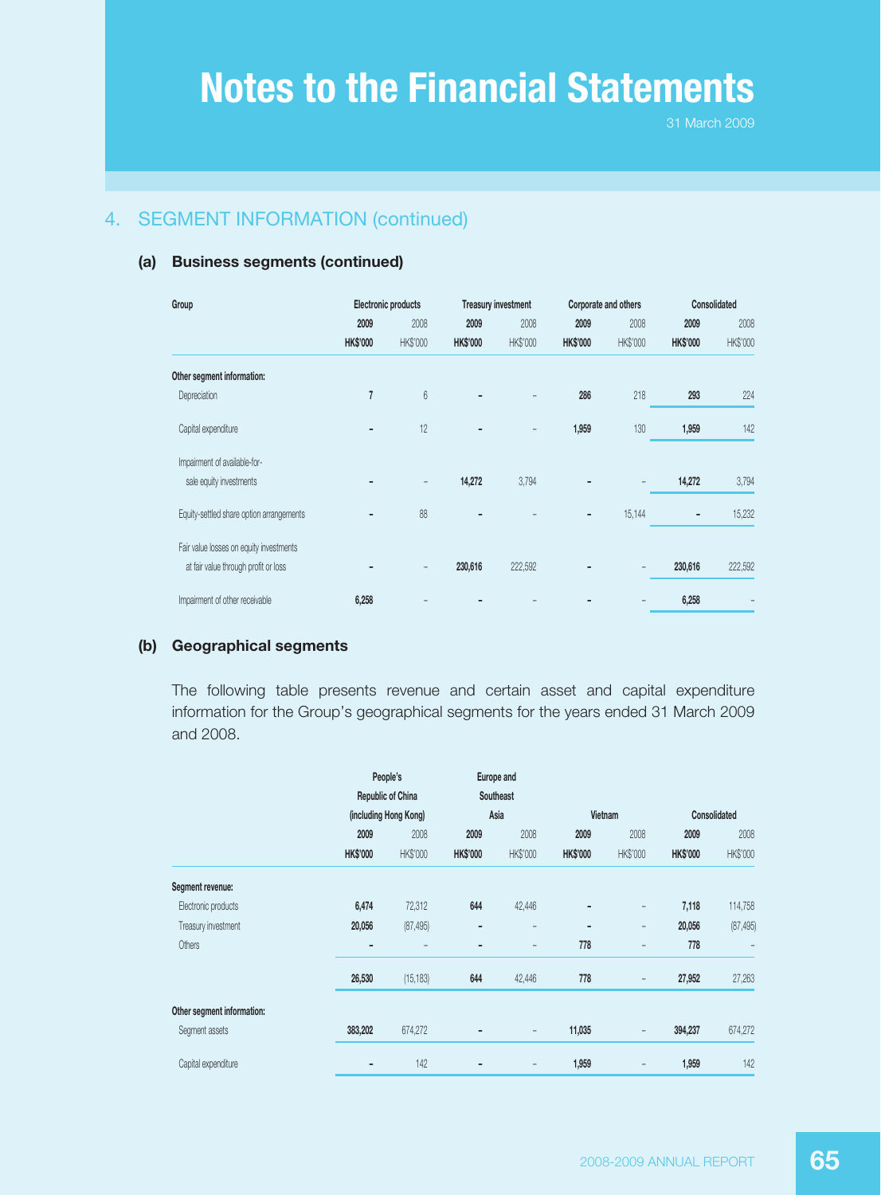# Notes to the Financial Statements

31 March 2009

## 4. SEGMENT INFORMATION (continued)

### (a) Business segments (continued)

| Group | Electronic products | | Treasury investment | | Corporate and others | | Consolidated | |
|---|---|---|---|---|---|---|---|---|
| | **2009** | 2008 | **2009** | 2008 | **2009** | 2008 | **2009** | 2008 |
| | **HK$'000** | HK$'000 | **HK$'000** | HK$'000 | **HK$'000** | HK$'000 | **HK$'000** | HK$'000 |
| **Other segment information:** | | | | | | | | |
| Depreciation | **7** | 6 | **–** | – | **286** | 218 | **293** | 224 |
| Capital expenditure | **–** | 12 | **–** | – | **1,959** | 130 | **1,959** | 142 |
| Impairment of available-for-sale equity investments | **–** | – | **14,272** | 3,794 | **–** | – | **14,272** | 3,794 |
| Equity-settled share option arrangements | **–** | 88 | **–** | – | **–** | 15,144 | **–** | 15,232 |
| Fair value losses on equity investments at fair value through profit or loss | **–** | – | **230,616** | 222,592 | **–** | – | **230,616** | 222,592 |
| Impairment of other receivable | **6,258** | – | **–** | – | **–** | – | **6,258** | – |

### (b) Geographical segments

The following table presents revenue and certain asset and capital expenditure information for the Group's geographical segments for the years ended 31 March 2009 and 2008.

| | People's Republic of China (including Hong Kong) | | Europe and Southeast Asia | | Vietnam | | Consolidated | |
|---|---|---|---|---|---|---|---|---|
| | **2009** | 2008 | **2009** | 2008 | **2009** | 2008 | **2009** | 2008 |
| | **HK$'000** | HK$'000 | **HK$'000** | HK$'000 | **HK$'000** | HK$'000 | **HK$'000** | HK$'000 |
| **Segment revenue:** | | | | | | | | |
| Electronic products | **6,474** | 72,312 | **644** | 42,446 | **–** | – | **7,118** | 114,758 |
| Treasury investment | **20,056** | (87,495) | **–** | – | **–** | – | **20,056** | (87,495) |
| Others | **–** | – | **–** | – | **778** | – | **778** | – |
| | **26,530** | (15,183) | **644** | 42,446 | **778** | – | **27,952** | 27,263 |
| **Other segment information:** | | | | | | | | |
| Segment assets | **383,202** | 674,272 | **–** | – | **11,035** | – | **394,237** | 674,272 |
| Capital expenditure | **–** | 142 | **–** | – | **1,959** | – | **1,959** | 142 |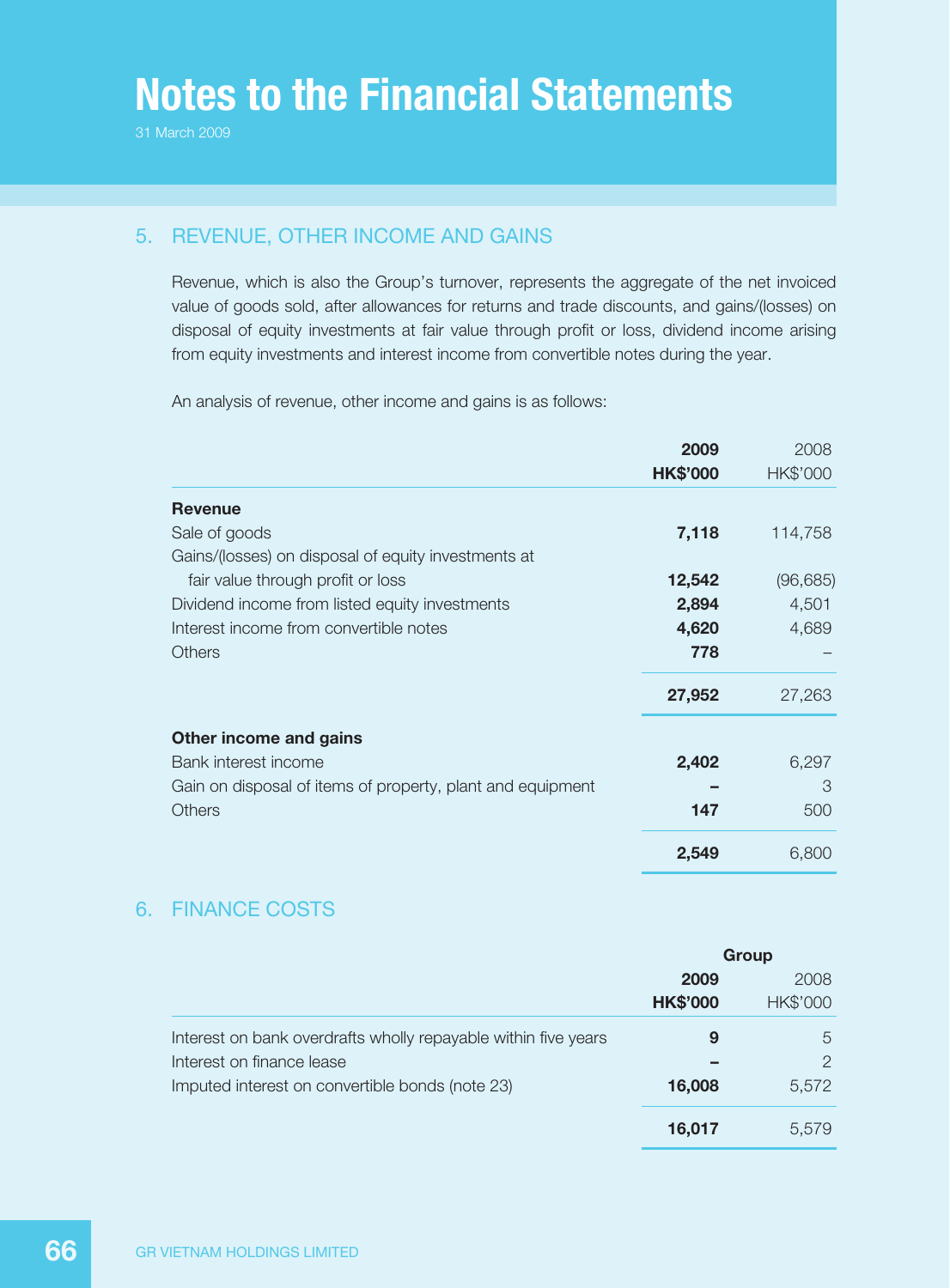# Notes to the Financial Statements

31 March 2009

## 5. REVENUE, OTHER INCOME AND GAINS

Revenue, which is also the Group's turnover, represents the aggregate of the net invoiced value of goods sold, after allowances for returns and trade discounts, and gains/(losses) on disposal of equity investments at fair value through profit or loss, dividend income arising from equity investments and interest income from convertible notes during the year.

An analysis of revenue, other income and gains is as follows:

| | **2009** | 2008 |
|---|---|---|
| | **HK$'000** | HK$'000 |
| **Revenue** | | |
| Sale of goods | **7,118** | 114,758 |
| Gains/(losses) on disposal of equity investments at fair value through profit or loss | **12,542** | (96,685) |
| Dividend income from listed equity investments | **2,894** | 4,501 |
| Interest income from convertible notes | **4,620** | 4,689 |
| Others | **778** | – |
| | **27,952** | 27,263 |
| **Other income and gains** | | |
| Bank interest income | **2,402** | 6,297 |
| Gain on disposal of items of property, plant and equipment | **–** | 3 |
| Others | **147** | 500 |
| | **2,549** | 6,800 |

## 6. FINANCE COSTS

| | **Group** | |
|---|---|---|
| | **2009** | 2008 |
| | **HK$'000** | HK$'000 |
| Interest on bank overdrafts wholly repayable within five years | **9** | 5 |
| Interest on finance lease | **–** | 2 |
| Imputed interest on convertible bonds (note 23) | **16,008** | 5,572 |
| | **16,017** | 5,579 |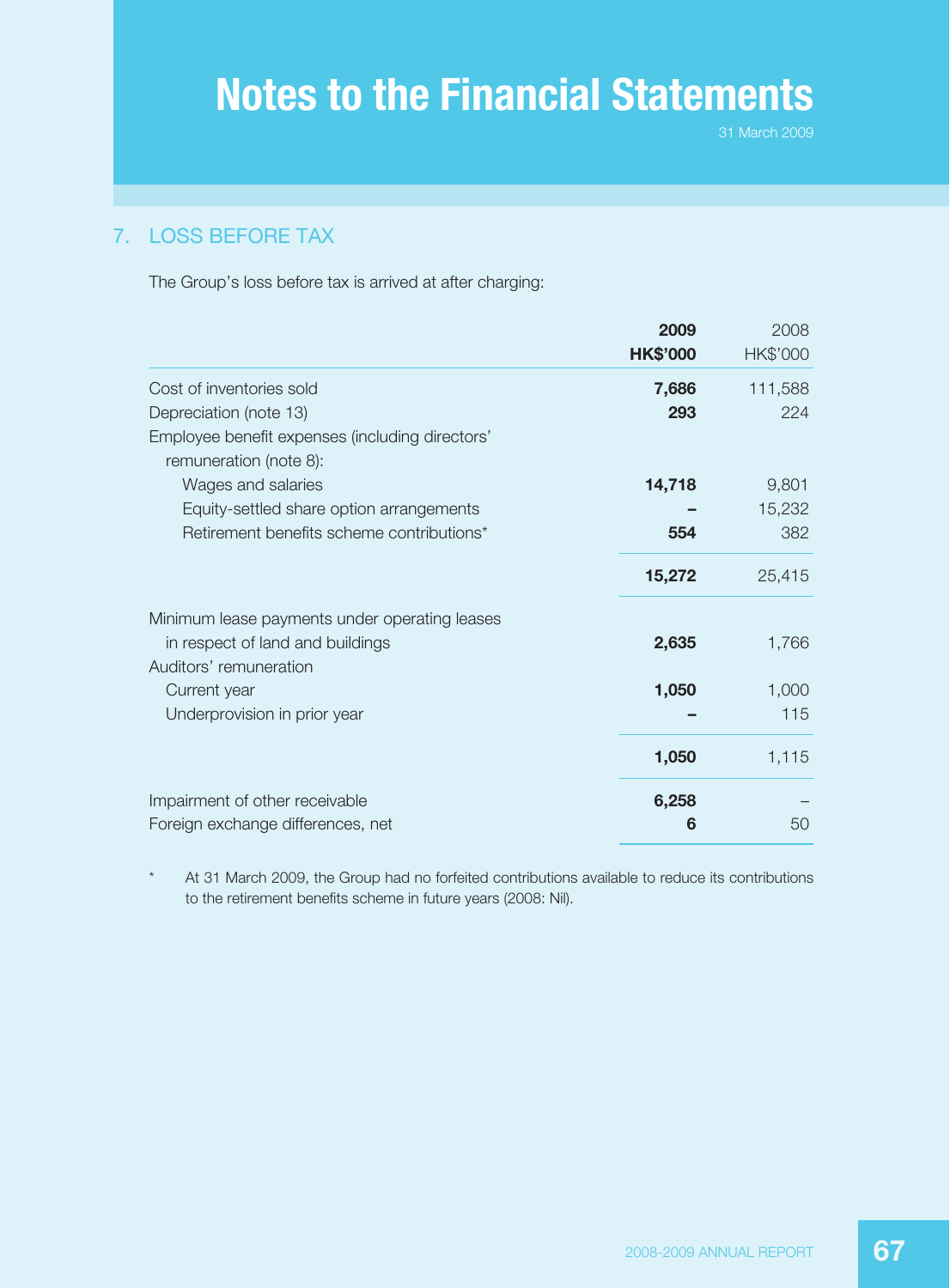# Notes to the Financial Statements

31 March 2009

## 7. LOSS BEFORE TAX

The Group's loss before tax is arrived at after charging:

| | 2009 HK$'000 | 2008 HK$'000 |
|---|---|---|
| Cost of inventories sold | **7,686** | 111,588 |
| Depreciation (note 13) | **293** | 224 |
| Employee benefit expenses (including directors' remuneration (note 8): | | |
| Wages and salaries | **14,718** | 9,801 |
| Equity-settled share option arrangements | **–** | 15,232 |
| Retirement benefits scheme contributions* | **554** | 382 |
| | **15,272** | 25,415 |
| Minimum lease payments under operating leases in respect of land and buildings | **2,635** | 1,766 |
| Auditors' remuneration | | |
| Current year | **1,050** | 1,000 |
| Underprovision in prior year | **–** | 115 |
| | **1,050** | 1,115 |
| Impairment of other receivable | **6,258** | – |
| Foreign exchange differences, net | **6** | 50 |

\* At 31 March 2009, the Group had no forfeited contributions available to reduce its contributions to the retirement benefits scheme in future years (2008: Nil).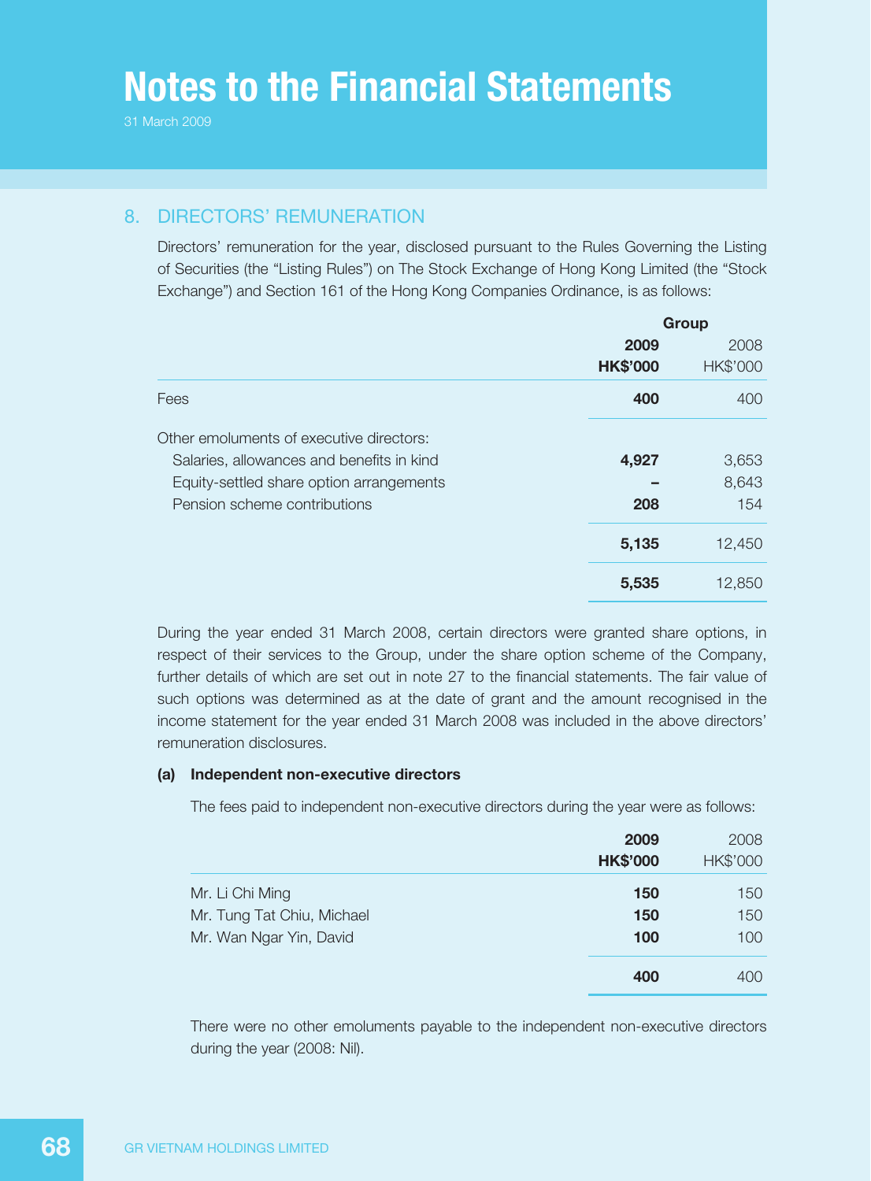# Notes to the Financial Statements

31 March 2009

## 8. DIRECTORS' REMUNERATION

Directors' remuneration for the year, disclosed pursuant to the Rules Governing the Listing of Securities (the "Listing Rules") on The Stock Exchange of Hong Kong Limited (the "Stock Exchange") and Section 161 of the Hong Kong Companies Ordinance, is as follows:

| | Group | |
|---|---|---|
| | **2009** | 2008 |
| | **HK$'000** | HK$'000 |
| Fees | **400** | 400 |
| Other emoluments of executive directors: | | |
| Salaries, allowances and benefits in kind | **4,927** | 3,653 |
| Equity-settled share option arrangements | **–** | 8,643 |
| Pension scheme contributions | **208** | 154 |
| | **5,135** | 12,450 |
| | **5,535** | 12,850 |

During the year ended 31 March 2008, certain directors were granted share options, in respect of their services to the Group, under the share option scheme of the Company, further details of which are set out in note 27 to the financial statements. The fair value of such options was determined as at the date of grant and the amount recognised in the income statement for the year ended 31 March 2008 was included in the above directors' remuneration disclosures.

### (a) Independent non-executive directors

The fees paid to independent non-executive directors during the year were as follows:

| | **2009** | 2008 |
|---|---|---|
| | **HK$'000** | HK$'000 |
| Mr. Li Chi Ming | **150** | 150 |
| Mr. Tung Tat Chiu, Michael | **150** | 150 |
| Mr. Wan Ngar Yin, David | **100** | 100 |
| | **400** | 400 |

There were no other emoluments payable to the independent non-executive directors during the year (2008: Nil).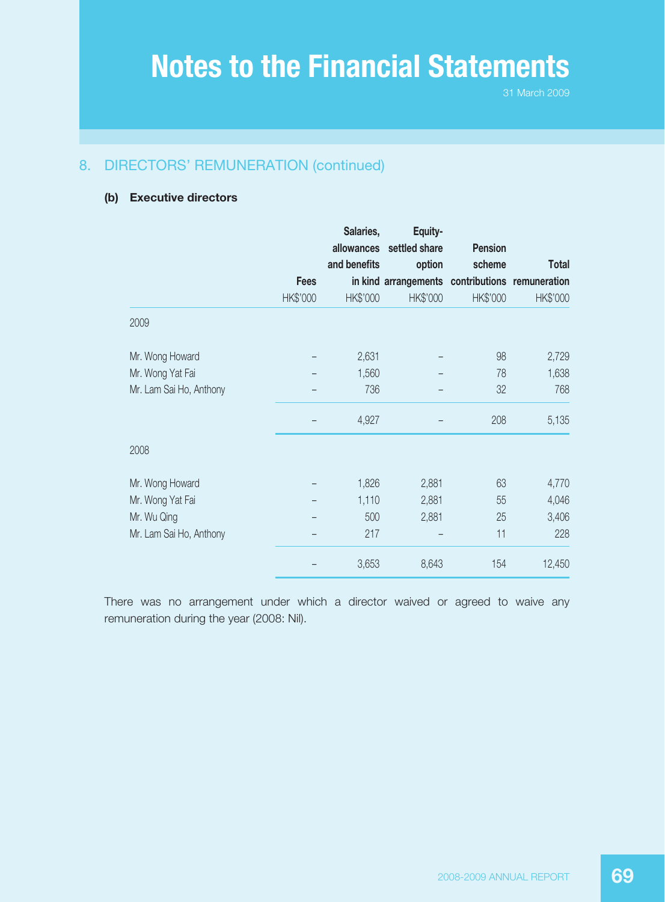# Notes to the Financial Statements

31 March 2009

## 8. DIRECTORS' REMUNERATION (continued)

### (b) Executive directors

| | Fees | Salaries, allowances and benefits in kind | Equity-settled share option arrangements | Pension scheme contributions | Total remuneration |
|---|---|---|---|---|---|
| | HK$'000 | HK$'000 | HK$'000 | HK$'000 | HK$'000 |
| **2009** | | | | | |
| Mr. Wong Howard | – | 2,631 | – | 98 | 2,729 |
| Mr. Wong Yat Fai | – | 1,560 | – | 78 | 1,638 |
| Mr. Lam Sai Ho, Anthony | – | 736 | – | 32 | 768 |
| | – | 4,927 | – | 208 | 5,135 |
| **2008** | | | | | |
| Mr. Wong Howard | – | 1,826 | 2,881 | 63 | 4,770 |
| Mr. Wong Yat Fai | – | 1,110 | 2,881 | 55 | 4,046 |
| Mr. Wu Qing | – | 500 | 2,881 | 25 | 3,406 |
| Mr. Lam Sai Ho, Anthony | – | 217 | – | 11 | 228 |
| | – | 3,653 | 8,643 | 154 | 12,450 |

There was no arrangement under which a director waived or agreed to waive any remuneration during the year (2008: Nil).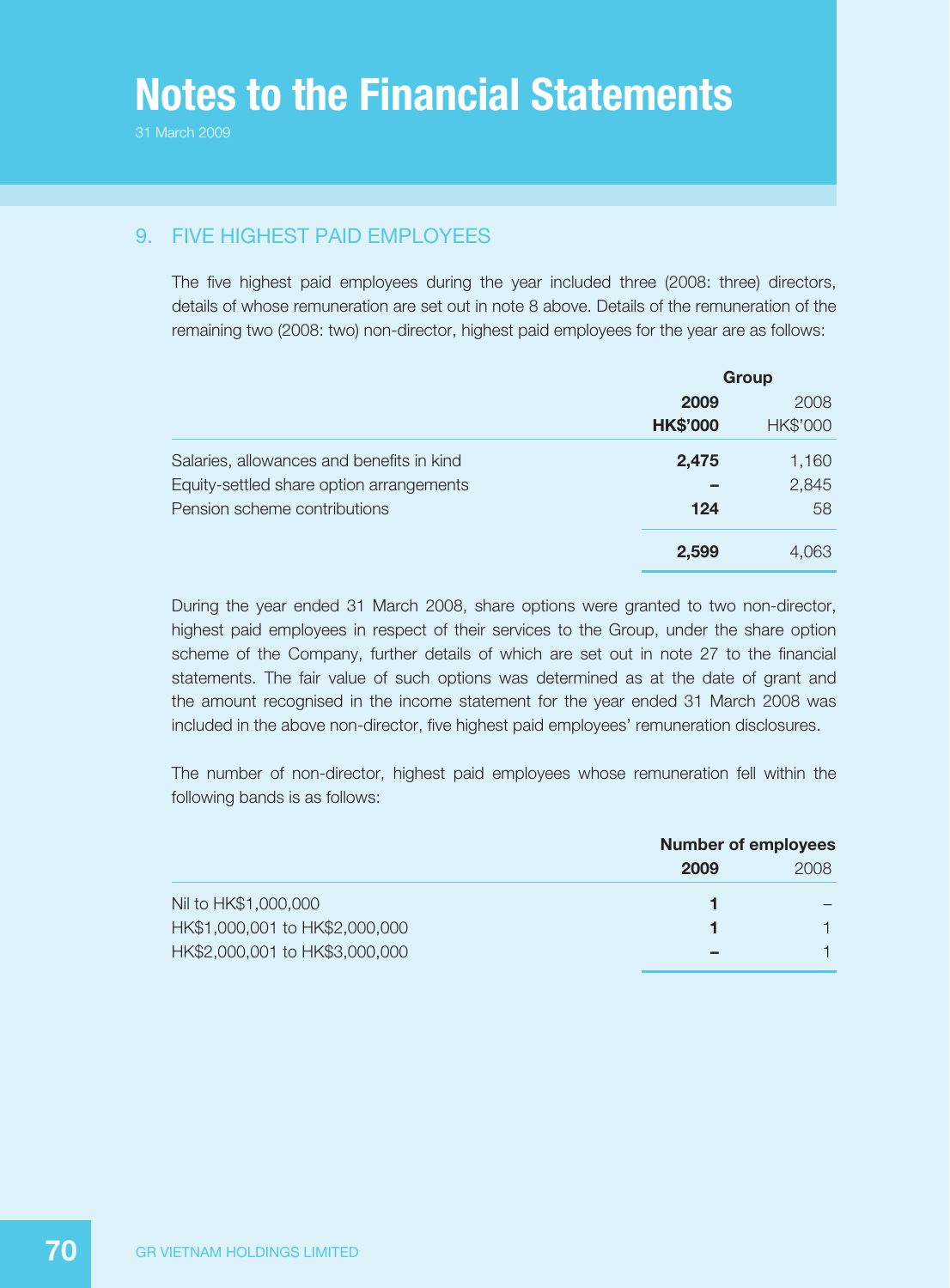## 9. FIVE HIGHEST PAID EMPLOYEES

The five highest paid employees during the year included three (2008: three) directors, details of whose remuneration are set out in note 8 above. Details of the remuneration of the remaining two (2008: two) non-director, highest paid employees for the year are as follows:

| | Group | |
|---|---|---|
| | **2009** | 2008 |
| | **HK$'000** | HK$'000 |
| Salaries, allowances and benefits in kind | **2,475** | 1,160 |
| Equity-settled share option arrangements | **–** | 2,845 |
| Pension scheme contributions | **124** | 58 |
| | **2,599** | 4,063 |

During the year ended 31 March 2008, share options were granted to two non-director, highest paid employees in respect of their services to the Group, under the share option scheme of the Company, further details of which are set out in note 27 to the financial statements. The fair value of such options was determined as at the date of grant and the amount recognised in the income statement for the year ended 31 March 2008 was included in the above non-director, five highest paid employees' remuneration disclosures.

The number of non-director, highest paid employees whose remuneration fell within the following bands is as follows:

| | Number of employees | |
|---|---|---|
| | **2009** | 2008 |
| Nil to HK$1,000,000 | **1** | – |
| HK$1,000,001 to HK$2,000,000 | **1** | 1 |
| HK$2,000,001 to HK$3,000,000 | **–** | 1 |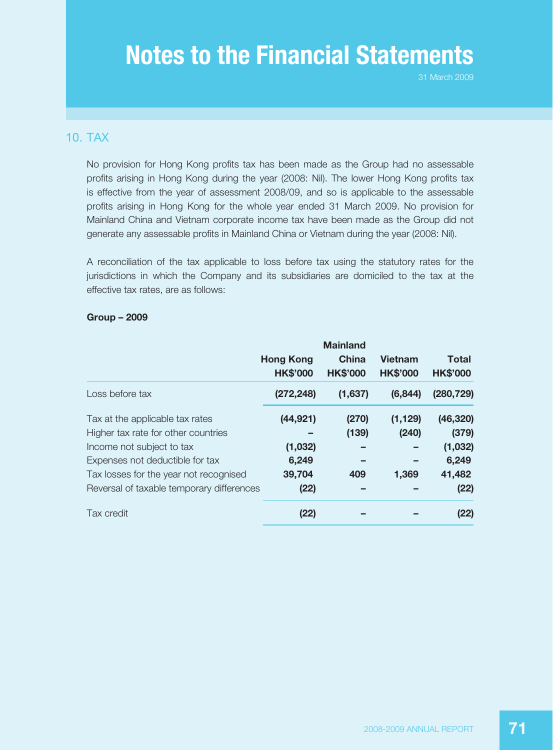# Notes to the Financial Statements

31 March 2009

## 10. TAX

No provision for Hong Kong profits tax has been made as the Group had no assessable profits arising in Hong Kong during the year (2008: Nil). The lower Hong Kong profits tax is effective from the year of assessment 2008/09, and so is applicable to the assessable profits arising in Hong Kong for the whole year ended 31 March 2009. No provision for Mainland China and Vietnam corporate income tax have been made as the Group did not generate any assessable profits in Mainland China or Vietnam during the year (2008: Nil).

A reconciliation of the tax applicable to loss before tax using the statutory rates for the jurisdictions in which the Company and its subsidiaries are domiciled to the tax at the effective tax rates, are as follows:

**Group – 2009**

| | Hong Kong<br>HK$'000 | Mainland China<br>HK$'000 | Vietnam<br>HK$'000 | Total<br>HK$'000 |
|---|---|---|---|---|
| Loss before tax | **(272,248)** | **(1,637)** | **(6,844)** | **(280,729)** |
| Tax at the applicable tax rates | **(44,921)** | **(270)** | **(1,129)** | **(46,320)** |
| Higher tax rate for other countries | **–** | **(139)** | **(240)** | **(379)** |
| Income not subject to tax | **(1,032)** | **–** | **–** | **(1,032)** |
| Expenses not deductible for tax | **6,249** | **–** | **–** | **6,249** |
| Tax losses for the year not recognised | **39,704** | **409** | **1,369** | **41,482** |
| Reversal of taxable temporary differences | **(22)** | **–** | **–** | **(22)** |
| Tax credit | **(22)** | **–** | **–** | **(22)** |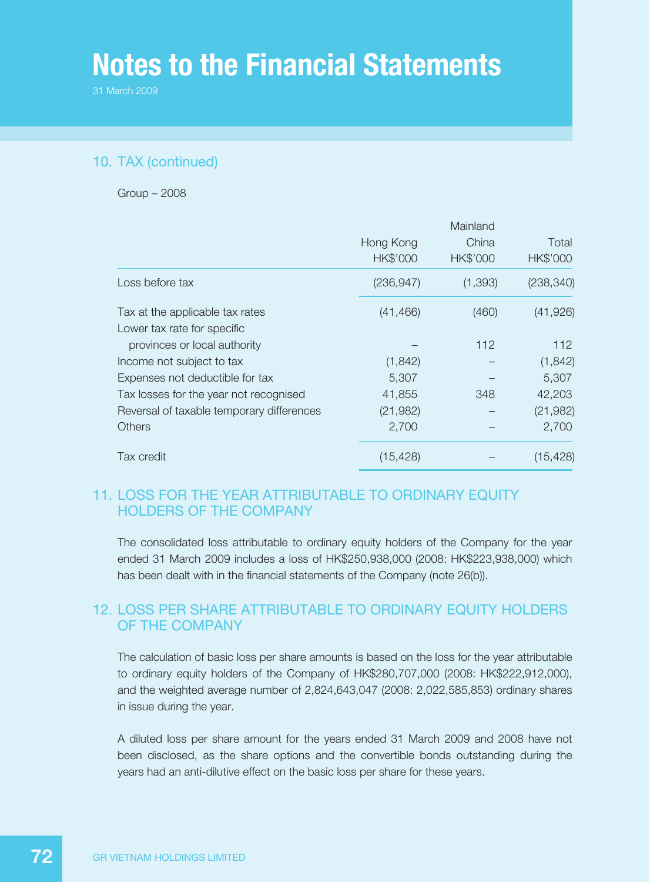# Notes to the Financial Statements

31 March 2009

## 10. TAX (continued)

Group – 2008

| | Hong Kong HK$'000 | Mainland China HK$'000 | Total HK$'000 |
|---|---|---|---|
| Loss before tax | (236,947) | (1,393) | (238,340) |
| Tax at the applicable tax rates | (41,466) | (460) | (41,926) |
| Lower tax rate for specific provinces or local authority | – | 112 | 112 |
| Income not subject to tax | (1,842) | – | (1,842) |
| Expenses not deductible for tax | 5,307 | – | 5,307 |
| Tax losses for the year not recognised | 41,855 | 348 | 42,203 |
| Reversal of taxable temporary differences | (21,982) | – | (21,982) |
| Others | 2,700 | – | 2,700 |
| Tax credit | (15,428) | – | (15,428) |

## 11. LOSS FOR THE YEAR ATTRIBUTABLE TO ORDINARY EQUITY HOLDERS OF THE COMPANY

The consolidated loss attributable to ordinary equity holders of the Company for the year ended 31 March 2009 includes a loss of HK$250,938,000 (2008: HK$223,938,000) which has been dealt with in the financial statements of the Company (note 26(b)).

## 12. LOSS PER SHARE ATTRIBUTABLE TO ORDINARY EQUITY HOLDERS OF THE COMPANY

The calculation of basic loss per share amounts is based on the loss for the year attributable to ordinary equity holders of the Company of HK$280,707,000 (2008: HK$222,912,000), and the weighted average number of 2,824,643,047 (2008: 2,022,585,853) ordinary shares in issue during the year.

A diluted loss per share amount for the years ended 31 March 2009 and 2008 have not been disclosed, as the share options and the convertible bonds outstanding during the years had an anti-dilutive effect on the basic loss per share for these years.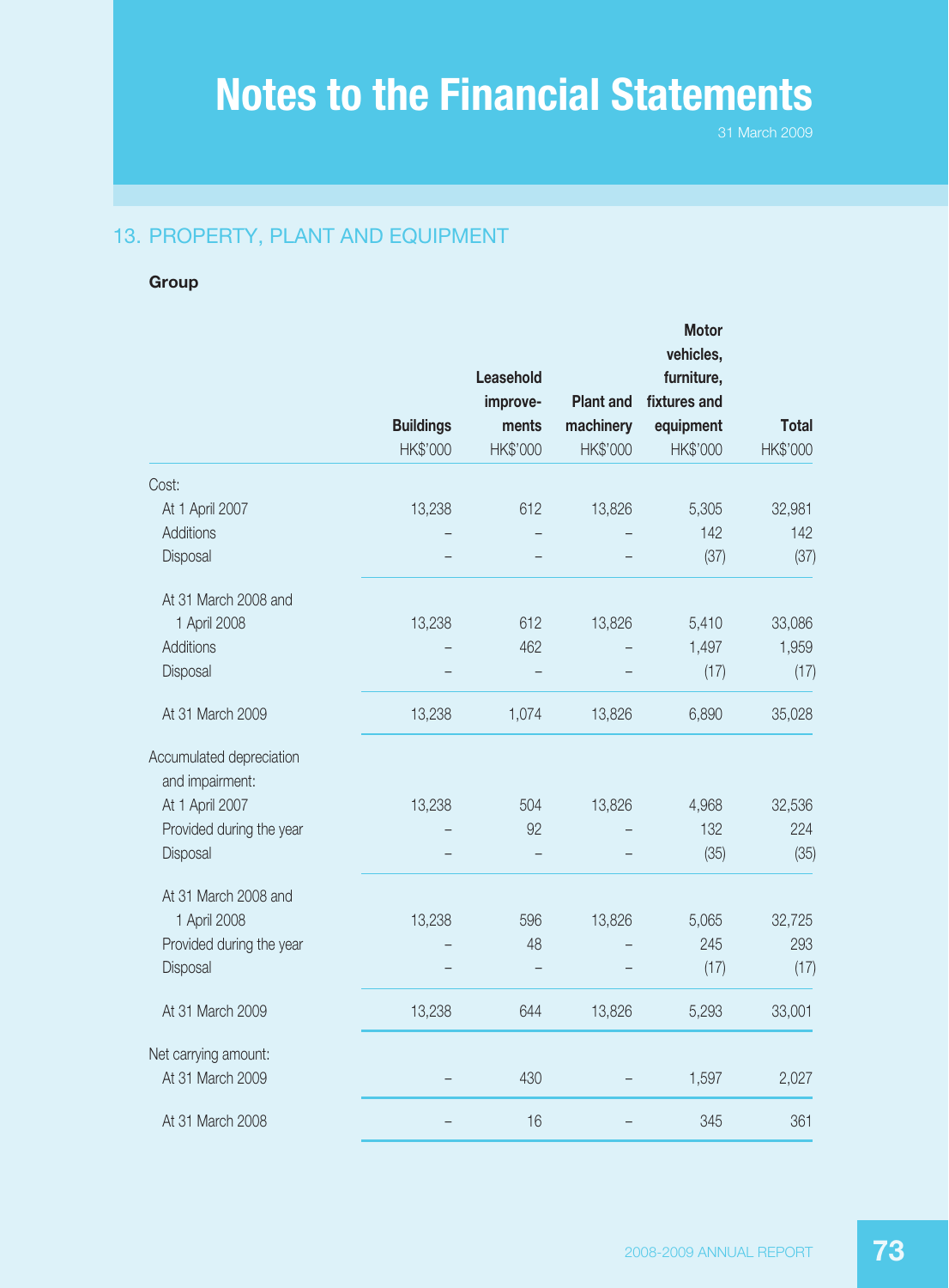## 13. PROPERTY, PLANT AND EQUIPMENT

**Group**

| | Buildings HK$'000 | Leasehold improve-ments HK$'000 | Plant and machinery HK$'000 | Motor vehicles, furniture, fixtures and equipment HK$'000 | Total HK$'000 |
|---|---|---|---|---|---|
| Cost: | | | | | |
| At 1 April 2007 | 13,238 | 612 | 13,826 | 5,305 | 32,981 |
| Additions | – | – | – | 142 | 142 |
| Disposal | – | – | – | (37) | (37) |
| At 31 March 2008 and 1 April 2008 | 13,238 | 612 | 13,826 | 5,410 | 33,086 |
| Additions | – | 462 | – | 1,497 | 1,959 |
| Disposal | – | – | – | (17) | (17) |
| At 31 March 2009 | 13,238 | 1,074 | 13,826 | 6,890 | 35,028 |
| Accumulated depreciation and impairment: | | | | | |
| At 1 April 2007 | 13,238 | 504 | 13,826 | 4,968 | 32,536 |
| Provided during the year | – | 92 | – | 132 | 224 |
| Disposal | – | – | – | (35) | (35) |
| At 31 March 2008 and 1 April 2008 | 13,238 | 596 | 13,826 | 5,065 | 32,725 |
| Provided during the year | – | 48 | – | 245 | 293 |
| Disposal | – | – | – | (17) | (17) |
| At 31 March 2009 | 13,238 | 644 | 13,826 | 5,293 | 33,001 |
| Net carrying amount: | | | | | |
| At 31 March 2009 | – | 430 | – | 1,597 | 2,027 |
| At 31 March 2008 | – | 16 | – | 345 | 361 |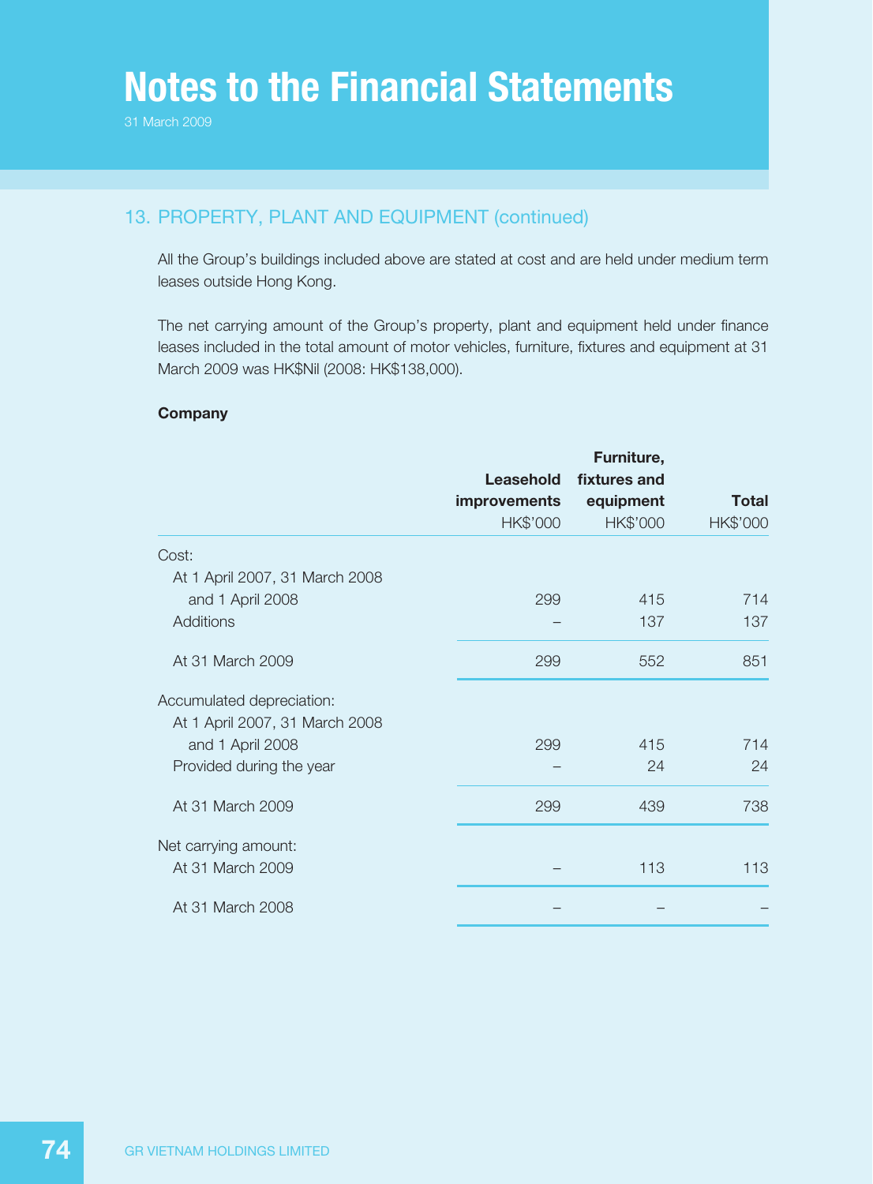# Notes to the Financial Statements

31 March 2009

## 13. PROPERTY, PLANT AND EQUIPMENT (continued)

All the Group's buildings included above are stated at cost and are held under medium term leases outside Hong Kong.

The net carrying amount of the Group's property, plant and equipment held under finance leases included in the total amount of motor vehicles, furniture, fixtures and equipment at 31 March 2009 was HK$Nil (2008: HK$138,000).

**Company**

| | **Leasehold improvements** HK$'000 | **Furniture, fixtures and equipment** HK$'000 | **Total** HK$'000 |
|---|---|---|---|
| Cost: | | | |
| At 1 April 2007, 31 March 2008 and 1 April 2008 | 299 | 415 | 714 |
| Additions | – | 137 | 137 |
| At 31 March 2009 | 299 | 552 | 851 |
| Accumulated depreciation: | | | |
| At 1 April 2007, 31 March 2008 and 1 April 2008 | 299 | 415 | 714 |
| Provided during the year | – | 24 | 24 |
| At 31 March 2009 | 299 | 439 | 738 |
| Net carrying amount: | | | |
| At 31 March 2009 | – | 113 | 113 |
| At 31 March 2008 | – | – | – |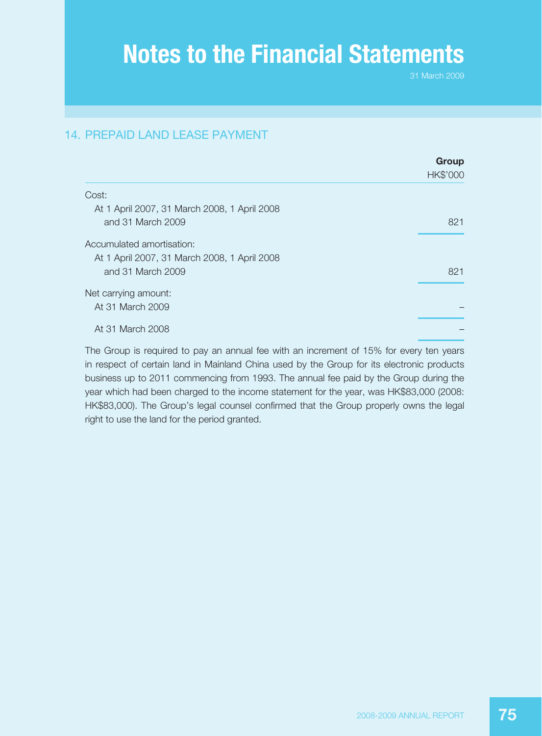# Notes to the Financial Statements

31 March 2009

## 14. PREPAID LAND LEASE PAYMENT

| | Group<br>HK$'000 |
|---|---|
| Cost: | |
| At 1 April 2007, 31 March 2008, 1 April 2008 and 31 March 2009 | 821 |
| Accumulated amortisation: | |
| At 1 April 2007, 31 March 2008, 1 April 2008 and 31 March 2009 | 821 |
| Net carrying amount: | |
| At 31 March 2009 | – |
| At 31 March 2008 | – |

The Group is required to pay an annual fee with an increment of 15% for every ten years in respect of certain land in Mainland China used by the Group for its electronic products business up to 2011 commencing from 1993. The annual fee paid by the Group during the year which had been charged to the income statement for the year, was HK$83,000 (2008: HK$83,000). The Group's legal counsel confirmed that the Group properly owns the legal right to use the land for the period granted.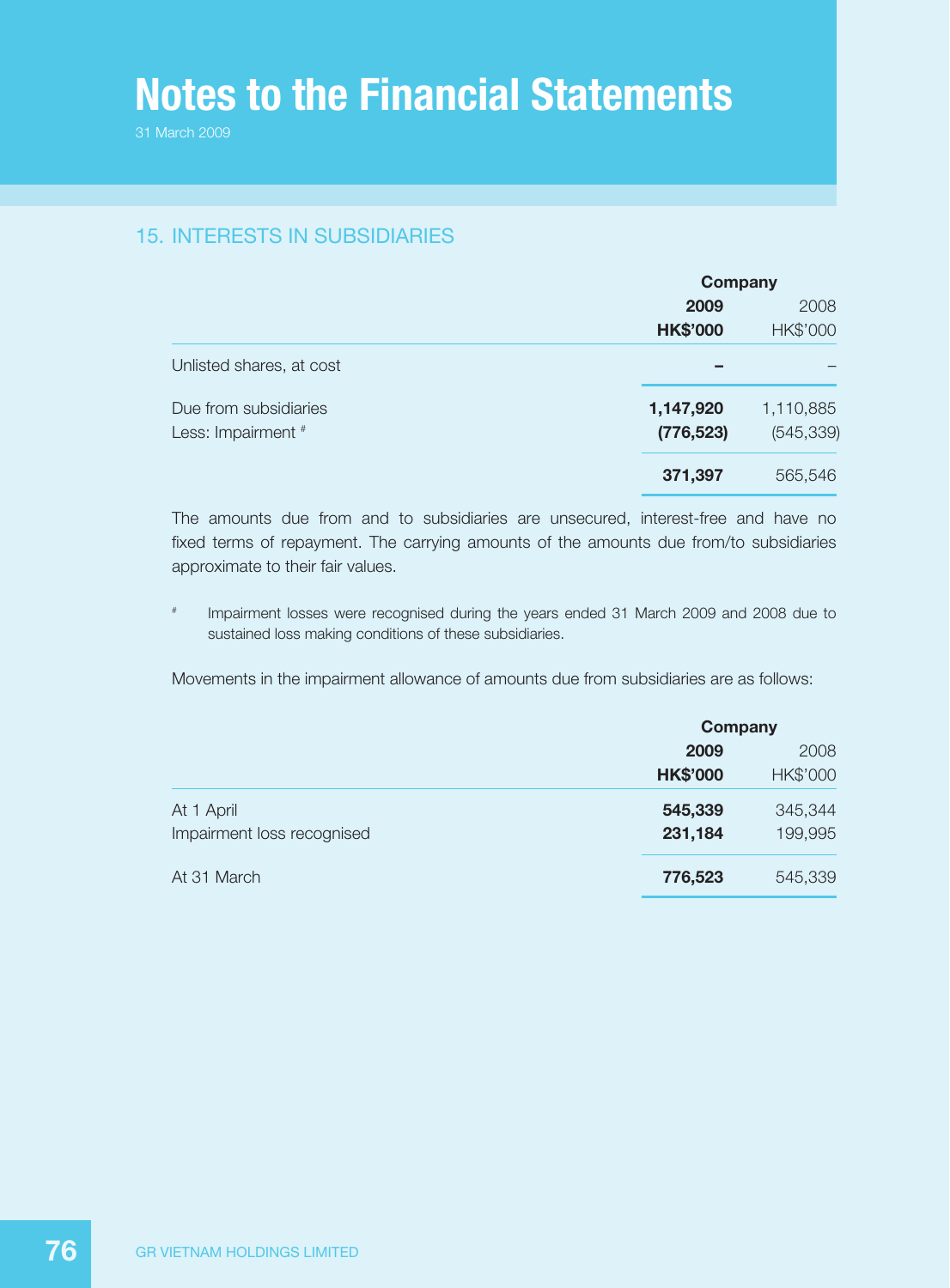# Notes to the Financial Statements

31 March 2009

## 15. INTERESTS IN SUBSIDIARIES

| | Company | |
|---|---|---|
| | **2009** | 2008 |
| | **HK$'000** | HK$'000 |
| Unlisted shares, at cost | **–** | – |
| Due from subsidiaries | **1,147,920** | 1,110,885 |
| Less: Impairment # | **(776,523)** | (545,339) |
| | **371,397** | 565,546 |

The amounts due from and to subsidiaries are unsecured, interest-free and have no fixed terms of repayment. The carrying amounts of the amounts due from/to subsidiaries approximate to their fair values.

# Impairment losses were recognised during the years ended 31 March 2009 and 2008 due to sustained loss making conditions of these subsidiaries.

Movements in the impairment allowance of amounts due from subsidiaries are as follows:

| | Company | |
|---|---|---|
| | **2009** | 2008 |
| | **HK$'000** | HK$'000 |
| At 1 April | **545,339** | 345,344 |
| Impairment loss recognised | **231,184** | 199,995 |
| At 31 March | **776,523** | 545,339 |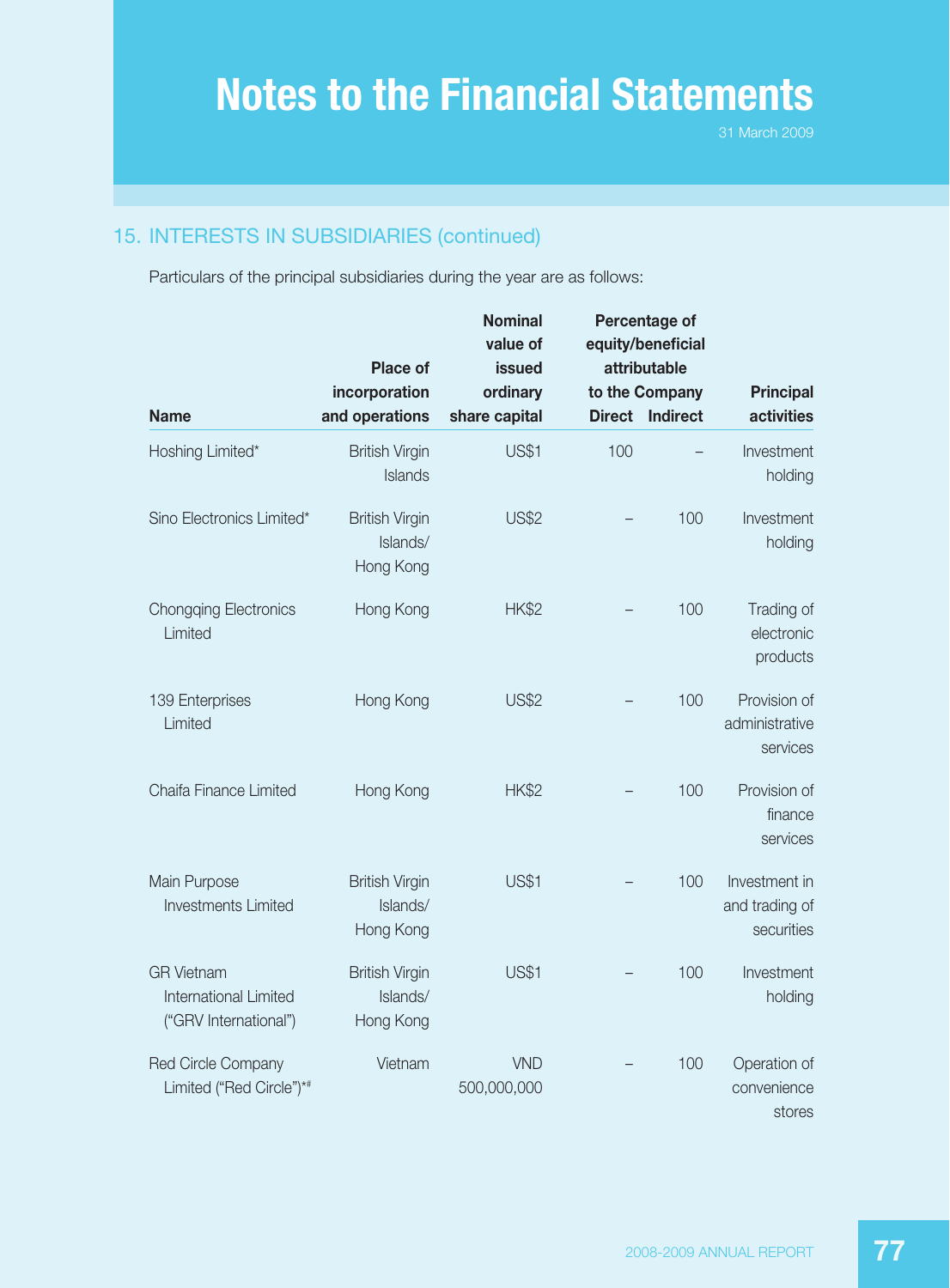## 15. INTERESTS IN SUBSIDIARIES (continued)

Particulars of the principal subsidiaries during the year are as follows:

| Name | Place of incorporation and operations | Nominal value of issued ordinary share capital | Percentage of equity/beneficial attributable to the Company | | Principal activities |
|---|---|---|---|---|---|
| | | | Direct | Indirect | |
| Hoshing Limited* | British Virgin Islands | US$1 | 100 | – | Investment holding |
| Sino Electronics Limited* | British Virgin Islands/ Hong Kong | US$2 | – | 100 | Investment holding |
| Chongqing Electronics Limited | Hong Kong | HK$2 | – | 100 | Trading of electronic products |
| 139 Enterprises Limited | Hong Kong | US$2 | – | 100 | Provision of administrative services |
| Chaifa Finance Limited | Hong Kong | HK$2 | – | 100 | Provision of finance services |
| Main Purpose Investments Limited | British Virgin Islands/ Hong Kong | US$1 | – | 100 | Investment in and trading of securities |
| GR Vietnam International Limited ("GRV International") | British Virgin Islands/ Hong Kong | US$1 | – | 100 | Investment holding |
| Red Circle Company Limited ("Red Circle")*# | Vietnam | VND 500,000,000 | – | 100 | Operation of convenience stores |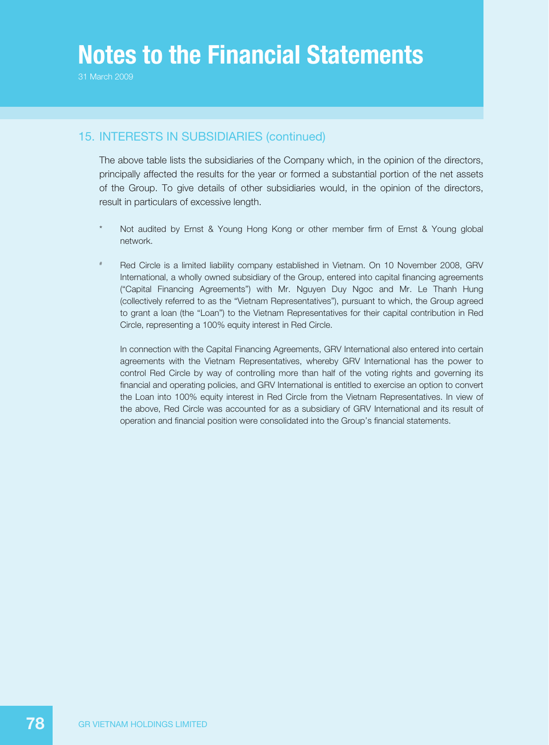## 15. INTERESTS IN SUBSIDIARIES (continued)

The above table lists the subsidiaries of the Company which, in the opinion of the directors, principally affected the results for the year or formed a substantial portion of the net assets of the Group. To give details of other subsidiaries would, in the opinion of the directors, result in particulars of excessive length.

\* Not audited by Ernst & Young Hong Kong or other member firm of Ernst & Young global network.

# Red Circle is a limited liability company established in Vietnam. On 10 November 2008, GRV International, a wholly owned subsidiary of the Group, entered into capital financing agreements ("Capital Financing Agreements") with Mr. Nguyen Duy Ngoc and Mr. Le Thanh Hung (collectively referred to as the "Vietnam Representatives"), pursuant to which, the Group agreed to grant a loan (the "Loan") to the Vietnam Representatives for their capital contribution in Red Circle, representing a 100% equity interest in Red Circle.

In connection with the Capital Financing Agreements, GRV International also entered into certain agreements with the Vietnam Representatives, whereby GRV International has the power to control Red Circle by way of controlling more than half of the voting rights and governing its financial and operating policies, and GRV International is entitled to exercise an option to convert the Loan into 100% equity interest in Red Circle from the Vietnam Representatives. In view of the above, Red Circle was accounted for as a subsidiary of GRV International and its result of operation and financial position were consolidated into the Group's financial statements.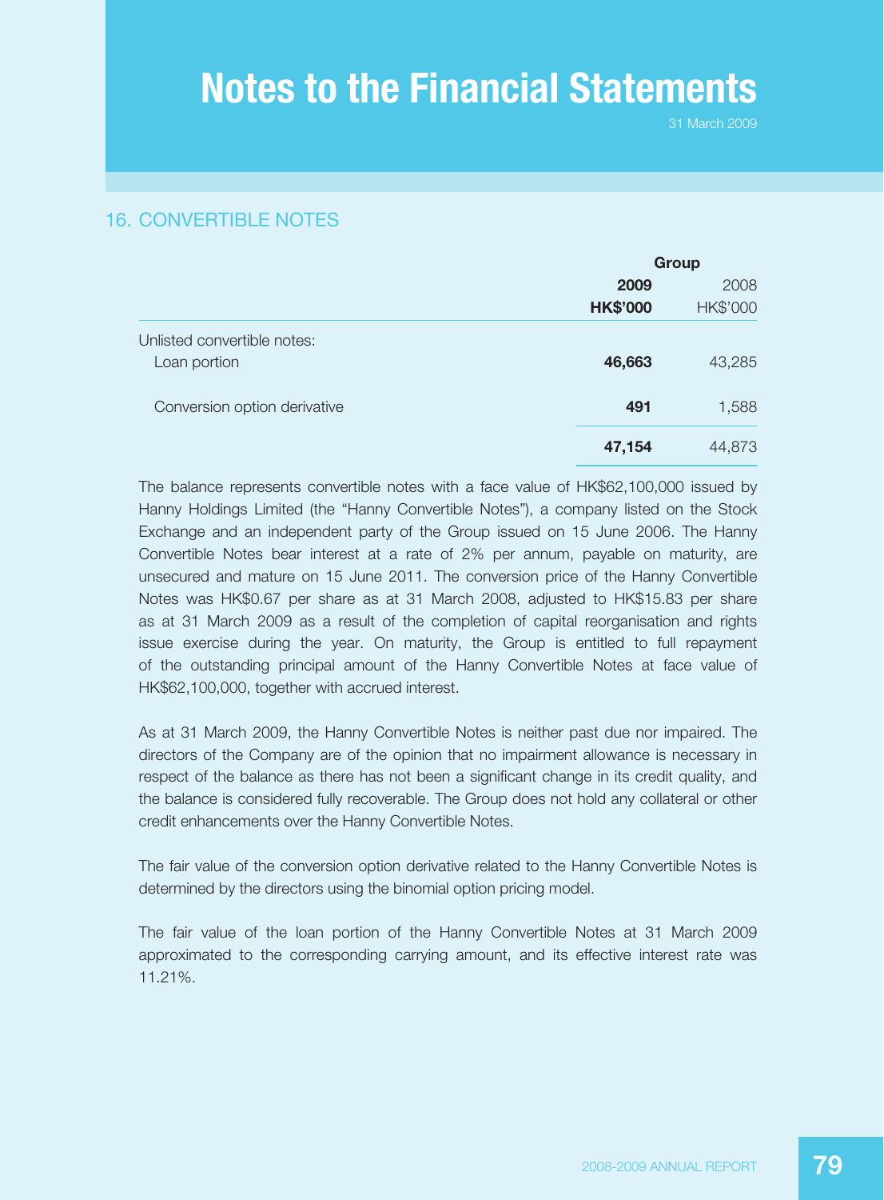## 16. CONVERTIBLE NOTES

| | Group | |
|---|---|---|
| | **2009** | 2008 |
| | **HK$'000** | HK$'000 |
| Unlisted convertible notes: | | |
| Loan portion | **46,663** | 43,285 |
| Conversion option derivative | **491** | 1,588 |
| | **47,154** | 44,873 |

The balance represents convertible notes with a face value of HK$62,100,000 issued by Hanny Holdings Limited (the "Hanny Convertible Notes"), a company listed on the Stock Exchange and an independent party of the Group issued on 15 June 2006. The Hanny Convertible Notes bear interest at a rate of 2% per annum, payable on maturity, are unsecured and mature on 15 June 2011. The conversion price of the Hanny Convertible Notes was HK$0.67 per share as at 31 March 2008, adjusted to HK$15.83 per share as at 31 March 2009 as a result of the completion of capital reorganisation and rights issue exercise during the year. On maturity, the Group is entitled to full repayment of the outstanding principal amount of the Hanny Convertible Notes at face value of HK$62,100,000, together with accrued interest.

As at 31 March 2009, the Hanny Convertible Notes is neither past due nor impaired. The directors of the Company are of the opinion that no impairment allowance is necessary in respect of the balance as there has not been a significant change in its credit quality, and the balance is considered fully recoverable. The Group does not hold any collateral or other credit enhancements over the Hanny Convertible Notes.

The fair value of the conversion option derivative related to the Hanny Convertible Notes is determined by the directors using the binomial option pricing model.

The fair value of the loan portion of the Hanny Convertible Notes at 31 March 2009 approximated to the corresponding carrying amount, and its effective interest rate was 11.21%.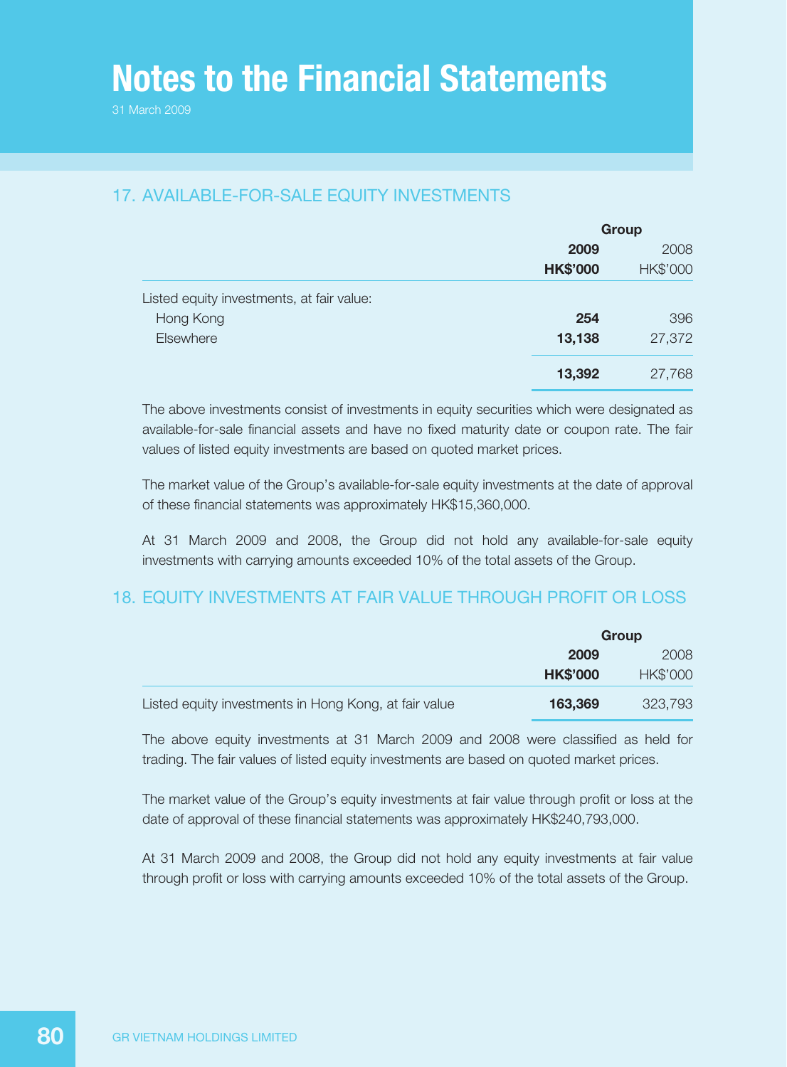# Notes to the Financial Statements

31 March 2009

## 17. AVAILABLE-FOR-SALE EQUITY INVESTMENTS

| | Group | |
|---|---|---|
| | **2009** | 2008 |
| | **HK$'000** | HK$'000 |
| Listed equity investments, at fair value: | | |
| Hong Kong | **254** | 396 |
| Elsewhere | **13,138** | 27,372 |
| | **13,392** | 27,768 |

The above investments consist of investments in equity securities which were designated as available-for-sale financial assets and have no fixed maturity date or coupon rate. The fair values of listed equity investments are based on quoted market prices.

The market value of the Group's available-for-sale equity investments at the date of approval of these financial statements was approximately HK$15,360,000.

At 31 March 2009 and 2008, the Group did not hold any available-for-sale equity investments with carrying amounts exceeded 10% of the total assets of the Group.

## 18. EQUITY INVESTMENTS AT FAIR VALUE THROUGH PROFIT OR LOSS

| | Group | |
|---|---|---|
| | **2009** | 2008 |
| | **HK$'000** | HK$'000 |
| Listed equity investments in Hong Kong, at fair value | **163,369** | 323,793 |

The above equity investments at 31 March 2009 and 2008 were classified as held for trading. The fair values of listed equity investments are based on quoted market prices.

The market value of the Group's equity investments at fair value through profit or loss at the date of approval of these financial statements was approximately HK$240,793,000.

At 31 March 2009 and 2008, the Group did not hold any equity investments at fair value through profit or loss with carrying amounts exceeded 10% of the total assets of the Group.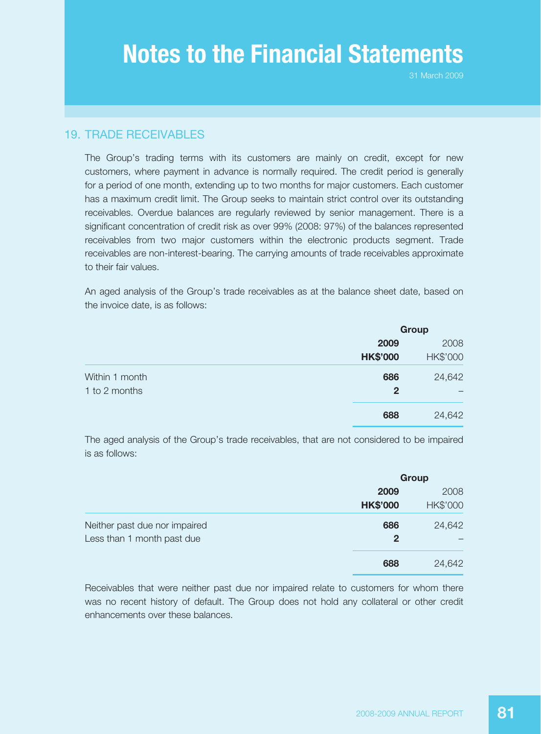## 19. TRADE RECEIVABLES

The Group's trading terms with its customers are mainly on credit, except for new customers, where payment in advance is normally required. The credit period is generally for a period of one month, extending up to two months for major customers. Each customer has a maximum credit limit. The Group seeks to maintain strict control over its outstanding receivables. Overdue balances are regularly reviewed by senior management. There is a significant concentration of credit risk as over 99% (2008: 97%) of the balances represented receivables from two major customers within the electronic products segment. Trade receivables are non-interest-bearing. The carrying amounts of trade receivables approximate to their fair values.

An aged analysis of the Group's trade receivables as at the balance sheet date, based on the invoice date, is as follows:

| | Group | |
|---|---|---|
| | **2009** | 2008 |
| | **HK$'000** | HK$'000 |
| Within 1 month | **686** | 24,642 |
| 1 to 2 months | **2** | – |
| | **688** | 24,642 |

The aged analysis of the Group's trade receivables, that are not considered to be impaired is as follows:

| | Group | |
|---|---|---|
| | **2009** | 2008 |
| | **HK$'000** | HK$'000 |
| Neither past due nor impaired | **686** | 24,642 |
| Less than 1 month past due | **2** | – |
| | **688** | 24,642 |

Receivables that were neither past due nor impaired relate to customers for whom there was no recent history of default. The Group does not hold any collateral or other credit enhancements over these balances.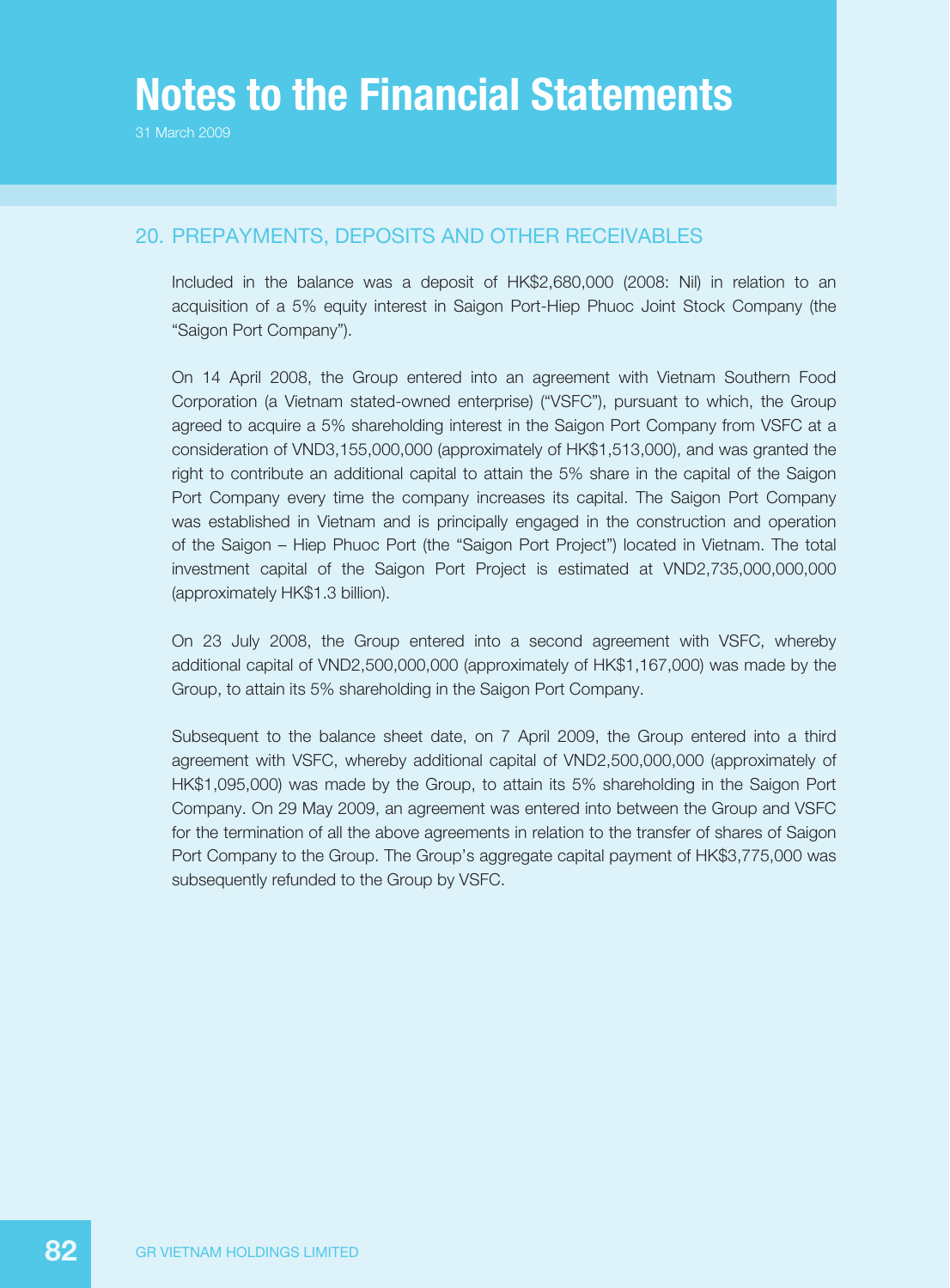# Notes to the Financial Statements

31 March 2009

## 20. PREPAYMENTS, DEPOSITS AND OTHER RECEIVABLES

Included in the balance was a deposit of HK$2,680,000 (2008: Nil) in relation to an acquisition of a 5% equity interest in Saigon Port-Hiep Phuoc Joint Stock Company (the "Saigon Port Company").

On 14 April 2008, the Group entered into an agreement with Vietnam Southern Food Corporation (a Vietnam stated-owned enterprise) ("VSFC"), pursuant to which, the Group agreed to acquire a 5% shareholding interest in the Saigon Port Company from VSFC at a consideration of VND3,155,000,000 (approximately of HK$1,513,000), and was granted the right to contribute an additional capital to attain the 5% share in the capital of the Saigon Port Company every time the company increases its capital. The Saigon Port Company was established in Vietnam and is principally engaged in the construction and operation of the Saigon – Hiep Phuoc Port (the "Saigon Port Project") located in Vietnam. The total investment capital of the Saigon Port Project is estimated at VND2,735,000,000,000 (approximately HK$1.3 billion).

On 23 July 2008, the Group entered into a second agreement with VSFC, whereby additional capital of VND2,500,000,000 (approximately of HK$1,167,000) was made by the Group, to attain its 5% shareholding in the Saigon Port Company.

Subsequent to the balance sheet date, on 7 April 2009, the Group entered into a third agreement with VSFC, whereby additional capital of VND2,500,000,000 (approximately of HK$1,095,000) was made by the Group, to attain its 5% shareholding in the Saigon Port Company. On 29 May 2009, an agreement was entered into between the Group and VSFC for the termination of all the above agreements in relation to the transfer of shares of Saigon Port Company to the Group. The Group's aggregate capital payment of HK$3,775,000 was subsequently refunded to the Group by VSFC.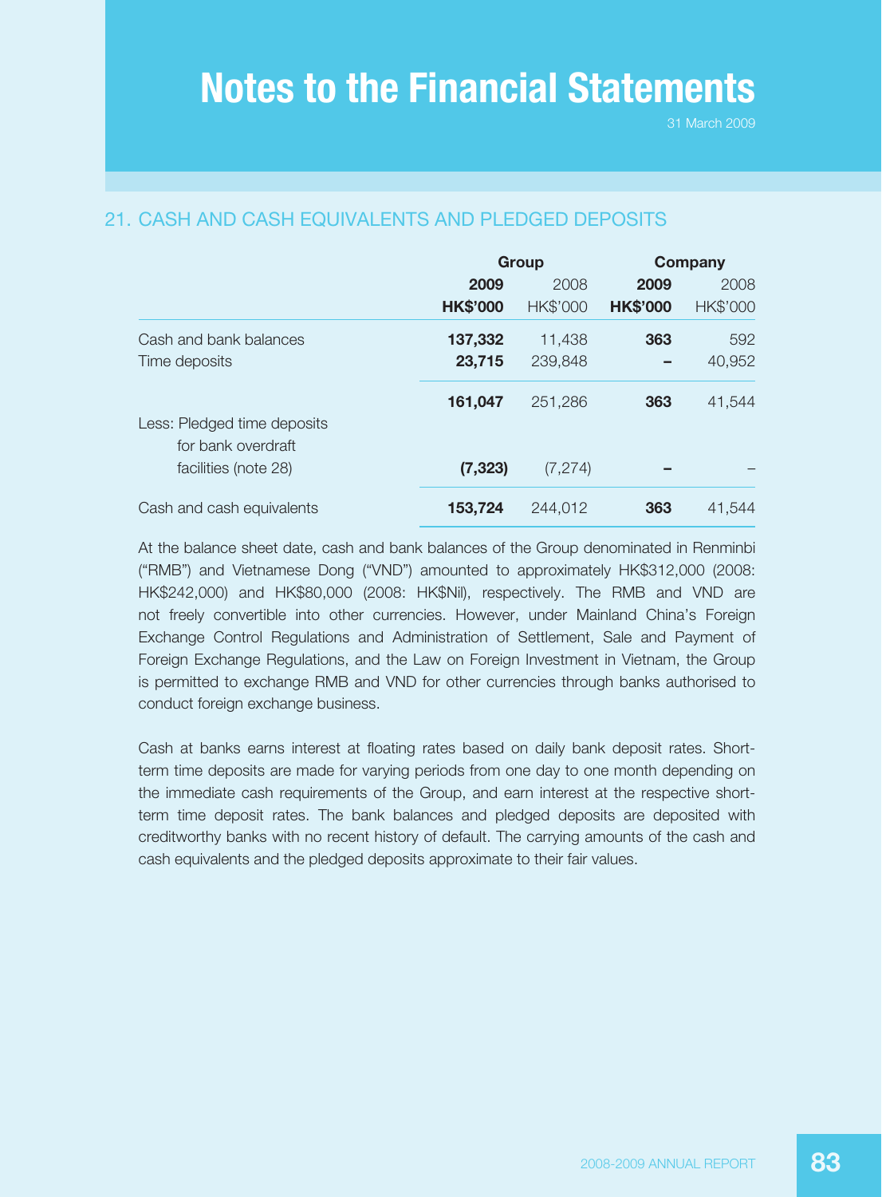## 21. CASH AND CASH EQUIVALENTS AND PLEDGED DEPOSITS

| | Group | | Company | |
|---|---|---|---|---|
| | **2009** | 2008 | **2009** | 2008 |
| | **HK$'000** | HK$'000 | **HK$'000** | HK$'000 |
| Cash and bank balances | **137,332** | 11,438 | **363** | 592 |
| Time deposits | **23,715** | 239,848 | **–** | 40,952 |
| | **161,047** | 251,286 | **363** | 41,544 |
| Less: Pledged time deposits for bank overdraft facilities (note 28) | **(7,323)** | (7,274) | **–** | – |
| Cash and cash equivalents | **153,724** | 244,012 | **363** | 41,544 |

At the balance sheet date, cash and bank balances of the Group denominated in Renminbi ("RMB") and Vietnamese Dong ("VND") amounted to approximately HK$312,000 (2008: HK$242,000) and HK$80,000 (2008: HK$Nil), respectively. The RMB and VND are not freely convertible into other currencies. However, under Mainland China's Foreign Exchange Control Regulations and Administration of Settlement, Sale and Payment of Foreign Exchange Regulations, and the Law on Foreign Investment in Vietnam, the Group is permitted to exchange RMB and VND for other currencies through banks authorised to conduct foreign exchange business.

Cash at banks earns interest at floating rates based on daily bank deposit rates. Short-term time deposits are made for varying periods from one day to one month depending on the immediate cash requirements of the Group, and earn interest at the respective short-term time deposit rates. The bank balances and pledged deposits are deposited with creditworthy banks with no recent history of default. The carrying amounts of the cash and cash equivalents and the pledged deposits approximate to their fair values.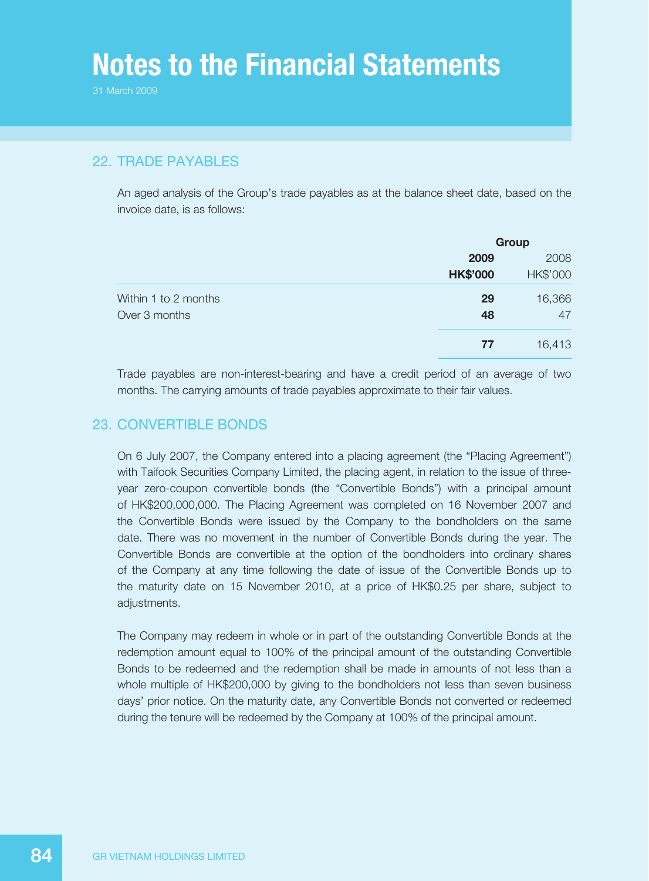# Notes to the Financial Statements

31 March 2009

## 22. TRADE PAYABLES

An aged analysis of the Group's trade payables as at the balance sheet date, based on the invoice date, is as follows:

| | Group | |
|---|---|---|
| | **2009** | 2008 |
| | **HK$'000** | HK$'000 |
| Within 1 to 2 months | **29** | 16,366 |
| Over 3 months | **48** | 47 |
| | **77** | 16,413 |

Trade payables are non-interest-bearing and have a credit period of an average of two months. The carrying amounts of trade payables approximate to their fair values.

## 23. CONVERTIBLE BONDS

On 6 July 2007, the Company entered into a placing agreement (the "Placing Agreement") with Taifook Securities Company Limited, the placing agent, in relation to the issue of three-year zero-coupon convertible bonds (the "Convertible Bonds") with a principal amount of HK$200,000,000. The Placing Agreement was completed on 16 November 2007 and the Convertible Bonds were issued by the Company to the bondholders on the same date. There was no movement in the number of Convertible Bonds during the year. The Convertible Bonds are convertible at the option of the bondholders into ordinary shares of the Company at any time following the date of issue of the Convertible Bonds up to the maturity date on 15 November 2010, at a price of HK$0.25 per share, subject to adjustments.

The Company may redeem in whole or in part of the outstanding Convertible Bonds at the redemption amount equal to 100% of the principal amount of the outstanding Convertible Bonds to be redeemed and the redemption shall be made in amounts of not less than a whole multiple of HK$200,000 by giving to the bondholders not less than seven business days' prior notice. On the maturity date, any Convertible Bonds not converted or redeemed during the tenure will be redeemed by the Company at 100% of the principal amount.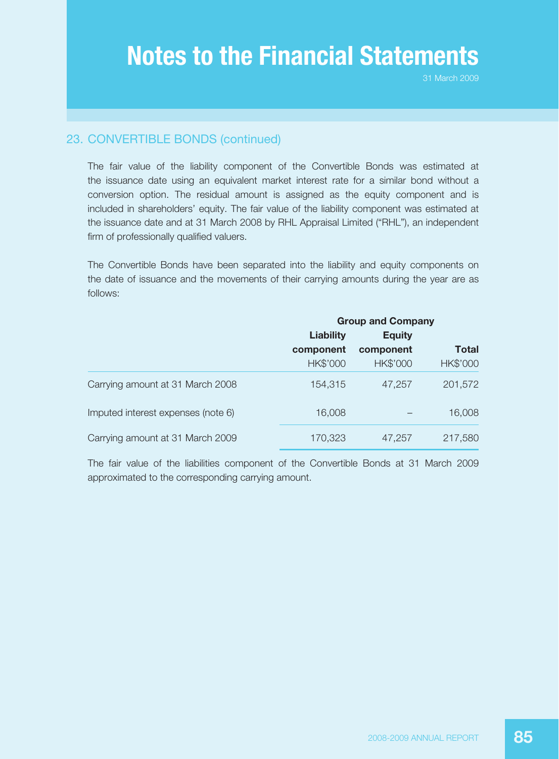## 23. CONVERTIBLE BONDS (continued)

The fair value of the liability component of the Convertible Bonds was estimated at the issuance date using an equivalent market interest rate for a similar bond without a conversion option. The residual amount is assigned as the equity component and is included in shareholders' equity. The fair value of the liability component was estimated at the issuance date and at 31 March 2008 by RHL Appraisal Limited ("RHL"), an independent firm of professionally qualified valuers.

The Convertible Bonds have been separated into the liability and equity components on the date of issuance and the movements of their carrying amounts during the year are as follows:

| | Group and Company | | |
|---|---|---|---|
| | **Liability component** | **Equity component** | **Total** |
| | HK$'000 | HK$'000 | HK$'000 |
| Carrying amount at 31 March 2008 | 154,315 | 47,257 | 201,572 |
| Imputed interest expenses (note 6) | 16,008 | – | 16,008 |
| Carrying amount at 31 March 2009 | 170,323 | 47,257 | 217,580 |

The fair value of the liabilities component of the Convertible Bonds at 31 March 2009 approximated to the corresponding carrying amount.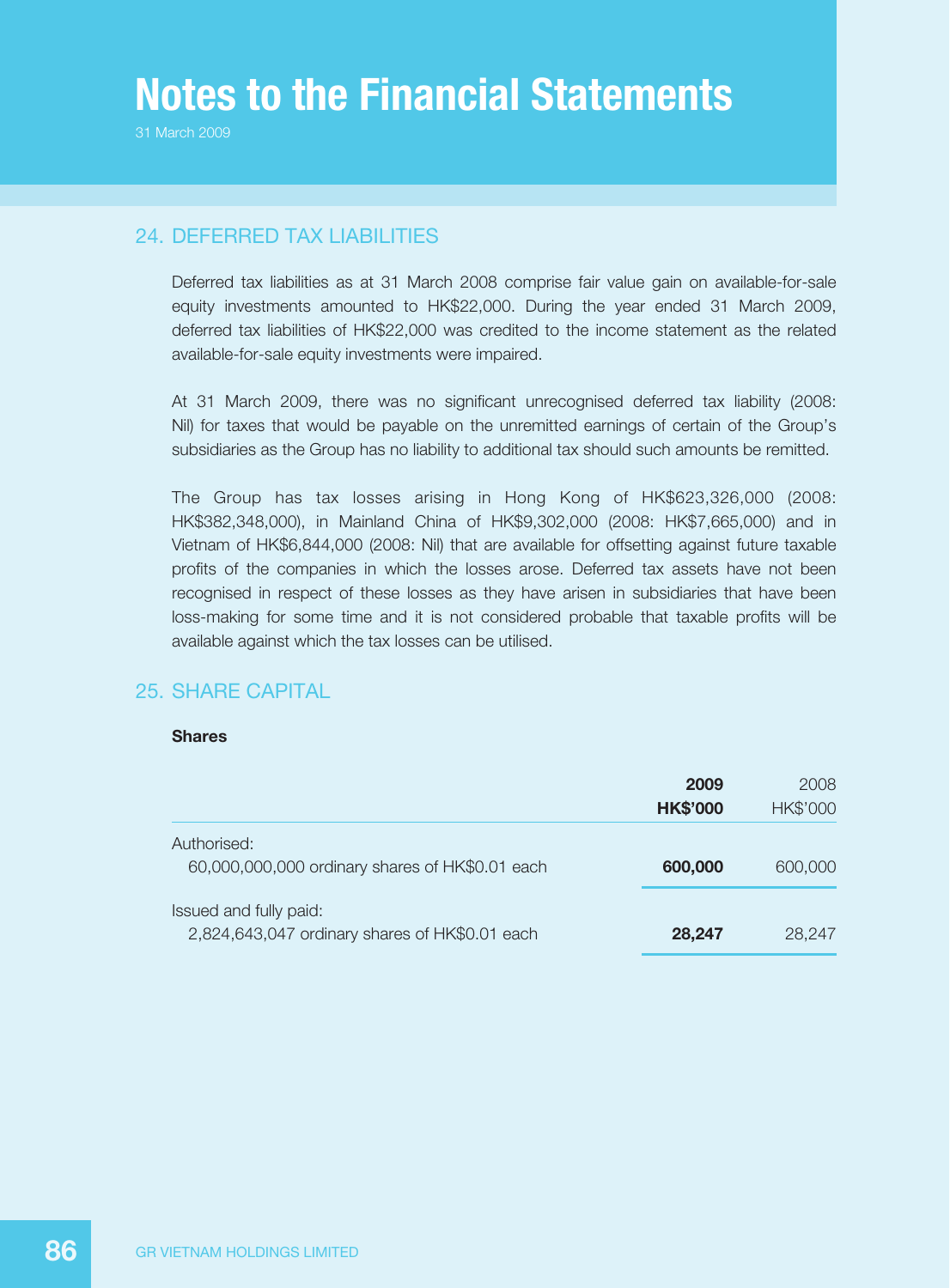# Notes to the Financial Statements

31 March 2009

## 24. DEFERRED TAX LIABILITIES

Deferred tax liabilities as at 31 March 2008 comprise fair value gain on available-for-sale equity investments amounted to HK$22,000. During the year ended 31 March 2009, deferred tax liabilities of HK$22,000 was credited to the income statement as the related available-for-sale equity investments were impaired.

At 31 March 2009, there was no significant unrecognised deferred tax liability (2008: Nil) for taxes that would be payable on the unremitted earnings of certain of the Group's subsidiaries as the Group has no liability to additional tax should such amounts be remitted.

The Group has tax losses arising in Hong Kong of HK$623,326,000 (2008: HK$382,348,000), in Mainland China of HK$9,302,000 (2008: HK$7,665,000) and in Vietnam of HK$6,844,000 (2008: Nil) that are available for offsetting against future taxable profits of the companies in which the losses arose. Deferred tax assets have not been recognised in respect of these losses as they have arisen in subsidiaries that have been loss-making for some time and it is not considered probable that taxable profits will be available against which the tax losses can be utilised.

## 25. SHARE CAPITAL

**Shares**

| | **2009** | 2008 |
|---|---|---|
| | **HK$'000** | HK$'000 |
| Authorised: | | |
| 60,000,000,000 ordinary shares of HK$0.01 each | **600,000** | 600,000 |
| Issued and fully paid: | | |
| 2,824,643,047 ordinary shares of HK$0.01 each | **28,247** | 28,247 |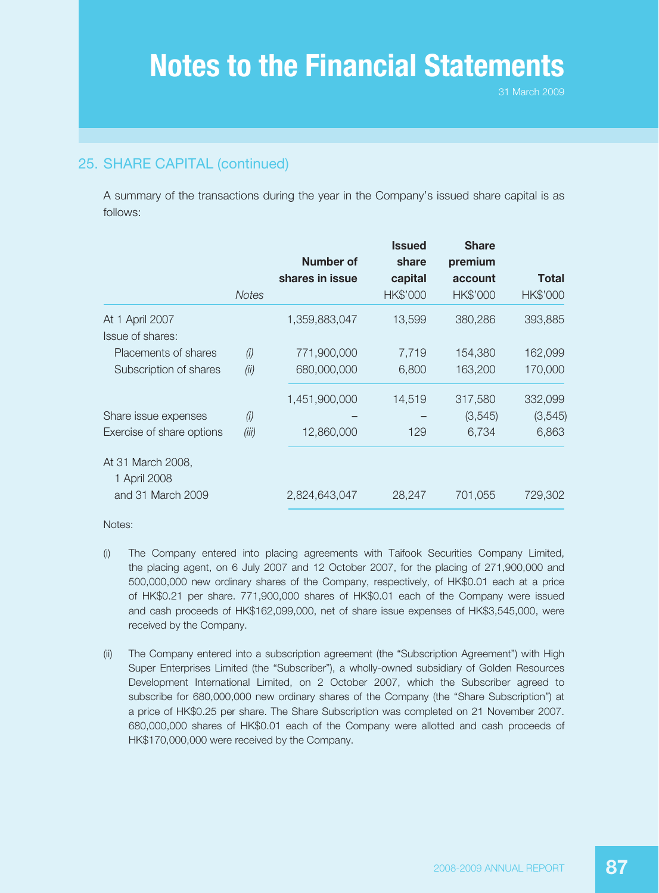## 25. SHARE CAPITAL (continued)

A summary of the transactions during the year in the Company's issued share capital is as follows:

| | Notes | Number of shares in issue | Issued share capital HK$'000 | Share premium account HK$'000 | Total HK$'000 |
|---|---|---|---|---|---|
| At 1 April 2007 | | 1,359,883,047 | 13,599 | 380,286 | 393,885 |
| Issue of shares: | | | | | |
| Placements of shares | *(i)* | 771,900,000 | 7,719 | 154,380 | 162,099 |
| Subscription of shares | *(ii)* | 680,000,000 | 6,800 | 163,200 | 170,000 |
| | | 1,451,900,000 | 14,519 | 317,580 | 332,099 |
| Share issue expenses | *(i)* | – | – | (3,545) | (3,545) |
| Exercise of share options | *(iii)* | 12,860,000 | 129 | 6,734 | 6,863 |
| At 31 March 2008, 1 April 2008 and 31 March 2009 | | 2,824,643,047 | 28,247 | 701,055 | 729,302 |

Notes:

(i) The Company entered into placing agreements with Taifook Securities Company Limited, the placing agent, on 6 July 2007 and 12 October 2007, for the placing of 271,900,000 and 500,000,000 new ordinary shares of the Company, respectively, of HK$0.01 each at a price of HK$0.21 per share. 771,900,000 shares of HK$0.01 each of the Company were issued and cash proceeds of HK$162,099,000, net of share issue expenses of HK$3,545,000, were received by the Company.

(ii) The Company entered into a subscription agreement (the "Subscription Agreement") with High Super Enterprises Limited (the "Subscriber"), a wholly-owned subsidiary of Golden Resources Development International Limited, on 2 October 2007, which the Subscriber agreed to subscribe for 680,000,000 new ordinary shares of the Company (the "Share Subscription") at a price of HK$0.25 per share. The Share Subscription was completed on 21 November 2007. 680,000,000 shares of HK$0.01 each of the Company were allotted and cash proceeds of HK$170,000,000 were received by the Company.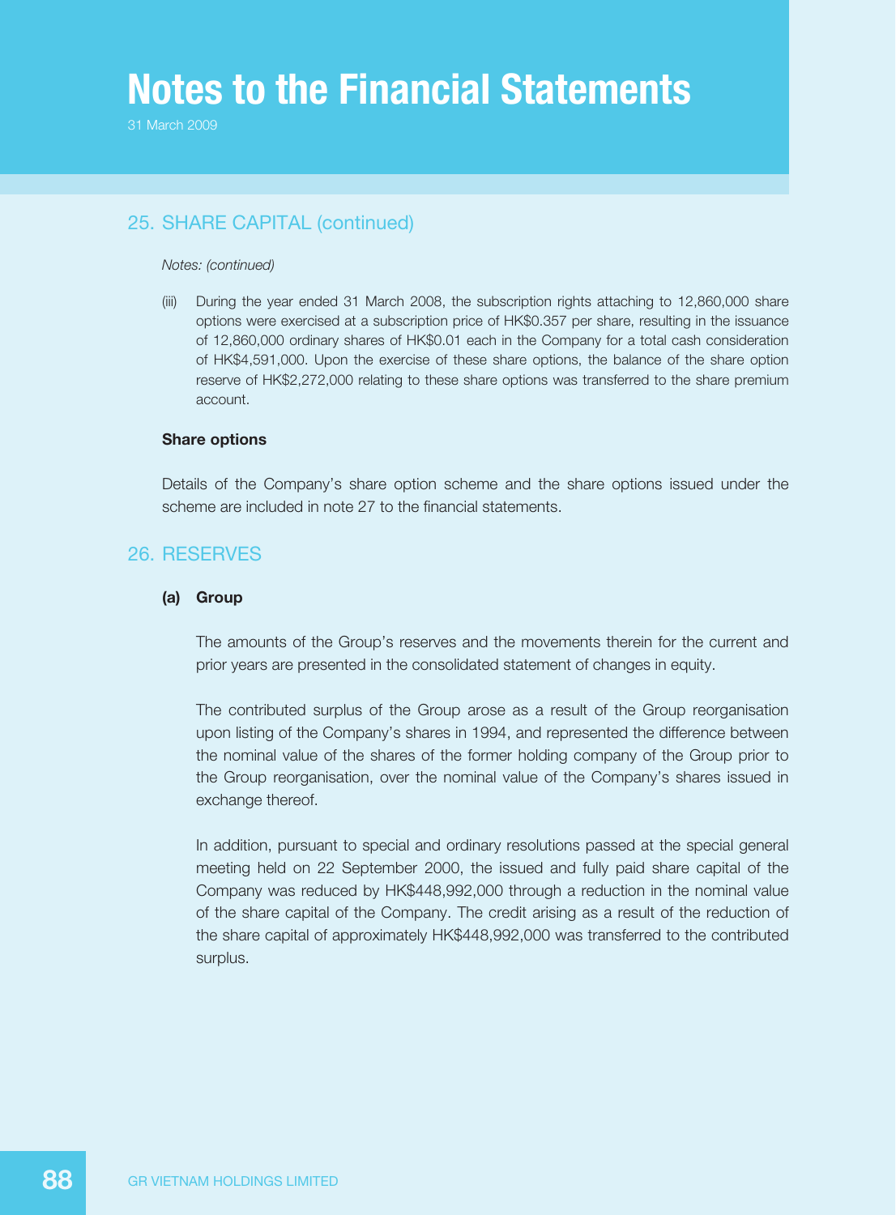## 25. SHARE CAPITAL (continued)

*Notes: (continued)*

(iii) During the year ended 31 March 2008, the subscription rights attaching to 12,860,000 share options were exercised at a subscription price of HK$0.357 per share, resulting in the issuance of 12,860,000 ordinary shares of HK$0.01 each in the Company for a total cash consideration of HK$4,591,000. Upon the exercise of these share options, the balance of the share option reserve of HK$2,272,000 relating to these share options was transferred to the share premium account.

**Share options**

Details of the Company's share option scheme and the share options issued under the scheme are included in note 27 to the financial statements.

## 26. RESERVES

**(a) Group**

The amounts of the Group's reserves and the movements therein for the current and prior years are presented in the consolidated statement of changes in equity.

The contributed surplus of the Group arose as a result of the Group reorganisation upon listing of the Company's shares in 1994, and represented the difference between the nominal value of the shares of the former holding company of the Group prior to the Group reorganisation, over the nominal value of the Company's shares issued in exchange thereof.

In addition, pursuant to special and ordinary resolutions passed at the special general meeting held on 22 September 2000, the issued and fully paid share capital of the Company was reduced by HK$448,992,000 through a reduction in the nominal value of the share capital of the Company. The credit arising as a result of the reduction of the share capital of approximately HK$448,992,000 was transferred to the contributed surplus.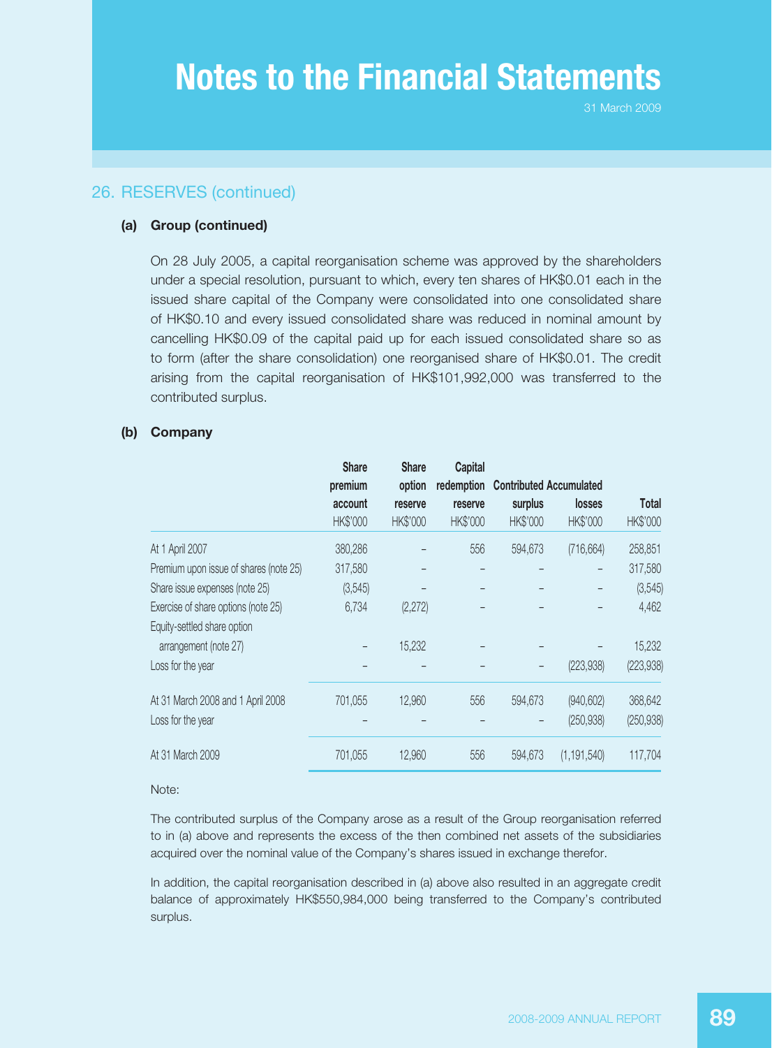# Notes to the Financial Statements

31 March 2009

## 26. RESERVES (continued)

### (a) Group (continued)

On 28 July 2005, a capital reorganisation scheme was approved by the shareholders under a special resolution, pursuant to which, every ten shares of HK$0.01 each in the issued share capital of the Company were consolidated into one consolidated share of HK$0.10 and every issued consolidated share was reduced in nominal amount by cancelling HK$0.09 of the capital paid up for each issued consolidated share so as to form (after the share consolidation) one reorganised share of HK$0.01. The credit arising from the capital reorganisation of HK$101,992,000 was transferred to the contributed surplus.

### (b) Company

| | Share premium account | Share option reserve | Capital redemption reserve | Contributed surplus | Accumulated losses | Total |
|---|---|---|---|---|---|---|
| | HK$'000 | HK$'000 | HK$'000 | HK$'000 | HK$'000 | HK$'000 |
| At 1 April 2007 | 380,286 | – | 556 | 594,673 | (716,664) | 258,851 |
| Premium upon issue of shares (note 25) | 317,580 | – | – | – | – | 317,580 |
| Share issue expenses (note 25) | (3,545) | – | – | – | – | (3,545) |
| Exercise of share options (note 25) | 6,734 | (2,272) | – | – | – | 4,462 |
| Equity-settled share option arrangement (note 27) | – | 15,232 | – | – | – | 15,232 |
| Loss for the year | – | – | – | – | (223,938) | (223,938) |
| At 31 March 2008 and 1 April 2008 | 701,055 | 12,960 | 556 | 594,673 | (940,602) | 368,642 |
| Loss for the year | – | – | – | – | (250,938) | (250,938) |
| At 31 March 2009 | 701,055 | 12,960 | 556 | 594,673 | (1,191,540) | 117,704 |

Note:

The contributed surplus of the Company arose as a result of the Group reorganisation referred to in (a) above and represents the excess of the then combined net assets of the subsidiaries acquired over the nominal value of the Company's shares issued in exchange therefor.

In addition, the capital reorganisation described in (a) above also resulted in an aggregate credit balance of approximately HK$550,984,000 being transferred to the Company's contributed surplus.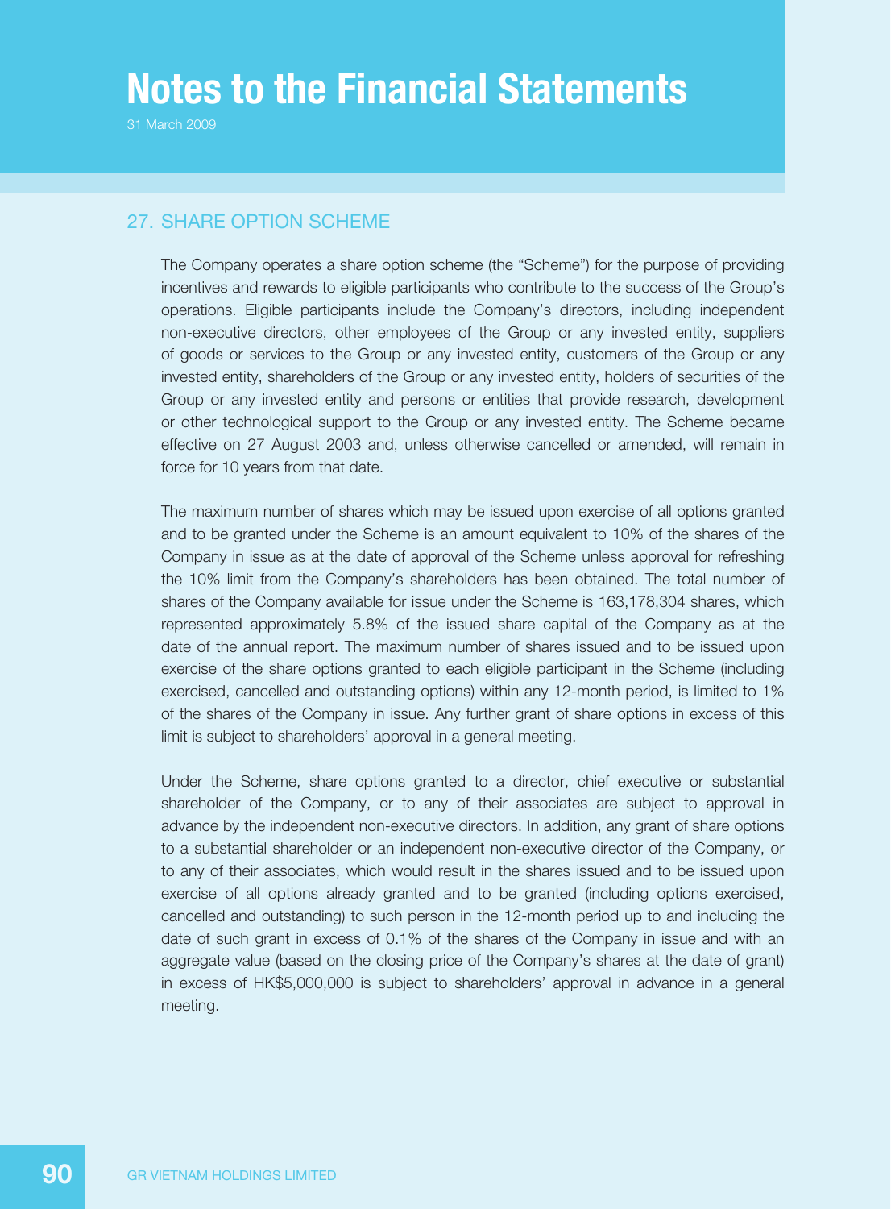# Notes to the Financial Statements

31 March 2009

## 27. SHARE OPTION SCHEME

The Company operates a share option scheme (the "Scheme") for the purpose of providing incentives and rewards to eligible participants who contribute to the success of the Group's operations. Eligible participants include the Company's directors, including independent non-executive directors, other employees of the Group or any invested entity, suppliers of goods or services to the Group or any invested entity, customers of the Group or any invested entity, shareholders of the Group or any invested entity, holders of securities of the Group or any invested entity and persons or entities that provide research, development or other technological support to the Group or any invested entity. The Scheme became effective on 27 August 2003 and, unless otherwise cancelled or amended, will remain in force for 10 years from that date.

The maximum number of shares which may be issued upon exercise of all options granted and to be granted under the Scheme is an amount equivalent to 10% of the shares of the Company in issue as at the date of approval of the Scheme unless approval for refreshing the 10% limit from the Company's shareholders has been obtained. The total number of shares of the Company available for issue under the Scheme is 163,178,304 shares, which represented approximately 5.8% of the issued share capital of the Company as at the date of the annual report. The maximum number of shares issued and to be issued upon exercise of the share options granted to each eligible participant in the Scheme (including exercised, cancelled and outstanding options) within any 12-month period, is limited to 1% of the shares of the Company in issue. Any further grant of share options in excess of this limit is subject to shareholders' approval in a general meeting.

Under the Scheme, share options granted to a director, chief executive or substantial shareholder of the Company, or to any of their associates are subject to approval in advance by the independent non-executive directors. In addition, any grant of share options to a substantial shareholder or an independent non-executive director of the Company, or to any of their associates, which would result in the shares issued and to be issued upon exercise of all options already granted and to be granted (including options exercised, cancelled and outstanding) to such person in the 12-month period up to and including the date of such grant in excess of 0.1% of the shares of the Company in issue and with an aggregate value (based on the closing price of the Company's shares at the date of grant) in excess of HK$5,000,000 is subject to shareholders' approval in advance in a general meeting.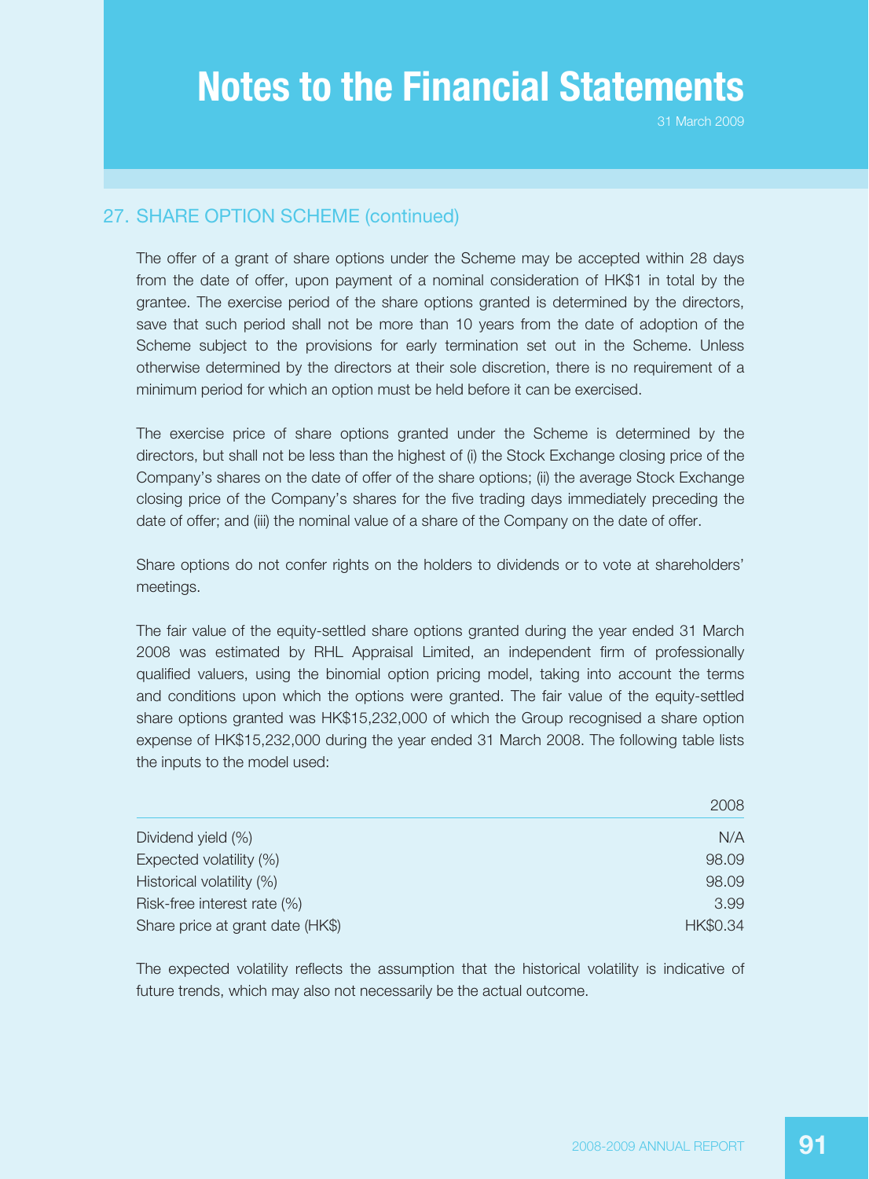## 27. SHARE OPTION SCHEME (continued)

The offer of a grant of share options under the Scheme may be accepted within 28 days from the date of offer, upon payment of a nominal consideration of HK$1 in total by the grantee. The exercise period of the share options granted is determined by the directors, save that such period shall not be more than 10 years from the date of adoption of the Scheme subject to the provisions for early termination set out in the Scheme. Unless otherwise determined by the directors at their sole discretion, there is no requirement of a minimum period for which an option must be held before it can be exercised.

The exercise price of share options granted under the Scheme is determined by the directors, but shall not be less than the highest of (i) the Stock Exchange closing price of the Company's shares on the date of offer of the share options; (ii) the average Stock Exchange closing price of the Company's shares for the five trading days immediately preceding the date of offer; and (iii) the nominal value of a share of the Company on the date of offer.

Share options do not confer rights on the holders to dividends or to vote at shareholders' meetings.

The fair value of the equity-settled share options granted during the year ended 31 March 2008 was estimated by RHL Appraisal Limited, an independent firm of professionally qualified valuers, using the binomial option pricing model, taking into account the terms and conditions upon which the options were granted. The fair value of the equity-settled share options granted was HK$15,232,000 of which the Group recognised a share option expense of HK$15,232,000 during the year ended 31 March 2008. The following table lists the inputs to the model used:

| | 2008 |
|---|---|
| Dividend yield (%) | N/A |
| Expected volatility (%) | 98.09 |
| Historical volatility (%) | 98.09 |
| Risk-free interest rate (%) | 3.99 |
| Share price at grant date (HK$) | HK$0.34 |

The expected volatility reflects the assumption that the historical volatility is indicative of future trends, which may also not necessarily be the actual outcome.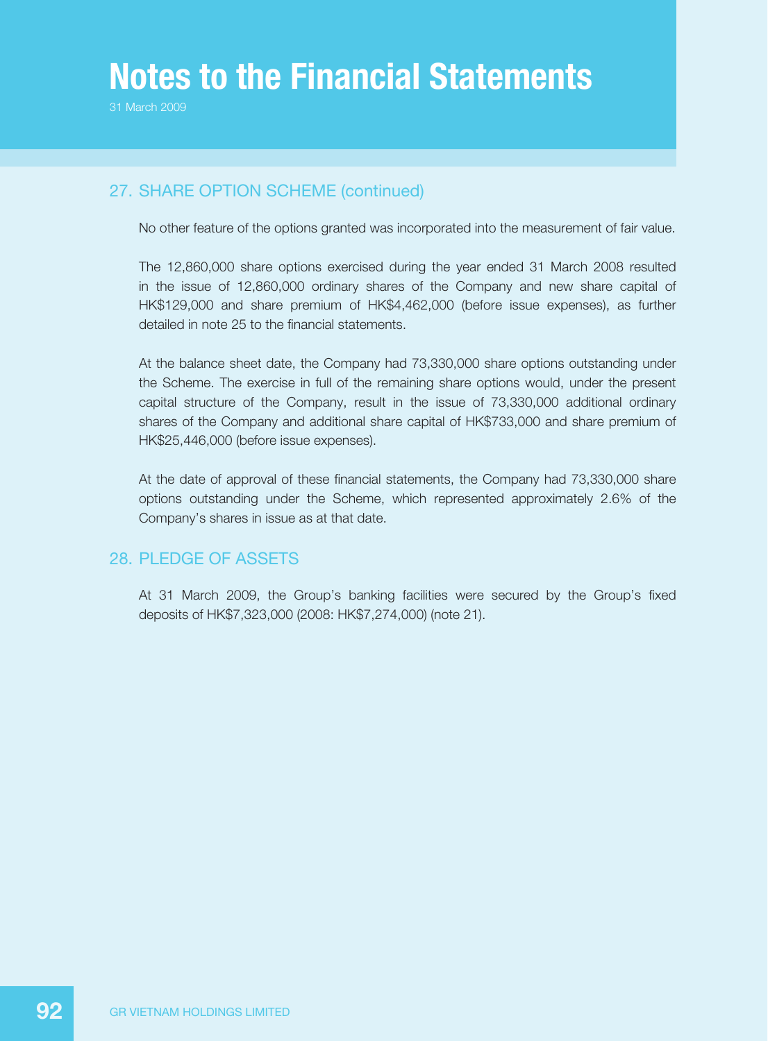## 27. SHARE OPTION SCHEME (continued)

No other feature of the options granted was incorporated into the measurement of fair value.

The 12,860,000 share options exercised during the year ended 31 March 2008 resulted in the issue of 12,860,000 ordinary shares of the Company and new share capital of HK$129,000 and share premium of HK$4,462,000 (before issue expenses), as further detailed in note 25 to the financial statements.

At the balance sheet date, the Company had 73,330,000 share options outstanding under the Scheme. The exercise in full of the remaining share options would, under the present capital structure of the Company, result in the issue of 73,330,000 additional ordinary shares of the Company and additional share capital of HK$733,000 and share premium of HK$25,446,000 (before issue expenses).

At the date of approval of these financial statements, the Company had 73,330,000 share options outstanding under the Scheme, which represented approximately 2.6% of the Company's shares in issue as at that date.

## 28. PLEDGE OF ASSETS

At 31 March 2009, the Group's banking facilities were secured by the Group's fixed deposits of HK$7,323,000 (2008: HK$7,274,000) (note 21).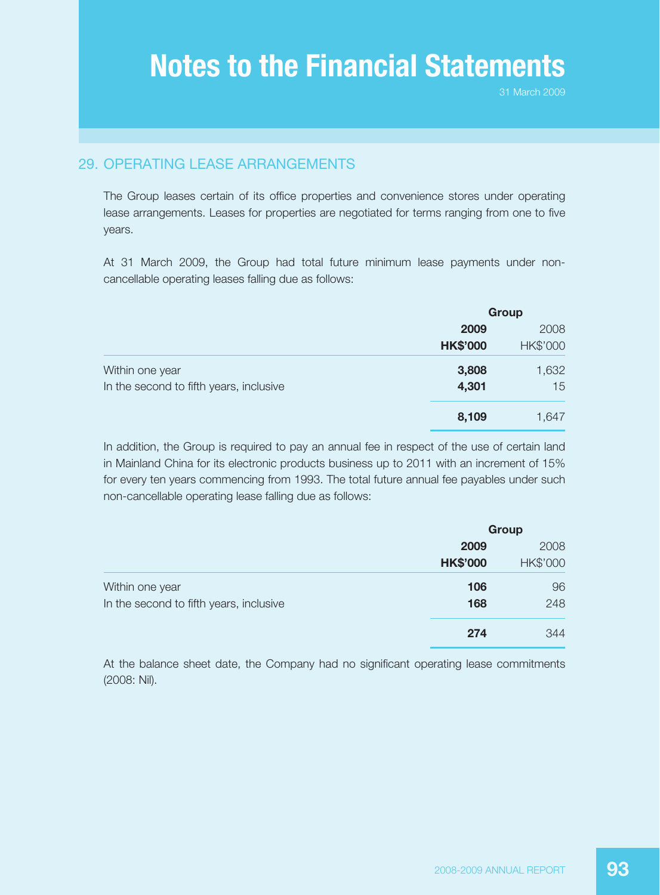## 29. OPERATING LEASE ARRANGEMENTS

The Group leases certain of its office properties and convenience stores under operating lease arrangements. Leases for properties are negotiated for terms ranging from one to five years.

At 31 March 2009, the Group had total future minimum lease payments under non-cancellable operating leases falling due as follows:

| | Group | |
|---|---|---|
| | **2009** | 2008 |
| | **HK$'000** | HK$'000 |
| Within one year | **3,808** | 1,632 |
| In the second to fifth years, inclusive | **4,301** | 15 |
| | **8,109** | 1,647 |

In addition, the Group is required to pay an annual fee in respect of the use of certain land in Mainland China for its electronic products business up to 2011 with an increment of 15% for every ten years commencing from 1993. The total future annual fee payables under such non-cancellable operating lease falling due as follows:

| | Group | |
|---|---|---|
| | **2009** | 2008 |
| | **HK$'000** | HK$'000 |
| Within one year | **106** | 96 |
| In the second to fifth years, inclusive | **168** | 248 |
| | **274** | 344 |

At the balance sheet date, the Company had no significant operating lease commitments (2008: Nil).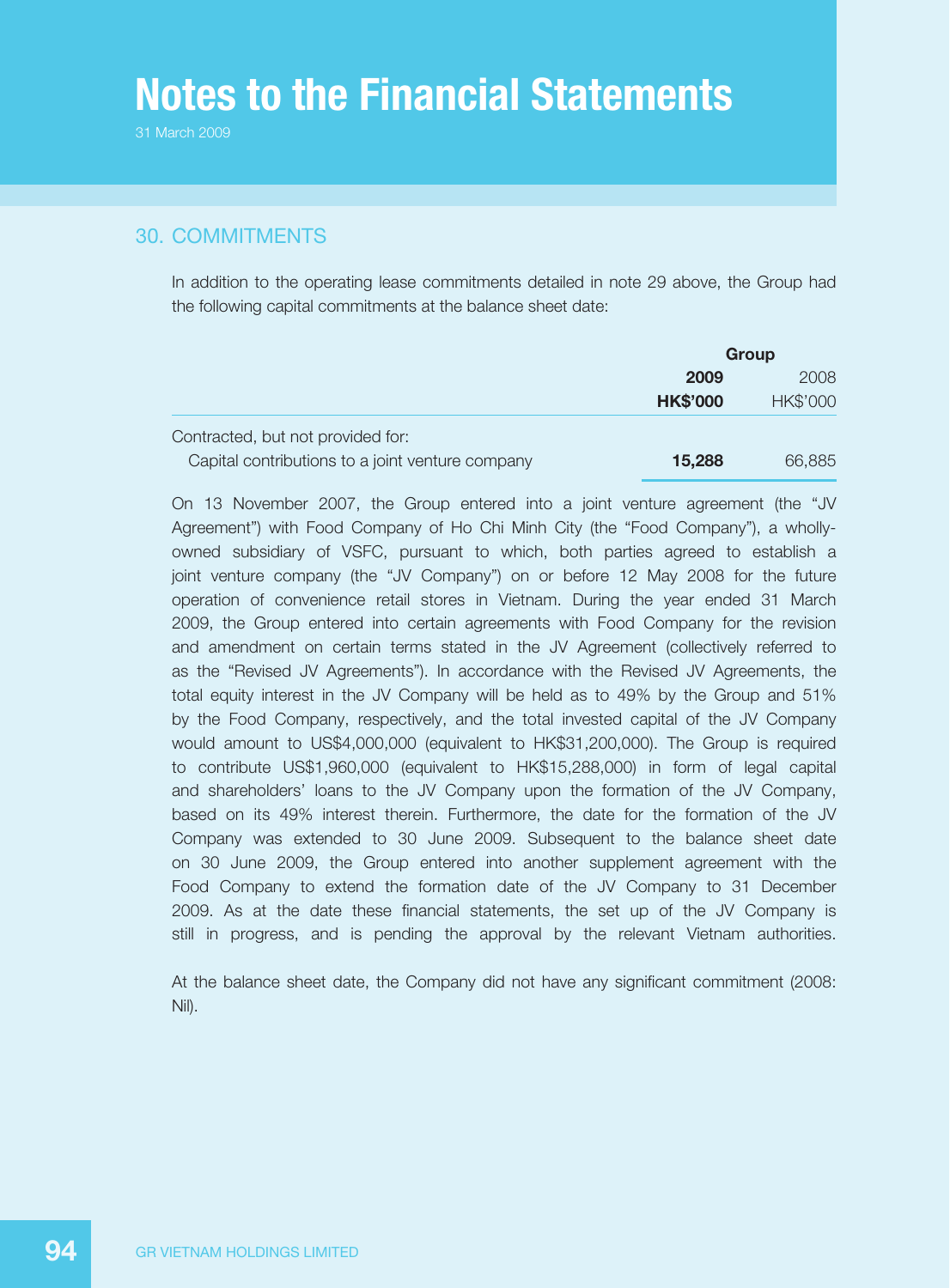# Notes to the Financial Statements

31 March 2009

## 30. COMMITMENTS

In addition to the operating lease commitments detailed in note 29 above, the Group had the following capital commitments at the balance sheet date:

| | Group | |
|---|---|---|
| | **2009** | 2008 |
| | **HK$'000** | HK$'000 |
| Contracted, but not provided for: | | |
| Capital contributions to a joint venture company | **15,288** | 66,885 |

On 13 November 2007, the Group entered into a joint venture agreement (the "JV Agreement") with Food Company of Ho Chi Minh City (the "Food Company"), a wholly-owned subsidiary of VSFC, pursuant to which, both parties agreed to establish a joint venture company (the "JV Company") on or before 12 May 2008 for the future operation of convenience retail stores in Vietnam. During the year ended 31 March 2009, the Group entered into certain agreements with Food Company for the revision and amendment on certain terms stated in the JV Agreement (collectively referred to as the "Revised JV Agreements"). In accordance with the Revised JV Agreements, the total equity interest in the JV Company will be held as to 49% by the Group and 51% by the Food Company, respectively, and the total invested capital of the JV Company would amount to US$4,000,000 (equivalent to HK$31,200,000). The Group is required to contribute US$1,960,000 (equivalent to HK$15,288,000) in form of legal capital and shareholders' loans to the JV Company upon the formation of the JV Company, based on its 49% interest therein. Furthermore, the date for the formation of the JV Company was extended to 30 June 2009. Subsequent to the balance sheet date on 30 June 2009, the Group entered into another supplement agreement with the Food Company to extend the formation date of the JV Company to 31 December 2009. As at the date these financial statements, the set up of the JV Company is still in progress, and is pending the approval by the relevant Vietnam authorities.

At the balance sheet date, the Company did not have any significant commitment (2008: Nil).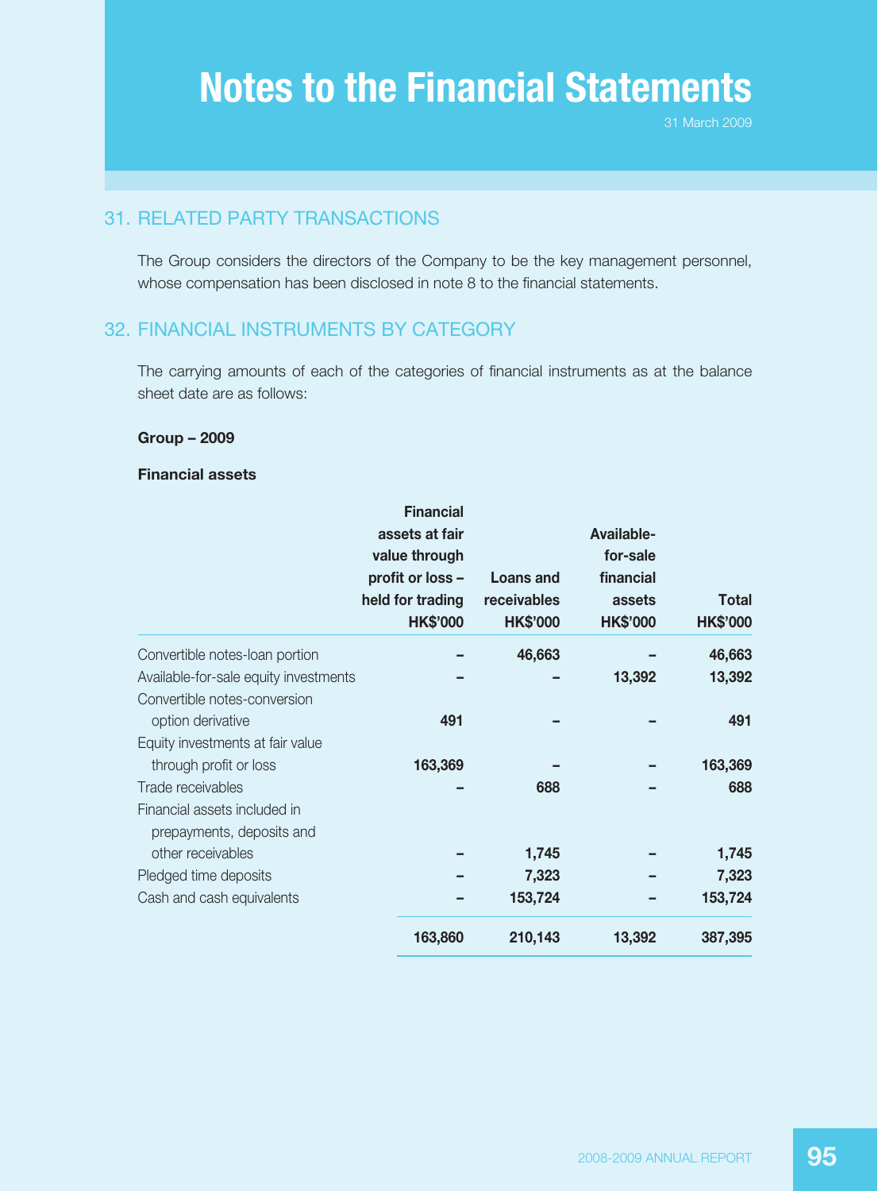## 31. RELATED PARTY TRANSACTIONS

The Group considers the directors of the Company to be the key management personnel, whose compensation has been disclosed in note 8 to the financial statements.

## 32. FINANCIAL INSTRUMENTS BY CATEGORY

The carrying amounts of each of the categories of financial instruments as at the balance sheet date are as follows:

**Group – 2009**

**Financial assets**

| | Financial assets at fair value through profit or loss – held for trading HK$'000 | Loans and receivables HK$'000 | Available-for-sale financial assets HK$'000 | Total HK$'000 |
|---|---|---|---|---|
| Convertible notes-loan portion | – | 46,663 | – | 46,663 |
| Available-for-sale equity investments | – | – | 13,392 | 13,392 |
| Convertible notes-conversion option derivative | 491 | – | – | 491 |
| Equity investments at fair value through profit or loss | 163,369 | – | – | 163,369 |
| Trade receivables | – | 688 | – | 688 |
| Financial assets included in prepayments, deposits and other receivables | – | 1,745 | – | 1,745 |
| Pledged time deposits | – | 7,323 | – | 7,323 |
| Cash and cash equivalents | – | 153,724 | – | 153,724 |
| | 163,860 | 210,143 | 13,392 | 387,395 |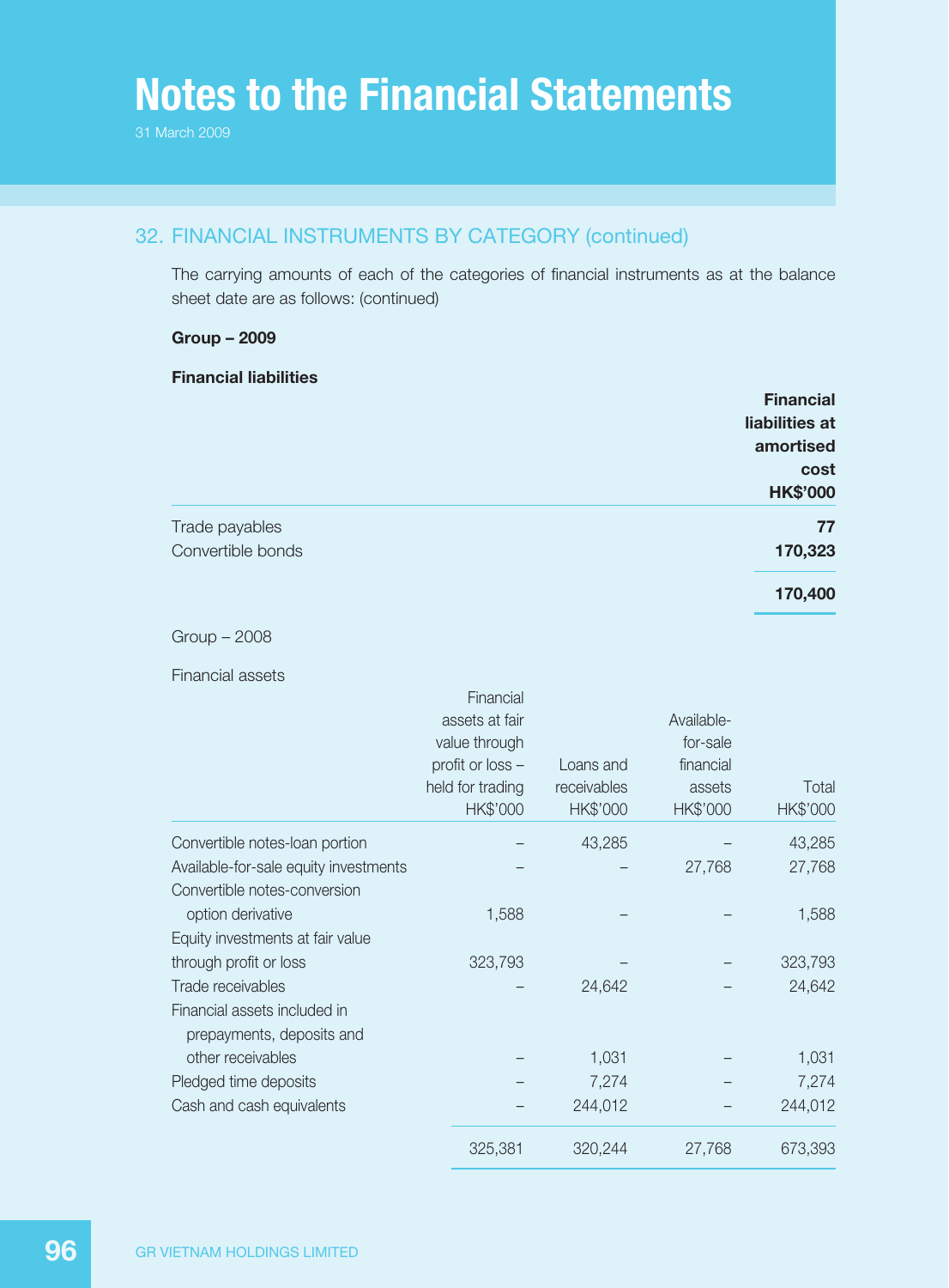# Notes to the Financial Statements

31 March 2009

## 32. FINANCIAL INSTRUMENTS BY CATEGORY (continued)

The carrying amounts of each of the categories of financial instruments as at the balance sheet date are as follows: (continued)

**Group – 2009**

**Financial liabilities**

| | **Financial liabilities at amortised cost HK$'000** |
|---|---|
| Trade payables | **77** |
| Convertible bonds | **170,323** |
| | **170,400** |

Group – 2008

Financial assets

| | Financial assets at fair value through profit or loss – held for trading HK$'000 | Loans and receivables HK$'000 | Available-for-sale financial assets HK$'000 | Total HK$'000 |
|---|---|---|---|---|
| Convertible notes-loan portion | – | 43,285 | – | 43,285 |
| Available-for-sale equity investments | – | – | 27,768 | 27,768 |
| Convertible notes-conversion option derivative | 1,588 | – | – | 1,588 |
| Equity investments at fair value through profit or loss | 323,793 | – | – | 323,793 |
| Trade receivables | – | 24,642 | – | 24,642 |
| Financial assets included in prepayments, deposits and other receivables | – | 1,031 | – | 1,031 |
| Pledged time deposits | – | 7,274 | – | 7,274 |
| Cash and cash equivalents | – | 244,012 | – | 244,012 |
| | 325,381 | 320,244 | 27,768 | 673,393 |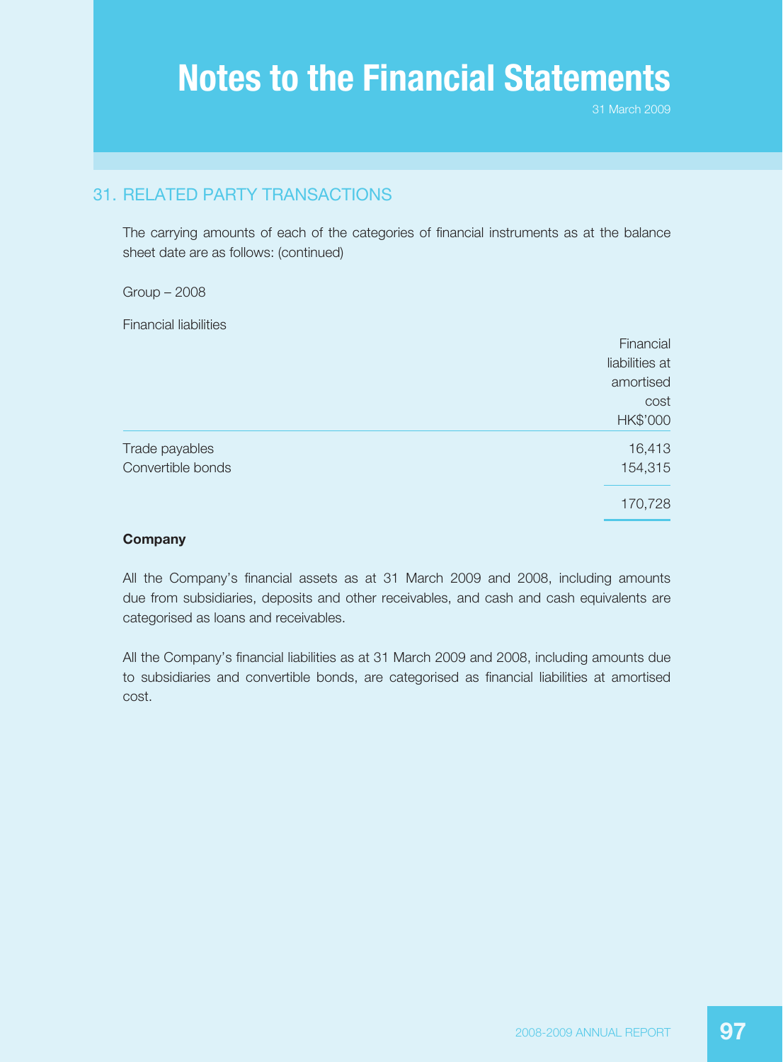## 31. RELATED PARTY TRANSACTIONS

The carrying amounts of each of the categories of financial instruments as at the balance sheet date are as follows: (continued)

Group – 2008

Financial liabilities

| | Financial liabilities at amortised cost HK$'000 |
|---|---|
| Trade payables | 16,413 |
| Convertible bonds | 154,315 |
| | 170,728 |

**Company**

All the Company's financial assets as at 31 March 2009 and 2008, including amounts due from subsidiaries, deposits and other receivables, and cash and cash equivalents are categorised as loans and receivables.

All the Company's financial liabilities as at 31 March 2009 and 2008, including amounts due to subsidiaries and convertible bonds, are categorised as financial liabilities at amortised cost.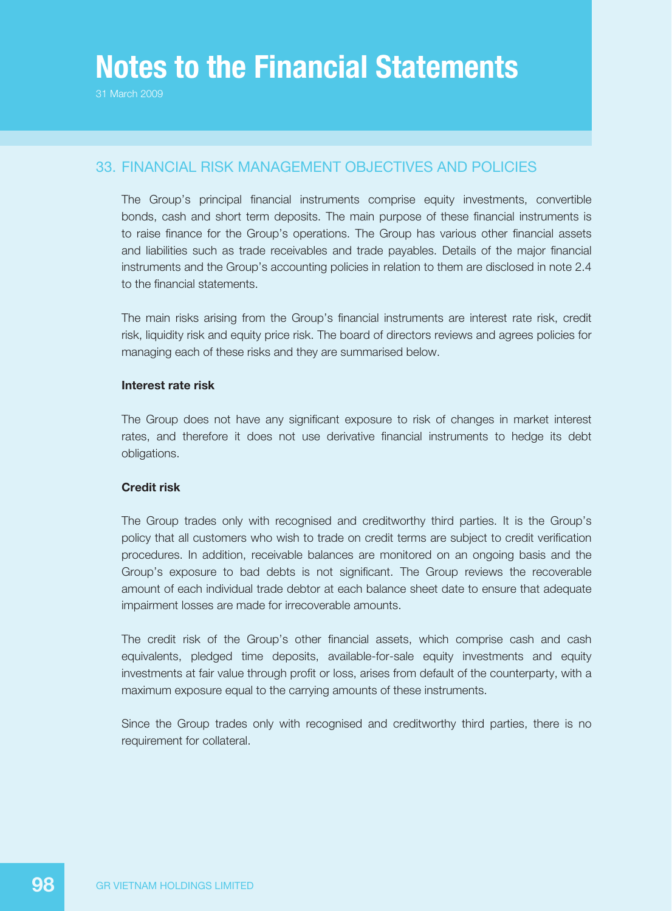# Notes to the Financial Statements

31 March 2009

## 33. FINANCIAL RISK MANAGEMENT OBJECTIVES AND POLICIES

The Group's principal financial instruments comprise equity investments, convertible bonds, cash and short term deposits. The main purpose of these financial instruments is to raise finance for the Group's operations. The Group has various other financial assets and liabilities such as trade receivables and trade payables. Details of the major financial instruments and the Group's accounting policies in relation to them are disclosed in note 2.4 to the financial statements.

The main risks arising from the Group's financial instruments are interest rate risk, credit risk, liquidity risk and equity price risk. The board of directors reviews and agrees policies for managing each of these risks and they are summarised below.

**Interest rate risk**

The Group does not have any significant exposure to risk of changes in market interest rates, and therefore it does not use derivative financial instruments to hedge its debt obligations.

**Credit risk**

The Group trades only with recognised and creditworthy third parties. It is the Group's policy that all customers who wish to trade on credit terms are subject to credit verification procedures. In addition, receivable balances are monitored on an ongoing basis and the Group's exposure to bad debts is not significant. The Group reviews the recoverable amount of each individual trade debtor at each balance sheet date to ensure that adequate impairment losses are made for irrecoverable amounts.

The credit risk of the Group's other financial assets, which comprise cash and cash equivalents, pledged time deposits, available-for-sale equity investments and equity investments at fair value through profit or loss, arises from default of the counterparty, with a maximum exposure equal to the carrying amounts of these instruments.

Since the Group trades only with recognised and creditworthy third parties, there is no requirement for collateral.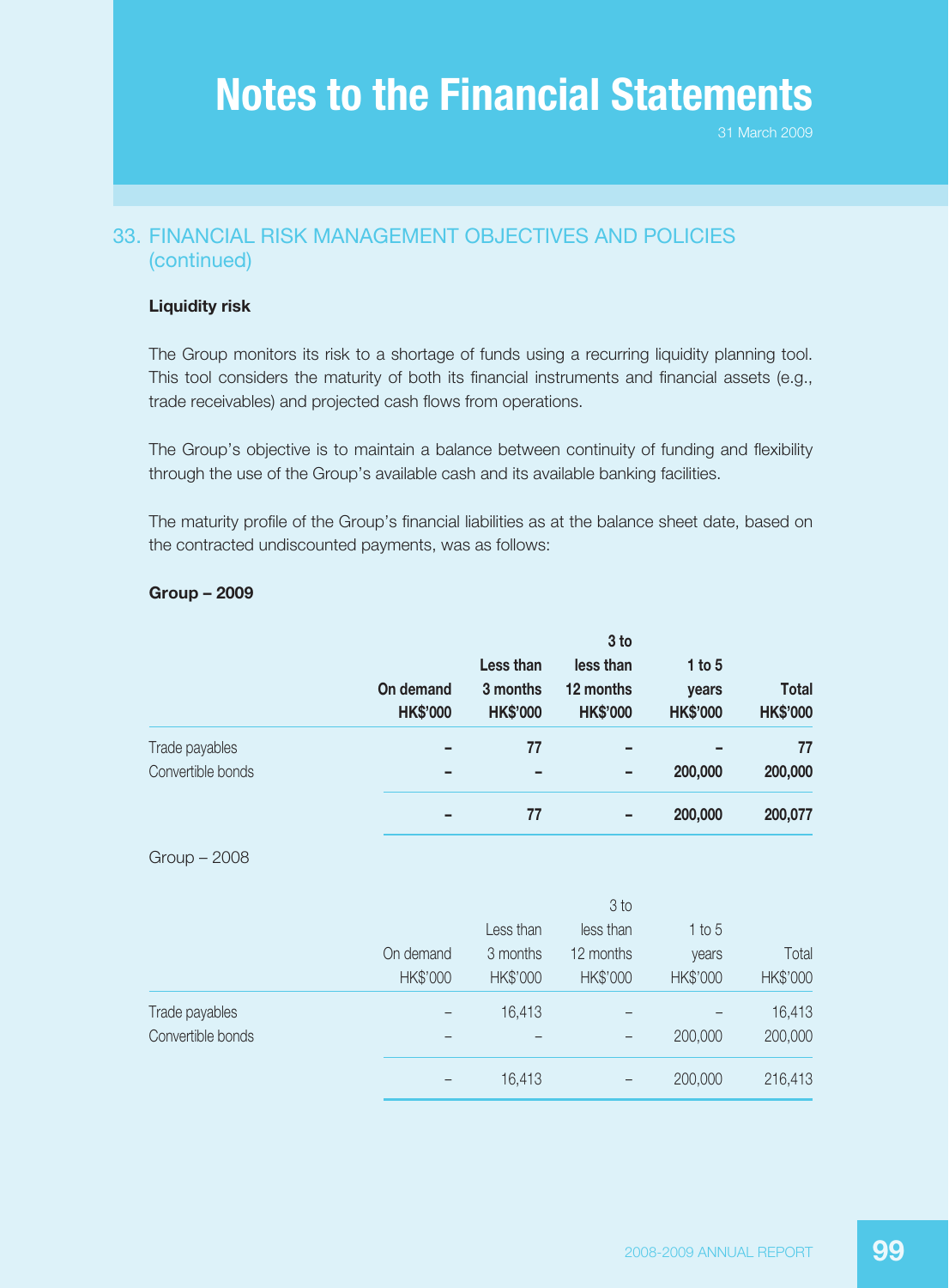# Notes to the Financial Statements

31 March 2009

## 33. FINANCIAL RISK MANAGEMENT OBJECTIVES AND POLICIES (continued)

**Liquidity risk**

The Group monitors its risk to a shortage of funds using a recurring liquidity planning tool. This tool considers the maturity of both its financial instruments and financial assets (e.g., trade receivables) and projected cash flows from operations.

The Group's objective is to maintain a balance between continuity of funding and flexibility through the use of the Group's available cash and its available banking facilities.

The maturity profile of the Group's financial liabilities as at the balance sheet date, based on the contracted undiscounted payments, was as follows:

**Group – 2009**

| | **On demand** | **Less than 3 months** | **3 to less than 12 months** | **1 to 5 years** | **Total** |
|---|---|---|---|---|---|
| | **HK$'000** | **HK$'000** | **HK$'000** | **HK$'000** | **HK$'000** |
| Trade payables | **–** | **77** | **–** | **–** | **77** |
| Convertible bonds | **–** | **–** | **–** | **200,000** | **200,000** |
| | **–** | **77** | **–** | **200,000** | **200,077** |

Group – 2008

| | On demand | Less than 3 months | 3 to less than 12 months | 1 to 5 years | Total |
|---|---|---|---|---|---|
| | HK$'000 | HK$'000 | HK$'000 | HK$'000 | HK$'000 |
| Trade payables | – | 16,413 | – | – | 16,413 |
| Convertible bonds | – | – | – | 200,000 | 200,000 |
| | – | 16,413 | – | 200,000 | 216,413 |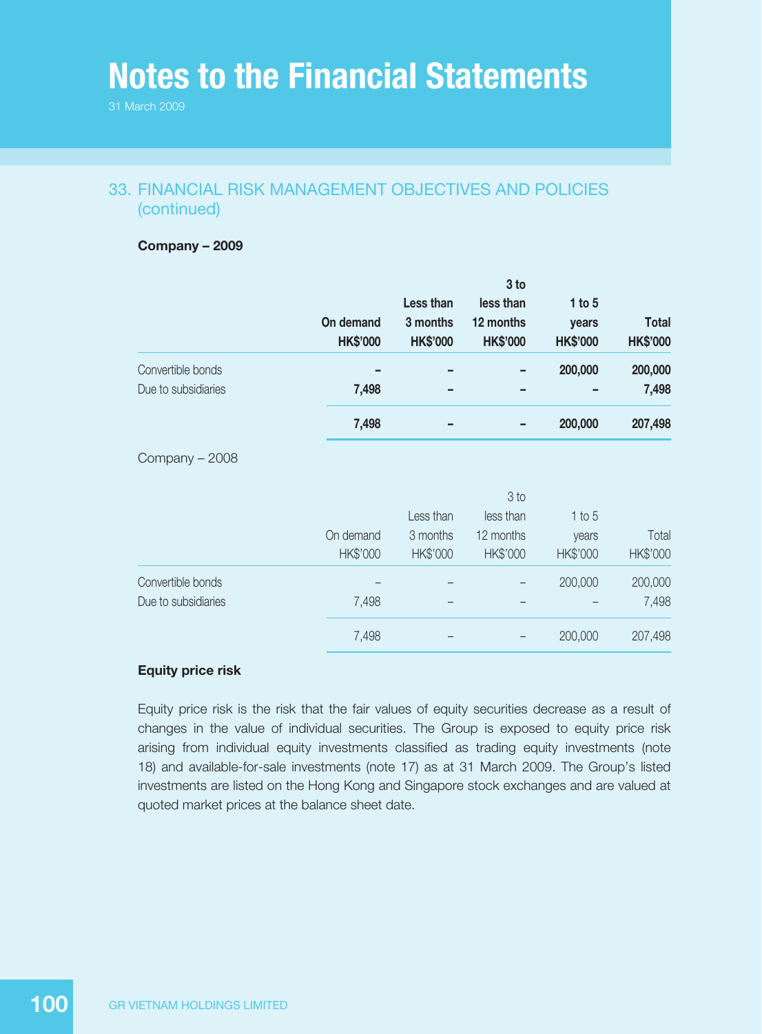# Notes to the Financial Statements

31 March 2009

## 33. FINANCIAL RISK MANAGEMENT OBJECTIVES AND POLICIES (continued)

**Company – 2009**

| | On demand HK$'000 | Less than 3 months HK$'000 | 3 to less than 12 months HK$'000 | 1 to 5 years HK$'000 | Total HK$'000 |
|---|---|---|---|---|---|
| Convertible bonds | – | – | – | 200,000 | 200,000 |
| Due to subsidiaries | 7,498 | – | – | – | 7,498 |
| | **7,498** | **–** | **–** | **200,000** | **207,498** |

Company – 2008

| | On demand HK$'000 | Less than 3 months HK$'000 | 3 to less than 12 months HK$'000 | 1 to 5 years HK$'000 | Total HK$'000 |
|---|---|---|---|---|---|
| Convertible bonds | – | – | – | 200,000 | 200,000 |
| Due to subsidiaries | 7,498 | – | – | – | 7,498 |
| | 7,498 | – | – | 200,000 | 207,498 |

**Equity price risk**

Equity price risk is the risk that the fair values of equity securities decrease as a result of changes in the value of individual securities. The Group is exposed to equity price risk arising from individual equity investments classified as trading equity investments (note 18) and available-for-sale investments (note 17) as at 31 March 2009. The Group's listed investments are listed on the Hong Kong and Singapore stock exchanges and are valued at quoted market prices at the balance sheet date.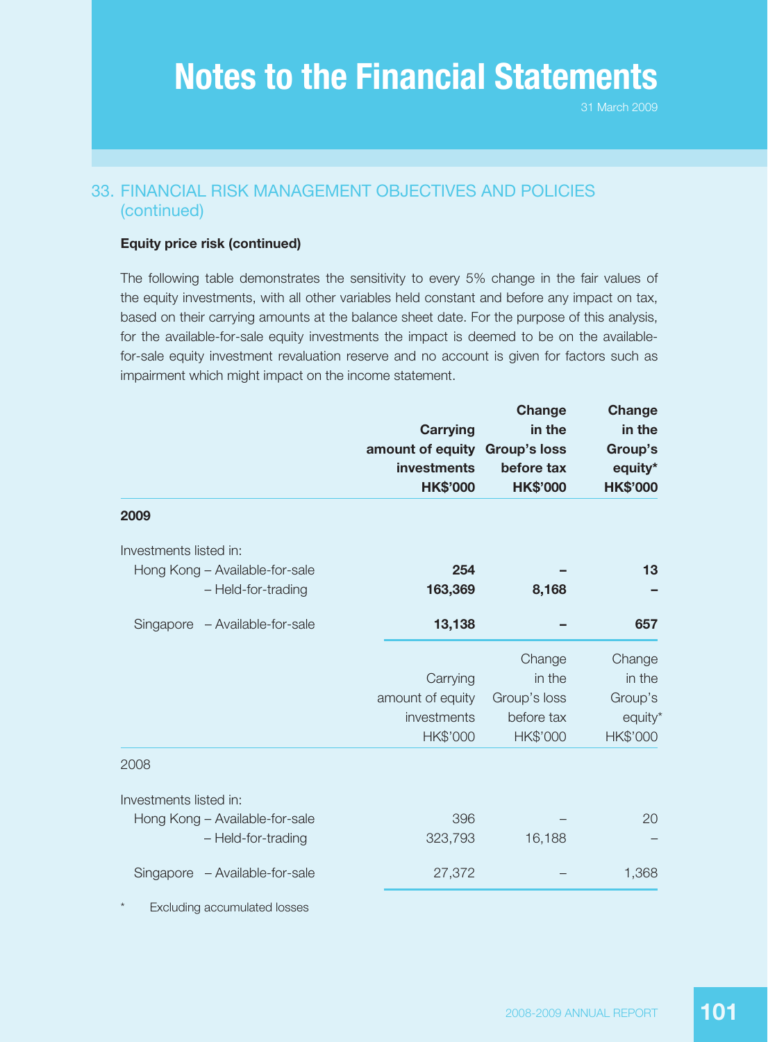## 33. FINANCIAL RISK MANAGEMENT OBJECTIVES AND POLICIES (continued)

**Equity price risk (continued)**

The following table demonstrates the sensitivity to every 5% change in the fair values of the equity investments, with all other variables held constant and before any impact on tax, based on their carrying amounts at the balance sheet date. For the purpose of this analysis, for the available-for-sale equity investments the impact is deemed to be on the available-for-sale equity investment revaluation reserve and no account is given for factors such as impairment which might impact on the income statement.

| | **Carrying amount of equity investments HK$'000** | **Change in the Group's loss before tax HK$'000** | **Change in the Group's equity* HK$'000** |
|---|---|---|---|
| **2009** | | | |
| Investments listed in: | | | |
| Hong Kong – Available-for-sale | **254** | **–** | **13** |
| – Held-for-trading | **163,369** | **8,168** | **–** |
| Singapore – Available-for-sale | **13,138** | **–** | **657** |

| | Carrying amount of equity investments HK$'000 | Change in the Group's loss before tax HK$'000 | Change in the Group's equity* HK$'000 |
|---|---|---|---|
| 2008 | | | |
| Investments listed in: | | | |
| Hong Kong – Available-for-sale | 396 | – | 20 |
| – Held-for-trading | 323,793 | 16,188 | – |
| Singapore – Available-for-sale | 27,372 | – | 1,368 |

\* Excluding accumulated losses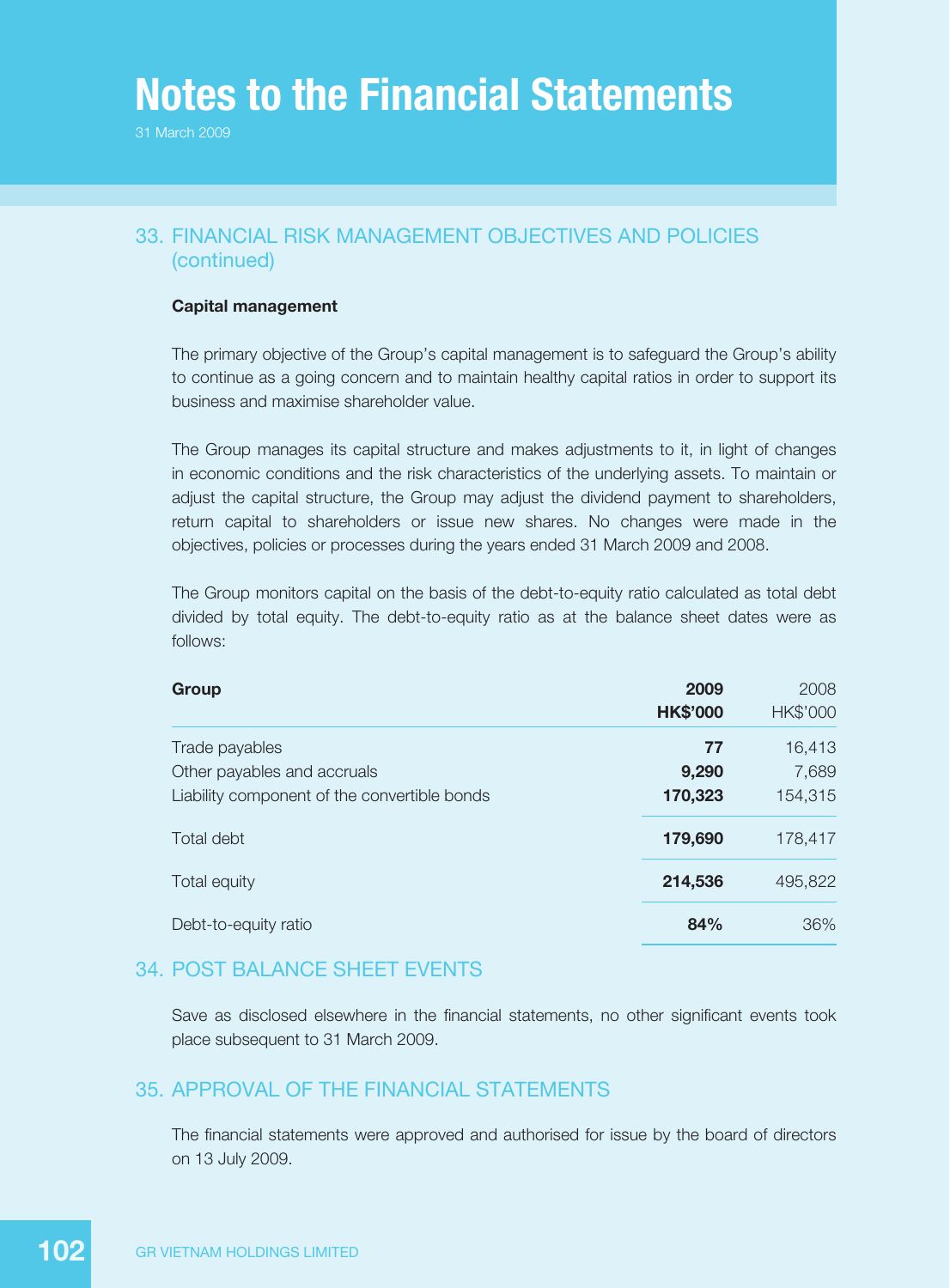# Notes to the Financial Statements

31 March 2009

## 33. FINANCIAL RISK MANAGEMENT OBJECTIVES AND POLICIES (continued)

**Capital management**

The primary objective of the Group's capital management is to safeguard the Group's ability to continue as a going concern and to maintain healthy capital ratios in order to support its business and maximise shareholder value.

The Group manages its capital structure and makes adjustments to it, in light of changes in economic conditions and the risk characteristics of the underlying assets. To maintain or adjust the capital structure, the Group may adjust the dividend payment to shareholders, return capital to shareholders or issue new shares. No changes were made in the objectives, policies or processes during the years ended 31 March 2009 and 2008.

The Group monitors capital on the basis of the debt-to-equity ratio calculated as total debt divided by total equity. The debt-to-equity ratio as at the balance sheet dates were as follows:

| Group | 2009<br>HK$'000 | 2008<br>HK$'000 |
|---|---|---|
| Trade payables | **77** | 16,413 |
| Other payables and accruals | **9,290** | 7,689 |
| Liability component of the convertible bonds | **170,323** | 154,315 |
| Total debt | **179,690** | 178,417 |
| Total equity | **214,536** | 495,822 |
| Debt-to-equity ratio | **84%** | 36% |

## 34. POST BALANCE SHEET EVENTS

Save as disclosed elsewhere in the financial statements, no other significant events took place subsequent to 31 March 2009.

## 35. APPROVAL OF THE FINANCIAL STATEMENTS

The financial statements were approved and authorised for issue by the board of directors on 13 July 2009.